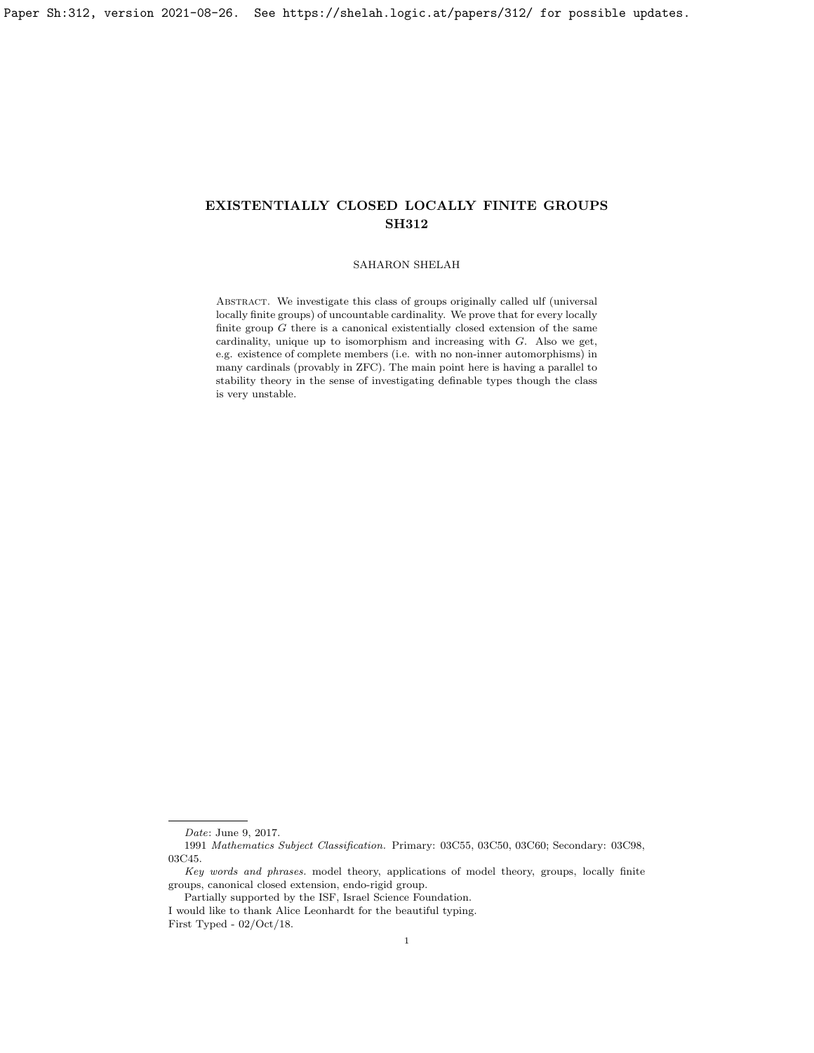# EXISTENTIALLY CLOSED LOCALLY FINITE GROUPS
# SH312

SAHARON SHELAH

Abstract. We investigate this class of groups originally called ulf (universal locally finite groups) of uncountable cardinality. We prove that for every locally finite group $G$ there is a canonical existentially closed extension of the same cardinality, unique up to isomorphism and increasing with $G$. Also we get, e.g. existence of complete members (i.e. with no non-inner automorphisms) in many cardinals (provably in ZFC). The main point here is having a parallel to stability theory in the sense of investigating definable types though the class is very unstable.

---

*Date*: June 9, 2017.

1991 *Mathematics Subject Classification.* Primary: 03C55, 03C50, 03C60; Secondary: 03C98, 03C45.

*Key words and phrases.* model theory, applications of model theory, groups, locally finite groups, canonical closed extension, endo-rigid group.

Partially supported by the ISF, Israel Science Foundation.

I would like to thank Alice Leonhardt for the beautiful typing.

First Typed - 02/Oct/18.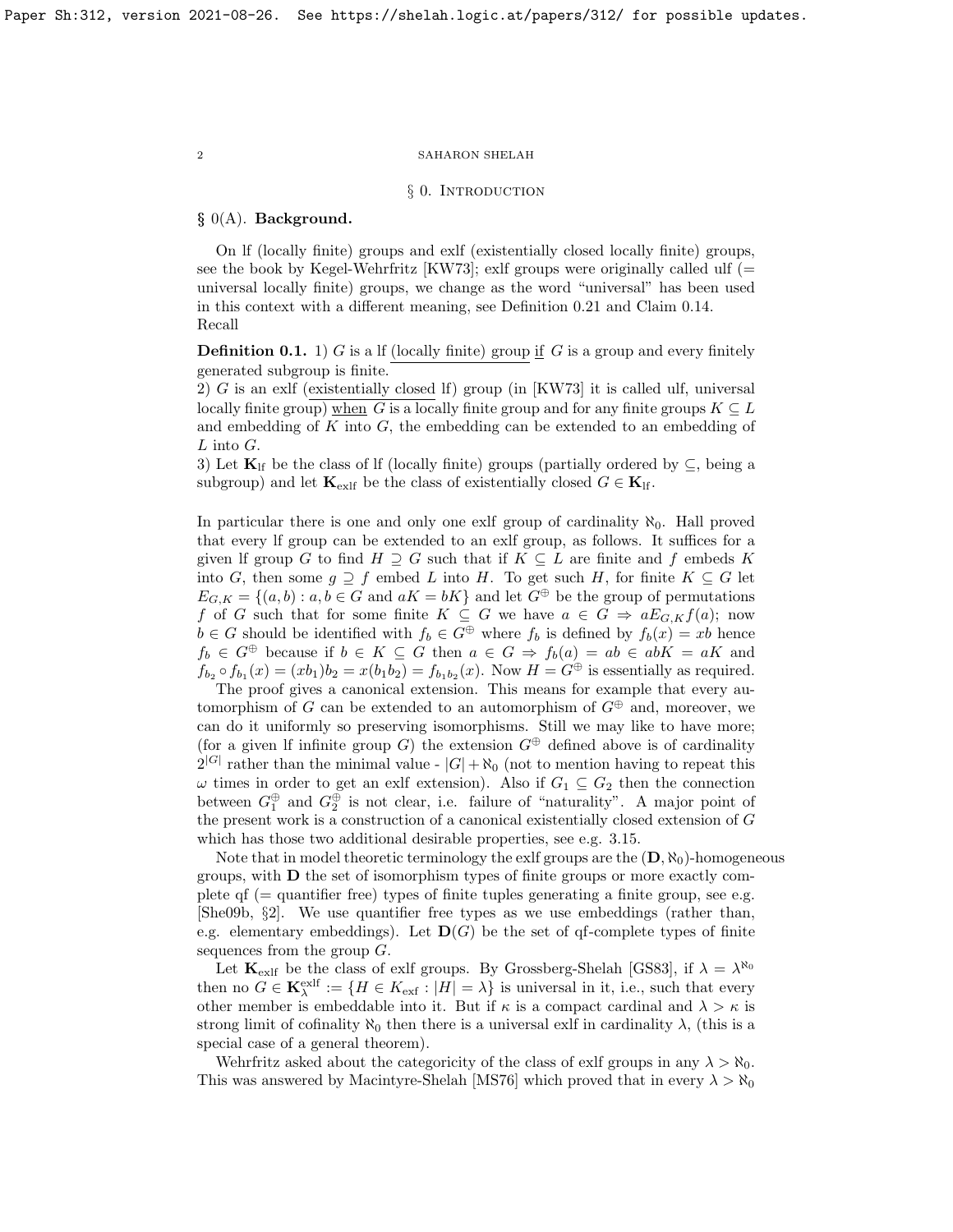# § 0. Introduction

## § 0(A). Background.

On lf (locally finite) groups and exlf (existentially closed locally finite) groups, see the book by Kegel-Wehrfritz [KW73]; exlf groups were originally called ulf (= universal locally finite) groups, we change as the word "universal" has been used in this context with a different meaning, see Definition 0.21 and Claim 0.14. Recall

**Definition 0.1.** 1) $G$ is a lf (locally finite) group if $G$ is a group and every finitely generated subgroup is finite.
2) $G$ is an exlf (existentially closed lf) group (in [KW73] it is called ulf, universal locally finite group) when $G$ is a locally finite group and for any finite groups $K \subseteq L$ and embedding of $K$ into $G$, the embedding can be extended to an embedding of $L$ into $G$.
3) Let $\mathbf{K}_{\rm lf}$ be the class of lf (locally finite) groups (partially ordered by $\subseteq$, being a subgroup) and let $\mathbf{K}_{\rm exlf}$ be the class of existentially closed $G \in \mathbf{K}_{\rm lf}$.

In particular there is one and only one exlf group of cardinality $\aleph_0$. Hall proved that every lf group can be extended to an exlf group, as follows. It suffices for a given lf group $G$ to find $H \supseteq G$ such that if $K \subseteq L$ are finite and $f$ embeds $K$ into $G$, then some $g \supseteq f$ embed $L$ into $H$. To get such $H$, for finite $K \subseteq G$ let $E_{G,K} = \{(a,b) : a,b \in G \text{ and } aK = bK\}$ and let $G^\oplus$ be the group of permutations $f$ of $G$ such that for some finite $K \subseteq G$ we have $a \in G \Rightarrow aE_{G,K}f(a)$; now $b \in G$ should be identified with $f_b \in G^\oplus$ where $f_b$ is defined by $f_b(x) = xb$ hence $f_b \in G^\oplus$ because if $b \in K \subseteq G$ then $a \in G \Rightarrow f_b(a) = ab \in abK = aK$ and $f_{b_2} \circ f_{b_1}(x) = (xb_1)b_2 = x(b_1b_2) = f_{b_1b_2}(x)$. Now $H = G^\oplus$ is essentially as required.

The proof gives a canonical extension. This means for example that every automorphism of $G$ can be extended to an automorphism of $G^\oplus$ and, moreover, we can do it uniformly so preserving isomorphisms. Still we may like to have more; (for a given lf infinite group $G$) the extension $G^\oplus$ defined above is of cardinality $2^{|G|}$ rather than the minimal value - $|G| + \aleph_0$ (not to mention having to repeat this $\omega$ times in order to get an exlf extension). Also if $G_1 \subseteq G_2$ then the connection between $G_1^\oplus$ and $G_2^\oplus$ is not clear, i.e. failure of "naturality". A major point of the present work is a construction of a canonical existentially closed extension of $G$ which has those two additional desirable properties, see e.g. 3.15.

Note that in model theoretic terminology the exlf groups are the $(\mathbf{D}, \aleph_0)$-homogeneous groups, with $\mathbf{D}$ the set of isomorphism types of finite groups or more exactly complete qf (= quantifier free) types of finite tuples generating a finite group, see e.g. [She09b, §2]. We use quantifier free types as we use embeddings (rather than, e.g. elementary embeddings). Let $\mathbf{D}(G)$ be the set of qf-complete types of finite sequences from the group $G$.

Let $\mathbf{K}_{\rm exlf}$ be the class of exlf groups. By Grossberg-Shelah [GS83], if $\lambda = \lambda^{\aleph_0}$ then no $G \in \mathbf{K}^{\rm exlf}_\lambda := \{H \in K_{\rm exf} : |H| = \lambda\}$ is universal in it, i.e., such that every other member is embeddable into it. But if $\kappa$ is a compact cardinal and $\lambda > \kappa$ is strong limit of cofinality $\aleph_0$ then there is a universal exlf in cardinality $\lambda$, (this is a special case of a general theorem).

Wehrfritz asked about the categoricity of the class of exlf groups in any $\lambda > \aleph_0$. This was answered by Macintyre-Shelah [MS76] which proved that in every $\lambda > \aleph_0$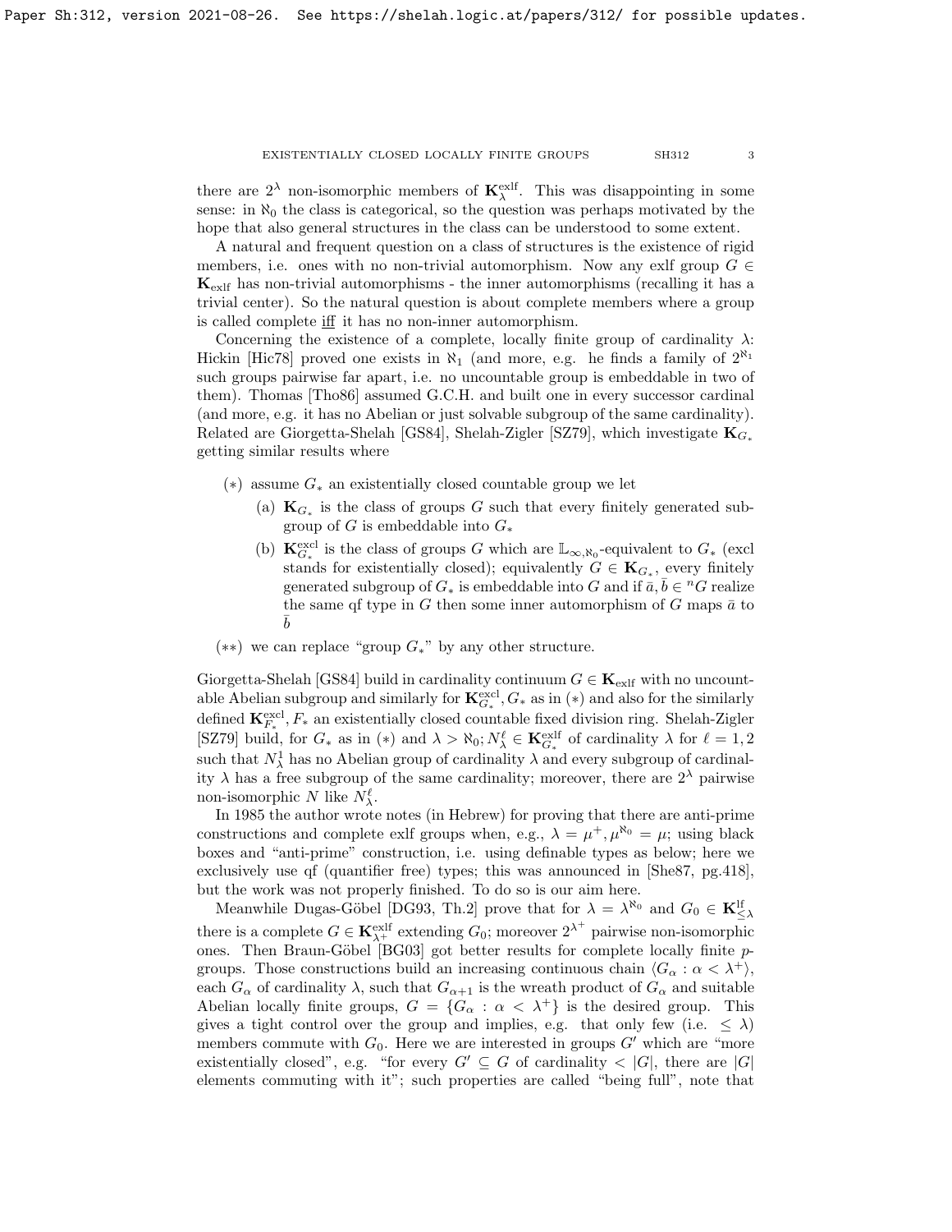there are $2^\lambda$ non-isomorphic members of $\mathbf{K}^{\rm exlf}_\lambda$. This was disappointing in some sense: in $\aleph_0$ the class is categorical, so the question was perhaps motivated by the hope that also general structures in the class can be understood to some extent.

A natural and frequent question on a class of structures is the existence of rigid members, i.e. ones with no non-trivial automorphism. Now any exlf group $G \in \mathbf{K}_{\rm exlf}$ has non-trivial automorphisms - the inner automorphisms (recalling it has a trivial center). So the natural question is about complete members where a group is called complete iff it has no non-inner automorphism.

Concerning the existence of a complete, locally finite group of cardinality $\lambda$: Hickin [Hic78] proved one exists in $\aleph_1$ (and more, e.g. he finds a family of $2^{\aleph_1}$ such groups pairwise far apart, i.e. no uncountable group is embeddable in two of them). Thomas [Tho86] assumed G.C.H. and built one in every successor cardinal (and more, e.g. it has no Abelian or just solvable subgroup of the same cardinality). Related are Giorgetta-Shelah [GS84], Shelah-Zigler [SZ79], which investigate $\mathbf{K}_{G_*}$ getting similar results where

- $(*)$ assume $G_*$ an existentially closed countable group we let
  - (a) $\mathbf{K}_{G_*}$ is the class of groups $G$ such that every finitely generated subgroup of $G$ is embeddable into $G_*$
  - (b) $\mathbf{K}^{\rm excl}_{G_*}$ is the class of groups $G$ which are $\mathbb{L}_{\infty,\aleph_0}$-equivalent to $G_*$ (excl stands for existentially closed); equivalently $G \in \mathbf{K}_{G_*}$, every finitely generated subgroup of $G_*$ is embeddable into $G$ and if $\bar a, \bar b \in {}^nG$ realize the same qf type in $G$ then some inner automorphism of $G$ maps $\bar a$ to $\bar b$
- $(**)$ we can replace "group $G_*$" by any other structure.

Giorgetta-Shelah [GS84] build in cardinality continuum $G \in \mathbf{K}_{\rm exlf}$ with no uncountable Abelian subgroup and similarly for $\mathbf{K}^{\rm excl}_{G_*}, G_*$ as in $(*)$ and also for the similarly defined $\mathbf{K}^{\rm excl}_{F_*}, F_*$ an existentially closed countable fixed division ring. Shelah-Zigler [SZ79] build, for $G_*$ as in $(*)$ and $\lambda > \aleph_0; N^\ell_\lambda \in \mathbf{K}^{\rm exlf}_{G_*}$ of cardinality $\lambda$ for $\ell = 1,2$ such that $N^1_\lambda$ has no Abelian group of cardinality $\lambda$ and every subgroup of cardinality $\lambda$ has a free subgroup of the same cardinality; moreover, there are $2^\lambda$ pairwise non-isomorphic $N$ like $N^\ell_\lambda$.

In 1985 the author wrote notes (in Hebrew) for proving that there are anti-prime constructions and complete exlf groups when, e.g., $\lambda = \mu^+, \mu^{\aleph_0} = \mu$; using black boxes and "anti-prime" construction, i.e. using definable types as below; here we exclusively use qf (quantifier free) types; this was announced in [She87, pg.418], but the work was not properly finished. To do so is our aim here.

Meanwhile Dugas-Göbel [DG93, Th.2] prove that for $\lambda = \lambda^{\aleph_0}$ and $G_0 \in \mathbf{K}^{\rm lf}_{\le\lambda}$ there is a complete $G \in \mathbf{K}^{\rm exlf}_{\lambda^+}$ extending $G_0$; moreover $2^{\lambda^+}$ pairwise non-isomorphic ones. Then Braun-Göbel [BG03] got better results for complete locally finite $p$-groups. Those constructions build an increasing continuous chain $\langle G_\alpha : \alpha < \lambda^+\rangle$, each $G_\alpha$ of cardinality $\lambda$, such that $G_{\alpha+1}$ is the wreath product of $G_\alpha$ and suitable Abelian locally finite groups, $G = \{G_\alpha : \alpha < \lambda^+\}$ is the desired group. This gives a tight control over the group and implies, e.g. that only few (i.e. $\le \lambda$) members commute with $G_0$. Here we are interested in groups $G'$ which are "more existentially closed", e.g. "for every $G' \subseteq G$ of cardinality $< |G|$, there are $|G|$ elements commuting with it"; such properties are called "being full", note that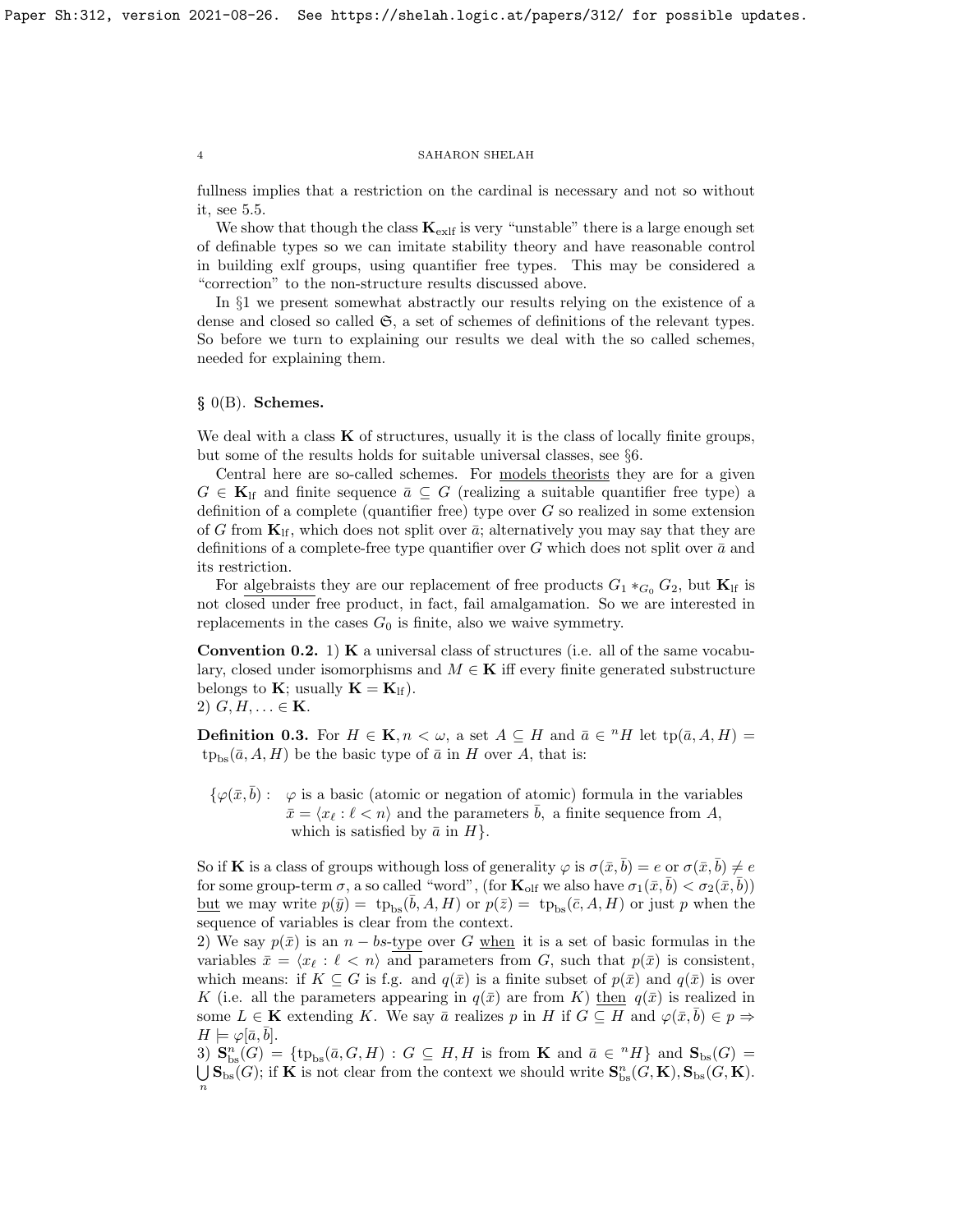fullness implies that a restriction on the cardinal is necessary and not so without it, see 5.5.

We show that though the class $\mathbf{K}_{\rm exlf}$ is very "unstable" there is a large enough set of definable types so we can imitate stability theory and have reasonable control in building exlf groups, using quantifier free types. This may be considered a "correction" to the non-structure results discussed above.

In §1 we present somewhat abstractly our results relying on the existence of a dense and closed so called $\mathfrak{S}$, a set of schemes of definitions of the relevant types. So before we turn to explaining our results we deal with the so called schemes, needed for explaining them.

## § 0(B). Schemes.

We deal with a class $\mathbf{K}$ of structures, usually it is the class of locally finite groups, but some of the results holds for suitable universal classes, see §6.

Central here are so-called schemes. For models theorists they are for a given $G \in \mathbf{K}_{\rm lf}$ and finite sequence $\bar{a} \subseteq G$ (realizing a suitable quantifier free type) a definition of a complete (quantifier free) type over $G$ so realized in some extension of $G$ from $\mathbf{K}_{\rm lf}$, which does not split over $\bar{a}$; alternatively you may say that they are definitions of a complete-free type quantifier over $G$ which does not split over $\bar{a}$ and its restriction.

For algebraists they are our replacement of free products $G_1 *_{G_0} G_2$, but $\mathbf{K}_{\rm lf}$ is not closed under free product, in fact, fail amalgamation. So we are interested in replacements in the cases $G_0$ is finite, also we waive symmetry.

**Convention 0.2.** 1) $\mathbf{K}$ a universal class of structures (i.e. all of the same vocabulary, closed under isomorphisms and $M \in \mathbf{K}$ iff every finite generated substructure belongs to $\mathbf{K}$; usually $\mathbf{K} = \mathbf{K}_{\rm lf}$).
2) $G, H, \ldots \in \mathbf{K}$.

**Definition 0.3.** For $H \in \mathbf{K}, n < \omega$, a set $A \subseteq H$ and $\bar{a} \in {}^n H$ let ${\rm tp}(\bar{a}, A, H) = {\rm tp}_{\rm bs}(\bar{a}, A, H)$ be the basic type of $\bar{a}$ in $H$ over $A$, that is:

$$\{\varphi(\bar{x}, \bar{b}) : \begin{array}{l}\varphi \text{ is a basic (atomic or negation of atomic) formula in the variables} \\ \bar{x} = \langle x_\ell : \ell < n\rangle \text{ and the parameters } \bar{b}, \text{ a finite sequence from } A, \\ \text{which is satisfied by } \bar{a} \text{ in } H\}.\end{array}$$

So if $\mathbf{K}$ is a class of groups withough loss of generality $\varphi$ is $\sigma(\bar{x}, \bar{b}) = e$ or $\sigma(\bar{x}, \bar{b}) \neq e$ for some group-term $\sigma$, a so called "word", (for $\mathbf{K}_{\rm olf}$ we also have $\sigma_1(\bar{x}, \bar{b}) < \sigma_2(\bar{x}, \bar{b})$) but we may write $p(\bar{y}) = {\rm tp}_{\rm bs}(\bar{b}, A, H)$ or $p(\bar{z}) = {\rm tp}_{\rm bs}(\bar{c}, A, H)$ or just $p$ when the sequence of variables is clear from the context.
2) We say $p(\bar{x})$ is an $n - bs$-type over $G$ when it is a set of basic formulas in the variables $\bar{x} = \langle x_\ell : \ell < n\rangle$ and parameters from $G$, such that $p(\bar{x})$ is consistent, which means: if $K \subseteq G$ is f.g. and $q(\bar{x})$ is a finite subset of $p(\bar{x})$ and $q(\bar{x})$ is over $K$ (i.e. all the parameters appearing in $q(\bar{x})$ are from $K$) then $q(\bar{x})$ is realized in some $L \in \mathbf{K}$ extending $K$. We say $\bar{a}$ realizes $p$ in $H$ if $G \subseteq H$ and $\varphi(\bar{x}, \bar{b}) \in p \Rightarrow H \models \varphi[\bar{a}, \bar{b}]$.
3) $\mathbf{S}^n_{\rm bs}(G) = \{{\rm tp}_{\rm bs}(\bar{a}, G, H) : G \subseteq H, H \text{ is from } \mathbf{K} \text{ and } \bar{a} \in {}^n H\}$ and $\mathbf{S}_{\rm bs}(G) = \bigcup\limits_n \mathbf{S}_{\rm bs}(G)$; if $\mathbf{K}$ is not clear from the context we should write $\mathbf{S}^n_{\rm bs}(G, \mathbf{K}), \mathbf{S}_{\rm bs}(G, \mathbf{K})$.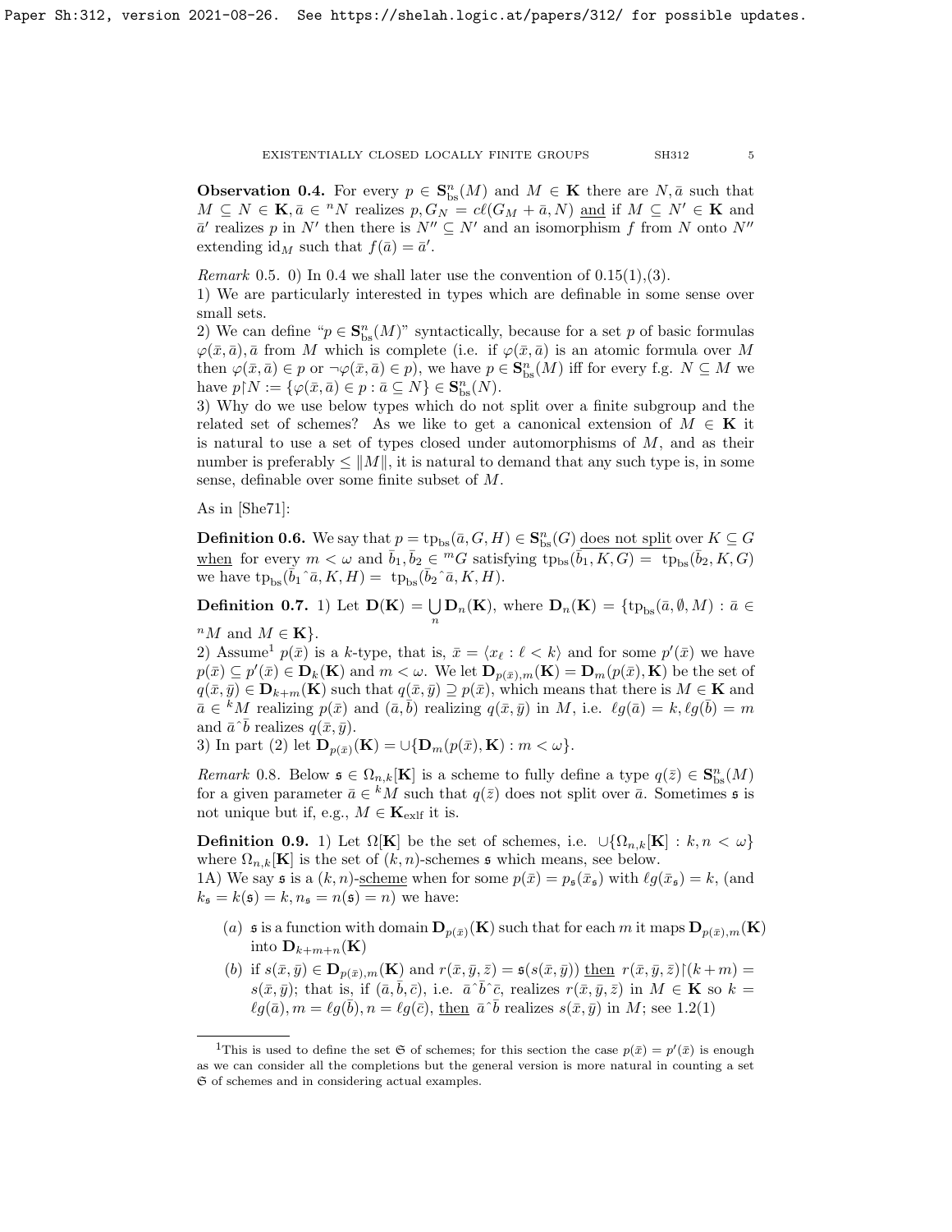**Observation 0.4.** For every $p \in \mathbf{S}^n_{\rm bs}(M)$ and $M \in \mathbf{K}$ there are $N, \bar a$ such that $M \subseteq N \in \mathbf{K}, \bar a \in {}^n N$ realizes $p, G_N = c\ell(G_M + \bar a, N)$ and if $M \subseteq N' \in \mathbf{K}$ and $\bar a'$ realizes $p$ in $N'$ then there is $N'' \subseteq N'$ and an isomorphism $f$ from $N$ onto $N''$ extending ${\rm id}_M$ such that $f(\bar a) = \bar a'$.

*Remark* 0.5. 0) In 0.4 we shall later use the convention of 0.15(1),(3).
1) We are particularly interested in types which are definable in some sense over small sets.
2) We can define "$p \in \mathbf{S}^n_{\rm bs}(M)$" syntactically, because for a set $p$ of basic formulas $\varphi(\bar x, \bar a), \bar a$ from $M$ which is complete (i.e. if $\varphi(\bar x, \bar a)$ is an atomic formula over $M$ then $\varphi(\bar x, \bar a) \in p$ or $\neg\varphi(\bar x, \bar a) \in p$), we have $p \in \mathbf{S}^n_{\rm bs}(M)$ iff for every f.g. $N \subseteq M$ we have $p{\restriction}N := \{\varphi(\bar x, \bar a) \in p : \bar a \subseteq N\} \in \mathbf{S}^n_{\rm bs}(N)$.
3) Why do we use below types which do not split over a finite subgroup and the related set of schemes? As we like to get a canonical extension of $M \in \mathbf{K}$ it is natural to use a set of types closed under automorphisms of $M$, and as their number is preferably $\le \|M\|$, it is natural to demand that any such type is, in some sense, definable over some finite subset of $M$.

As in [She71]:

**Definition 0.6.** We say that $p = {\rm tp}_{\rm bs}(\bar a, G, H) \in \mathbf{S}^n_{\rm bs}(G)$ does not split over $K \subseteq G$ when for every $m < \omega$ and $\bar b_1, \bar b_2 \in {}^m G$ satisfying ${\rm tp}_{\rm bs}(\bar b_1, K, G) = {\rm tp}_{\rm bs}(\bar b_2, K, G)$ we have ${\rm tp}_{\rm bs}(\bar b_1{}^\frown \bar a, K, H) = {\rm tp}_{\rm bs}(\bar b_2{}^\frown \bar a, K, H)$.

**Definition 0.7.** 1) Let $\mathbf{D}(\mathbf{K}) = \bigcup_n \mathbf{D}_n(\mathbf{K})$, where $\mathbf{D}_n(\mathbf{K}) = \{{\rm tp}_{\rm bs}(\bar a, \emptyset, M) : \bar a \in {}^n M$ and $M \in \mathbf{K}\}$.
2) Assume[1] $p(\bar x)$ is a $k$-type, that is, $\bar x = \langle x_\ell : \ell < k\rangle$ and for some $p'(\bar x)$ we have $p(\bar x) \subseteq p'(\bar x) \in \mathbf{D}_k(\mathbf{K})$ and $m < \omega$. We let $\mathbf{D}_{p(\bar x),m}(\mathbf{K}) = \mathbf{D}_m(p(\bar x), \mathbf{K})$ be the set of $q(\bar x, \bar y) \in \mathbf{D}_{k+m}(\mathbf{K})$ such that $q(\bar x, \bar y) \supseteq p(\bar x)$, which means that there is $M \in \mathbf{K}$ and $\bar a \in {}^k M$ realizing $p(\bar x)$ and $(\bar a, \bar b)$ realizing $q(\bar x, \bar y)$ in $M$, i.e. $\ell g(\bar a) = k, \ell g(\bar b) = m$ and $\bar a{}^\frown \bar b$ realizes $q(\bar x, \bar y)$.
3) In part (2) let $\mathbf{D}_{p(\bar x)}(\mathbf{K}) = \cup\{\mathbf{D}_m(p(\bar x), \mathbf{K}) : m < \omega\}$.

*Remark* 0.8. Below $\mathfrak{s} \in \Omega_{n,k}[\mathbf{K}]$ is a scheme to fully define a type $q(\bar z) \in \mathbf{S}^n_{\rm bs}(M)$ for a given parameter $\bar a \in {}^k M$ such that $q(\bar z)$ does not split over $\bar a$. Sometimes $\mathfrak{s}$ is not unique but if, e.g., $M \in \mathbf{K}_{\rm exlf}$ it is.

**Definition 0.9.** 1) Let $\Omega[\mathbf{K}]$ be the set of schemes, i.e. $\cup\{\Omega_{n,k}[\mathbf{K}] : k, n < \omega\}$ where $\Omega_{n,k}[\mathbf{K}]$ is the set of $(k,n)$-schemes $\mathfrak{s}$ which means, see below.
1A) We say $\mathfrak{s}$ is a $(k,n)$-scheme when for some $p(\bar x) = p_{\mathfrak{s}}(\bar x_{\mathfrak{s}})$ with $\ell g(\bar x_{\mathfrak{s}}) = k$, (and $k_{\mathfrak{s}} = k(\mathfrak{s}) = k, n_{\mathfrak{s}} = n(\mathfrak{s}) = n$) we have:

- $(a)$ $\mathfrak{s}$ is a function with domain $\mathbf{D}_{p(\bar x)}(\mathbf{K})$ such that for each $m$ it maps $\mathbf{D}_{p(\bar x),m}(\mathbf{K})$ into $\mathbf{D}_{k+m+n}(\mathbf{K})$
- $(b)$ if $s(\bar x, \bar y) \in \mathbf{D}_{p(\bar x),m}(\mathbf{K})$ and $r(\bar x, \bar y, \bar z) = \mathfrak{s}(s(\bar x, \bar y))$ then $r(\bar x, \bar y, \bar z){\restriction}(k+m) = s(\bar x, \bar y)$; that is, if $(\bar a, \bar b, \bar c)$, i.e. $\bar a{}^\frown \bar b{}^\frown \bar c$, realizes $r(\bar x, \bar y, \bar z)$ in $M \in \mathbf{K}$ so $k = \ell g(\bar a), m = \ell g(\bar b), n = \ell g(\bar c)$, then $\bar a{}^\frown \bar b$ realizes $s(\bar x, \bar y)$ in $M$; see 1.2(1)

---

[1] This is used to define the set $\mathfrak{S}$ of schemes; for this section the case $p(\bar x) = p'(\bar x)$ is enough as we can consider all the completions but the general version is more natural in counting a set $\mathfrak{S}$ of schemes and in considering actual examples.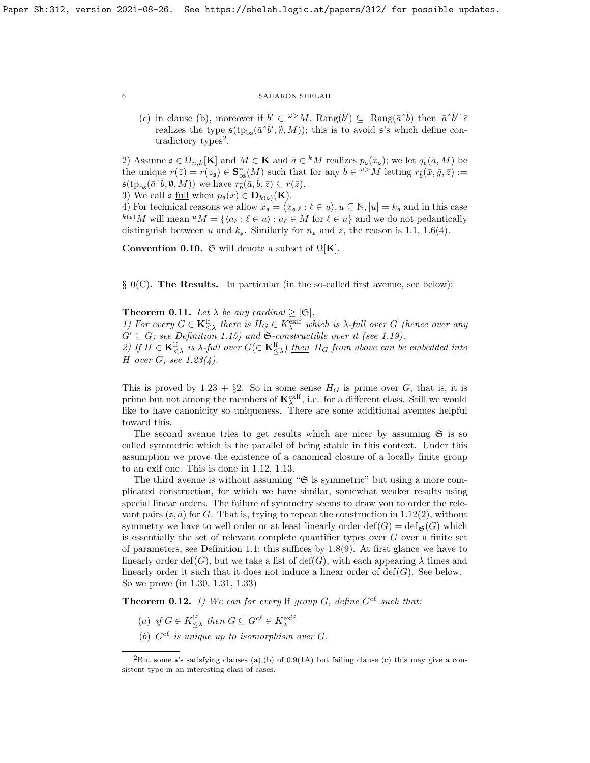(c) in clause (b), moreover if $\bar{b}' \in {}^{\omega>}M$, $\mathrm{Rang}(\bar{b}') \subseteq \mathrm{Rang}(\bar{a}\hat{}\bar{b})$ then $\bar{a}\hat{}\bar{b}'\hat{}\bar{c}$ realizes the type $\mathfrak{s}(\mathrm{tp}_{\mathrm{bs}}(\bar{a}\hat{}\bar{b}', \emptyset, M))$; this is to avoid $\mathfrak{s}$'s which define contradictory types[2].

2) Assume $\mathfrak{s} \in \Omega_{n,k}[\mathbf{K}]$ and $M \in \mathbf{K}$ and $\bar{a} \in {}^kM$ realizes $p_{\mathfrak{s}}(\bar{x}_{\mathfrak{s}})$; we let $q_{\mathfrak{s}}(\bar{a}, M)$ be the unique $r(\bar{z}) = r(z_{\mathfrak{s}}) \in \mathbf{S}^n_{\mathrm{bs}}(M)$ such that for any $\bar{b} \in {}^{\omega>}M$ letting $r_{\bar{b}}(\bar{x}, \bar{y}, \bar{z}) := \mathfrak{s}(\mathrm{tp}_{\mathrm{bs}}(\bar{a}\hat{}\bar{b}, \emptyset, M))$ we have $r_{\bar{b}}(\bar{a}, \bar{b}, \bar{z}) \subseteq r(\bar{z})$.

3) We call $\mathfrak{s}$ full when $p_{\mathfrak{s}}(\bar{x}) \in \mathbf{D}_{k(\mathfrak{s})}(\mathbf{K})$.

4) For technical reasons we allow $\bar{x}_{\mathfrak{s}} = \langle x_{\mathfrak{s},\ell} : \ell \in u\rangle, u \subseteq \mathbb{N}, |u| = k_{\mathfrak{s}}$ and in this case ${}^{k(\mathfrak{s})}M$ will mean ${}^uM = \{\langle a_\ell : \ell \in u\rangle : a_\ell \in M \text{ for } \ell \in u\}$ and we do not pedantically distinguish between $u$ and $k_{\mathfrak{s}}$. Similarly for $n_{\mathfrak{s}}$ and $\bar{z}$, the reason is 1.1, 1.6(4).

**Convention 0.10.** $\mathfrak{S}$ will denote a subset of $\Omega[\mathbf{K}]$.

## § 0(C). The Results.

In particular (in the so-called first avenue, see below):

**Theorem 0.11.** *Let $\lambda$ be any cardinal $\geq |\mathfrak{S}|$.*
*1) For every $G \in \mathbf{K}^{\mathrm{lf}}_{\leq\lambda}$ there is $H_G \in K^{\mathrm{exlf}}_{\lambda}$ which is $\lambda$-full over $G$ (hence over any $G' \subseteq G$; see Definition 1.15) and $\mathfrak{S}$-constructible over it (see 1.19).*
*2) If $H \in \mathbf{K}^{\mathrm{lf}}_{<\lambda}$ is $\lambda$-full over $G(\in \mathbf{K}^{\mathrm{lf}}_{\leq\lambda})$ then $H_G$ from above can be embedded into $H$ over $G$, see 1.23(4).*

This is proved by 1.23 + §2. So in some sense $H_G$ is prime over $G$, that is, it is prime but not among the members of $\mathbf{K}^{\mathrm{exlf}}_{\lambda}$, i.e. for a different class. Still we would like to have canonicity so uniqueness. There are some additional avenues helpful toward this.

The second avenue tries to get results which are nicer by assuming $\mathfrak{S}$ is so called symmetric which is the parallel of being stable in this context. Under this assumption we prove the existence of a canonical closure of a locally finite group to an exlf one. This is done in 1.12, 1.13.

The third avenue is without assuming "$\mathfrak{S}$ is symmetric" but using a more complicated construction, for which we have similar, somewhat weaker results using special linear orders. The failure of symmetry seems to draw you to order the relevant pairs $(\mathfrak{s}, \bar{a})$ for $G$. That is, trying to repeat the construction in 1.12(2), without symmetry we have to well order or at least linearly order $\mathrm{def}(G) = \mathrm{def}_{\mathfrak{S}}(G)$ which is essentially the set of relevant complete quantifier types over $G$ over a finite set of parameters, see Definition 1.1; this suffices by 1.8(9). At first glance we have to linearly order $\mathrm{def}(G)$, but we take a list of $\mathrm{def}(G)$, with each appearing $\lambda$ times and linearly order it such that it does not induce a linear order of $\mathrm{def}(G)$. See below. So we prove (in 1.30, 1.31, 1.33)

**Theorem 0.12.** *1) We can for every* lf *group $G$, define $G^{c\ell}$ such that:*

(a) *if $G \in K^{\mathrm{lf}}_{\leq\lambda}$ then $G \subseteq G^{c\ell} \in K^{\mathrm{exlf}}_{\lambda}$*
(b) *$G^{c\ell}$ is unique up to isomorphism over $G$.*

---

[2] But some $\mathfrak{s}$'s satisfying clauses (a),(b) of 0.9(1A) but failing clause (c) this may give a consistent type in an interesting class of cases.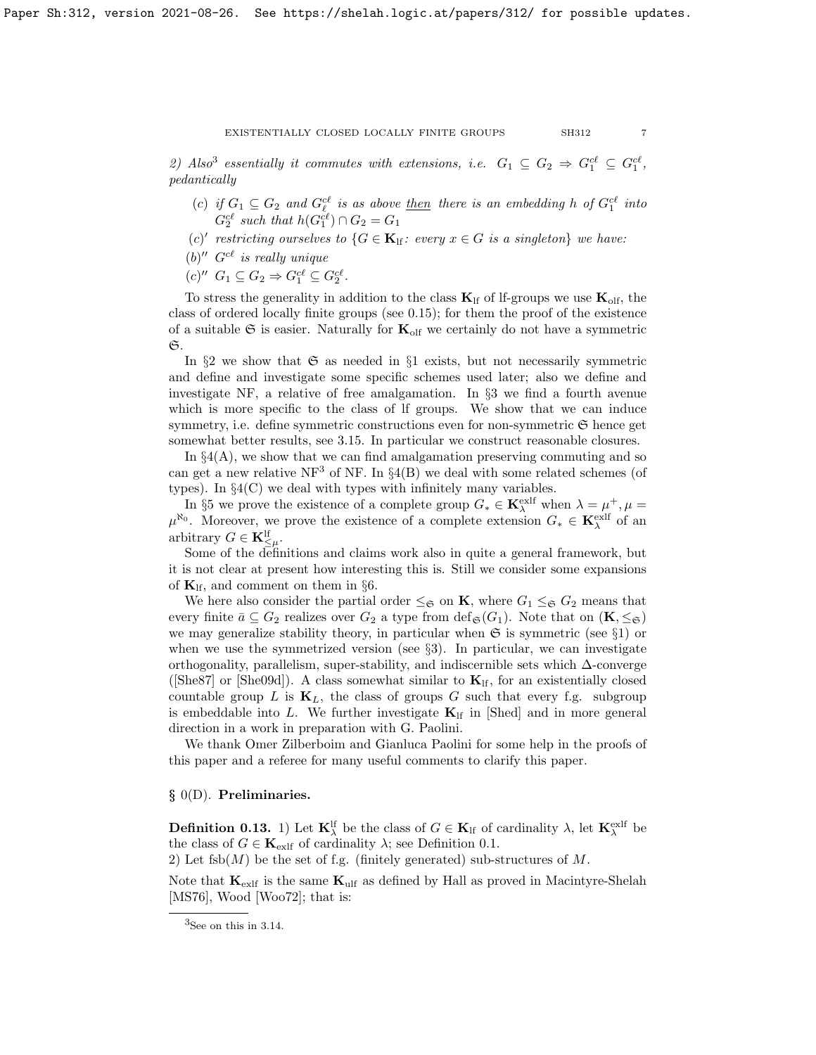2) *Also*[3] *essentially it commutes with extensions, i.e.* $G_1 \subseteq G_2 \Rightarrow G_1^{c\ell} \subseteq G_1^{c\ell}$*, pedantically*

- $(c)$ *if* $G_1 \subseteq G_2$ *and* $G_\ell^{c\ell}$ *is as above* *then* *there is an embedding* $h$ *of* $G_1^{c\ell}$ *into* $G_2^{c\ell}$ *such that* $h(G_1^{c\ell}) \cap G_2 = G_1$
- $(c)'$ *restricting ourselves to* $\{G \in \mathbf{K}_{\rm lf}$*: every* $x \in G$ *is a singleton*$\}$ *we have:*
- $(b)''$ $G^{c\ell}$ *is really unique*
- $(c)''$ $G_1 \subseteq G_2 \Rightarrow G_1^{c\ell} \subseteq G_2^{c\ell}$.

To stress the generality in addition to the class $\mathbf{K}_{\rm lf}$ of lf-groups we use $\mathbf{K}_{\rm olf}$, the class of ordered locally finite groups (see 0.15); for them the proof of the existence of a suitable $\mathfrak{S}$ is easier. Naturally for $\mathbf{K}_{\rm olf}$ we certainly do not have a symmetric $\mathfrak{S}$.

In §2 we show that $\mathfrak{S}$ as needed in §1 exists, but not necessarily symmetric and define and investigate some specific schemes used later; also we define and investigate NF, a relative of free amalgamation. In §3 we find a fourth avenue which is more specific to the class of lf groups. We show that we can induce symmetry, i.e. define symmetric constructions even for non-symmetric $\mathfrak{S}$ hence get somewhat better results, see 3.15. In particular we construct reasonable closures.

In §4(A), we show that we can find amalgamation preserving commuting and so can get a new relative $\mathrm{NF}^3$ of NF. In §4(B) we deal with some related schemes (of types). In §4(C) we deal with types with infinitely many variables.

In §5 we prove the existence of a complete group $G_* \in \mathbf{K}_\lambda^{\rm exlf}$ when $\lambda = \mu^+, \mu = \mu^{\aleph_0}$. Moreover, we prove the existence of a complete extension $G_* \in \mathbf{K}_\lambda^{\rm exlf}$ of an arbitrary $G \in \mathbf{K}_{\le \mu}^{\rm lf}$.

Some of the definitions and claims work also in quite a general framework, but it is not clear at present how interesting this is. Still we consider some expansions of $\mathbf{K}_{\rm lf}$, and comment on them in §6.

We here also consider the partial order $\le_{\mathfrak{S}}$ on $\mathbf{K}$, where $G_1 \le_{\mathfrak{S}} G_2$ means that every finite $\bar{a} \subseteq G_2$ realizes over $G_2$ a type from $\mathrm{def}_{\mathfrak{S}}(G_1)$. Note that on $(\mathbf{K}, \le_{\mathfrak{S}})$ we may generalize stability theory, in particular when $\mathfrak{S}$ is symmetric (see §1) or when we use the symmetrized version (see §3). In particular, we can investigate orthogonality, parallelism, super-stability, and indiscernible sets which $\Delta$-converge ([She87] or [She09d]). A class somewhat similar to $\mathbf{K}_{\rm lf}$, for an existentially closed countable group $L$ is $\mathbf{K}_L$, the class of groups $G$ such that every f.g. subgroup is embeddable into $L$. We further investigate $\mathbf{K}_{\rm lf}$ in [Shed] and in more general direction in a work in preparation with G. Paolini.

We thank Omer Zilberboim and Gianluca Paolini for some help in the proofs of this paper and a referee for many useful comments to clarify this paper.

## § 0(D). Preliminaries.

**Definition 0.13.** 1) Let $\mathbf{K}_\lambda^{\rm lf}$ be the class of $G \in \mathbf{K}_{\rm lf}$ of cardinality $\lambda$, let $\mathbf{K}_\lambda^{\rm exlf}$ be the class of $G \in \mathbf{K}_{\rm exlf}$ of cardinality $\lambda$; see Definition 0.1.
2) Let $\mathrm{fsb}(M)$ be the set of f.g. (finitely generated) sub-structures of $M$.

Note that $\mathbf{K}_{\rm exlf}$ is the same $\mathbf{K}_{\rm ulf}$ as defined by Hall as proved in Macintyre-Shelah [MS76], Wood [Woo72]; that is:

[3] See on this in 3.14.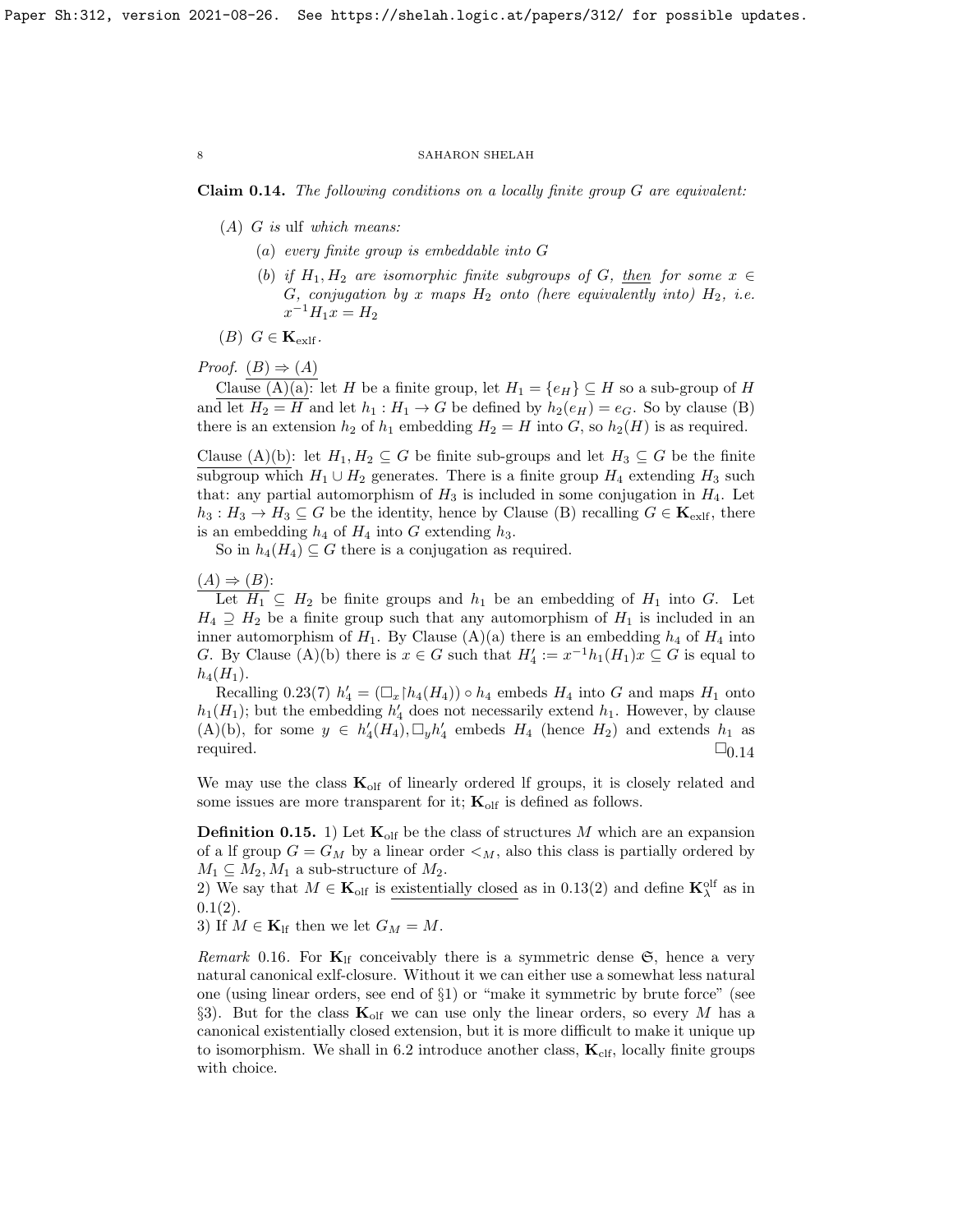**Claim 0.14.** *The following conditions on a locally finite group $G$ are equivalent:*

- $(A)$ *$G$ is* ulf *which means:*
  - $(a)$ *every finite group is embeddable into $G$*
  - $(b)$ *if $H_1, H_2$ are isomorphic finite subgroups of $G$, then for some $x \in G$, conjugation by $x$ maps $H_2$ onto (here equivalently into) $H_2$, i.e. $x^{-1}H_1x = H_2$*
- $(B)$ *$G \in \mathbf{K}_{\rm exlf}$.*

*Proof.* $(B) \Rightarrow (A)$

Clause (A)(a): let $H$ be a finite group, let $H_1 = \{e_H\} \subseteq H$ so a sub-group of $H$ and let $H_2 = H$ and let $h_1 : H_1 \to G$ be defined by $h_2(e_H) = e_G$. So by clause (B) there is an extension $h_2$ of $h_1$ embedding $H_2 = H$ into $G$, so $h_2(H)$ is as required.

Clause (A)(b): let $H_1, H_2 \subseteq G$ be finite sub-groups and let $H_3 \subseteq G$ be the finite subgroup which $H_1 \cup H_2$ generates. There is a finite group $H_4$ extending $H_3$ such that: any partial automorphism of $H_3$ is included in some conjugation in $H_4$. Let $h_3 : H_3 \to H_3 \subseteq G$ be the identity, hence by Clause (B) recalling $G \in \mathbf{K}_{\rm exlf}$, there is an embedding $h_4$ of $H_4$ into $G$ extending $h_3$.

So in $h_4(H_4) \subseteq G$ there is a conjugation as required.

$(A) \Rightarrow (B)$:

Let $H_1 \subseteq H_2$ be finite groups and $h_1$ be an embedding of $H_1$ into $G$. Let $H_4 \supseteq H_2$ be a finite group such that any automorphism of $H_1$ is included in an inner automorphism of $H_1$. By Clause (A)(a) there is an embedding $h_4$ of $H_4$ into $G$. By Clause (A)(b) there is $x \in G$ such that $H'_4 := x^{-1}h_1(H_1)x \subseteq G$ is equal to $h_4(H_1)$.

Recalling 0.23(7) $h'_4 = (\Box_x {\restriction} h_4(H_4)) \circ h_4$ embeds $H_4$ into $G$ and maps $H_1$ onto $h_1(H_1)$; but the embedding $h'_4$ does not necessarily extend $h_1$. However, by clause (A)(b), for some $y \in h'_4(H_4), \Box_y h'_4$ embeds $H_4$ (hence $H_2$) and extends $h_1$ as required. $\square_{0.14}$

We may use the class $\mathbf{K}_{\rm olf}$ of linearly ordered lf groups, it is closely related and some issues are more transparent for it; $\mathbf{K}_{\rm olf}$ is defined as follows.

**Definition 0.15.** 1) Let $\mathbf{K}_{\rm olf}$ be the class of structures $M$ which are an expansion of a lf group $G = G_M$ by a linear order $<_M$, also this class is partially ordered by $M_1 \subseteq M_2, M_1$ a sub-structure of $M_2$.
2) We say that $M \in \mathbf{K}_{\rm olf}$ is existentially closed as in 0.13(2) and define $\mathbf{K}^{\rm olf}_\lambda$ as in 0.1(2).
3) If $M \in \mathbf{K}_{\rm lf}$ then we let $G_M = M$.

*Remark* 0.16. For $\mathbf{K}_{\rm lf}$ conceivably there is a symmetric dense $\mathfrak{S}$, hence a very natural canonical exlf-closure. Without it we can either use a somewhat less natural one (using linear orders, see end of §1) or "make it symmetric by brute force" (see §3). But for the class $\mathbf{K}_{\rm olf}$ we can use only the linear orders, so every $M$ has a canonical existentially closed extension, but it is more difficult to make it unique up to isomorphism. We shall in 6.2 introduce another class, $\mathbf{K}_{\rm clf}$, locally finite groups with choice.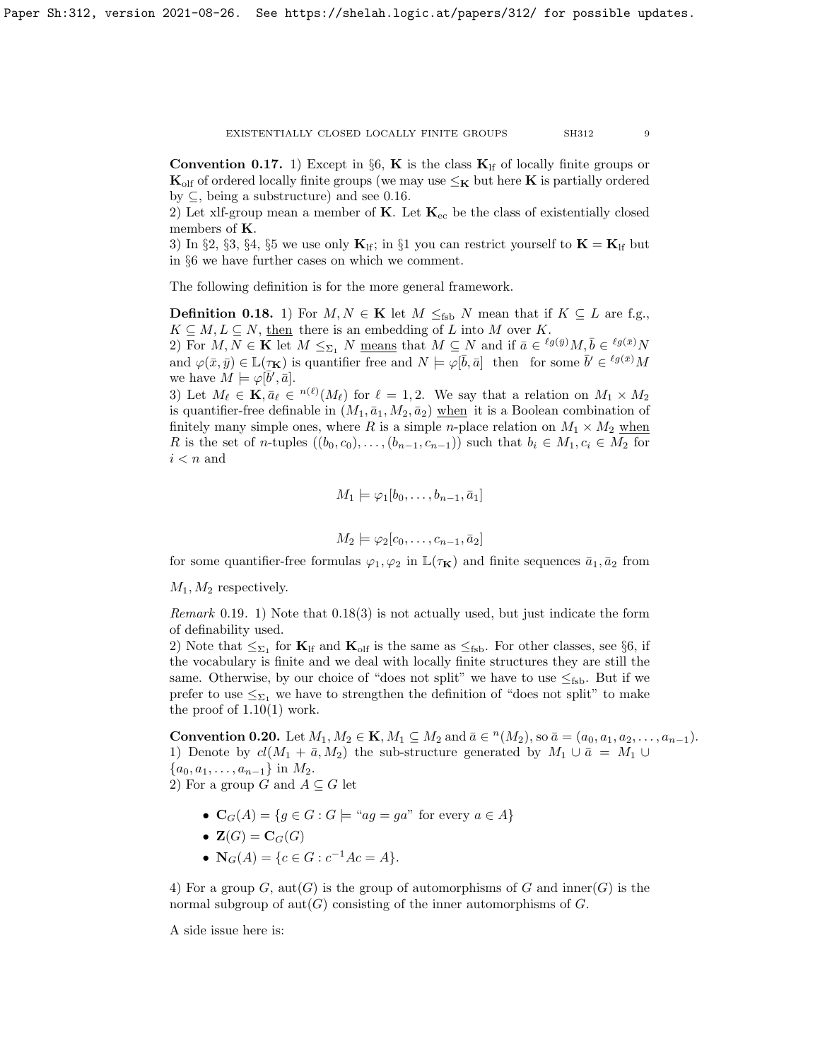**Convention 0.17.** 1) Except in §6, $\mathbf{K}$ is the class $\mathbf{K}_{\rm lf}$ of locally finite groups or $\mathbf{K}_{\rm olf}$ of ordered locally finite groups (we may use $\leq_{\mathbf{K}}$ but here $\mathbf{K}$ is partially ordered by $\subseteq$, being a substructure) and see 0.16.
2) Let xlf-group mean a member of $\mathbf{K}$. Let $\mathbf{K}_{\rm ec}$ be the class of existentially closed members of $\mathbf{K}$.
3) In §2, §3, §4, §5 we use only $\mathbf{K}_{\rm lf}$; in §1 you can restrict yourself to $\mathbf{K} = \mathbf{K}_{\rm lf}$ but in §6 we have further cases on which we comment.

The following definition is for the more general framework.

**Definition 0.18.** 1) For $M, N \in \mathbf{K}$ let $M \leq_{\rm fsb} N$ mean that if $K \subseteq L$ are f.g., $K \subseteq M, L \subseteq N$, then there is an embedding of $L$ into $M$ over $K$.
2) For $M, N \in \mathbf{K}$ let $M \leq_{\Sigma_1} N$ means that $M \subseteq N$ and if $\bar{a} \in {}^{\ell g(\bar{y})}M, \bar{b} \in {}^{\ell g(\bar{x})}N$ and $\varphi(\bar{x}, \bar{y}) \in \mathbb{L}(\tau_{\mathbf{K}})$ is quantifier free and $N \models \varphi[\bar{b}, \bar{a}]$ then for some $\bar{b}' \in {}^{\ell g(\bar{x})}M$ we have $M \models \varphi[\bar{b}', \bar{a}]$.
3) Let $M_\ell \in \mathbf{K}, \bar{a}_\ell \in {}^{n(\ell)}(M_\ell)$ for $\ell = 1, 2$. We say that a relation on $M_1 \times M_2$ is quantifier-free definable in $(M_1, \bar{a}_1, M_2, \bar{a}_2)$ when it is a Boolean combination of finitely many simple ones, where $R$ is a simple $n$-place relation on $M_1 \times M_2$ when $R$ is the set of $n$-tuples $((b_0, c_0), \ldots, (b_{n-1}, c_{n-1}))$ such that $b_i \in M_1, c_i \in M_2$ for $i < n$ and

$$M_1 \models \varphi_1[b_0, \ldots, b_{n-1}, \bar{a}_1]$$

$$M_2 \models \varphi_2[c_0, \ldots, c_{n-1}, \bar{a}_2]$$

for some quantifier-free formulas $\varphi_1, \varphi_2$ in $\mathbb{L}(\tau_{\mathbf{K}})$ and finite sequences $\bar{a}_1, \bar{a}_2$ from $M_1, M_2$ respectively.

*Remark* 0.19. 1) Note that 0.18(3) is not actually used, but just indicate the form of definability used.
2) Note that $\leq_{\Sigma_1}$ for $\mathbf{K}_{\rm lf}$ and $\mathbf{K}_{\rm olf}$ is the same as $\leq_{\rm fsb}$. For other classes, see §6, if the vocabulary is finite and we deal with locally finite structures they are still the same. Otherwise, by our choice of "does not split" we have to use $\leq_{\rm fsb}$. But if we prefer to use $\leq_{\Sigma_1}$ we have to strengthen the definition of "does not split" to make the proof of 1.10(1) work.

**Convention 0.20.** Let $M_1, M_2 \in \mathbf{K}, M_1 \subseteq M_2$ and $\bar{a} \in {}^n(M_2)$, so $\bar{a} = (a_0, a_1, a_2, \ldots, a_{n-1})$.
1) Denote by $cl(M_1 + \bar{a}, M_2)$ the sub-structure generated by $M_1 \cup \bar{a} = M_1 \cup \{a_0, a_1, \ldots, a_{n-1}\}$ in $M_2$.
2) For a group $G$ and $A \subseteq G$ let

- $\mathbf{C}_G(A) = \{g \in G : G \models \text{"}ag = ga\text{" for every } a \in A\}$
- $\mathbf{Z}(G) = \mathbf{C}_G(G)$
- $\mathbf{N}_G(A) = \{c \in G : c^{-1}Ac = A\}$.

4) For a group $G$, aut$(G)$ is the group of automorphisms of $G$ and inner$(G)$ is the normal subgroup of aut$(G)$ consisting of the inner automorphisms of $G$.

A side issue here is: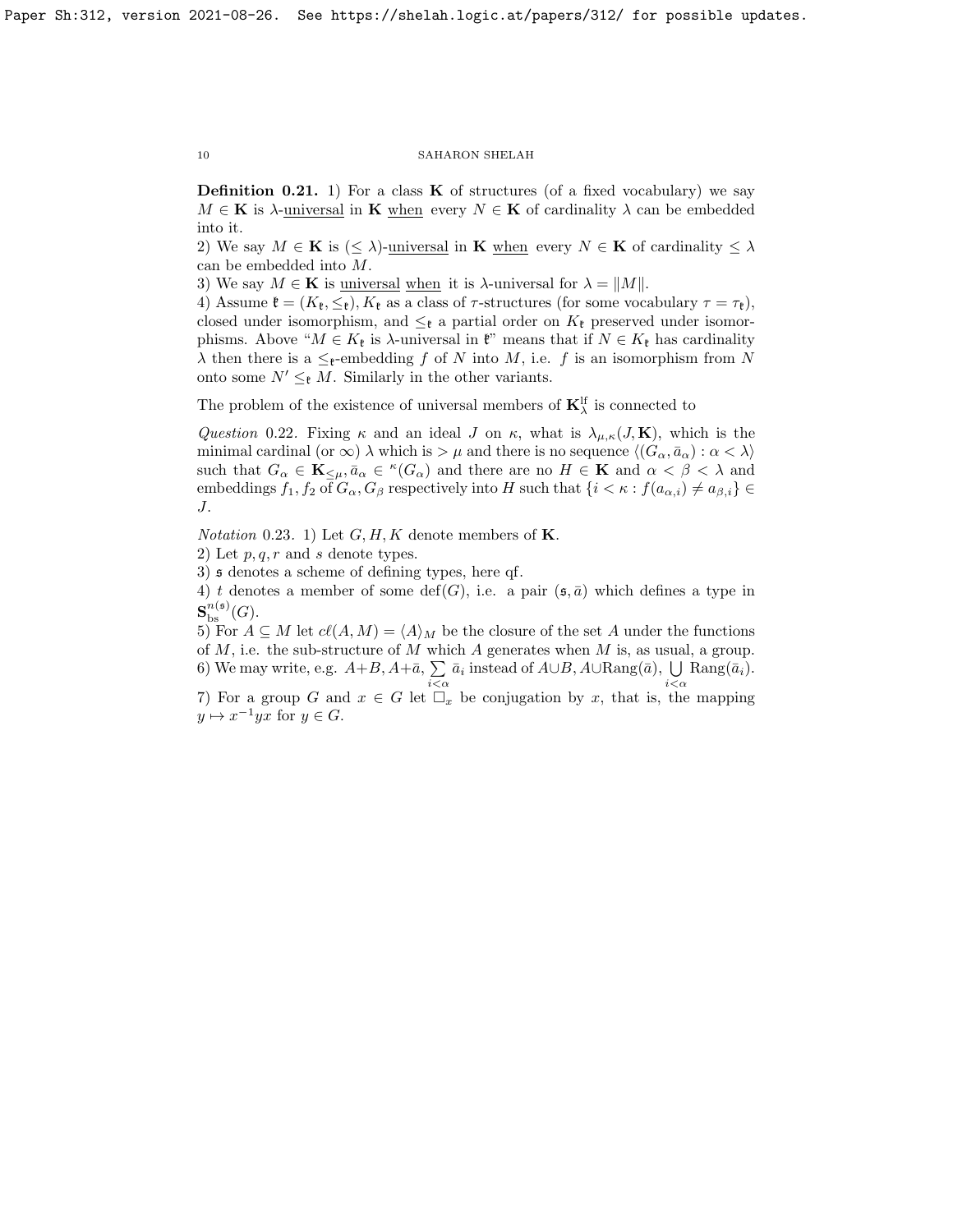**Definition 0.21.** 1) For a class $\mathbf{K}$ of structures (of a fixed vocabulary) we say $M \in \mathbf{K}$ is $\lambda$-universal in $\mathbf{K}$ when every $N \in \mathbf{K}$ of cardinality $\lambda$ can be embedded into it.
2) We say $M \in \mathbf{K}$ is $(\leq \lambda)$-universal in $\mathbf{K}$ when every $N \in \mathbf{K}$ of cardinality $\leq \lambda$ can be embedded into $M$.
3) We say $M \in \mathbf{K}$ is universal when it is $\lambda$-universal for $\lambda = \|M\|$.
4) Assume $\mathfrak{k} = (K_{\mathfrak{k}}, \leq_{\mathfrak{k}}), K_{\mathfrak{k}}$ as a class of $\tau$-structures (for some vocabulary $\tau = \tau_{\mathfrak{k}}$), closed under isomorphism, and $\leq_{\mathfrak{k}}$ a partial order on $K_{\mathfrak{k}}$ preserved under isomorphisms. Above "$M \in K_{\mathfrak{k}}$ is $\lambda$-universal in $\mathfrak{k}$" means that if $N \in K_{\mathfrak{k}}$ has cardinality $\lambda$ then there is a $\leq_{\mathfrak{k}}$-embedding $f$ of $N$ into $M$, i.e. $f$ is an isomorphism from $N$ onto some $N' \leq_{\mathfrak{k}} M$. Similarly in the other variants.

The problem of the existence of universal members of $\mathbf{K}^{\rm lf}_\lambda$ is connected to

*Question* 0.22. Fixing $\kappa$ and an ideal $J$ on $\kappa$, what is $\lambda_{\mu,\kappa}(J, \mathbf{K})$, which is the minimal cardinal (or $\infty$) $\lambda$ which is $> \mu$ and there is no sequence $\langle (G_\alpha, \bar{a}_\alpha) : \alpha < \lambda \rangle$ such that $G_\alpha \in \mathbf{K}_{\leq \mu}, \bar{a}_\alpha \in {}^\kappa(G_\alpha)$ and there are no $H \in \mathbf{K}$ and $\alpha < \beta < \lambda$ and embeddings $f_1, f_2$ of $G_\alpha, G_\beta$ respectively into $H$ such that $\{i < \kappa : f(a_{\alpha,i}) \neq a_{\beta,i}\} \in J$.

*Notation* 0.23. 1) Let $G, H, K$ denote members of $\mathbf{K}$.
2) Let $p, q, r$ and $s$ denote types.
3) $\mathfrak{s}$ denotes a scheme of defining types, here qf.
4) $t$ denotes a member of some $\mathrm{def}(G)$, i.e. a pair $(\mathfrak{s}, \bar{a})$ which defines a type in $\mathbf{S}^{n(\mathfrak{s})}_{\rm bs}(G)$.
5) For $A \subseteq M$ let $c\ell(A, M) = \langle A \rangle_M$ be the closure of the set $A$ under the functions of $M$, i.e. the sub-structure of $M$ which $A$ generates when $M$ is, as usual, a group.
6) We may write, e.g. $A + B, A + \bar{a}, \sum\limits_{i<\alpha} \bar{a}_i$ instead of $A \cup B, A \cup \mathrm{Rang}(\bar{a}), \bigcup\limits_{i<\alpha} \mathrm{Rang}(\bar{a}_i)$.
7) For a group $G$ and $x \in G$ let $\Box_x$ be conjugation by $x$, that is, the mapping $y \mapsto x^{-1}yx$ for $y \in G$.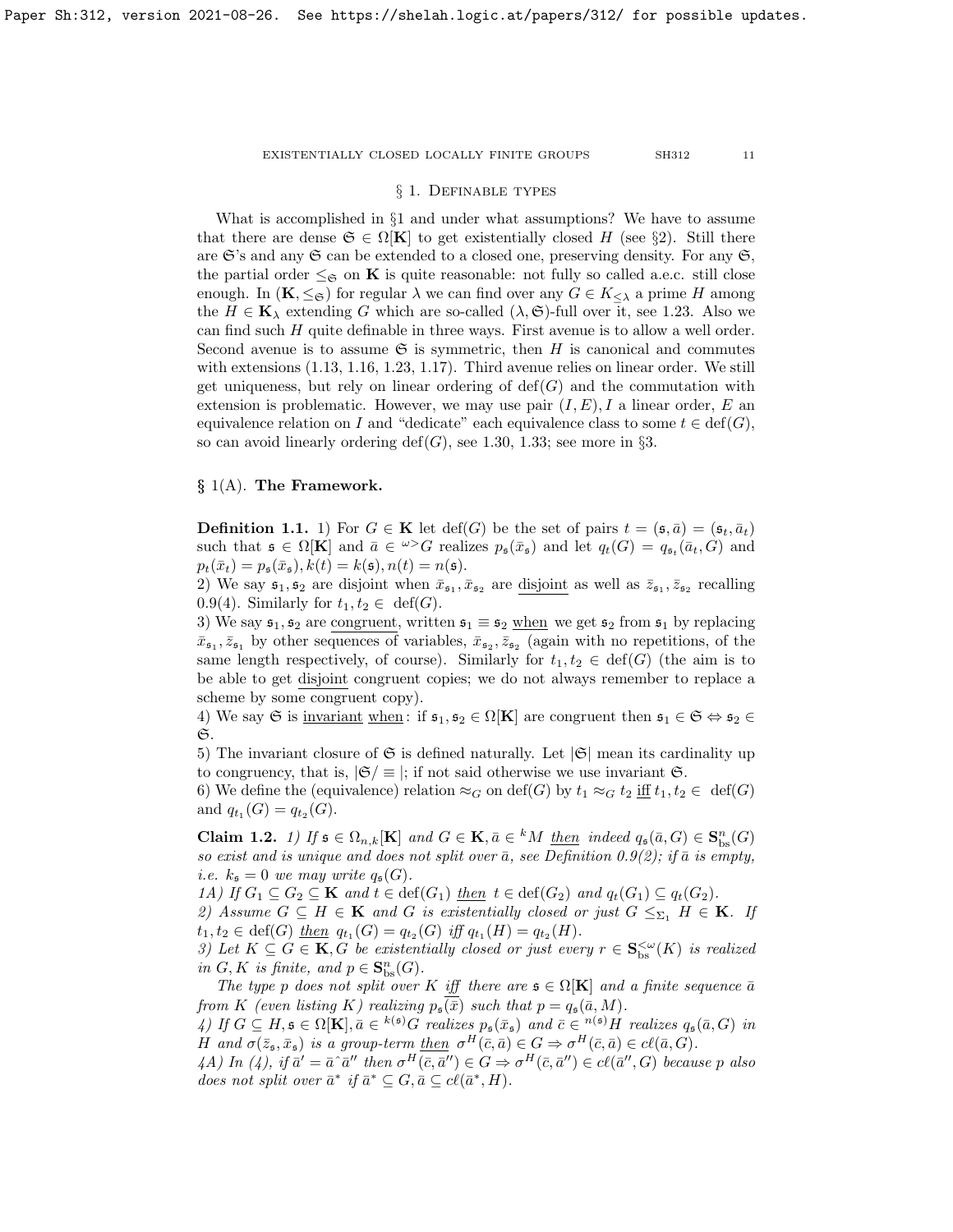## § 1. Definable types

What is accomplished in §1 and under what assumptions? We have to assume that there are dense $\mathfrak{S} \in \Omega[\mathbf{K}]$ to get existentially closed $H$ (see §2). Still there are $\mathfrak{S}$'s and any $\mathfrak{S}$ can be extended to a closed one, preserving density. For any $\mathfrak{S}$, the partial order $\leq_{\mathfrak{S}}$ on $\mathbf{K}$ is quite reasonable: not fully so called a.e.c. still close enough. In $(\mathbf{K}, \leq_{\mathfrak{S}})$ for regular $\lambda$ we can find over any $G \in K_{\leq \lambda}$ a prime $H$ among the $H \in \mathbf{K}_\lambda$ extending $G$ which are so-called $(\lambda, \mathfrak{S})$-full over it, see 1.23. Also we can find such $H$ quite definable in three ways. First avenue is to allow a well order. Second avenue is to assume $\mathfrak{S}$ is symmetric, then $H$ is canonical and commutes with extensions (1.13, 1.16, 1.23, 1.17). Third avenue relies on linear order. We still get uniqueness, but rely on linear ordering of $\mathrm{def}(G)$ and the commutation with extension is problematic. However, we may use pair $(I, E), I$ a linear order, $E$ an equivalence relation on $I$ and "dedicate" each equivalence class to some $t \in \mathrm{def}(G)$, so can avoid linearly ordering $\mathrm{def}(G)$, see 1.30, 1.33; see more in §3.

### § 1(A). The Framework.

**Definition 1.1.** 1) For $G \in \mathbf{K}$ let $\mathrm{def}(G)$ be the set of pairs $t = (\mathfrak{s}, \bar{a}) = (\mathfrak{s}_t, \bar{a}_t)$ such that $\mathfrak{s} \in \Omega[\mathbf{K}]$ and $\bar{a} \in {}^{\omega>}G$ realizes $p_{\mathfrak{s}}(\bar{x}_{\mathfrak{s}})$ and let $q_t(G) = q_{\mathfrak{s}_t}(\bar{a}_t, G)$ and $p_t(\bar{x}_t) = p_{\mathfrak{s}}(\bar{x}_{\mathfrak{s}}), k(t) = k(\mathfrak{s}), n(t) = n(\mathfrak{s})$.
2) We say $\mathfrak{s}_1, \mathfrak{s}_2$ are disjoint when $\bar{x}_{\mathfrak{s}_1}, \bar{x}_{\mathfrak{s}_2}$ are <u>disjoint</u> as well as $\bar{z}_{\mathfrak{s}_1}, \bar{z}_{\mathfrak{s}_2}$ recalling 0.9(4). Similarly for $t_1, t_2 \in \mathrm{def}(G)$.
3) We say $\mathfrak{s}_1, \mathfrak{s}_2$ are <u>congruent</u>, written $\mathfrak{s}_1 \equiv \mathfrak{s}_2$ <u>when</u> we get $\mathfrak{s}_2$ from $\mathfrak{s}_1$ by replacing $\bar{x}_{\mathfrak{s}_1}, \bar{z}_{\mathfrak{s}_1}$ by other sequences of variables, $\bar{x}_{\mathfrak{s}_2}, \bar{z}_{\mathfrak{s}_2}$ (again with no repetitions, of the same length respectively, of course). Similarly for $t_1, t_2 \in \mathrm{def}(G)$ (the aim is to be able to get <u>disjoint</u> congruent copies; we do not always remember to replace a scheme by some congruent copy).
4) We say $\mathfrak{S}$ is <u>invariant</u> <u>when</u>: if $\mathfrak{s}_1, \mathfrak{s}_2 \in \Omega[\mathbf{K}]$ are congruent then $\mathfrak{s}_1 \in \mathfrak{S} \Leftrightarrow \mathfrak{s}_2 \in \mathfrak{S}$.
5) The invariant closure of $\mathfrak{S}$ is defined naturally. Let $|\mathfrak{S}|$ mean its cardinality up to congruency, that is, $|\mathfrak{S}/\equiv|$; if not said otherwise we use invariant $\mathfrak{S}$.
6) We define the (equivalence) relation $\approx_G$ on $\mathrm{def}(G)$ by $t_1 \approx_G t_2$ <u>iff</u> $t_1, t_2 \in \mathrm{def}(G)$ and $q_{t_1}(G) = q_{t_2}(G)$.

**Claim 1.2.** *1) If $\mathfrak{s} \in \Omega_{n,k}[\mathbf{K}]$ and $G \in \mathbf{K}, \bar{a} \in {}^k M$ <u>then</u> indeed $q_{\mathfrak{s}}(\bar{a}, G) \in \mathbf{S}^n_{\mathrm{bs}}(G)$ so exist and is unique and does not split over $\bar{a}$, see Definition 0.9(2); if $\bar{a}$ is empty, i.e. $k_{\mathfrak{s}} = 0$ we may write $q_{\mathfrak{s}}(G)$.*
*1A) If $G_1 \subseteq G_2 \subseteq \mathbf{K}$ and $t \in \mathrm{def}(G_1)$ <u>then</u> $t \in \mathrm{def}(G_2)$ and $q_t(G_1) \subseteq q_t(G_2)$.*
*2) Assume $G \subseteq H \in \mathbf{K}$ and $G$ is existentially closed or just $G \leq_{\Sigma_1} H \in \mathbf{K}$. If $t_1, t_2 \in \mathrm{def}(G)$ <u>then</u> $q_{t_1}(G) = q_{t_2}(G)$ iff $q_{t_1}(H) = q_{t_2}(H)$.*
*3) Let $K \subseteq G \in \mathbf{K}, G$ be existentially closed or just every $r \in \mathbf{S}^{<\omega}_{\mathrm{bs}}(K)$ is realized in $G, K$ is finite, and $p \in \mathbf{S}^n_{\mathrm{bs}}(G)$.*

*The type $p$ does not split over $K$ <u>iff</u> there are $\mathfrak{s} \in \Omega[\mathbf{K}]$ and a finite sequence $\bar{a}$ from $K$ (even listing $K$) realizing $p_{\mathfrak{s}}(\bar{x})$ such that $p = q_{\mathfrak{s}}(\bar{a}, M)$.*
*4) If $G \subseteq H, \mathfrak{s} \in \Omega[\mathbf{K}], \bar{a} \in {}^{k(\mathfrak{s})}G$ realizes $p_{\mathfrak{s}}(\bar{x}_{\mathfrak{s}})$ and $\bar{c} \in {}^{n(\mathfrak{s})}H$ realizes $q_{\mathfrak{s}}(\bar{a}, G)$ in $H$ and $\sigma(\bar{z}_{\mathfrak{s}}, \bar{x}_{\mathfrak{s}})$ is a group-term <u>then</u> $\sigma^H(\bar{c}, \bar{a}) \in G \Rightarrow \sigma^H(\bar{c}, \bar{a}) \in c\ell(\bar{a}, G)$.*
*4A) In (4), if $\bar{a}' = \bar{a}{}^\frown\bar{a}''$ then $\sigma^H(\bar{c}, \bar{a}'') \in G \Rightarrow \sigma^H(\bar{c}, \bar{a}'') \in c\ell(\bar{a}'', G)$ because $p$ also does not split over $\bar{a}^*$ if $\bar{a}^* \subseteq G, \bar{a} \subseteq c\ell(\bar{a}^*, H)$.*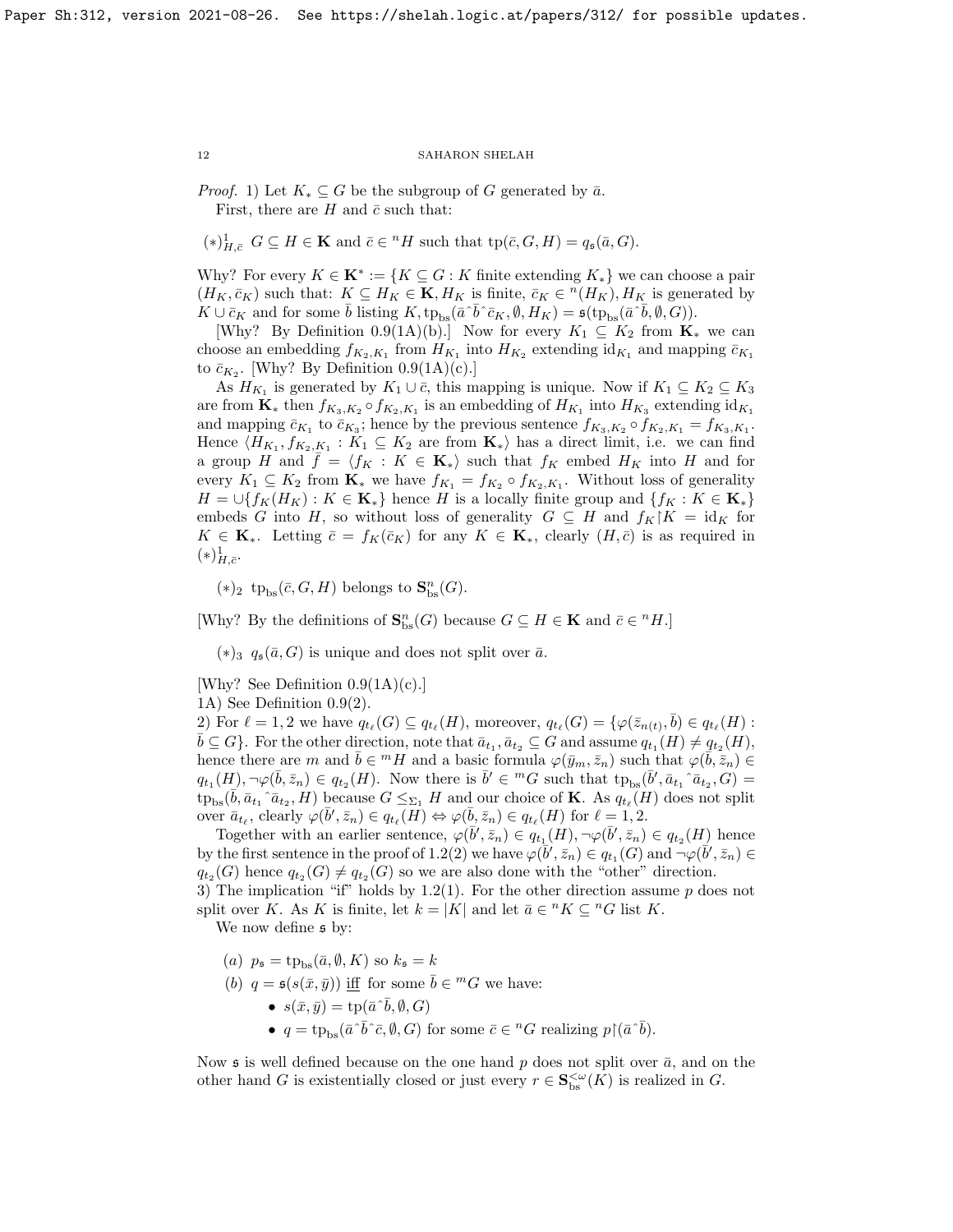*Proof.* 1) Let $K_* \subseteq G$ be the subgroup of $G$ generated by $\bar{a}$.

First, there are $H$ and $\bar{c}$ such that:

$(*)^1_{H,\bar{c}}$ $G \subseteq H \in \mathbf{K}$ and $\bar{c} \in {}^n H$ such that $\mathrm{tp}(\bar{c}, G, H) = q_{\mathfrak{s}}(\bar{a}, G)$.

Why? For every $K \in \mathbf{K}^* := \{K \subseteq G : K$ finite extending $K_*\}$ we can choose a pair $(H_K, \bar{c}_K)$ such that: $K \subseteq H_K \in \mathbf{K}, H_K$ is finite, $\bar{c}_K \in {}^n(H_K), H_K$ is generated by $K \cup \bar{c}_K$ and for some $\bar{b}$ listing $K, \mathrm{tp}_{\mathrm{bs}}(\bar{a}\hat{\ }\bar{b}\hat{\ }\bar{c}_K, \emptyset, H_K) = \mathfrak{s}(\mathrm{tp}_{\mathrm{bs}}(\bar{a}\hat{\ }\bar{b}, \emptyset, G))$.

[Why? By Definition 0.9(1A)(b).] Now for every $K_1 \subseteq K_2$ from $\mathbf{K}_*$ we can choose an embedding $f_{K_2,K_1}$ from $H_{K_1}$ into $H_{K_2}$ extending $\mathrm{id}_{K_1}$ and mapping $\bar{c}_{K_1}$ to $\bar{c}_{K_2}$. [Why? By Definition 0.9(1A)(c).]

As $H_{K_1}$ is generated by $K_1 \cup \bar{c}$, this mapping is unique. Now if $K_1 \subseteq K_2 \subseteq K_3$ are from $\mathbf{K}_*$ then $f_{K_3,K_2} \circ f_{K_2,K_1}$ is an embedding of $H_{K_1}$ into $H_{K_3}$ extending $\mathrm{id}_{K_1}$ and mapping $\bar{c}_{K_1}$ to $\bar{c}_{K_3}$; hence by the previous sentence $f_{K_3,K_2} \circ f_{K_2,K_1} = f_{K_3,K_1}$. Hence $\langle H_{K_1}, f_{K_2,K_1} : K_1 \subseteq K_2$ are from $\mathbf{K}_*\rangle$ has a direct limit, i.e. we can find a group $H$ and $\bar{f} = \langle f_K : K \in \mathbf{K}_*\rangle$ such that $f_K$ embed $H_K$ into $H$ and for every $K_1 \subseteq K_2$ from $\mathbf{K}_*$ we have $f_{K_1} = f_{K_2} \circ f_{K_2,K_1}$. Without loss of generality $H = \cup\{f_K(H_K) : K \in \mathbf{K}_*\}$ hence $H$ is a locally finite group and $\{f_K : K \in \mathbf{K}_*\}$ embeds $G$ into $H$, so without loss of generality $G \subseteq H$ and $f_K{\restriction}K = \mathrm{id}_K$ for $K \in \mathbf{K}_*$. Letting $\bar{c} = f_K(\bar{c}_K)$ for any $K \in \mathbf{K}_*$, clearly $(H, \bar{c})$ is as required in $(*)^1_{H,\bar{c}}$.

$(*)_2$ $\mathrm{tp}_{\mathrm{bs}}(\bar{c}, G, H)$ belongs to $\mathbf{S}^n_{\mathrm{bs}}(G)$.

[Why? By the definitions of $\mathbf{S}^n_{\mathrm{bs}}(G)$ because $G \subseteq H \in \mathbf{K}$ and $\bar{c} \in {}^n H$.]

$(*)_3$ $q_{\mathfrak{s}}(\bar{a}, G)$ is unique and does not split over $\bar{a}$.

[Why? See Definition 0.9(1A)(c).]

1A) See Definition 0.9(2).

2) For $\ell = 1, 2$ we have $q_{t_\ell}(G) \subseteq q_{t_\ell}(H)$, moreover, $q_{t_\ell}(G) = \{\varphi(\bar{z}_{n(t)}, \bar{b}) \in q_{t_\ell}(H) : \bar{b} \subseteq G\}$. For the other direction, note that $\bar{a}_{t_1}, \bar{a}_{t_2} \subseteq G$ and assume $q_{t_1}(H) \neq q_{t_2}(H)$, hence there are $m$ and $\bar{b} \in {}^m H$ and a basic formula $\varphi(\bar{y}_m, \bar{z}_n)$ such that $\varphi(\bar{b}, \bar{z}_n) \in q_{t_1}(H), \neg\varphi(\bar{b}, \bar{z}_n) \in q_{t_2}(H)$. Now there is $\bar{b}' \in {}^m G$ such that $\mathrm{tp}_{\mathrm{bs}}(\bar{b}', \bar{a}_{t_1}\hat{\ }\bar{a}_{t_2}, G) = \mathrm{tp}_{\mathrm{bs}}(\bar{b}, \bar{a}_{t_1}\hat{\ }\bar{a}_{t_2}, H)$ because $G \leq_{\Sigma_1} H$ and our choice of $\mathbf{K}$. As $q_{t_\ell}(H)$ does not split over $\bar{a}_{t_\ell}$, clearly $\varphi(\bar{b}', \bar{z}_n) \in q_{t_\ell}(H) \Leftrightarrow \varphi(\bar{b}, \bar{z}_n) \in q_{t_\ell}(H)$ for $\ell = 1, 2$.

Together with an earlier sentence, $\varphi(\bar{b}', \bar{z}_n) \in q_{t_1}(H), \neg\varphi(\bar{b}', \bar{z}_n) \in q_{t_2}(H)$ hence by the first sentence in the proof of 1.2(2) we have $\varphi(\bar{b}', \bar{z}_n) \in q_{t_1}(G)$ and $\neg\varphi(\bar{b}', \bar{z}_n) \in q_{t_2}(G)$ hence $q_{t_2}(G) \neq q_{t_2}(G)$ so we are also done with the "other" direction.

3) The implication "if" holds by 1.2(1). For the other direction assume $p$ does not split over $K$. As $K$ is finite, let $k = |K|$ and let $\bar{a} \in {}^n K \subseteq {}^n G$ list $K$.

We now define $\mathfrak{s}$ by:

- (a) $p_{\mathfrak{s}} = \mathrm{tp}_{\mathrm{bs}}(\bar{a}, \emptyset, K)$ so $k_{\mathfrak{s}} = k$
- (b) $q = \mathfrak{s}(s(\bar{x}, \bar{y}))$ iff for some $\bar{b} \in {}^m G$ we have:
  - $s(\bar{x}, \bar{y}) = \mathrm{tp}(\bar{a}\hat{\ }\bar{b}, \emptyset, G)$
  - $q = \mathrm{tp}_{\mathrm{bs}}(\bar{a}\hat{\ }\bar{b}\hat{\ }\bar{c}, \emptyset, G)$ for some $\bar{c} \in {}^n G$ realizing $p{\restriction}(\bar{a}\hat{\ }\bar{b})$.

Now $\mathfrak{s}$ is well defined because on the one hand $p$ does not split over $\bar{a}$, and on the other hand $G$ is existentially closed or just every $r \in \mathbf{S}^{<\omega}_{\mathrm{bs}}(K)$ is realized in $G$.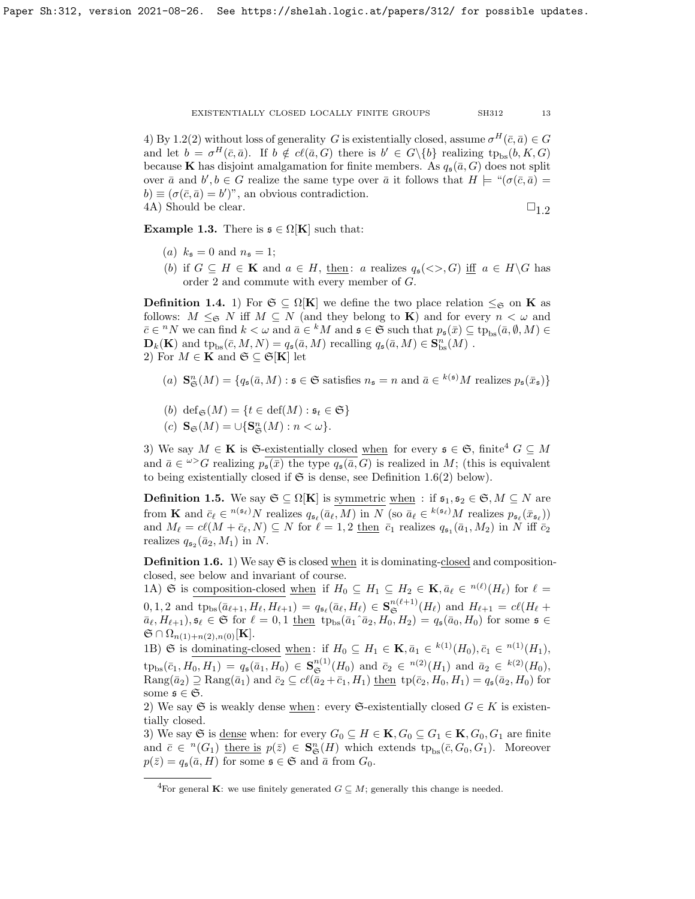4) By 1.2(2) without loss of generality $G$ is existentially closed, assume $\sigma^H(\bar{c}, \bar{a}) \in G$ and let $b = \sigma^H(\bar{c}, \bar{a})$. If $b \notin c\ell(\bar{a}, G)$ there is $b' \in G \backslash \{b\}$ realizing $\text{tp}_{\text{bs}}(b, K, G)$ because $\mathbf{K}$ has disjoint amalgamation for finite members. As $q_{\mathfrak{s}}(\bar{a}, G)$ does not split over $\bar{a}$ and $b', b \in G$ realize the same type over $\bar{a}$ it follows that $H \models$ "$(\sigma(\bar{c}, \bar{a}) = b) \equiv (\sigma(\bar{c}, \bar{a}) = b')$", an obvious contradiction.

4A) Should be clear. $\square_{1.2}$

**Example 1.3.** There is $\mathfrak{s} \in \Omega[\mathbf{K}]$ such that:

- (a) $k_{\mathfrak{s}} = 0$ and $n_{\mathfrak{s}} = 1$;
- (b) if $G \subseteq H \in \mathbf{K}$ and $a \in H$, then: $a$ realizes $q_{\mathfrak{s}}(<>, G)$ iff $a \in H \backslash G$ has order 2 and commute with every member of $G$.

**Definition 1.4.** 1) For $\mathfrak{S} \subseteq \Omega[\mathbf{K}]$ we define the two place relation $\leq_{\mathfrak{S}}$ on $\mathbf{K}$ as follows: $M \leq_{\mathfrak{S}} N$ iff $M \subseteq N$ (and they belong to $\mathbf{K}$) and for every $n < \omega$ and $\bar{c} \in {}^n N$ we can find $k < \omega$ and $\bar{a} \in {}^k M$ and $\mathfrak{s} \in \mathfrak{S}$ such that $p_{\mathfrak{s}}(\bar{x}) \subseteq \text{tp}_{\text{bs}}(\bar{a}, \emptyset, M) \in \mathbf{D}_k(\mathbf{K})$ and $\text{tp}_{\text{bs}}(\bar{c}, M, N) = q_{\mathfrak{s}}(\bar{a}, M)$ recalling $q_{\mathfrak{s}}(\bar{a}, M) \in \mathbf{S}^n_{\text{bs}}(M)$ .

2) For $M \in \mathbf{K}$ and $\mathfrak{S} \subseteq \mathfrak{S}[\mathbf{K}]$ let

- (a) $\mathbf{S}^n_{\mathfrak{S}}(M) = \{q_{\mathfrak{s}}(\bar{a}, M) : \mathfrak{s} \in \mathfrak{S}$ satisfies $n_{\mathfrak{s}} = n$ and $\bar{a} \in {}^{k(\mathfrak{s})}M$ realizes $p_{\mathfrak{s}}(\bar{x}_{\mathfrak{s}})\}$
- (b) $\text{def}_{\mathfrak{S}}(M) = \{t \in \text{def}(M) : \mathfrak{s}_t \in \mathfrak{S}\}$
- (c) $\mathbf{S}_{\mathfrak{S}}(M) = \cup\{\mathbf{S}^n_{\mathfrak{S}}(M) : n < \omega\}$.

3) We say $M \in \mathbf{K}$ is $\mathfrak{S}$-existentially closed when for every $\mathfrak{s} \in \mathfrak{S}$, finite[4] $G \subseteq M$ and $\bar{a} \in {}^{\omega>}G$ realizing $p_{\mathfrak{s}}(\bar{x})$ the type $q_{\mathfrak{s}}(\bar{a}, G)$ is realized in $M$; (this is equivalent to being existentially closed if $\mathfrak{S}$ is dense, see Definition 1.6(2) below).

**Definition 1.5.** We say $\mathfrak{S} \subseteq \Omega[\mathbf{K}]$ is symmetric when : if $\mathfrak{s}_1, \mathfrak{s}_2 \in \mathfrak{S}, M \subseteq N$ are from $\mathbf{K}$ and $\bar{c}_\ell \in {}^{n(\mathfrak{s}_\ell)}N$ realizes $q_{\mathfrak{s}_\ell}(\bar{a}_\ell, M)$ in $N$ (so $\bar{a}_\ell \in {}^{k(\mathfrak{s}_\ell)}M$ realizes $p_{\mathfrak{s}_\ell}(\bar{x}_{\mathfrak{s}_\ell})$) and $M_\ell = c\ell(M + \bar{c}_\ell, N) \subseteq N$ for $\ell = 1, 2$ then $\bar{c}_1$ realizes $q_{\mathfrak{s}_1}(\bar{a}_1, M_2)$ in $N$ iff $\bar{c}_2$ realizes $q_{\mathfrak{s}_2}(\bar{a}_2, M_1)$ in $N$.

**Definition 1.6.** 1) We say $\mathfrak{S}$ is closed when it is dominating-closed and composition-closed, see below and invariant of course.

1A) $\mathfrak{S}$ is composition-closed when if $H_0 \subseteq H_1 \subseteq H_2 \in \mathbf{K}, \bar{a}_\ell \in {}^{n(\ell)}(H_\ell)$ for $\ell = 0, 1, 2$ and $\text{tp}_{\text{bs}}(\bar{a}_{\ell+1}, H_\ell, H_{\ell+1}) = q_{\mathfrak{s}_\ell}(\bar{a}_\ell, H_\ell) \in \mathbf{S}^{n(\ell+1)}_{\mathfrak{S}}(H_\ell)$ and $H_{\ell+1} = c\ell(H_\ell + \bar{a}_\ell, H_{\ell+1}), \mathfrak{s}_\ell \in \mathfrak{S}$ for $\ell = 0, 1$ then $\text{tp}_{\text{bs}}(\bar{a}_1 \hat{\ } \bar{a}_2, H_0, H_2) = q_{\mathfrak{s}}(\bar{a}_0, H_0)$ for some $\mathfrak{s} \in \mathfrak{S} \cap \Omega_{n(1)+n(2),n(0)}[\mathbf{K}]$.

1B) $\mathfrak{S}$ is dominating-closed when: if $H_0 \subseteq H_1 \in \mathbf{K}, \bar{a}_1 \in {}^{k(1)}(H_0), \bar{c}_1 \in {}^{n(1)}(H_1)$, $\text{tp}_{\text{bs}}(\bar{c}_1, H_0, H_1) = q_{\mathfrak{s}}(\bar{a}_1, H_0) \in \mathbf{S}^{n(1)}_{\mathfrak{S}}(H_0)$ and $\bar{c}_2 \in {}^{n(2)}(H_1)$ and $\bar{a}_2 \in {}^{k(2)}(H_0)$, $\text{Rang}(\bar{a}_2) \supseteq \text{Rang}(\bar{a}_1)$ and $\bar{c}_2 \subseteq c\ell(\bar{a}_2 + \bar{c}_1, H_1)$ then $\text{tp}(\bar{c}_2, H_0, H_1) = q_{\mathfrak{s}}(\bar{a}_2, H_0)$ for some $\mathfrak{s} \in \mathfrak{S}$.

2) We say $\mathfrak{S}$ is weakly dense when: every $\mathfrak{S}$-existentially closed $G \in K$ is existentially closed.

3) We say $\mathfrak{S}$ is dense when: for every $G_0 \subseteq H \in \mathbf{K}, G_0 \subseteq G_1 \in \mathbf{K}, G_0, G_1$ are finite and $\bar{c} \in {}^n(G_1)$ there is $p(\bar{z}) \in \mathbf{S}^n_{\mathfrak{S}}(H)$ which extends $\text{tp}_{\text{bs}}(\bar{c}, G_0, G_1)$. Moreover $p(\bar{z}) = q_{\mathfrak{s}}(\bar{a}, H)$ for some $\mathfrak{s} \in \mathfrak{S}$ and $\bar{a}$ from $G_0$.

[4] For general $\mathbf{K}$: we use finitely generated $G \subseteq M$; generally this change is needed.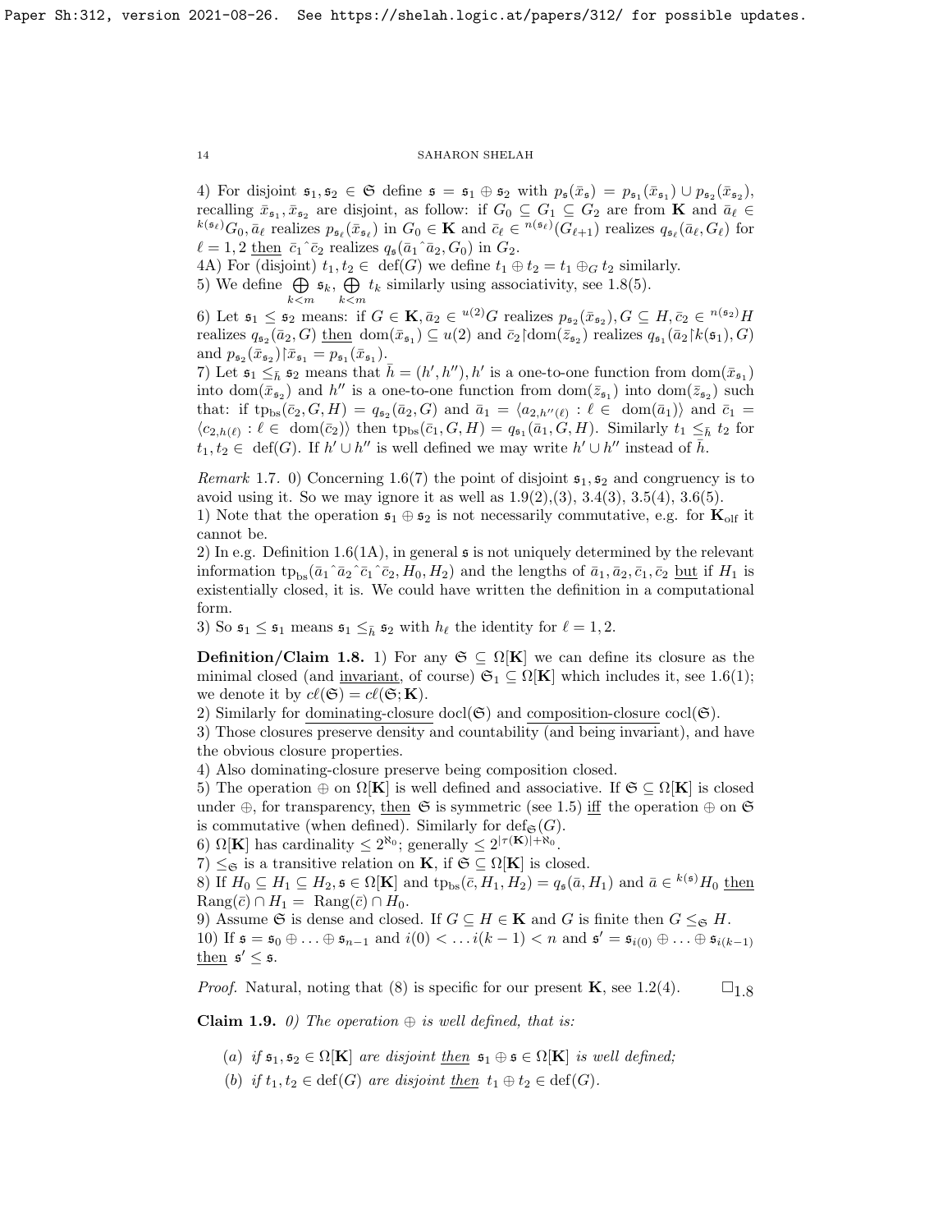4) For disjoint $\mathfrak{s}_1, \mathfrak{s}_2 \in \mathfrak{S}$ define $\mathfrak{s} = \mathfrak{s}_1 \oplus \mathfrak{s}_2$ with $p_{\mathfrak{s}}(\bar{x}_{\mathfrak{s}}) = p_{\mathfrak{s}_1}(\bar{x}_{\mathfrak{s}_1}) \cup p_{\mathfrak{s}_2}(\bar{x}_{\mathfrak{s}_2})$, recalling $\bar{x}_{\mathfrak{s}_1}, \bar{x}_{\mathfrak{s}_2}$ are disjoint, as follow: if $G_0 \subseteq G_1 \subseteq G_2$ are from $\mathbf{K}$ and $\bar{a}_\ell \in {}^{k(\mathfrak{s}_\ell)}G_0$, $\bar{a}_\ell$ realizes $p_{\mathfrak{s}_\ell}(\bar{x}_{\mathfrak{s}_\ell})$ in $G_0 \in \mathbf{K}$ and $\bar{c}_\ell \in {}^{n(\mathfrak{s}_\ell)}(G_{\ell+1})$ realizes $q_{\mathfrak{s}_\ell}(\bar{a}_\ell, G_\ell)$ for $\ell = 1, 2$ <u>then</u> $\bar{c}_1{}^\frown\bar{c}_2$ realizes $q_{\mathfrak{s}}(\bar{a}_1{}^\frown\bar{a}_2, G_0)$ in $G_2$.

4A) For (disjoint) $t_1, t_2 \in \operatorname{def}(G)$ we define $t_1 \oplus t_2 = t_1 \oplus_G t_2$ similarly.

5) We define $\bigoplus_{k<m} \mathfrak{s}_k$, $\bigoplus_{k<m} t_k$ similarly using associativity, see 1.8(5).

6) Let $\mathfrak{s}_1 \leq \mathfrak{s}_2$ means: if $G \in \mathbf{K}, \bar{a}_2 \in {}^{u(2)}G$ realizes $p_{\mathfrak{s}_2}(\bar{x}_{\mathfrak{s}_2}), G \subseteq H, \bar{c}_2 \in {}^{n(\mathfrak{s}_2)}H$ realizes $q_{\mathfrak{s}_2}(\bar{a}_2, G)$ <u>then</u> $\operatorname{dom}(\bar{x}_{\mathfrak{s}_1}) \subseteq u(2)$ and $\bar{c}_2 {\restriction} \operatorname{dom}(\bar{z}_{\mathfrak{s}_2})$ realizes $q_{\mathfrak{s}_1}(\bar{a}_2 {\restriction} k(\mathfrak{s}_1), G)$ and $p_{\mathfrak{s}_2}(\bar{x}_{\mathfrak{s}_2}) {\restriction} \bar{x}_{\mathfrak{s}_1} = p_{\mathfrak{s}_1}(\bar{x}_{\mathfrak{s}_1})$.

7) Let $\mathfrak{s}_1 \leq_{\bar{h}} \mathfrak{s}_2$ means that $\bar{h} = (h', h'')$, $h'$ is a one-to-one function from $\operatorname{dom}(\bar{x}_{\mathfrak{s}_1})$ into $\operatorname{dom}(\bar{x}_{\mathfrak{s}_2})$ and $h''$ is a one-to-one function from $\operatorname{dom}(\bar{z}_{\mathfrak{s}_1})$ into $\operatorname{dom}(\bar{z}_{\mathfrak{s}_2})$ such that: if $\operatorname{tp}_{\mathrm{bs}}(\bar{c}_2, G, H) = q_{\mathfrak{s}_2}(\bar{a}_2, G)$ and $\bar{a}_1 = \langle a_{2,h''(\ell)} : \ell \in \operatorname{dom}(\bar{a}_1)\rangle$ and $\bar{c}_1 = \langle c_{2,h(\ell)} : \ell \in \operatorname{dom}(\bar{c}_2)\rangle$ then $\operatorname{tp}_{\mathrm{bs}}(\bar{c}_1, G, H) = q_{\mathfrak{s}_1}(\bar{a}_1, G, H)$. Similarly $t_1 \leq_{\bar{h}} t_2$ for $t_1, t_2 \in \operatorname{def}(G)$. If $h' \cup h''$ is well defined we may write $h' \cup h''$ instead of $\bar{h}$.

*Remark* 1.7. 0) Concerning 1.6(7) the point of disjoint $\mathfrak{s}_1, \mathfrak{s}_2$ and congruency is to avoid using it. So we may ignore it as well as 1.9(2),(3), 3.4(3), 3.5(4), 3.6(5).

1) Note that the operation $\mathfrak{s}_1 \oplus \mathfrak{s}_2$ is not necessarily commutative, e.g. for $\mathbf{K}_{\mathrm{olf}}$ it cannot be.

2) In e.g. Definition 1.6(1A), in general $\mathfrak{s}$ is not uniquely determined by the relevant information $\operatorname{tp}_{\mathrm{bs}}(\bar{a}_1{}^\frown\bar{a}_2{}^\frown\bar{c}_1{}^\frown\bar{c}_2, H_0, H_2)$ and the lengths of $\bar{a}_1, \bar{a}_2, \bar{c}_1, \bar{c}_2$ <u>but</u> if $H_1$ is existentially closed, it is. We could have written the definition in a computational form.

3) So $\mathfrak{s}_1 \leq \mathfrak{s}_1$ means $\mathfrak{s}_1 \leq_{\bar{h}} \mathfrak{s}_2$ with $h_\ell$ the identity for $\ell = 1, 2$.

**Definition/Claim 1.8.** 1) For any $\mathfrak{S} \subseteq \Omega[\mathbf{K}]$ we can define its closure as the minimal closed (and <u>invariant</u>, of course) $\mathfrak{S}_1 \subseteq \Omega[\mathbf{K}]$ which includes it, see 1.6(1); we denote it by $c\ell(\mathfrak{S}) = c\ell(\mathfrak{S}; \mathbf{K})$.

2) Similarly for <u>dominating-closure</u> $\operatorname{docl}(\mathfrak{S})$ and <u>composition-closure</u> $\operatorname{cocl}(\mathfrak{S})$.

3) Those closures preserve density and countability (and being invariant), and have the obvious closure properties.

4) Also dominating-closure preserve being composition closed.

5) The operation $\oplus$ on $\Omega[\mathbf{K}]$ is well defined and associative. If $\mathfrak{S} \subseteq \Omega[\mathbf{K}]$ is closed under $\oplus$, for transparency, <u>then</u> $\mathfrak{S}$ is symmetric (see 1.5) <u>iff</u> the operation $\oplus$ on $\mathfrak{S}$ is commutative (when defined). Similarly for $\operatorname{def}_{\mathfrak{S}}(G)$.

6) $\Omega[\mathbf{K}]$ has cardinality $\leq 2^{\aleph_0}$; generally $\leq 2^{|\tau(\mathbf{K})|+\aleph_0}$.

7) $\leq_{\mathfrak{S}}$ is a transitive relation on $\mathbf{K}$, if $\mathfrak{S} \subseteq \Omega[\mathbf{K}]$ is closed.

8) If $H_0 \subseteq H_1 \subseteq H_2, \mathfrak{s} \in \Omega[\mathbf{K}]$ and $\operatorname{tp}_{\mathrm{bs}}(\bar{c}, H_1, H_2) = q_{\mathfrak{s}}(\bar{a}, H_1)$ and $\bar{a} \in {}^{k(\mathfrak{s})}H_0$ <u>then</u> $\operatorname{Rang}(\bar{c}) \cap H_1 = \operatorname{Rang}(\bar{c}) \cap H_0$.

9) Assume $\mathfrak{S}$ is dense and closed. If $G \subseteq H \in \mathbf{K}$ and $G$ is finite then $G \leq_{\mathfrak{S}} H$.

10) If $\mathfrak{s} = \mathfrak{s}_0 \oplus \ldots \oplus \mathfrak{s}_{n-1}$ and $i(0) < \ldots i(k-1) < n$ and $\mathfrak{s}' = \mathfrak{s}_{i(0)} \oplus \ldots \oplus \mathfrak{s}_{i(k-1)}$ <u>then</u> $\mathfrak{s}' \leq \mathfrak{s}$.

*Proof.* Natural, noting that (8) is specific for our present $\mathbf{K}$, see 1.2(4). $\square_{1.8}$

**Claim 1.9.** *0) The operation $\oplus$ is well defined, that is:*

- $(a)$ *if $\mathfrak{s}_1, \mathfrak{s}_2 \in \Omega[\mathbf{K}]$ are disjoint <u>then</u> $\mathfrak{s}_1 \oplus \mathfrak{s} \in \Omega[\mathbf{K}]$ is well defined;*
- $(b)$ *if $t_1, t_2 \in \operatorname{def}(G)$ are disjoint <u>then</u> $t_1 \oplus t_2 \in \operatorname{def}(G)$.*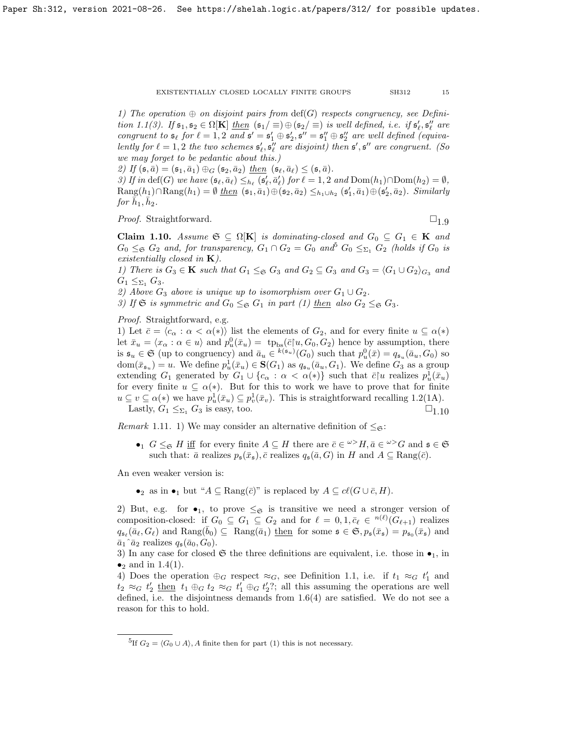*1) The operation $\oplus$ on disjoint pairs from $\text{def}(G)$ respects congruency, see Definition 1.1(3). If $\mathfrak{s}_1, \mathfrak{s}_2 \in \Omega[\mathbf{K}]$ then $(\mathfrak{s}_1/\equiv) \oplus (\mathfrak{s}_2/\equiv)$ is well defined, i.e. if $\mathfrak{s}'_\ell, \mathfrak{s}''_\ell$ are congruent to $\mathfrak{s}_\ell$ for $\ell = 1,2$ and $\mathfrak{s}' = \mathfrak{s}'_1 \oplus \mathfrak{s}'_2, \mathfrak{s}'' = \mathfrak{s}''_1 \oplus \mathfrak{s}''_2$ are well defined (equivalently for $\ell = 1,2$ the two schemes $\mathfrak{s}'_\ell, \mathfrak{s}''_\ell$ are disjoint) then $\mathfrak{s}', \mathfrak{s}''$ are congruent. (So we may forget to be pedantic about this.)*

*2) If $(\mathfrak{s}, \bar{a}) = (\mathfrak{s}_1, \bar{a}_1) \oplus_G (\mathfrak{s}_2, \bar{a}_2)$ then $(\mathfrak{s}_\ell, \bar{a}_\ell) \leq (\mathfrak{s}, \bar{a})$.*

*3) If in $\text{def}(G)$ we have $(\mathfrak{s}_\ell, \bar{a}_\ell) \leq_{h_\ell} (\mathfrak{s}'_\ell, \bar{a}'_\ell)$ for $\ell = 1,2$ and $\text{Dom}(h_1) \cap \text{Dom}(h_2) = \emptyset$, $\text{Rang}(h_1) \cap \text{Rang}(h_1) = \emptyset$ then $(\mathfrak{s}_1, \bar{a}_1) \oplus (\mathfrak{s}_2, \bar{a}_2) \leq_{h_1 \cup h_2} (\mathfrak{s}'_1, \bar{a}_1) \oplus (\mathfrak{s}'_2, \bar{a}_2)$. Similarly for $\bar{h}_1, \bar{h}_2$.*

*Proof.* Straightforward. $\square_{1.9}$

**Claim 1.10.** *Assume $\mathfrak{S} \subseteq \Omega[\mathbf{K}]$ is dominating-closed and $G_0 \subseteq G_1 \in \mathbf{K}$ and $G_0 \leq_{\mathfrak{S}} G_2$ and, for transparency, $G_1 \cap G_2 = G_0$ and[5] $G_0 \leq_{\Sigma_1} G_2$ (holds if $G_0$ is existentially closed in $\mathbf{K}$).*

*1) There is $G_3 \in \mathbf{K}$ such that $G_1 \leq_{\mathfrak{S}} G_3$ and $G_2 \subseteq G_3$ and $G_3 = \langle G_1 \cup G_2 \rangle_{G_3}$ and $G_1 \leq_{\Sigma_1} G_3$.*

*2) Above $G_3$ above is unique up to isomorphism over $G_1 \cup G_2$.*

*3) If $\mathfrak{S}$ is symmetric and $G_0 \leq_{\mathfrak{S}} G_1$ in part (1) then also $G_2 \leq_{\mathfrak{S}} G_3$.*

*Proof.* Straightforward, e.g.

1) Let $\bar{c} = \langle c_\alpha : \alpha < \alpha(*) \rangle$ list the elements of $G_2$, and for every finite $u \subseteq \alpha(*)$ let $\bar{x}_u = \langle x_\alpha : \alpha \in u \rangle$ and $p^0_u(\bar{x}_u) = \text{tp}_{\text{bs}}(\bar{c} \restriction u, G_0, G_2)$ hence by assumption, there is $\mathfrak{s}_u \in \mathfrak{S}$ (up to congruency) and $\bar{a}_u \in {}^{k(\mathfrak{s}_u)}(G_0)$ such that $p^0_u(\bar{x}) = q_{\mathfrak{s}_u}(\bar{a}_u, G_0)$ so $\text{dom}(\bar{x}_{\mathfrak{s}_u}) = u$. We define $p^1_u(\bar{x}_u) \in \mathbf{S}(G_1)$ as $q_{\mathfrak{s}_u}(\bar{a}_u, G_1)$. We define $G_3$ as a group extending $G_1$ generated by $G_1 \cup \{c_\alpha : \alpha < \alpha(*)\}$ such that $\bar{c} \restriction u$ realizes $p^1_u(\bar{x}_u)$ for every finite $u \subseteq \alpha(*)$. But for this to work we have to prove that for finite $u \subseteq v \subseteq \alpha(*)$ we have $p^1_u(\bar{x}_u) \subseteq p^1_v(\bar{x}_v)$. This is straightforward recalling 1.2(1A).

Lastly, $G_1 \leq_{\Sigma_1} G_3$ is easy, too. $\square_{1.10}$

*Remark* 1.11. 1) We may consider an alternative definition of $\leq_{\mathfrak{S}}$:

- $\bullet_1$ $G \leq_{\mathfrak{S}} H$ iff for every finite $A \subseteq H$ there are $\bar{c} \in {}^{\omega>}H, \bar{a} \in {}^{\omega>}G$ and $\mathfrak{s} \in \mathfrak{S}$ such that: $\bar{a}$ realizes $p_{\mathfrak{s}}(\bar{x}_{\mathfrak{s}}), \bar{c}$ realizes $q_{\mathfrak{s}}(\bar{a}, G)$ in $H$ and $A \subseteq \text{Rang}(\bar{c})$.

An even weaker version is:

- $\bullet_2$ as in $\bullet_1$ but "$A \subseteq \text{Rang}(\bar{c})$" is replaced by $A \subseteq c\ell(G \cup \bar{c}, H)$.

2) But, e.g. for $\bullet_1$, to prove $\leq_{\mathfrak{S}}$ is transitive we need a stronger version of composition-closed: if $G_0 \subseteq G_1 \subseteq G_2$ and for $\ell = 0,1, \bar{c}_\ell \in {}^{n(\ell)}(G_{\ell+1})$ realizes $q_{\mathfrak{s}_\ell}(\bar{a}_\ell, G_\ell)$ and $\text{Rang}(\bar{b}_0) \subseteq \text{Rang}(\bar{a}_1)$ then for some $\mathfrak{s} \in \mathfrak{S}, p_{\mathfrak{s}}(\bar{x}_{\mathfrak{s}}) = p_{\mathfrak{s}_0}(\bar{x}_{\mathfrak{s}})$ and $\bar{a}_1 {}^\frown \bar{a}_2$ realizes $q_{\mathfrak{s}}(\bar{a}_0, G_0)$.

3) In any case for closed $\mathfrak{S}$ the three definitions are equivalent, i.e. those in $\bullet_1$, in $\bullet_2$ and in 1.4(1).

4) Does the operation $\oplus_G$ respect $\approx_G$, see Definition 1.1, i.e. if $t_1 \approx_G t'_1$ and $t_2 \approx_G t'_2$ then $t_1 \oplus_G t_2 \approx_G t'_1 \oplus_G t'_2$?; all this assuming the operations are well defined, i.e. the disjointness demands from 1.6(4) are satisfied. We do not see a reason for this to hold.

---

[5] If $G_2 = \langle G_0 \cup A \rangle$, $A$ finite then for part (1) this is not necessary.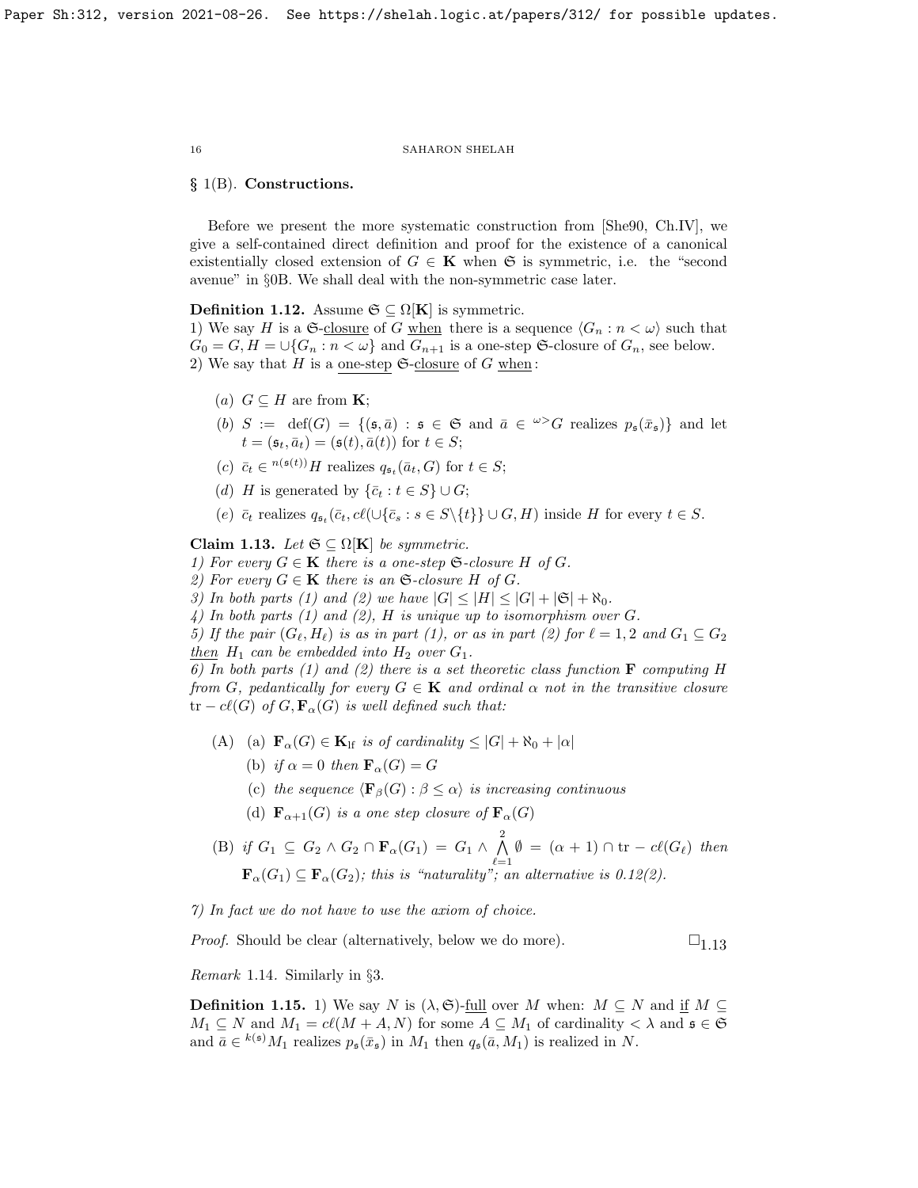## § 1(B). Constructions.

Before we present the more systematic construction from [She90, Ch.IV], we give a self-contained direct definition and proof for the existence of a canonical existentially closed extension of $G \in \mathbf{K}$ when $\mathfrak{S}$ is symmetric, i.e. the "second avenue" in §0B. We shall deal with the non-symmetric case later.

**Definition 1.12.** Assume $\mathfrak{S} \subseteq \Omega[\mathbf{K}]$ is symmetric.
1) We say $H$ is a $\mathfrak{S}$-<u>closure</u> of $G$ <u>when</u> there is a sequence $\langle G_n : n < \omega \rangle$ such that $G_0 = G, H = \cup\{G_n : n < \omega\}$ and $G_{n+1}$ is a one-step $\mathfrak{S}$-closure of $G_n$, see below.
2) We say that $H$ is a <u>one-step</u> $\mathfrak{S}$-<u>closure</u> of $G$ <u>when</u>:

- $(a)$ $G \subseteq H$ are from $\mathbf{K}$;
- $(b)$ $S := \operatorname{def}(G) = \{(\mathfrak{s}, \bar{a}) : \mathfrak{s} \in \mathfrak{S}$ and $\bar{a} \in {}^{\omega >}G$ realizes $p_{\mathfrak{s}}(\bar{x}_{\mathfrak{s}})\}$ and let $t = (\mathfrak{s}_t, \bar{a}_t) = (\mathfrak{s}(t), \bar{a}(t))$ for $t \in S$;
- $(c)$ $\bar{c}_t \in {}^{n(\mathfrak{s}(t))}H$ realizes $q_{\mathfrak{s}_t}(\bar{a}_t, G)$ for $t \in S$;
- $(d)$ $H$ is generated by $\{\bar{c}_t : t \in S\} \cup G$;
- $(e)$ $\bar{c}_t$ realizes $q_{\mathfrak{s}_t}(\bar{c}_t, c\ell(\cup\{\bar{c}_s : s \in S\backslash\{t\}\} \cup G, H)$ inside $H$ for every $t \in S$.

**Claim 1.13.** *Let $\mathfrak{S} \subseteq \Omega[\mathbf{K}]$ be symmetric.*
*1) For every $G \in \mathbf{K}$ there is a one-step $\mathfrak{S}$-closure $H$ of $G$.*
*2) For every $G \in \mathbf{K}$ there is an $\mathfrak{S}$-closure $H$ of $G$.*
*3) In both parts (1) and (2) we have $|G| \leq |H| \leq |G| + |\mathfrak{S}| + \aleph_0$.*
*4) In both parts (1) and (2), $H$ is unique up to isomorphism over $G$.*
*5) If the pair $(G_\ell, H_\ell)$ is as in part (1), or as in part (2) for $\ell = 1, 2$ and $G_1 \subseteq G_2$ <u>then</u> $H_1$ can be embedded into $H_2$ over $G_1$.*
*6) In both parts (1) and (2) there is a set theoretic class function $\mathbf{F}$ computing $H$ from $G$, pedantically for every $G \in \mathbf{K}$ and ordinal $\alpha$ not in the transitive closure $\operatorname{tr} - c\ell(G)$ of $G, \mathbf{F}_\alpha(G)$ is well defined such that:*

- (A) (a) $\mathbf{F}_\alpha(G) \in \mathbf{K}_{\rm lf}$ *is of cardinality* $\leq |G| + \aleph_0 + |\alpha|$
  - (b) *if* $\alpha = 0$ *then* $\mathbf{F}_\alpha(G) = G$
  - (c) *the sequence* $\langle \mathbf{F}_\beta(G) : \beta \leq \alpha \rangle$ *is increasing continuous*
  - (d) $\mathbf{F}_{\alpha+1}(G)$ *is a one step closure of* $\mathbf{F}_\alpha(G)$
- (B) *if* $G_1 \subseteq G_2 \wedge G_2 \cap \mathbf{F}_\alpha(G_1) = G_1 \wedge \bigwedge_{\ell=1}^{2} \emptyset = (\alpha + 1) \cap \operatorname{tr} - c\ell(G_\ell)$ *then* $\mathbf{F}_\alpha(G_1) \subseteq \mathbf{F}_\alpha(G_2)$*; this is "naturality"; an alternative is 0.12(2).*

*7) In fact we do not have to use the axiom of choice.*

*Proof.* Should be clear (alternatively, below we do more). $\square_{1.13}$

*Remark* 1.14. Similarly in §3.

**Definition 1.15.** 1) We say $N$ is $(\lambda, \mathfrak{S})$-<u>full</u> over $M$ when: $M \subseteq N$ and <u>if</u> $M \subseteq M_1 \subseteq N$ and $M_1 = c\ell(M + A, N)$ for some $A \subseteq M_1$ of cardinality $< \lambda$ and $\mathfrak{s} \in \mathfrak{S}$ and $\bar{a} \in {}^{k(\mathfrak{s})}M_1$ realizes $p_{\mathfrak{s}}(\bar{x}_{\mathfrak{s}})$ in $M_1$ then $q_{\mathfrak{s}}(\bar{a}, M_1)$ is realized in $N$.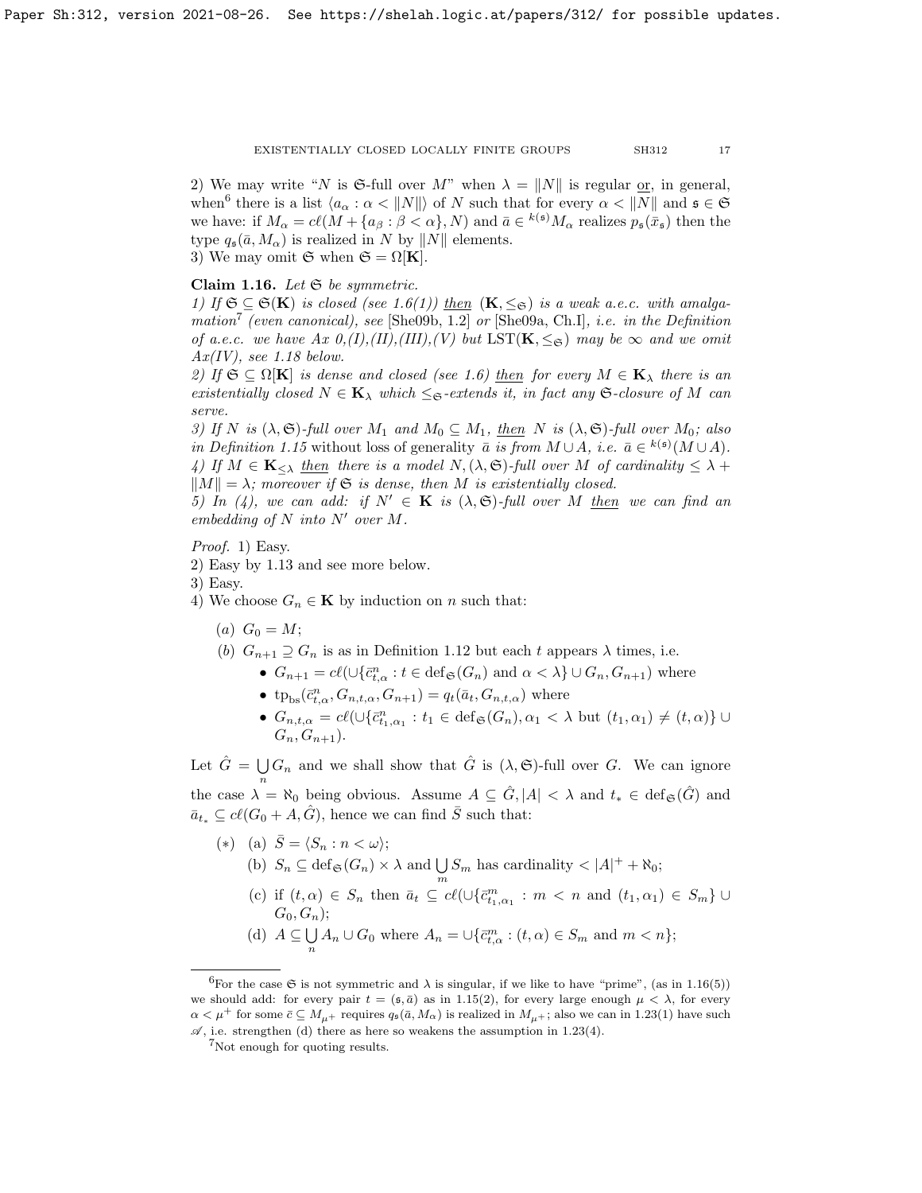2) We may write "$N$ is $\mathfrak{S}$-full over $M$" when $\lambda = \|N\|$ is regular or, in general, when[6] there is a list $\langle a_\alpha : \alpha < \|N\|\rangle$ of $N$ such that for every $\alpha < \|N\|$ and $\mathfrak{s} \in \mathfrak{S}$ we have: if $M_\alpha = c\ell(M + \{a_\beta : \beta < \alpha\}, N)$ and $\bar{a} \in {}^{k(\mathfrak{s})}M_\alpha$ realizes $p_{\mathfrak{s}}(\bar{x}_{\mathfrak{s}})$ then the type $q_{\mathfrak{s}}(\bar{a}, M_\alpha)$ is realized in $N$ by $\|N\|$ elements.
3) We may omit $\mathfrak{S}$ when $\mathfrak{S} = \Omega[\mathbf{K}]$.

**Claim 1.16.** *Let $\mathfrak{S}$ be symmetric.*
*1) If $\mathfrak{S} \subseteq \mathfrak{S}(\mathbf{K})$ is closed (see 1.6(1)) then $(\mathbf{K}, \leq_{\mathfrak{S}})$ is a weak a.e.c. with amalgamation*[7] *(even canonical), see* [She09b, 1.2] *or* [She09a, Ch.I], *i.e. in the Definition of a.e.c. we have Ax 0,(I),(II),(III),(V) but $\mathrm{LST}(\mathbf{K}, \leq_{\mathfrak{S}})$ may be $\infty$ and we omit Ax(IV), see 1.18 below.*
*2) If $\mathfrak{S} \subseteq \Omega[\mathbf{K}]$ is dense and closed (see 1.6) then for every $M \in \mathbf{K}_\lambda$ there is an existentially closed $N \in \mathbf{K}_\lambda$ which $\leq_{\mathfrak{S}}$-extends it, in fact any $\mathfrak{S}$-closure of $M$ can serve.*
*3) If $N$ is $(\lambda, \mathfrak{S})$-full over $M_1$ and $M_0 \subseteq M_1$, then $N$ is $(\lambda, \mathfrak{S})$-full over $M_0$; also in Definition 1.15* without loss of generality *$\bar{a}$ is from $M \cup A$, i.e. $\bar{a} \in {}^{k(\mathfrak{s})}(M \cup A)$.*
*4) If $M \in \mathbf{K}_{\leq\lambda}$ then there is a model $N, (\lambda, \mathfrak{S})$-full over $M$ of cardinality $\leq \lambda + \|M\| = \lambda$; moreover if $\mathfrak{S}$ is dense, then $M$ is existentially closed.*
*5) In (4), we can add: if $N' \in \mathbf{K}$ is $(\lambda, \mathfrak{S})$-full over $M$ then we can find an embedding of $N$ into $N'$ over $M$.*

*Proof.* 1) Easy.
2) Easy by 1.13 and see more below.
3) Easy.
4) We choose $G_n \in \mathbf{K}$ by induction on $n$ such that:

- (a) $G_0 = M$;
- (b) $G_{n+1} \supseteq G_n$ is as in Definition 1.12 but each $t$ appears $\lambda$ times, i.e.
  - $G_{n+1} = c\ell(\cup\{\bar{c}^n_{t,\alpha} : t \in \mathrm{def}_{\mathfrak{S}}(G_n) \text{ and } \alpha < \lambda\} \cup G_n, G_{n+1})$ where
  - $\mathrm{tp}_{\mathrm{bs}}(\bar{c}^n_{t,\alpha}, G_{n,t,\alpha}, G_{n+1}) = q_t(\bar{a}_t, G_{n,t,\alpha})$ where
  - $G_{n,t,\alpha} = c\ell(\cup\{\bar{c}^n_{t_1,\alpha_1} : t_1 \in \mathrm{def}_{\mathfrak{S}}(G_n), \alpha_1 < \lambda \text{ but } (t_1, \alpha_1) \neq (t, \alpha)\} \cup G_n, G_{n+1})$.

Let $\hat{G} = \bigcup_n G_n$ and we shall show that $\hat{G}$ is $(\lambda, \mathfrak{S})$-full over $G$. We can ignore the case $\lambda = \aleph_0$ being obvious. Assume $A \subseteq \hat{G}, |A| < \lambda$ and $t_* \in \mathrm{def}_{\mathfrak{S}}(\hat{G})$ and $\bar{a}_{t_*} \subseteq c\ell(G_0 + A, \hat{G})$, hence we can find $\bar{S}$ such that:

$(*)$ (a) $\bar{S} = \langle S_n : n < \omega\rangle$;
 (b) $S_n \subseteq \mathrm{def}_{\mathfrak{S}}(G_n) \times \lambda$ and $\bigcup_m S_m$ has cardinality $< |A|^+ + \aleph_0$;
 (c) if $(t, \alpha) \in S_n$ then $\bar{a}_t \subseteq c\ell(\cup\{\bar{c}^m_{t_1,\alpha_1} : m < n \text{ and } (t_1, \alpha_1) \in S_m\} \cup G_0, G_n)$;
 (d) $A \subseteq \bigcup_n A_n \cup G_0$ where $A_n = \cup\{\bar{c}^m_{t,\alpha} : (t, \alpha) \in S_m \text{ and } m < n\}$;

---

[6] For the case $\mathfrak{S}$ is not symmetric and $\lambda$ is singular, if we like to have "prime", (as in 1.16(5)) we should add: for every pair $t = (\mathfrak{s}, \bar{a})$ as in 1.15(2), for every large enough $\mu < \lambda$, for every $\alpha < \mu^+$ for some $\bar{c} \subseteq M_{\mu^+}$ requires $q_{\mathfrak{s}}(\bar{a}, M_\alpha)$ is realized in $M_{\mu^+}$; also we can in 1.23(1) have such $\mathscr{A}$, i.e. strengthen (d) there as here so weakens the assumption in 1.23(4).

[7] Not enough for quoting results.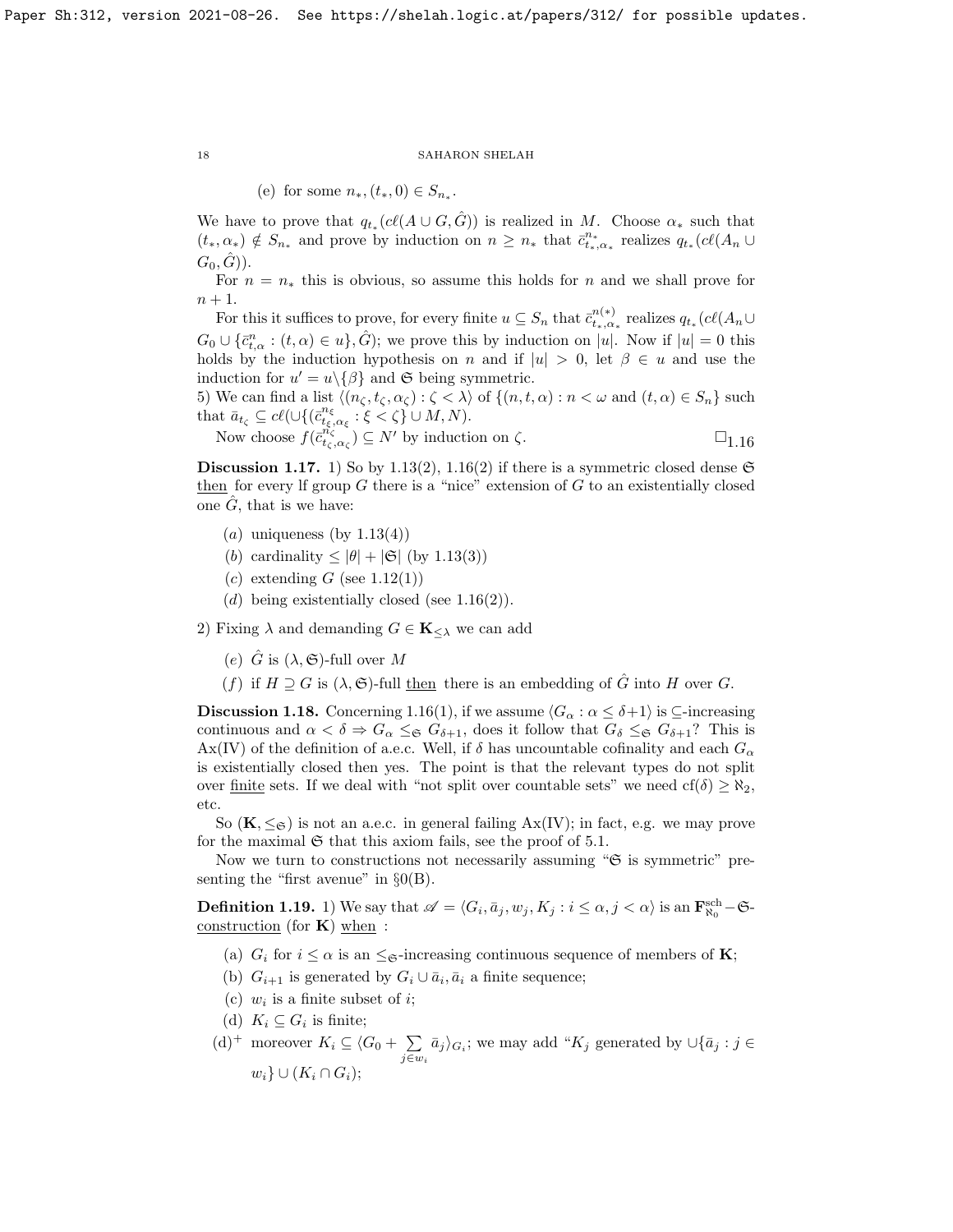(e) for some $n_*, (t_*, 0) \in S_{n_*}$.

We have to prove that $q_{t_*}(c\ell(A \cup G, \hat{G}))$ is realized in $M$. Choose $\alpha_*$ such that $(t_*, \alpha_*) \notin S_{n_*}$ and prove by induction on $n \geq n_*$ that $\bar{c}^{n_*}_{t_*,\alpha_*}$ realizes $q_{t_*}(c\ell(A_n \cup G_0, \hat{G}))$.

For $n = n_*$ this is obvious, so assume this holds for $n$ and we shall prove for $n+1$.

For this it suffices to prove, for every finite $u \subseteq S_n$ that $\bar{c}^{n(*)}_{t_*,\alpha_*}$ realizes $q_{t_*}(c\ell(A_n \cup G_0 \cup \{\bar{c}^n_{t,\alpha} : (t,\alpha) \in u\}, \hat{G})$; we prove this by induction on $|u|$. Now if $|u| = 0$ this holds by the induction hypothesis on $n$ and if $|u| > 0$, let $\beta \in u$ and use the induction for $u' = u \backslash \{\beta\}$ and $\mathfrak{S}$ being symmetric.

5) We can find a list $\langle (n_\zeta, t_\zeta, \alpha_\zeta) : \zeta < \lambda \rangle$ of $\{(n,t,\alpha) : n < \omega \text{ and } (t,\alpha) \in S_n\}$ such that $\bar{a}_{t_\zeta} \subseteq c\ell(\cup\{(\bar{c}^{n_\xi}_{t_\xi,\alpha_\xi} : \xi < \zeta\} \cup M, N)$.

Now choose $f(\bar{c}^{n_\zeta}_{t_\zeta,\alpha_\zeta}) \subseteq N'$ by induction on $\zeta$. $\square_{1.16}$

**Discussion 1.17.** 1) So by 1.13(2), 1.16(2) if there is a symmetric closed dense $\mathfrak{S}$ then for every lf group $G$ there is a "nice" extension of $G$ to an existentially closed one $\hat{G}$, that is we have:

- $(a)$ uniqueness (by 1.13(4))
- $(b)$ cardinality $\leq |\theta| + |\mathfrak{S}|$ (by 1.13(3))
- $(c)$ extending $G$ (see 1.12(1))
- $(d)$ being existentially closed (see 1.16(2)).

2) Fixing $\lambda$ and demanding $G \in \mathbf{K}_{\leq \lambda}$ we can add

- $(e)$ $\hat{G}$ is $(\lambda, \mathfrak{S})$-full over $M$
- $(f)$ if $H \supseteq G$ is $(\lambda, \mathfrak{S})$-full then there is an embedding of $\hat{G}$ into $H$ over $G$.

**Discussion 1.18.** Concerning 1.16(1), if we assume $\langle G_\alpha : \alpha \leq \delta+1 \rangle$ is $\subseteq$-increasing continuous and $\alpha < \delta \Rightarrow G_\alpha \leq_{\mathfrak{S}} G_{\delta+1}$, does it follow that $G_\delta \leq_{\mathfrak{S}} G_{\delta+1}$? This is Ax(IV) of the definition of a.e.c. Well, if $\delta$ has uncountable cofinality and each $G_\alpha$ is existentially closed then yes. The point is that the relevant types do not split over finite sets. If we deal with "not split over countable sets" we need $\text{cf}(\delta) \geq \aleph_2$, etc.

So $(\mathbf{K}, \leq_{\mathfrak{S}})$ is not an a.e.c. in general failing Ax(IV); in fact, e.g. we may prove for the maximal $\mathfrak{S}$ that this axiom fails, see the proof of 5.1.

Now we turn to constructions not necessarily assuming "$\mathfrak{S}$ is symmetric" presenting the "first avenue" in §0(B).

**Definition 1.19.** 1) We say that $\mathscr{A} = \langle G_i, \bar{a}_j, w_j, K_j : i \leq \alpha, j < \alpha \rangle$ is an $\mathbf{F}^{\text{sch}}_{\aleph_0}-\mathfrak{S}$-construction (for $\mathbf{K}$) when :

- (a) $G_i$ for $i \leq \alpha$ is an $\leq_{\mathfrak{S}}$-increasing continuous sequence of members of $\mathbf{K}$;
- (b) $G_{i+1}$ is generated by $G_i \cup \bar{a}_i, \bar{a}_i$ a finite sequence;
- (c) $w_i$ is a finite subset of $i$;
- (d) $K_i \subseteq G_i$ is finite;
- (d)$^+$ moreover $K_i \subseteq \langle G_0 + \sum_{j \in w_i} \bar{a}_j \rangle_{G_i}$; we may add "$K_j$ generated by $\cup\{\bar{a}_j : j \in w_i\} \cup (K_i \cap G_i)$;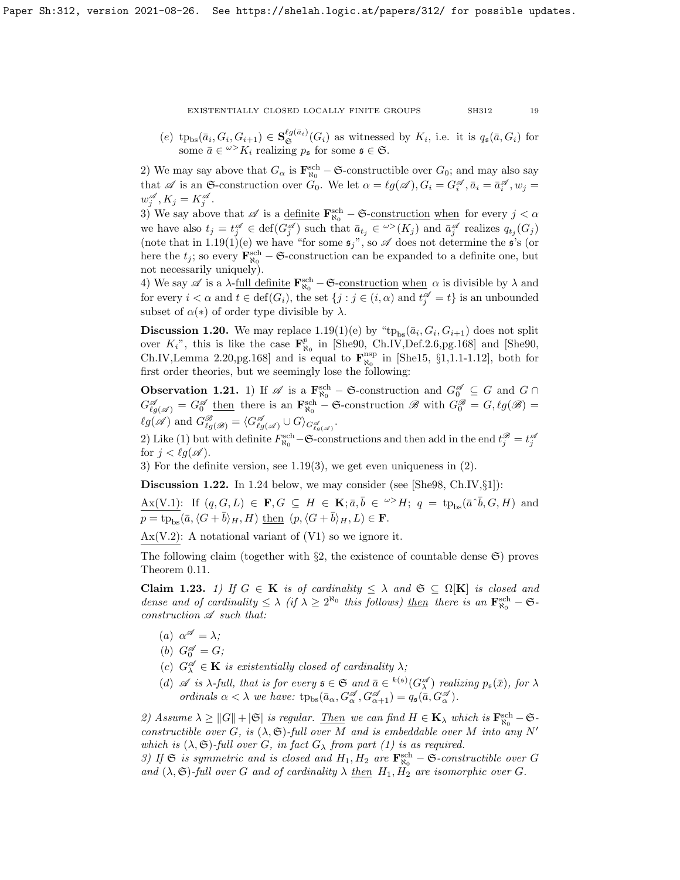(e) $\mathrm{tp}_{\mathrm{bs}}(\bar{a}_i, G_i, G_{i+1}) \in \mathbf{S}^{\ell g(\bar{a}_i)}_{\mathfrak{S}}(G_i)$ as witnessed by $K_i$, i.e. it is $q_{\mathfrak{s}}(\bar{a}, G_i)$ for some $\bar{a} \in {}^{\omega>}K_i$ realizing $p_{\mathfrak{s}}$ for some $\mathfrak{s} \in \mathfrak{S}$.

2) We may say above that $G_\alpha$ is $\mathbf{F}^{\mathrm{sch}}_{\aleph_0} - \mathfrak{S}$-constructible over $G_0$; and may also say that $\mathscr{A}$ is an $\mathfrak{S}$-construction over $G_0$. We let $\alpha = \ell g(\mathscr{A}), G_i = G^{\mathscr{A}}_i, \bar{a}_i = \bar{a}^{\mathscr{A}}_i, w_j = w^{\mathscr{A}}_j, K_j = K^{\mathscr{A}}_j$.

3) We say above that $\mathscr{A}$ is a <u>definite</u> $\mathbf{F}^{\mathrm{sch}}_{\aleph_0} - \mathfrak{S}$-<u>construction</u> <u>when</u> for every $j < \alpha$ we have also $t_j = t^{\mathscr{A}}_j \in \mathrm{def}(G^{\mathscr{A}}_j)$ such that $\bar{a}_{t_j} \in {}^{\omega>}(K_j)$ and $\bar{a}^{\mathscr{A}}_j$ realizes $q_{t_j}(G_j)$ (note that in 1.19(1)(e) we have "for some $\mathfrak{s}_j$", so $\mathscr{A}$ does not determine the $\mathfrak{s}$'s (or here the $t_j$; so every $\mathbf{F}^{\mathrm{sch}}_{\aleph_0} - \mathfrak{S}$-construction can be expanded to a definite one, but not necessarily uniquely).

4) We say $\mathscr{A}$ is a $\lambda$-<u>full definite</u> $\mathbf{F}^{\mathrm{sch}}_{\aleph_0} - \mathfrak{S}$-<u>construction</u> <u>when</u> $\alpha$ is divisible by $\lambda$ and for every $i < \alpha$ and $t \in \mathrm{def}(G_i)$, the set $\{j : j \in (i, \alpha)$ and $t^{\mathscr{A}}_j = t\}$ is an unbounded subset of $\alpha(*)$ of order type divisible by $\lambda$.

**Discussion 1.20.** We may replace 1.19(1)(e) by "$\mathrm{tp}_{\mathrm{bs}}(\bar{a}_i, G_i, G_{i+1})$ does not split over $K_i$", this is like the case $\mathbf{F}^{p}_{\aleph_0}$ in [She90, Ch.IV,Def.2.6,pg.168] and [She90, Ch.IV,Lemma 2.20,pg.168] and is equal to $\mathbf{F}^{\mathrm{nsp}}_{\aleph_0}$ in [She15, §1,1.1-1.12], both for first order theories, but we seemingly lose the following:

**Observation 1.21.** 1) If $\mathscr{A}$ is a $\mathbf{F}^{\mathrm{sch}}_{\aleph_0} - \mathfrak{S}$-construction and $G^{\mathscr{A}}_0 \subseteq G$ and $G \cap G^{\mathscr{A}}_{\ell g(\mathscr{A})} = G^{\mathscr{A}}_0$ <u>then</u> there is an $\mathbf{F}^{\mathrm{sch}}_{\aleph_0} - \mathfrak{S}$-construction $\mathscr{B}$ with $G^{\mathscr{B}}_0 = G, \ell g(\mathscr{B}) = \ell g(\mathscr{A})$ and $G^{\mathscr{B}}_{\ell g(\mathscr{B})} = \langle G^{\mathscr{A}}_{\ell g(\mathscr{A})} \cup G\rangle_{G^{\mathscr{A}}_{\ell g(\mathscr{A})}}$.

2) Like (1) but with definite $F^{\mathrm{sch}}_{\aleph_0} - \mathfrak{S}$-constructions and then add in the end $t^{\mathscr{B}}_j = t^{\mathscr{A}}_j$ for $j < \ell g(\mathscr{A})$.

3) For the definite version, see 1.19(3), we get even uniqueness in (2).

**Discussion 1.22.** In 1.24 below, we may consider (see [She98, Ch.IV,§1]):

<u>Ax(V.1)</u>: If $(q, G, L) \in \mathbf{F}, G \subseteq H \in \mathbf{K}; \bar{a}, \bar{b} \in {}^{\omega>}H$; $q = \mathrm{tp}_{\mathrm{bs}}(\bar{a}\hat{\ }\bar{b}, G, H)$ and $p = \mathrm{tp}_{\mathrm{bs}}(\bar{a}, \langle G + \bar{b}\rangle_H, H)$ <u>then</u> $(p, \langle G + \bar{b}\rangle_H, L) \in \mathbf{F}$.

<u>Ax(V.2)</u>: A notational variant of (V1) so we ignore it.

The following claim (together with §2, the existence of countable dense $\mathfrak{S}$) proves Theorem 0.11.

**Claim 1.23.** *1) If $G \in \mathbf{K}$ is of cardinality $\leq \lambda$ and $\mathfrak{S} \subseteq \Omega[\mathbf{K}]$ is closed and dense and of cardinality $\leq \lambda$ (if $\lambda \geq 2^{\aleph_0}$ this follows) <u>then</u> there is an $\mathbf{F}^{\mathrm{sch}}_{\aleph_0} - \mathfrak{S}$-construction $\mathscr{A}$ such that:*

- (a) $\alpha^{\mathscr{A}} = \lambda$;
- (b) $G^{\mathscr{A}}_0 = G$;
- (c) $G^{\mathscr{A}}_\lambda \in \mathbf{K}$ *is existentially closed of cardinality* $\lambda$;
- (d) $\mathscr{A}$ *is $\lambda$-full, that is for every $\mathfrak{s} \in \mathfrak{S}$ and $\bar{a} \in {}^{k(\mathfrak{s})}(G^{\mathscr{A}}_\lambda)$ realizing $p_{\mathfrak{s}}(\bar{x})$, for $\lambda$ ordinals $\alpha < \lambda$ we have: $\mathrm{tp}_{\mathrm{bs}}(\bar{a}_\alpha, G^{\mathscr{A}}_\alpha, G^{\mathscr{A}}_{\alpha+1}) = q_{\mathfrak{s}}(\bar{a}, G^{\mathscr{A}}_\alpha)$.*

*2) Assume $\lambda \geq \|G\| + |\mathfrak{S}|$ is regular. <u>Then</u> we can find $H \in \mathbf{K}_\lambda$ which is $\mathbf{F}^{\mathrm{sch}}_{\aleph_0} - \mathfrak{S}$-constructible over $G$, is $(\lambda, \mathfrak{S})$-full over $M$ and is embeddable over $M$ into any $N'$ which is $(\lambda, \mathfrak{S})$-full over $G$, in fact $G_\lambda$ from part (1) is as required.*

*3) If $\mathfrak{S}$ is symmetric and is closed and $H_1, H_2$ are $\mathbf{F}^{\mathrm{sch}}_{\aleph_0} - \mathfrak{S}$-constructible over $G$ and $(\lambda, \mathfrak{S})$-full over $G$ and of cardinality $\lambda$ <u>then</u> $H_1, H_2$ are isomorphic over $G$.*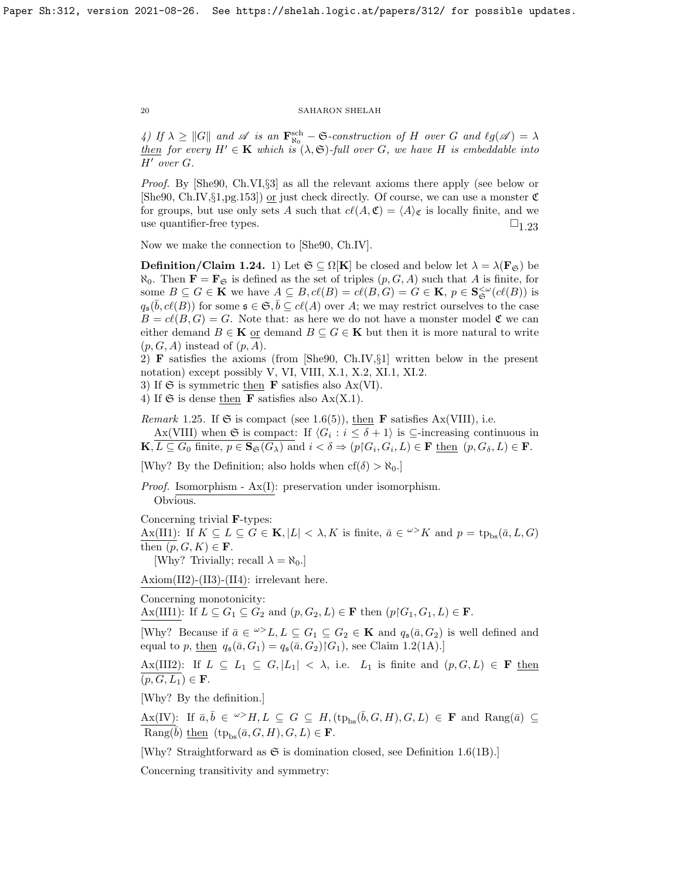4) If $\lambda \geq \|G\|$ and $\mathscr{A}$ is an $\mathbf{F}^{\rm sch}_{\aleph_0} - \mathfrak{S}$-construction of $H$ over $G$ and $\ell g(\mathscr{A}) = \lambda$ <u>then</u> for every $H' \in \mathbf{K}$ which is $(\lambda, \mathfrak{S})$-full over $G$, we have $H$ is embeddable into $H'$ over $G$.

*Proof.* By [She90, Ch.VI,§3] as all the relevant axioms there apply (see below or [She90, Ch.IV,§1,pg.153]) <u>or</u> just check directly. Of course, we can use a monster $\mathfrak{C}$ for groups, but use only sets $A$ such that $c\ell(A, \mathfrak{C}) = \langle A \rangle_{\mathfrak{C}}$ is locally finite, and we use quantifier-free types. $\square_{1.23}$

Now we make the connection to [She90, Ch.IV].

**Definition/Claim 1.24.** 1) Let $\mathfrak{S} \subseteq \Omega[\mathbf{K}]$ be closed and below let $\lambda = \lambda(\mathbf{F}_{\mathfrak{S}})$ be $\aleph_0$. Then $\mathbf{F} = \mathbf{F}_{\mathfrak{S}}$ is defined as the set of triples $(p, G, A)$ such that $A$ is finite, for some $B \subseteq G \in \mathbf{K}$ we have $A \subseteq B, c\ell(B) = c\ell(B, G) = G \in \mathbf{K}$, $p \in \mathbf{S}^{<\omega}_{\mathfrak{S}}(c\ell(B))$ is $q_{\mathfrak{s}}(\bar{b}, c\ell(B))$ for some $\mathfrak{s} \in \mathfrak{S}, \bar{b} \subseteq c\ell(A)$ over $A$; we may restrict ourselves to the case $B = c\ell(B, G) = G$. Note that: as here we do not have a monster model $\mathfrak{C}$ we can either demand $B \in \mathbf{K}$ <u>or</u> demand $B \subseteq G \in \mathbf{K}$ but then it is more natural to write $(p, G, A)$ instead of $(p, A)$.
2) $\mathbf{F}$ satisfies the axioms (from [She90, Ch.IV,§1] written below in the present notation) except possibly V, VI, VIII, X.1, X.2, XI.1, XI.2.
3) If $\mathfrak{S}$ is symmetric <u>then</u> $\mathbf{F}$ satisfies also Ax(VI).
4) If $\mathfrak{S}$ is dense <u>then</u> $\mathbf{F}$ satisfies also Ax(X.1).

*Remark* 1.25. If $\mathfrak{S}$ is compact (see 1.6(5)), <u>then</u> $\mathbf{F}$ satisfies Ax(VIII), i.e.

<u>Ax(VIII) when $\mathfrak{S}$ is compact</u>: If $\langle G_i : i \leq \delta + 1 \rangle$ is $\subseteq$-increasing continuous in $\mathbf{K}, L \subseteq G_0$ finite, $p \in \mathbf{S}_{\mathfrak{S}}(G_\lambda)$ and $i < \delta \Rightarrow (p{\restriction}G_i, G_i, L) \in \mathbf{F}$ <u>then</u> $(p, G_\delta, L) \in \mathbf{F}$.

[Why? By the Definition; also holds when $\text{cf}(\delta) > \aleph_0$.]

*Proof.* <u>Isomorphism - Ax(I)</u>: preservation under isomorphism.
Obvious.

Concerning trivial $\mathbf{F}$-types:
<u>Ax(II1)</u>: If $K \subseteq L \subseteq G \in \mathbf{K}, |L| < \lambda, K$ is finite, $\bar{a} \in {}^{\omega >}K$ and $p = \text{tp}_{\text{bs}}(\bar{a}, L, G)$ then $(p, G, K) \in \mathbf{F}$.
[Why? Trivially; recall $\lambda = \aleph_0$.]

<u>Axiom(II2)-(II3)-(II4)</u>: irrelevant here.

Concerning monotonicity:
<u>Ax(III1)</u>: If $L \subseteq G_1 \subseteq G_2$ and $(p, G_2, L) \in \mathbf{F}$ then $(p{\restriction}G_1, G_1, L) \in \mathbf{F}$.

[Why? Because if $\bar{a} \in {}^{\omega >}L, L \subseteq G_1 \subseteq G_2 \in \mathbf{K}$ and $q_{\mathfrak{s}}(\bar{a}, G_2)$ is well defined and equal to $p$, <u>then</u> $q_{\mathfrak{s}}(\bar{a}, G_1) = q_{\mathfrak{s}}(\bar{a}, G_2){\restriction}G_1)$, see Claim 1.2(1A).]

<u>Ax(III2)</u>: If $L \subseteq L_1 \subseteq G, |L_1| < \lambda$, i.e. $L_1$ is finite and $(p, G, L) \in \mathbf{F}$ <u>then</u> $(p, G, L_1) \in \mathbf{F}$.

[Why? By the definition.]

<u>Ax(IV)</u>: If $\bar{a}, \bar{b} \in {}^{\omega >}H, L \subseteq G \subseteq H, (\text{tp}_{\text{bs}}(\bar{b}, G, H), G, L) \in \mathbf{F}$ and $\text{Rang}(\bar{a}) \subseteq \text{Rang}(\bar{b})$ <u>then</u> $(\text{tp}_{\text{bs}}(\bar{a}, G, H), G, L) \in \mathbf{F}$.

[Why? Straightforward as $\mathfrak{S}$ is domination closed, see Definition 1.6(1B).]

Concerning transitivity and symmetry: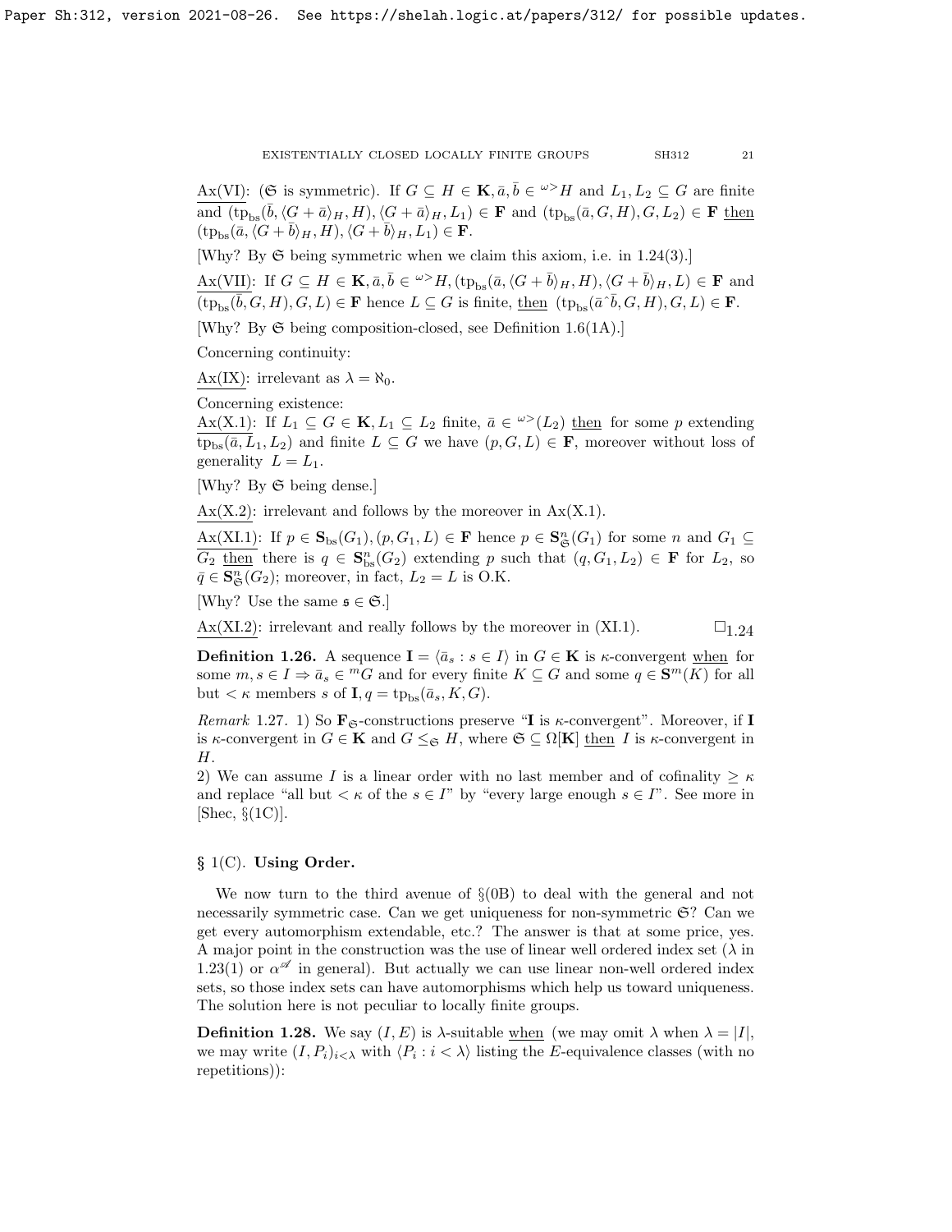<u>Ax(VI)</u>: ($\mathfrak{S}$ is symmetric). If $G \subseteq H \in \mathbf{K}, \bar{a}, \bar{b} \in {}^{\omega>}H$ and $L_1, L_2 \subseteq G$ are finite and $(\text{tp}_{\text{bs}}(\bar{b}, \langle G + \bar{a} \rangle_H, H), \langle G + \bar{a} \rangle_H, L_1) \in \mathbf{F}$ and $(\text{tp}_{\text{bs}}(\bar{a}, G, H), G, L_2) \in \mathbf{F}$ <u>then</u> $(\text{tp}_{\text{bs}}(\bar{a}, \langle G + \bar{b} \rangle_H, H), \langle G + \bar{b} \rangle_H, L_1) \in \mathbf{F}$.

[Why? By $\mathfrak{S}$ being symmetric when we claim this axiom, i.e. in 1.24(3).]

<u>Ax(VII)</u>: If $G \subseteq H \in \mathbf{K}, \bar{a}, \bar{b} \in {}^{\omega>}H, (\text{tp}_{\text{bs}}(\bar{a}, \langle G + \bar{b} \rangle_H, H), \langle G + \bar{b} \rangle_H, L) \in \mathbf{F}$ and $(\text{tp}_{\text{bs}}(\bar{b}, G, H), G, L) \in \mathbf{F}$ hence $L \subseteq G$ is finite, <u>then</u> $(\text{tp}_{\text{bs}}(\bar{a}\hat{\ }\bar{b}, G, H), G, L) \in \mathbf{F}$.

[Why? By $\mathfrak{S}$ being composition-closed, see Definition 1.6(1A).]

Concerning continuity:

<u>Ax(IX)</u>: irrelevant as $\lambda = \aleph_0$.

Concerning existence:

<u>Ax(X.1)</u>: If $L_1 \subseteq G \in \mathbf{K}, L_1 \subseteq L_2$ finite, $\bar{a} \in {}^{\omega>}(L_2)$ <u>then</u> for some $p$ extending $\text{tp}_{\text{bs}}(\bar{a}, L_1, L_2)$ and finite $L \subseteq G$ we have $(p, G, L) \in \mathbf{F}$, moreover without loss of generality $L = L_1$.

[Why? By $\mathfrak{S}$ being dense.]

<u>Ax(X.2)</u>: irrelevant and follows by the moreover in Ax(X.1).

<u>Ax(XI.1)</u>: If $p \in \mathbf{S}_{\text{bs}}(G_1), (p, G_1, L) \in \mathbf{F}$ hence $p \in \mathbf{S}^n_{\mathfrak{S}}(G_1)$ for some $n$ and $G_1 \subseteq G_2$ <u>then</u> there is $q \in \mathbf{S}^n_{\text{bs}}(G_2)$ extending $p$ such that $(q, G_1, L_2) \in \mathbf{F}$ for $L_2$, so $\bar{q} \in \mathbf{S}^n_{\mathfrak{S}}(G_2)$; moreover, in fact, $L_2 = L$ is O.K.

[Why? Use the same $\mathfrak{s} \in \mathfrak{S}$.]

<u>Ax(XI.2)</u>: irrelevant and really follows by the moreover in (XI.1). $\square_{1.24}$

**Definition 1.26.** A sequence $\mathbf{I} = \langle \bar{a}_s : s \in I \rangle$ in $G \in \mathbf{K}$ is $\kappa$-convergent <u>when</u> for some $m, s \in I \Rightarrow \bar{a}_s \in {}^mG$ and for every finite $K \subseteq G$ and some $q \in \mathbf{S}^m(K)$ for all but $< \kappa$ members $s$ of $\mathbf{I}, q = \text{tp}_{\text{bs}}(\bar{a}_s, K, G)$.

*Remark* 1.27. 1) So $\mathbf{F}_{\mathfrak{S}}$-constructions preserve "$\mathbf{I}$ is $\kappa$-convergent". Moreover, if $\mathbf{I}$ is $\kappa$-convergent in $G \in \mathbf{K}$ and $G \leq_{\mathfrak{S}} H$, where $\mathfrak{S} \subseteq \Omega[\mathbf{K}]$ <u>then</u> $I$ is $\kappa$-convergent in $H$.

2) We can assume $I$ is a linear order with no last member and of cofinality $\geq \kappa$ and replace "all but $< \kappa$ of the $s \in I$" by "every large enough $s \in I$". See more in [Shec, §(1C)].

## § 1(C). Using Order.

We now turn to the third avenue of §(0B) to deal with the general and not necessarily symmetric case. Can we get uniqueness for non-symmetric $\mathfrak{S}$? Can we get every automorphism extendable, etc.? The answer is that at some price, yes. A major point in the construction was the use of linear well ordered index set ($\lambda$ in 1.23(1) or $\alpha^{\mathscr{A}}$ in general). But actually we can use linear non-well ordered index sets, so those index sets can have automorphisms which help us toward uniqueness. The solution here is not peculiar to locally finite groups.

**Definition 1.28.** We say $(I, E)$ is $\lambda$-suitable <u>when</u> (we may omit $\lambda$ when $\lambda = |I|$, we may write $(I, P_i)_{i<\lambda}$ with $\langle P_i : i < \lambda \rangle$ listing the $E$-equivalence classes (with no repetitions)):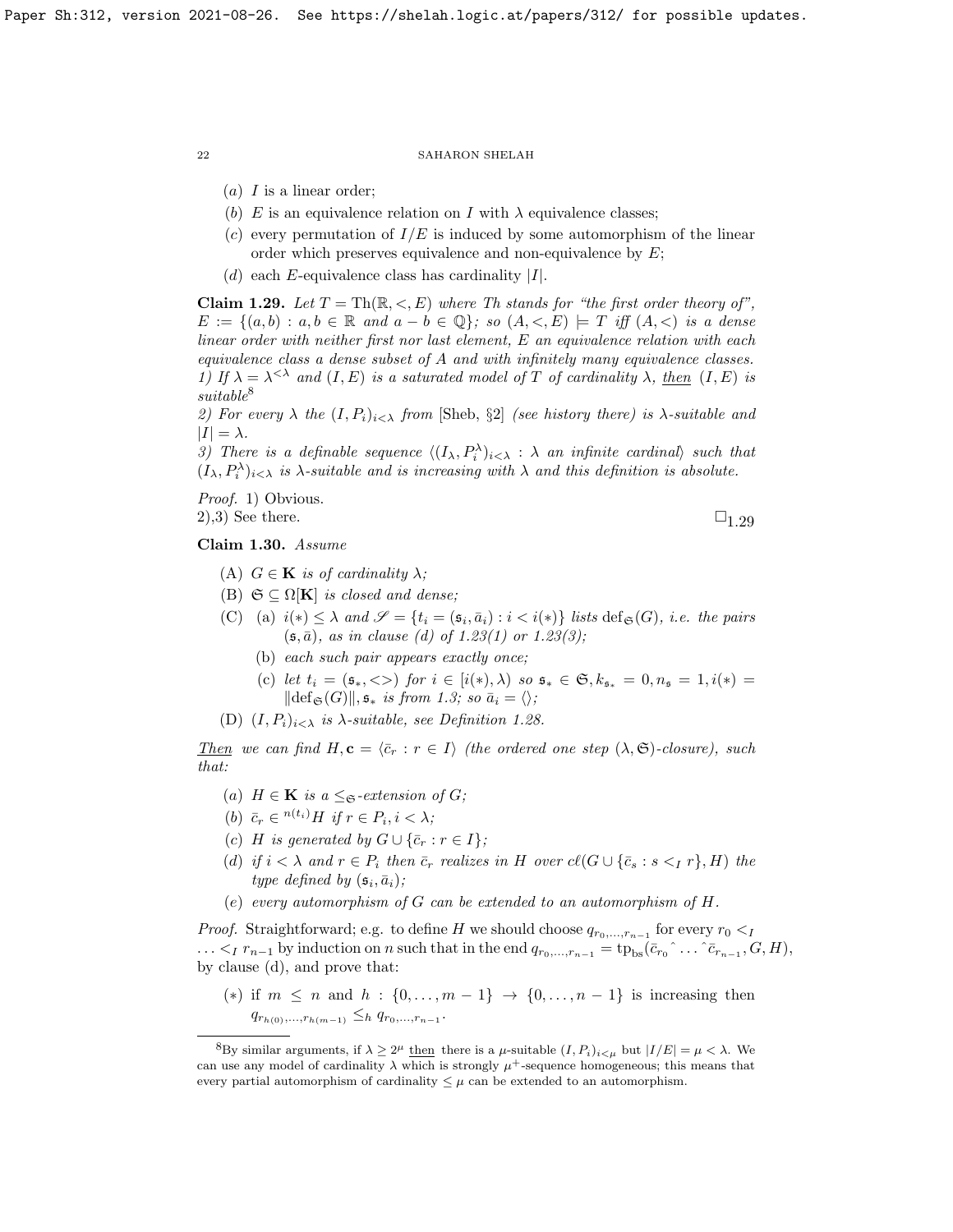(a) $I$ is a linear order;

(b) $E$ is an equivalence relation on $I$ with $\lambda$ equivalence classes;

(c) every permutation of $I/E$ is induced by some automorphism of the linear order which preserves equivalence and non-equivalence by $E$;

(d) each $E$-equivalence class has cardinality $|I|$.

**Claim 1.29.** *Let $T = \mathrm{Th}(\mathbb{R}, <, E)$ where Th stands for "the first order theory of", $E := \{(a,b) : a, b \in \mathbb{R}$ and $a - b \in \mathbb{Q}\}$; so $(A, <, E) \models T$ iff $(A, <)$ is a dense linear order with neither first nor last element, $E$ an equivalence relation with each equivalence class a dense subset of $A$ and with infinitely many equivalence classes.*
*1) If $\lambda = \lambda^{<\lambda}$ and $(I, E)$ is a saturated model of $T$ of cardinality $\lambda$, <u>then</u> $(I, E)$ is suitable*[8]
*2) For every $\lambda$ the $(I, P_i)_{i<\lambda}$ from [Sheb, §2] (see history there) is $\lambda$-suitable and $|I| = \lambda$.*
*3) There is a definable sequence $\langle (I_\lambda, P_i^\lambda)_{i<\lambda} : \lambda$ an infinite cardinal$\rangle$ such that $(I_\lambda, P_i^\lambda)_{i<\lambda}$ is $\lambda$-suitable and is increasing with $\lambda$ and this definition is absolute.*

*Proof.* 1) Obvious.
2),3) See there. $\square_{1.29}$

**Claim 1.30.** *Assume*

(A) *$G \in \mathbf{K}$ is of cardinality $\lambda$;*

(B) *$\mathfrak{S} \subseteq \Omega[\mathbf{K}]$ is closed and dense;*

(C) (a) *$i(*) \leq \lambda$ and $\mathscr{S} = \{t_i = (\mathfrak{s}_i, \bar{a}_i) : i < i(*)\}$ lists $\mathrm{def}_{\mathfrak{S}}(G)$, i.e. the pairs $(\mathfrak{s}, \bar{a})$, as in clause (d) of 1.23(1) or 1.23(3);*

(b) *each such pair appears exactly once;*

(c) *let $t_i = (\mathfrak{s}_*, <>)$ for $i \in [i(*), \lambda)$ so $\mathfrak{s}_* \in \mathfrak{S}, k_{\mathfrak{s}_*} = 0, n_{\mathfrak{s}} = 1, i(*) = \|\mathrm{def}_{\mathfrak{S}}(G)\|$, $\mathfrak{s}_*$ is from 1.3; so $\bar{a}_i = \langle\rangle$;*

(D) *$(I, P_i)_{i<\lambda}$ is $\lambda$-suitable, see Definition 1.28.*

<u>*Then*</u> *we can find $H, \mathbf{c} = \langle \bar{c}_r : r \in I\rangle$ (the ordered one step $(\lambda, \mathfrak{S})$-closure), such that:*

(a) *$H \in \mathbf{K}$ is a $\leq_{\mathfrak{S}}$-extension of $G$;*

(b) *$\bar{c}_r \in {}^{n(t_i)}H$ if $r \in P_i, i < \lambda$;*

(c) *$H$ is generated by $G \cup \{\bar{c}_r : r \in I\}$;*

(d) *if $i < \lambda$ and $r \in P_i$ then $\bar{c}_r$ realizes in $H$ over $c\ell(G \cup \{\bar{c}_s : s <_I r\}, H)$ the type defined by $(\mathfrak{s}_i, \bar{a}_i)$;*

(e) *every automorphism of $G$ can be extended to an automorphism of $H$.*

*Proof.* Straightforward; e.g. to define $H$ we should choose $q_{r_0,\ldots,r_{n-1}}$ for every $r_0 <_I \ldots <_I r_{n-1}$ by induction on $n$ such that in the end $q_{r_0,\ldots,r_{n-1}} = \mathrm{tp}_{\mathrm{bs}}(\bar{c}_{r_0}\hat{}\ldots\hat{}\bar{c}_{r_{n-1}}, G, H)$, by clause (d), and prove that:

$(*)$ if $m \leq n$ and $h : \{0, \ldots, m-1\} \to \{0, \ldots, n-1\}$ is increasing then $q_{r_{h(0)},\ldots,r_{h(m-1)}} \leq_h q_{r_0,\ldots,r_{n-1}}$.

[8] By similar arguments, if $\lambda \geq 2^\mu$ <u>then</u> there is a $\mu$-suitable $(I, P_i)_{i<\mu}$ but $|I/E| = \mu < \lambda$. We can use any model of cardinality $\lambda$ which is strongly $\mu^+$-sequence homogeneous; this means that every partial automorphism of cardinality $\leq \mu$ can be extended to an automorphism.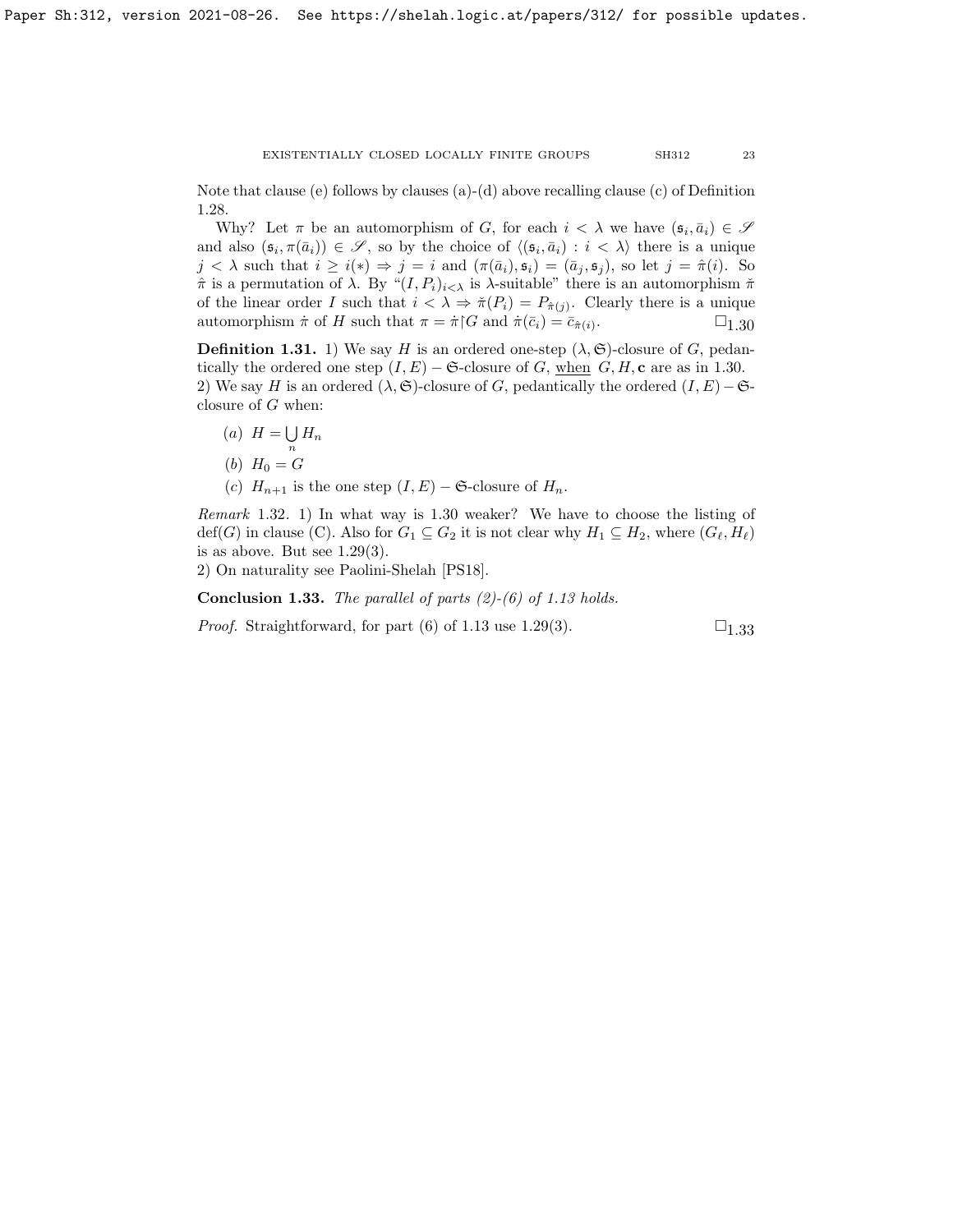Note that clause (e) follows by clauses (a)-(d) above recalling clause (c) of Definition 1.28.

Why? Let $\pi$ be an automorphism of $G$, for each $i < \lambda$ we have $(\mathfrak{s}_i, \bar{a}_i) \in \mathscr{S}$ and also $(\mathfrak{s}_i, \pi(\bar{a}_i)) \in \mathscr{S}$, so by the choice of $\langle (\mathfrak{s}_i, \bar{a}_i) : i < \lambda \rangle$ there is a unique $j < \lambda$ such that $i \geq i(*) \Rightarrow j = i$ and $(\pi(\bar{a}_i), \mathfrak{s}_i) = (\bar{a}_j, \mathfrak{s}_j)$, so let $j = \hat{\pi}(i)$. So $\hat{\pi}$ is a permutation of $\lambda$. By "$(I, P_i)_{i<\lambda}$ is $\lambda$-suitable" there is an automorphism $\breve{\pi}$ of the linear order $I$ such that $i < \lambda \Rightarrow \breve{\pi}(P_i) = P_{\hat{\pi}(j)}$. Clearly there is a unique automorphism $\dot{\pi}$ of $H$ such that $\pi = \dot{\pi} {\restriction} G$ and $\dot{\pi}(\bar{c}_i) = \bar{c}_{\hat{\pi}(i)}$. $\square_{1.30}$

**Definition 1.31.** 1) We say $H$ is an ordered one-step $(\lambda, \mathfrak{S})$-closure of $G$, pedantically the ordered one step $(I, E) - \mathfrak{S}$-closure of $G$, <u>when</u> $G, H, \mathbf{c}$ are as in 1.30.
2) We say $H$ is an ordered $(\lambda, \mathfrak{S})$-closure of $G$, pedantically the ordered $(I, E) - \mathfrak{S}$-closure of $G$ when:

- $(a)$ $H = \bigcup\limits_n H_n$
- $(b)$ $H_0 = G$
- $(c)$ $H_{n+1}$ is the one step $(I, E) - \mathfrak{S}$-closure of $H_n$.

*Remark* 1.32. 1) In what way is 1.30 weaker? We have to choose the listing of $\mathrm{def}(G)$ in clause (C). Also for $G_1 \subseteq G_2$ it is not clear why $H_1 \subseteq H_2$, where $(G_\ell, H_\ell)$ is as above. But see 1.29(3).
2) On naturality see Paolini-Shelah [PS18].

**Conclusion 1.33.** *The parallel of parts (2)-(6) of 1.13 holds.*

*Proof.* Straightforward, for part (6) of 1.13 use 1.29(3). $\square_{1.33}$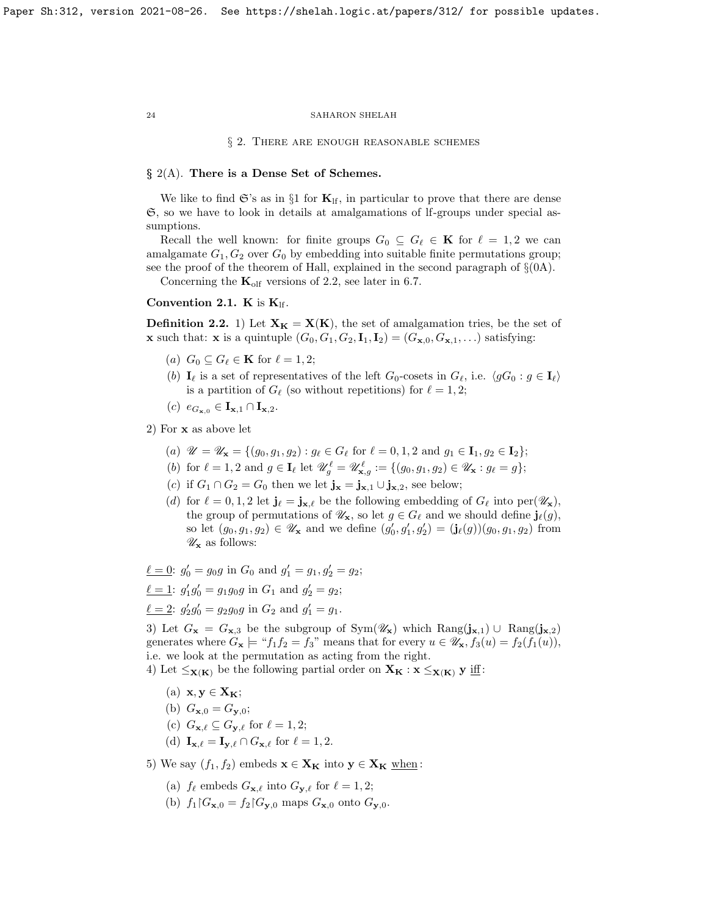## § 2. There are enough reasonable schemes

### § 2(A). There is a Dense Set of Schemes.

We like to find $\mathfrak{S}$'s as in §1 for $\mathbf{K}_{\rm lf}$, in particular to prove that there are dense $\mathfrak{S}$, so we have to look in details at amalgamations of lf-groups under special assumptions.

Recall the well known: for finite groups $G_0 \subseteq G_\ell \in \mathbf{K}$ for $\ell = 1,2$ we can amalgamate $G_1, G_2$ over $G_0$ by embedding into suitable finite permutations group; see the proof of the theorem of Hall, explained in the second paragraph of §(0A).

Concerning the $\mathbf{K}_{\rm olf}$ versions of 2.2, see later in 6.7.

**Convention 2.1.** $\mathbf{K}$ is $\mathbf{K}_{\rm lf}$.

**Definition 2.2.** 1) Let $\mathbf{X}_{\mathbf{K}} = \mathbf{X}(\mathbf{K})$, the set of amalgamation tries, be the set of $\mathbf{x}$ such that: $\mathbf{x}$ is a quintuple $(G_0, G_1, G_2, \mathbf{I}_1, \mathbf{I}_2) = (G_{\mathbf{x},0}, G_{\mathbf{x},1}, \ldots)$ satisfying:

- $(a)$ $G_0 \subseteq G_\ell \in \mathbf{K}$ for $\ell = 1,2$;
- $(b)$ $\mathbf{I}_\ell$ is a set of representatives of the left $G_0$-cosets in $G_\ell$, i.e. $\langle gG_0 : g \in \mathbf{I}_\ell \rangle$ is a partition of $G_\ell$ (so without repetitions) for $\ell = 1,2$;
- $(c)$ $e_{G_{\mathbf{x},0}} \in \mathbf{I}_{\mathbf{x},1} \cap \mathbf{I}_{\mathbf{x},2}$.

2) For $\mathbf{x}$ as above let

- $(a)$ $\mathscr{U} = \mathscr{U}_{\mathbf{x}} = \{(g_0, g_1, g_2) : g_\ell \in G_\ell$ for $\ell = 0,1,2$ and $g_1 \in \mathbf{I}_1, g_2 \in \mathbf{I}_2\}$;
- $(b)$ for $\ell = 1,2$ and $g \in \mathbf{I}_\ell$ let $\mathscr{U}^\ell_g = \mathscr{U}^\ell_{\mathbf{x},g} := \{(g_0, g_1, g_2) \in \mathscr{U}_{\mathbf{x}} : g_\ell = g\}$;
- $(c)$ if $G_1 \cap G_2 = G_0$ then we let $\mathbf{j}_{\mathbf{x}} = \mathbf{j}_{\mathbf{x},1} \cup \mathbf{j}_{\mathbf{x},2}$, see below;
- $(d)$ for $\ell = 0,1,2$ let $\mathbf{j}_\ell = \mathbf{j}_{\mathbf{x},\ell}$ be the following embedding of $G_\ell$ into ${\rm per}(\mathscr{U}_{\mathbf{x}})$, the group of permutations of $\mathscr{U}_{\mathbf{x}}$, so let $g \in G_\ell$ and we should define $\mathbf{j}_\ell(g)$, so let $(g_0, g_1, g_2) \in \mathscr{U}_{\mathbf{x}}$ and we define $(g'_0, g'_1, g'_2) = (\mathbf{j}_\ell(g))(g_0, g_1, g_2)$ from $\mathscr{U}_{\mathbf{x}}$ as follows:

$\underline{\ell = 0}$: $g'_0 = g_0 g$ in $G_0$ and $g'_1 = g_1, g'_2 = g_2$;

$\underline{\ell = 1}$: $g'_1 g'_0 = g_1 g_0 g$ in $G_1$ and $g'_2 = g_2$;

$\underline{\ell = 2}$: $g'_2 g'_0 = g_2 g_0 g$ in $G_2$ and $g'_1 = g_1$.

3) Let $G_{\mathbf{x}} = G_{\mathbf{x},3}$ be the subgroup of ${\rm Sym}(\mathscr{U}_{\mathbf{x}})$ which ${\rm Rang}(\mathbf{j}_{\mathbf{x},1}) \cup {\rm Rang}(\mathbf{j}_{\mathbf{x},2})$ generates where $G_{\mathbf{x}} \models$ "$f_1 f_2 = f_3$" means that for every $u \in \mathscr{U}_{\mathbf{x}}$, $f_3(u) = f_2(f_1(u))$, i.e. we look at the permutation as acting from the right.

4) Let $\leq_{\mathbf{X}(\mathbf{K})}$ be the following partial order on $\mathbf{X}_{\mathbf{K}} : \mathbf{x} \leq_{\mathbf{X}(\mathbf{K})} \mathbf{y}$ $\underline{\rm iff}$:

- (a) $\mathbf{x}, \mathbf{y} \in \mathbf{X}_{\mathbf{K}}$;
- (b) $G_{\mathbf{x},0} = G_{\mathbf{y},0}$;
- (c) $G_{\mathbf{x},\ell} \subseteq G_{\mathbf{y},\ell}$ for $\ell = 1,2$;
- (d) $\mathbf{I}_{\mathbf{x},\ell} = \mathbf{I}_{\mathbf{y},\ell} \cap G_{\mathbf{x},\ell}$ for $\ell = 1,2$.

5) We say $(f_1, f_2)$ embeds $\mathbf{x} \in \mathbf{X}_{\mathbf{K}}$ into $\mathbf{y} \in \mathbf{X}_{\mathbf{K}}$ $\underline{\rm when}$:

- (a) $f_\ell$ embeds $G_{\mathbf{x},\ell}$ into $G_{\mathbf{y},\ell}$ for $\ell = 1,2$;
- (b) $f_1 {\restriction} G_{\mathbf{x},0} = f_2 {\restriction} G_{\mathbf{y},0}$ maps $G_{\mathbf{x},0}$ onto $G_{\mathbf{y},0}$.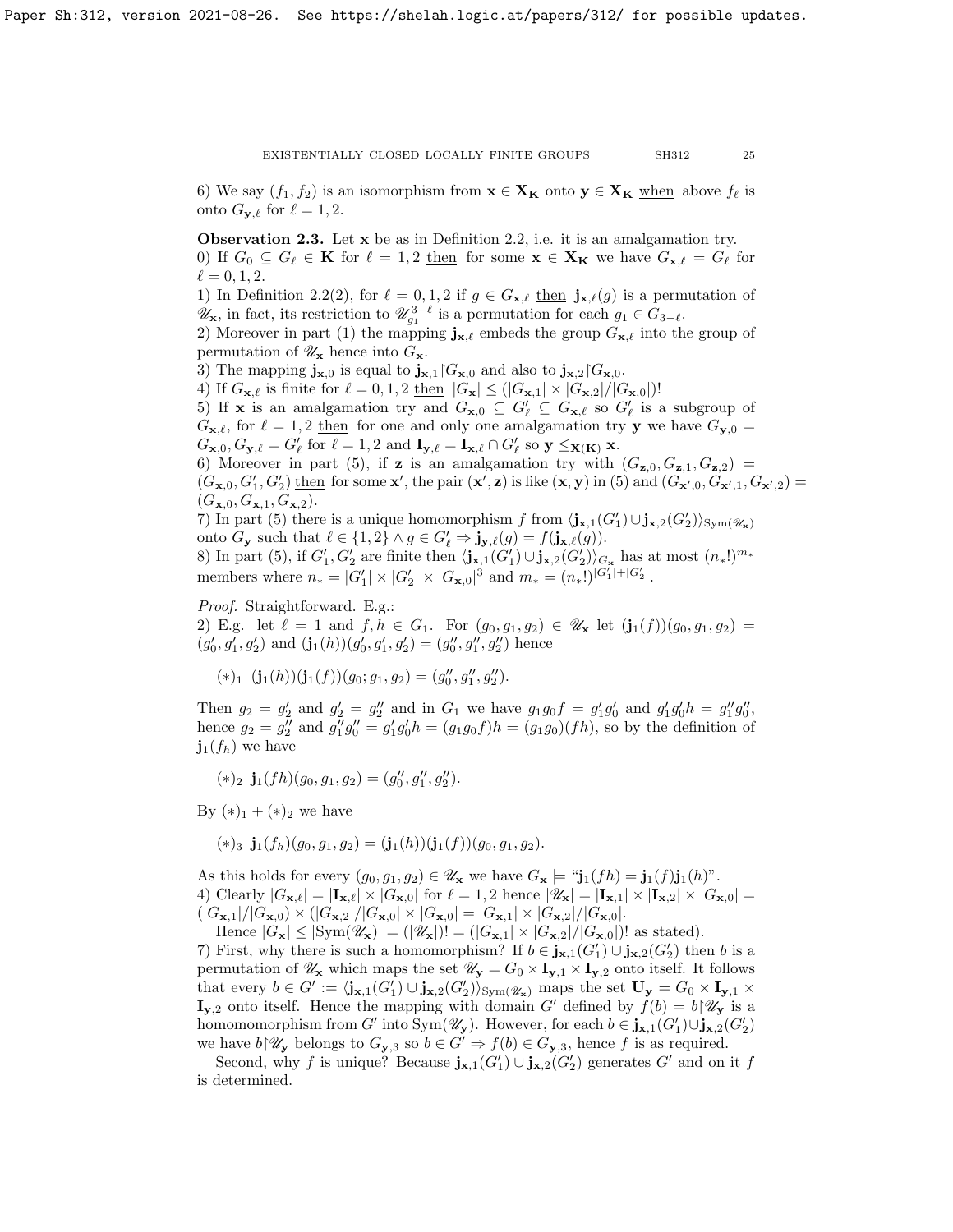6) We say $(f_1, f_2)$ is an isomorphism from $\mathbf{x} \in \mathbf{X_K}$ onto $\mathbf{y} \in \mathbf{X_K}$ <u>when</u> above $f_\ell$ is onto $G_{\mathbf{y},\ell}$ for $\ell = 1, 2$.

**Observation 2.3.** Let $\mathbf{x}$ be as in Definition 2.2, i.e. it is an amalgamation try.

0) If $G_0 \subseteq G_\ell \in \mathbf{K}$ for $\ell = 1, 2$ <u>then</u> for some $\mathbf{x} \in \mathbf{X_K}$ we have $G_{\mathbf{x},\ell} = G_\ell$ for $\ell = 0, 1, 2$.

1) In Definition 2.2(2), for $\ell = 0, 1, 2$ if $g \in G_{\mathbf{x},\ell}$ <u>then</u> $\mathbf{j}_{\mathbf{x},\ell}(g)$ is a permutation of $\mathscr{U}_\mathbf{x}$, in fact, its restriction to $\mathscr{U}^{3-\ell}_{g_1}$ is a permutation for each $g_1 \in G_{3-\ell}$.

2) Moreover in part (1) the mapping $\mathbf{j}_{\mathbf{x},\ell}$ embeds the group $G_{\mathbf{x},\ell}$ into the group of permutation of $\mathscr{U}_\mathbf{x}$ hence into $G_\mathbf{x}$.

3) The mapping $\mathbf{j}_{\mathbf{x},0}$ is equal to $\mathbf{j}_{\mathbf{x},1} \restriction G_{\mathbf{x},0}$ and also to $\mathbf{j}_{\mathbf{x},2} \restriction G_{\mathbf{x},0}$.

4) If $G_{\mathbf{x},\ell}$ is finite for $\ell = 0, 1, 2$ <u>then</u> $|G_\mathbf{x}| \le (|G_{\mathbf{x},1}| \times |G_{\mathbf{x},2}|/|G_{\mathbf{x},0}|)!$

5) If $\mathbf{x}$ is an amalgamation try and $G_{\mathbf{x},0} \subseteq G'_\ell \subseteq G_{\mathbf{x},\ell}$ so $G'_\ell$ is a subgroup of $G_{\mathbf{x},\ell}$, for $\ell = 1, 2$ <u>then</u> for one and only one amalgamation try $\mathbf{y}$ we have $G_{\mathbf{y},0} = G_{\mathbf{x},0}, G_{\mathbf{y},\ell} = G'_\ell$ for $\ell = 1, 2$ and $\mathbf{I}_{\mathbf{y},\ell} = \mathbf{I}_{\mathbf{x},\ell} \cap G'_\ell$ so $\mathbf{y} \le_{\mathbf{X}(\mathbf{K})} \mathbf{x}$.

6) Moreover in part (5), if $\mathbf{z}$ is an amalgamation try with $(G_{\mathbf{z},0}, G_{\mathbf{z},1}, G_{\mathbf{z},2}) = (G_{\mathbf{x},0}, G'_1, G'_2)$ <u>then</u> for some $\mathbf{x}'$, the pair $(\mathbf{x}', \mathbf{z})$ is like $(\mathbf{x}, \mathbf{y})$ in (5) and $(G_{\mathbf{x}',0}, G_{\mathbf{x}',1}, G_{\mathbf{x}',2}) = (G_{\mathbf{x},0}, G_{\mathbf{x},1}, G_{\mathbf{x},2})$.

7) In part (5) there is a unique homomorphism $f$ from $\langle \mathbf{j}_{\mathbf{x},1}(G'_1) \cup \mathbf{j}_{\mathbf{x},2}(G'_2)\rangle_{\mathrm{Sym}(\mathscr{U}_\mathbf{x})}$ onto $G_\mathbf{y}$ such that $\ell \in \{1, 2\} \wedge g \in G'_\ell \Rightarrow \mathbf{j}_{\mathbf{y},\ell}(g) = f(\mathbf{j}_{\mathbf{x},\ell}(g))$.

8) In part (5), if $G'_1, G'_2$ are finite then $\langle \mathbf{j}_{\mathbf{x},1}(G'_1) \cup \mathbf{j}_{\mathbf{x},2}(G'_2)\rangle_{G_\mathbf{x}}$ has at most $(n_*!)^{m_*}$ members where $n_* = |G'_1| \times |G'_2| \times |G_{\mathbf{x},0}|^3$ and $m_* = (n_*!)^{|G'_1|+|G'_2|}$.

*Proof.* Straightforward. E.g.:

2) E.g. let $\ell = 1$ and $f, h \in G_1$. For $(g_0, g_1, g_2) \in \mathscr{U}_\mathbf{x}$ let $(\mathbf{j}_1(f))(g_0, g_1, g_2) = (g'_0, g'_1, g'_2)$ and $(\mathbf{j}_1(h))(g'_0, g'_1, g'_2) = (g''_0, g''_1, g''_2)$ hence

$(*)_1$ $(\mathbf{j}_1(h))(\mathbf{j}_1(f))(g_0; g_1, g_2) = (g''_0, g''_1, g''_2)$.

Then $g_2 = g'_2$ and $g'_2 = g''_2$ and in $G_1$ we have $g_1 g_0 f = g'_1 g'_0$ and $g'_1 g'_0 h = g''_1 g''_0$, hence $g_2 = g''_2$ and $g''_1 g''_0 = g'_1 g'_0 h = (g_1 g_0 f)h = (g_1 g_0)(fh)$, so by the definition of $\mathbf{j}_1(f_h)$ we have

$(*)_2$ $\mathbf{j}_1(fh)(g_0, g_1, g_2) = (g''_0, g''_1, g''_2)$.

By $(*)_1 + (*)_2$ we have

$(*)_3$ $\mathbf{j}_1(f_h)(g_0, g_1, g_2) = (\mathbf{j}_1(h))(\mathbf{j}_1(f))(g_0, g_1, g_2)$.

As this holds for every $(g_0, g_1, g_2) \in \mathscr{U}_\mathbf{x}$ we have $G_\mathbf{x} \models$ "$\mathbf{j}_1(fh) = \mathbf{j}_1(f)\mathbf{j}_1(h)$".

4) Clearly $|G_{\mathbf{x},\ell}| = |\mathbf{I}_{\mathbf{x},\ell}| \times |G_{\mathbf{x},0}|$ for $\ell = 1, 2$ hence $|\mathscr{U}_\mathbf{x}| = |\mathbf{I}_{\mathbf{x},1}| \times |\mathbf{I}_{\mathbf{x},2}| \times |G_{\mathbf{x},0}| = (|G_{\mathbf{x},1}|/|G_{\mathbf{x},0}) \times (|G_{\mathbf{x},2}|/|G_{\mathbf{x},0}| \times |G_{\mathbf{x},0}| = |G_{\mathbf{x},1}| \times |G_{\mathbf{x},2}|/|G_{\mathbf{x},0}|$.

Hence $|G_\mathbf{x}| \le |\mathrm{Sym}(\mathscr{U}_\mathbf{x})| = (|\mathscr{U}_\mathbf{x}|)! = (|G_{\mathbf{x},1}| \times |G_{\mathbf{x},2}|/|G_{\mathbf{x},0}|)!$ as stated).

7) First, why there is such a homomorphism? If $b \in \mathbf{j}_{\mathbf{x},1}(G'_1) \cup \mathbf{j}_{\mathbf{x},2}(G'_2)$ then $b$ is a permutation of $\mathscr{U}_\mathbf{x}$ which maps the set $\mathscr{U}_\mathbf{y} = G_0 \times \mathbf{I}_{\mathbf{y},1} \times \mathbf{I}_{\mathbf{y},2}$ onto itself. It follows that every $b \in G' := \langle \mathbf{j}_{\mathbf{x},1}(G'_1) \cup \mathbf{j}_{\mathbf{x},2}(G'_2)\rangle_{\mathrm{Sym}(\mathscr{U}_\mathbf{x})}$ maps the set $\mathbf{U}_\mathbf{y} = G_0 \times \mathbf{I}_{\mathbf{y},1} \times \mathbf{I}_{\mathbf{y},2}$ onto itself. Hence the mapping with domain $G'$ defined by $f(b) = b \restriction \mathscr{U}_\mathbf{y}$ is a homomomorphism from $G'$ into $\mathrm{Sym}(\mathscr{U}_\mathbf{y})$. However, for each $b \in \mathbf{j}_{\mathbf{x},1}(G'_1) \cup \mathbf{j}_{\mathbf{x},2}(G'_2)$ we have $b \restriction \mathscr{U}_\mathbf{y}$ belongs to $G_{\mathbf{y},3}$ so $b \in G' \Rightarrow f(b) \in G_{\mathbf{y},3}$, hence $f$ is as required.

Second, why $f$ is unique? Because $\mathbf{j}_{\mathbf{x},1}(G'_1) \cup \mathbf{j}_{\mathbf{x},2}(G'_2)$ generates $G'$ and on it $f$ is determined.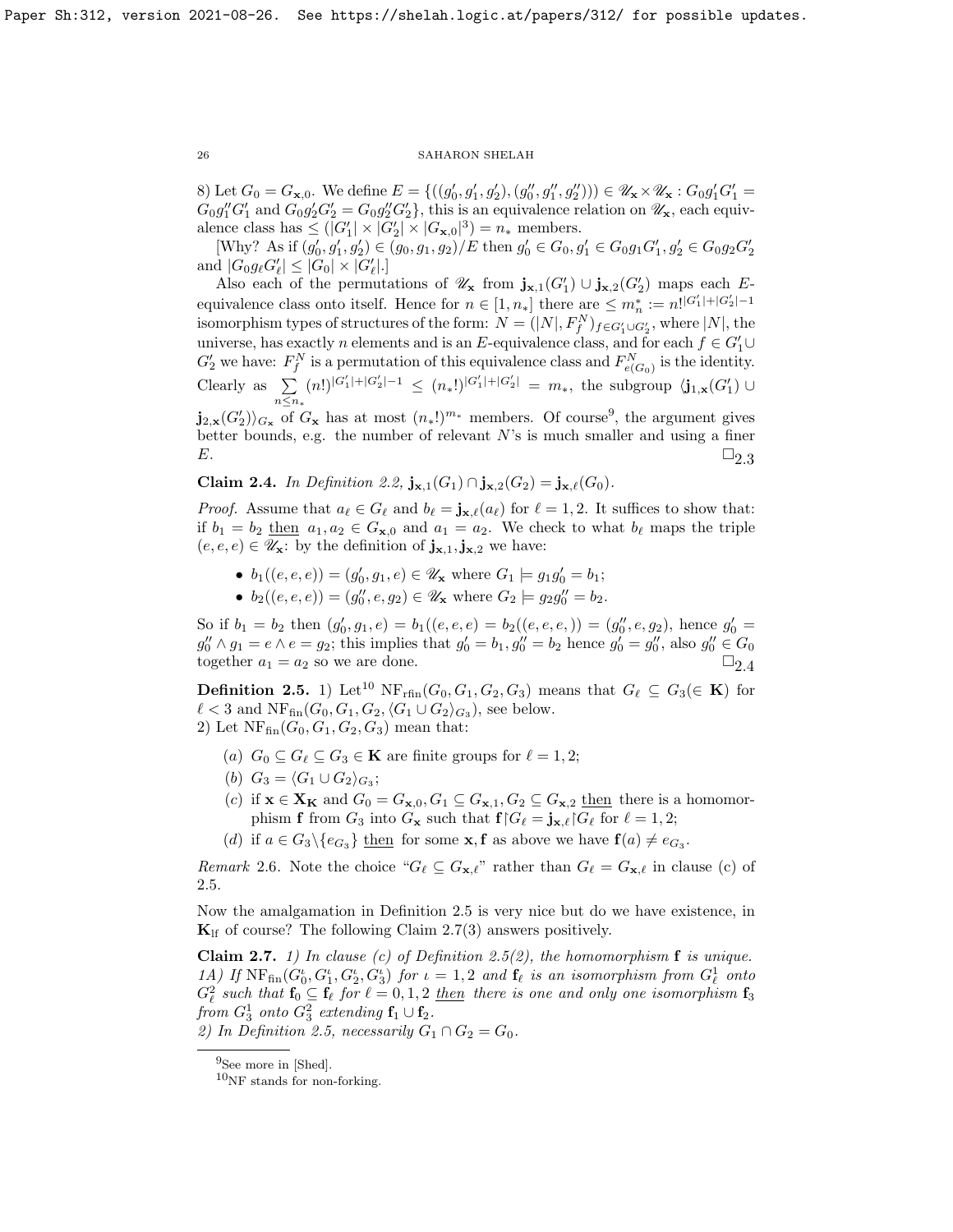8) Let $G_0 = G_{\mathbf{x},0}$. We define $E = \{((g'_0, g'_1, g'_2), (g''_0, g''_1, g''_2))) \in \mathscr{U}_{\mathbf{x}} \times \mathscr{U}_{\mathbf{x}} : G_0 g'_1 G'_1 = G_0 g''_1 G'_1$ and $G_0 g'_2 G'_2 = G_0 g''_2 G'_2\}$, this is an equivalence relation on $\mathscr{U}_{\mathbf{x}}$, each equivalence class has $\le (|G'_1| \times |G'_2| \times |G_{\mathbf{x},0}|^3) = n_*$ members.

[Why? As if $(g'_0, g'_1, g'_2) \in (g_0, g_1, g_2)/E$ then $g'_0 \in G_0, g'_1 \in G_0 g_1 G'_1, g'_2 \in G_0 g_2 G'_2$ and $|G_0 g_\ell G'_\ell| \le |G_0| \times |G'_\ell|$.]

Also each of the permutations of $\mathscr{U}_{\mathbf{x}}$ from $\mathbf{j}_{\mathbf{x},1}(G'_1) \cup \mathbf{j}_{\mathbf{x},2}(G'_2)$ maps each $E$-equivalence class onto itself. Hence for $n \in [1, n_*]$ there are $\le m^*_n := n!^{|G'_1|+|G'_2|-1}$ isomorphism types of structures of the form: $N = (|N|, F^N_f)_{f \in G'_1 \cup G'_2}$, where $|N|$, the universe, has exactly $n$ elements and is an $E$-equivalence class, and for each $f \in G'_1 \cup G'_2$ we have: $F^N_f$ is a permutation of this equivalence class and $F^N_{e(G_0)}$ is the identity. Clearly as $\sum\limits_{n \le n_*} (n!)^{|G'_1|+|G'_2|-1} \le (n_*!)^{|G'_1|+|G'_2|} = m_*$, the subgroup $\langle \mathbf{j}_{1,\mathbf{x}}(G'_1) \cup \mathbf{j}_{2,\mathbf{x}}(G'_2)\rangle_{G_{\mathbf{x}}}$ of $G_{\mathbf{x}}$ has at most $(n_*!)^{m_*}$ members. Of course[9], the argument gives better bounds, e.g. the number of relevant $N$'s is much smaller and using a finer $E$. $\square_{2.3}$

**Claim 2.4.** *In Definition 2.2,* $\mathbf{j}_{\mathbf{x},1}(G_1) \cap \mathbf{j}_{\mathbf{x},2}(G_2) = \mathbf{j}_{\mathbf{x},\ell}(G_0)$.

*Proof.* Assume that $a_\ell \in G_\ell$ and $b_\ell = \mathbf{j}_{\mathbf{x},\ell}(a_\ell)$ for $\ell = 1, 2$. It suffices to show that: if $b_1 = b_2$ then $a_1, a_2 \in G_{\mathbf{x},0}$ and $a_1 = a_2$. We check to what $b_\ell$ maps the triple $(e, e, e) \in \mathscr{U}_{\mathbf{x}}$: by the definition of $\mathbf{j}_{\mathbf{x},1}, \mathbf{j}_{\mathbf{x},2}$ we have:

- $b_1((e, e, e)) = (g'_0, g_1, e) \in \mathscr{U}_{\mathbf{x}}$ where $G_1 \models g_1 g'_0 = b_1$;
- $b_2((e, e, e)) = (g''_0, e, g_2) \in \mathscr{U}_{\mathbf{x}}$ where $G_2 \models g_2 g''_0 = b_2$.

So if $b_1 = b_2$ then $(g'_0, g_1, e) = b_1((e, e, e) = b_2((e, e, e, )) = (g''_0, e, g_2)$, hence $g'_0 = g''_0 \wedge g_1 = e \wedge e = g_2$; this implies that $g'_0 = b_1, g''_0 = b_2$ hence $g'_0 = g''_0$, also $g''_0 \in G_0$ together $a_1 = a_2$ so we are done. $\square_{2.4}$

**Definition 2.5.** 1) Let[10] $\mathrm{NF}_{\mathrm{rfin}}(G_0, G_1, G_2, G_3)$ means that $G_\ell \subseteq G_3 (\in \mathbf{K})$ for $\ell < 3$ and $\mathrm{NF}_{\mathrm{fin}}(G_0, G_1, G_2, \langle G_1 \cup G_2\rangle_{G_3})$, see below.
2) Let $\mathrm{NF}_{\mathrm{fin}}(G_0, G_1, G_2, G_3)$ mean that:

- (a) $G_0 \subseteq G_\ell \subseteq G_3 \in \mathbf{K}$ are finite groups for $\ell = 1, 2$;
- (b) $G_3 = \langle G_1 \cup G_2\rangle_{G_3}$;
- (c) if $\mathbf{x} \in \mathbf{X}_{\mathbf{K}}$ and $G_0 = G_{\mathbf{x},0}, G_1 \subseteq G_{\mathbf{x},1}, G_2 \subseteq G_{\mathbf{x},2}$ then there is a homomorphism $\mathbf{f}$ from $G_3$ into $G_{\mathbf{x}}$ such that $\mathbf{f}{\restriction}G_\ell = \mathbf{j}_{\mathbf{x},\ell}{\restriction}G_\ell$ for $\ell = 1, 2$;
- (d) if $a \in G_3 \backslash \{e_{G_3}\}$ then for some $\mathbf{x}, \mathbf{f}$ as above we have $\mathbf{f}(a) \ne e_{G_3}$.

*Remark* 2.6. Note the choice "$G_\ell \subseteq G_{\mathbf{x},\ell}$" rather than $G_\ell = G_{\mathbf{x},\ell}$ in clause (c) of 2.5.

Now the amalgamation in Definition 2.5 is very nice but do we have existence, in $\mathbf{K}_{\mathrm{lf}}$ of course? The following Claim 2.7(3) answers positively.

**Claim 2.7.** *1) In clause (c) of Definition 2.5(2), the homomorphism* $\mathbf{f}$ *is unique.*
*1A) If* $\mathrm{NF}_{\mathrm{fin}}(G^\iota_0, G^\iota_1, G^\iota_2, G^\iota_3)$ *for* $\iota = 1, 2$ *and* $\mathbf{f}_\ell$ *is an isomorphism from* $G^1_\ell$ *onto* $G^2_\ell$ *such that* $\mathbf{f}_0 \subseteq \mathbf{f}_\ell$ *for* $\ell = 0, 1, 2$ *then there is one and only one isomorphism* $\mathbf{f}_3$ *from* $G^1_3$ *onto* $G^2_3$ *extending* $\mathbf{f}_1 \cup \mathbf{f}_2$.
*2) In Definition 2.5, necessarily* $G_1 \cap G_2 = G_0$.

[9] See more in [Shed].

[10] NF stands for non-forking.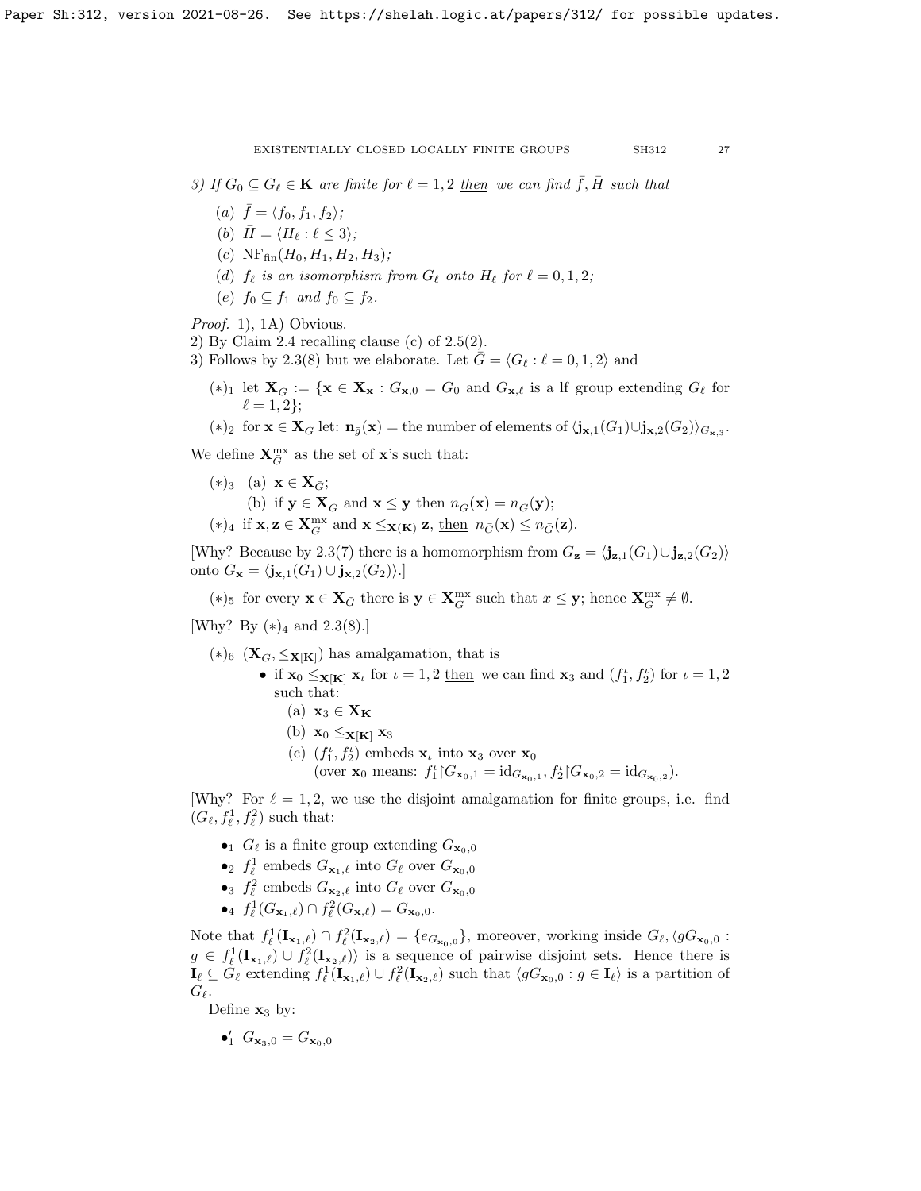3) *If $G_0 \subseteq G_\ell \in \mathbf{K}$ are finite for $\ell = 1, 2$ then we can find $\bar{f}, \bar{H}$ such that*

- (a) $\bar{f} = \langle f_0, f_1, f_2 \rangle$;
- (b) $\bar{H} = \langle H_\ell : \ell \leq 3 \rangle$;
- (c) $\mathrm{NF}_{\mathrm{fin}}(H_0, H_1, H_2, H_3)$;
- (d) $f_\ell$ *is an isomorphism from* $G_\ell$ *onto* $H_\ell$ *for* $\ell = 0, 1, 2$;
- (e) $f_0 \subseteq f_1$ *and* $f_0 \subseteq f_2$.

*Proof.* 1), 1A) Obvious.

2) By Claim 2.4 recalling clause (c) of 2.5(2).

3) Follows by 2.3(8) but we elaborate. Let $\bar{G} = \langle G_\ell : \ell = 0, 1, 2 \rangle$ and

- $(*)_1$ let $\mathbf{X}_{\bar{G}} := \{\mathbf{x} \in \mathbf{X}_\mathbf{x} : G_{\mathbf{x},0} = G_0$ and $G_{\mathbf{x},\ell}$ is a lf group extending $G_\ell$ for $\ell = 1, 2\}$;
- $(*)_2$ for $\mathbf{x} \in \mathbf{X}_{\bar{G}}$ let: $\mathbf{n}_{\bar{g}}(\mathbf{x}) =$ the number of elements of $\langle \mathbf{j}_{\mathbf{x},1}(G_1) \cup \mathbf{j}_{\mathbf{x},2}(G_2) \rangle_{G_{\mathbf{x},3}}$.

We define $\mathbf{X}^{\mathrm{mx}}_{\bar{G}}$ as the set of $\mathbf{x}$'s such that:

- $(*)_3$ (a) $\mathbf{x} \in \mathbf{X}_{\bar{G}}$;
  - (b) if $\mathbf{y} \in \mathbf{X}_{\bar{G}}$ and $\mathbf{x} \leq \mathbf{y}$ then $n_{\bar{G}}(\mathbf{x}) = n_{\bar{G}}(\mathbf{y})$;
- $(*)_4$ if $\mathbf{x}, \mathbf{z} \in \mathbf{X}^{\mathrm{mx}}_{\bar{G}}$ and $\mathbf{x} \leq_{\mathbf{X}(\mathbf{K})} \mathbf{z}$, then $n_{\bar{G}}(\mathbf{x}) \leq n_{\bar{G}}(\mathbf{z})$.

[Why? Because by 2.3(7) there is a homomorphism from $G_\mathbf{z} = \langle \mathbf{j}_{\mathbf{z},1}(G_1) \cup \mathbf{j}_{\mathbf{z},2}(G_2) \rangle$ onto $G_\mathbf{x} = \langle \mathbf{j}_{\mathbf{x},1}(G_1) \cup \mathbf{j}_{\mathbf{x},2}(G_2) \rangle$.]

- $(*)_5$ for every $\mathbf{x} \in \mathbf{X}_{\bar{G}}$ there is $\mathbf{y} \in \mathbf{X}^{\mathrm{mx}}_{\bar{G}}$ such that $x \leq \mathbf{y}$; hence $\mathbf{X}^{\mathrm{mx}}_{\bar{G}} \neq \emptyset$.

[Why? By $(*)_4$ and 2.3(8).]

- $(*)_6$ $(\mathbf{X}_{\bar{G}}, \leq_{\mathbf{X}[\mathbf{K}]})$ has amalgamation, that is
  - if $\mathbf{x}_0 \leq_{\mathbf{X}[\mathbf{K}]} \mathbf{x}_\iota$ for $\iota = 1, 2$ then we can find $\mathbf{x}_3$ and $(f^\iota_1, f^\iota_2)$ for $\iota = 1, 2$ such that:
    - (a) $\mathbf{x}_3 \in \mathbf{X}_\mathbf{K}$
    - (b) $\mathbf{x}_0 \leq_{\mathbf{X}[\mathbf{K}]} \mathbf{x}_3$
    - (c) $(f^\iota_1, f^\iota_2)$ embeds $\mathbf{x}_\iota$ into $\mathbf{x}_3$ over $\mathbf{x}_0$ (over $\mathbf{x}_0$ means: $f^\iota_1 {\restriction} G_{\mathbf{x}_0,1} = \mathrm{id}_{G_{\mathbf{x}_0,1}}, f^\iota_2 {\restriction} G_{\mathbf{x}_0,2} = \mathrm{id}_{G_{\mathbf{x}_0,2}}$).

[Why? For $\ell = 1, 2$, we use the disjoint amalgamation for finite groups, i.e. find $(G_\ell, f^1_\ell, f^2_\ell)$ such that:

- $\bullet_1$ $G_\ell$ is a finite group extending $G_{\mathbf{x}_0,0}$
- $\bullet_2$ $f^1_\ell$ embeds $G_{\mathbf{x}_1,\ell}$ into $G_\ell$ over $G_{\mathbf{x}_0,0}$
- $\bullet_3$ $f^2_\ell$ embeds $G_{\mathbf{x}_2,\ell}$ into $G_\ell$ over $G_{\mathbf{x}_0,0}$
- $\bullet_4$ $f^1_\ell(G_{\mathbf{x}_1,\ell}) \cap f^2_\ell(G_{\mathbf{x},\ell}) = G_{\mathbf{x}_0,0}$.

Note that $f^1_\ell(\mathbf{I}_{\mathbf{x}_1,\ell}) \cap f^2_\ell(\mathbf{I}_{\mathbf{x}_2,\ell}) = \{e_{G_{\mathbf{x}_0,0}}\}$, moreover, working inside $G_\ell$, $\langle g G_{\mathbf{x}_0,0} : g \in f^1_\ell(\mathbf{I}_{\mathbf{x}_1,\ell}) \cup f^2_\ell(\mathbf{I}_{\mathbf{x}_2,\ell}) \rangle$ is a sequence of pairwise disjoint sets. Hence there is $\mathbf{I}_\ell \subseteq G_\ell$ extending $f^1_\ell(\mathbf{I}_{\mathbf{x}_1,\ell}) \cup f^2_\ell(\mathbf{I}_{\mathbf{x}_2,\ell})$ such that $\langle g G_{\mathbf{x}_0,0} : g \in \mathbf{I}_\ell \rangle$ is a partition of $G_\ell$.

Define $\mathbf{x}_3$ by:

- $\bullet'_1$ $G_{\mathbf{x}_3,0} = G_{\mathbf{x}_0,0}$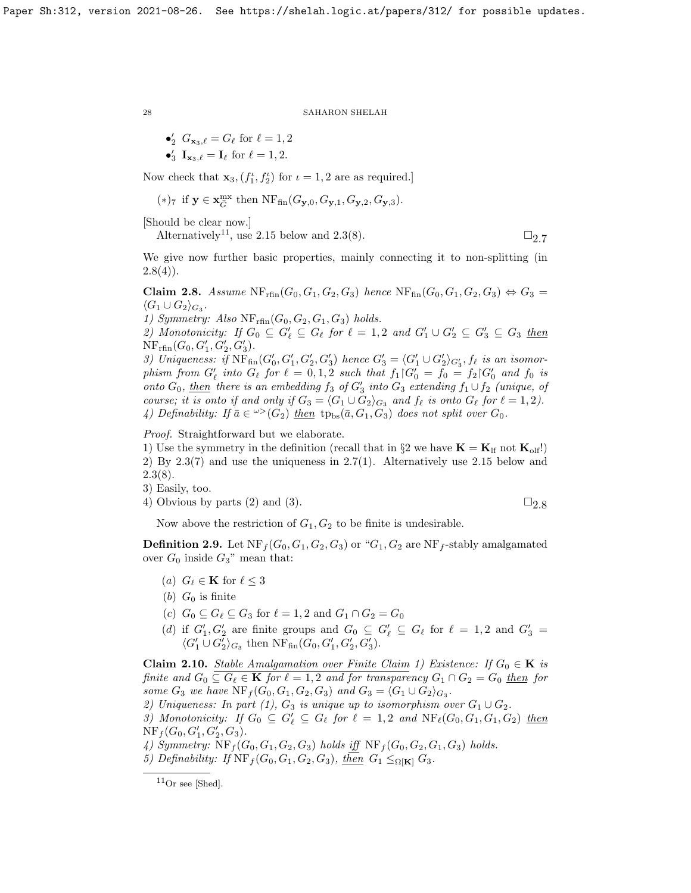- $\bullet_2'$ $G_{\mathbf{x}_3,\ell} = G_\ell$ for $\ell = 1,2$
- $\bullet_3'$ $\mathbf{I}_{\mathbf{x}_3,\ell} = \mathbf{I}_\ell$ for $\ell = 1,2$.

Now check that $\mathbf{x}_3, (f_1^\iota, f_2^\iota)$ for $\iota = 1,2$ are as required.]

$(*)_7$ if $\mathbf{y} \in \mathbf{x}_G^{\rm mx}$ then $\mathrm{NF}_{\rm fin}(G_{\mathbf{y},0}, G_{\mathbf{y},1}, G_{\mathbf{y},2}, G_{\mathbf{y},3})$.

[Should be clear now.]

Alternatively[11], use 2.15 below and 2.3(8). $\square_{2.7}$

We give now further basic properties, mainly connecting it to non-splitting (in 2.8(4)).

**Claim 2.8.** *Assume* $\mathrm{NF}_{\rm rfin}(G_0, G_1, G_2, G_3)$ *hence* $\mathrm{NF}_{\rm fin}(G_0, G_1, G_2, G_3) \Leftrightarrow G_3 = \langle G_1 \cup G_2 \rangle_{G_3}$.

*1) Symmetry: Also* $\mathrm{NF}_{\rm rfin}(G_0, G_2, G_1, G_3)$ *holds.*

*2) Monotonicity: If* $G_0 \subseteq G_\ell' \subseteq G_\ell$ *for* $\ell = 1,2$ *and* $G_1' \cup G_2' \subseteq G_3' \subseteq G_3$ *then* $\mathrm{NF}_{\rm rfin}(G_0, G_1', G_2', G_3')$.

*3) Uniqueness: if* $\mathrm{NF}_{\rm fin}(G_0', G_1', G_2', G_3')$ *hence* $G_3' = \langle G_1' \cup G_2' \rangle_{G_3'}$, $f_\ell$ *is an isomorphism from* $G_\ell'$ *into* $G_\ell$ *for* $\ell = 0,1,2$ *such that* $f_1 {\restriction} G_0' = f_0 = f_2 {\restriction} G_0'$ *and* $f_0$ *is onto* $G_0$, *then there is an embedding* $f_3$ *of* $G_3'$ *into* $G_3$ *extending* $f_1 \cup f_2$ *(unique, of course; it is onto if and only if* $G_3 = \langle G_1 \cup G_2 \rangle_{G_3}$ *and* $f_\ell$ *is onto* $G_\ell$ *for* $\ell = 1,2$*).*

*4) Definability: If* $\bar a \in {}^{\omega >}(G_2)$ *then* $\mathrm{tp}_{\rm bs}(\bar a, G_1, G_3)$ *does not split over* $G_0$.

*Proof.* Straightforward but we elaborate.

1) Use the symmetry in the definition (recall that in §2 we have $\mathbf{K} = \mathbf{K}_{\rm lf}$ not $\mathbf{K}_{\rm olf}$!)

2) By 2.3(7) and use the uniqueness in 2.7(1). Alternatively use 2.15 below and 2.3(8).

3) Easily, too.

4) Obvious by parts (2) and (3). $\square_{2.8}$

Now above the restriction of $G_1, G_2$ to be finite is undesirable.

**Definition 2.9.** Let $\mathrm{NF}_f(G_0, G_1, G_2, G_3)$ or "$G_1, G_2$ are $\mathrm{NF}_f$-stably amalgamated over $G_0$ inside $G_3$" mean that:

- $(a)$ $G_\ell \in \mathbf{K}$ for $\ell \leq 3$
- $(b)$ $G_0$ is finite
- $(c)$ $G_0 \subseteq G_\ell \subseteq G_3$ for $\ell = 1,2$ and $G_1 \cap G_2 = G_0$
- $(d)$ if $G_1', G_2'$ are finite groups and $G_0 \subseteq G_\ell' \subseteq G_\ell$ for $\ell = 1,2$ and $G_3' = \langle G_1' \cup G_2' \rangle_{G_3}$ then $\mathrm{NF}_{\rm fin}(G_0, G_1', G_2', G_3')$.

**Claim 2.10.** *Stable Amalgamation over Finite Claim 1) Existence: If* $G_0 \in \mathbf{K}$ *is finite and* $G_0 \subseteq G_\ell \in \mathbf{K}$ *for* $\ell = 1,2$ *and for transparency* $G_1 \cap G_2 = G_0$ *then for some* $G_3$ *we have* $\mathrm{NF}_f(G_0, G_1, G_2, G_3)$ *and* $G_3 = \langle G_1 \cup G_2 \rangle_{G_3}$.

*2) Uniqueness: In part (1),* $G_3$ *is unique up to isomorphism over* $G_1 \cup G_2$.

*3) Monotonicity: If* $G_0 \subseteq G_\ell' \subseteq G_\ell$ *for* $\ell = 1,2$ *and* $\mathrm{NF}_\ell(G_0, G_1, G_1, G_2)$ *then* $\mathrm{NF}_f(G_0, G_1', G_2', G_3)$.

*4) Symmetry:* $\mathrm{NF}_f(G_0, G_1, G_2, G_3)$ *holds iff* $\mathrm{NF}_f(G_0, G_2, G_1, G_3)$ *holds.*

*5) Definability: If* $\mathrm{NF}_f(G_0, G_1, G_2, G_3)$, *then* $G_1 \leq_{\Omega[\mathbf{K}]} G_3$.

[11] Or see [Shed].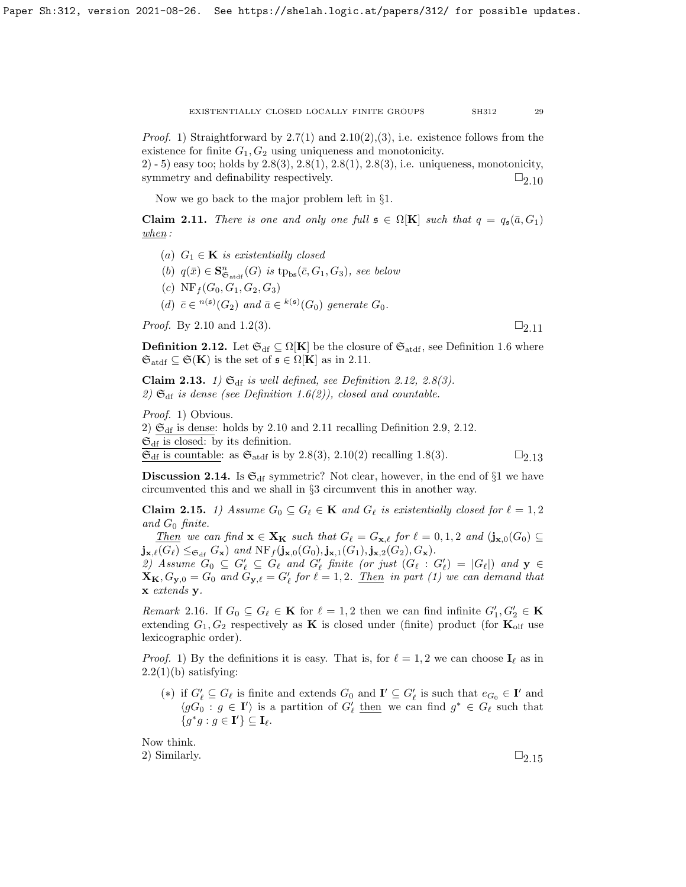*Proof.* 1) Straightforward by 2.7(1) and 2.10(2),(3), i.e. existence follows from the existence for finite $G_1, G_2$ using uniqueness and monotonicity.
2) - 5) easy too; holds by 2.8(3), 2.8(1), 2.8(1), 2.8(3), i.e. uniqueness, monotonicity, symmetry and definability respectively. $\square_{2.10}$

Now we go back to the major problem left in §1.

**Claim 2.11.** *There is one and only one full $\mathfrak{s} \in \Omega[\mathbf{K}]$ such that $q = q_{\mathfrak{s}}(\bar{a}, G_1)$ <u>when</u>:*

- (a) *$G_1 \in \mathbf{K}$ is existentially closed*
- (b) *$q(\bar{x}) \in \mathbf{S}^n_{\mathfrak{S}_{\mathrm{atdf}}}(G)$ is $\mathrm{tp_{bs}}(\bar{c}, G_1, G_3)$, see below*
- (c) *$\mathrm{NF}_f(G_0, G_1, G_2, G_3)$*
- (d) *$\bar{c} \in {}^{n(\mathfrak{s})}(G_2)$ and $\bar{a} \in {}^{k(\mathfrak{s})}(G_0)$ generate $G_0$.*

*Proof.* By 2.10 and 1.2(3). $\square_{2.11}$

**Definition 2.12.** Let $\mathfrak{S}_{\mathrm{df}} \subseteq \Omega[\mathbf{K}]$ be the closure of $\mathfrak{S}_{\mathrm{atdf}}$, see Definition 1.6 where $\mathfrak{S}_{\mathrm{atdf}} \subseteq \mathfrak{S}(\mathbf{K})$ is the set of $\mathfrak{s} \in \Omega[\mathbf{K}]$ as in 2.11.

**Claim 2.13.** *1) $\mathfrak{S}_{\mathrm{df}}$ is well defined, see Definition 2.12, 2.8(3).*
*2) $\mathfrak{S}_{\mathrm{df}}$ is dense (see Definition 1.6(2)), closed and countable.*

*Proof.* 1) Obvious.
2) <u>$\mathfrak{S}_{\mathrm{df}}$ is dense</u>: holds by 2.10 and 2.11 recalling Definition 2.9, 2.12.
<u>$\mathfrak{S}_{\mathrm{df}}$ is closed</u>: by its definition.
<u>$\mathfrak{S}_{\mathrm{df}}$ is countable</u>: as $\mathfrak{S}_{\mathrm{atdf}}$ is by 2.8(3), 2.10(2) recalling 1.8(3). $\square_{2.13}$

**Discussion 2.14.** Is $\mathfrak{S}_{\mathrm{df}}$ symmetric? Not clear, however, in the end of §1 we have circumvented this and we shall in §3 circumvent this in another way.

**Claim 2.15.** *1) Assume $G_0 \subseteq G_\ell \in \mathbf{K}$ and $G_\ell$ is existentially closed for $\ell = 1, 2$ and $G_0$ finite.*

*<u>Then</u> we can find $\mathbf{x} \in \mathbf{X}_{\mathbf{K}}$ such that $G_\ell = G_{\mathbf{x},\ell}$ for $\ell = 0, 1, 2$ and $(\mathbf{j}_{\mathbf{x},0}(G_0) \subseteq \mathbf{j}_{\mathbf{x},\ell}(G_\ell) \leq_{\mathfrak{S}_{\mathrm{df}}} G_{\mathbf{x}})$ and $\mathrm{NF}_f(\mathbf{j}_{\mathbf{x},0}(G_0), \mathbf{j}_{\mathbf{x},1}(G_1), \mathbf{j}_{\mathbf{x},2}(G_2), G_{\mathbf{x}})$.*
*2) Assume $G_0 \subseteq G'_\ell \subseteq G_\ell$ and $G'_\ell$ finite (or just $(G_\ell : G'_\ell) = |G_\ell|$) and $\mathbf{y} \in \mathbf{X}_{\mathbf{K}}, G_{\mathbf{y},0} = G_0$ and $G_{\mathbf{y},\ell} = G'_\ell$ for $\ell = 1, 2$. <u>Then</u> in part (1) we can demand that $\mathbf{x}$ extends $\mathbf{y}$.*

*Remark* 2.16. If $G_0 \subseteq G_\ell \in \mathbf{K}$ for $\ell = 1, 2$ then we can find infinite $G'_1, G'_2 \in \mathbf{K}$ extending $G_1, G_2$ respectively as $\mathbf{K}$ is closed under (finite) product (for $\mathbf{K}_{\mathrm{olf}}$ use lexicographic order).

*Proof.* 1) By the definitions it is easy. That is, for $\ell = 1, 2$ we can choose $\mathbf{I}_\ell$ as in 2.2(1)(b) satisfying:

- $(*)$ if $G'_\ell \subseteq G_\ell$ is finite and extends $G_0$ and $\mathbf{I}' \subseteq G'_\ell$ is such that $e_{G_0} \in \mathbf{I}'$ and $\langle g G_0 : g \in \mathbf{I}' \rangle$ is a partition of $G'_\ell$ <u>then</u> we can find $g^* \in G_\ell$ such that $\{g^* g : g \in \mathbf{I}'\} \subseteq \mathbf{I}_\ell$.

Now think.
2) Similarly. $\square_{2.15}$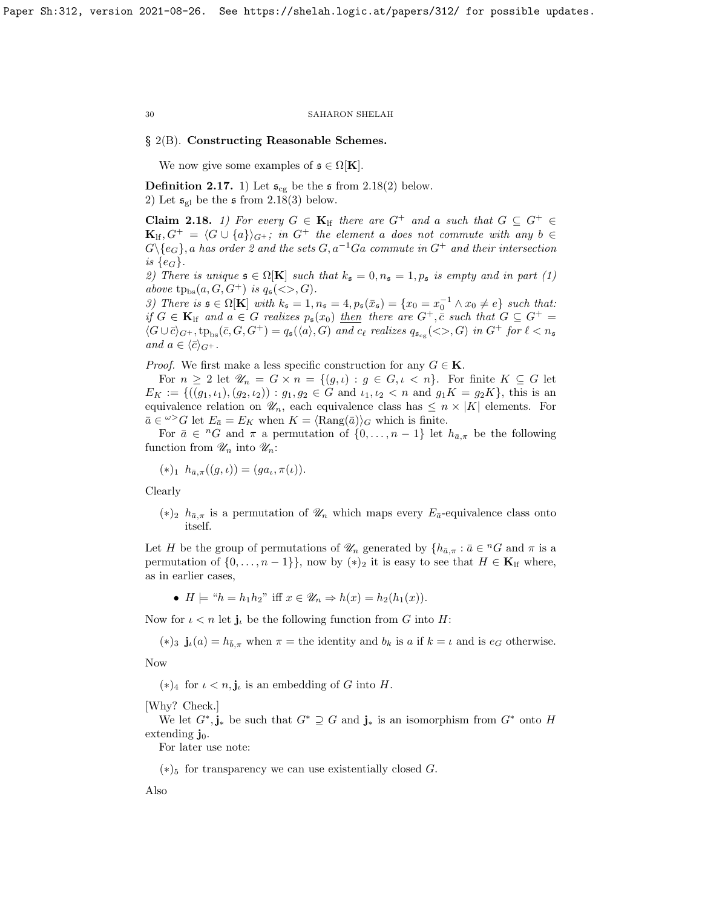## § 2(B). Constructing Reasonable Schemes.

We now give some examples of $\mathfrak{s} \in \Omega[\mathbf{K}]$.

**Definition 2.17.** 1) Let $\mathfrak{s}_{\rm cg}$ be the $\mathfrak{s}$ from 2.18(2) below.
2) Let $\mathfrak{s}_{\rm gl}$ be the $\mathfrak{s}$ from 2.18(3) below.

**Claim 2.18.** *1) For every $G \in \mathbf{K}_{\rm lf}$ there are $G^+$ and $a$ such that $G \subseteq G^+ \in \mathbf{K}_{\rm lf}, G^+ = \langle G \cup \{a\}\rangle_{G^+}$; in $G^+$ the element $a$ does not commute with any $b \in G \backslash \{e_G\}$, $a$ has order 2 and the sets $G, a^{-1}Ga$ commute in $G^+$ and their intersection is $\{e_G\}$.*
*2) There is unique $\mathfrak{s} \in \Omega[\mathbf{K}]$ such that $k_{\mathfrak{s}} = 0, n_{\mathfrak{s}} = 1, p_{\mathfrak{s}}$ is empty and in part (1) above $\mathrm{tp}_{\rm bs}(a, G, G^+)$ is $q_{\mathfrak{s}}(<>, G)$.*
*3) There is $\mathfrak{s} \in \Omega[\mathbf{K}]$ with $k_{\mathfrak{s}} = 1, n_{\mathfrak{s}} = 4, p_{\mathfrak{s}}(\bar{x}_{\mathfrak{s}}) = \{x_0 = x_0^{-1} \wedge x_0 \neq e\}$ such that: if $G \in \mathbf{K}_{\rm lf}$ and $a \in G$ realizes $p_{\mathfrak{s}}(x_0)$ <u>then</u> there are $G^+, \bar{c}$ such that $G \subseteq G^+ = \langle G \cup \bar{c}\rangle_{G^+}, \mathrm{tp}_{\rm bs}(\bar{c}, G, G^+) = q_{\mathfrak{s}}(\langle a\rangle, G)$ and $c_\ell$ realizes $q_{\mathfrak{s}_{\rm cg}}(<>, G)$ in $G^+$ for $\ell < n_{\mathfrak{s}}$ and $a \in \langle \bar{c}\rangle_{G^+}$.*

*Proof.* We first make a less specific construction for any $G \in \mathbf{K}$.

For $n \geq 2$ let $\mathscr{U}_n = G \times n = \{(g, \iota) : g \in G, \iota < n\}$. For finite $K \subseteq G$ let $E_K := \{((g_1, \iota_1), (g_2, \iota_2)) : g_1, g_2 \in G$ and $\iota_1, \iota_2 < n$ and $g_1 K = g_2 K\}$, this is an equivalence relation on $\mathscr{U}_n$, each equivalence class has $\leq n \times |K|$ elements. For $\bar{a} \in {}^{\omega >}G$ let $E_{\bar{a}} = E_K$ when $K = \langle \mathrm{Rang}(\bar{a})\rangle_G$ which is finite.

For $\bar{a} \in {}^nG$ and $\pi$ a permutation of $\{0, \ldots, n-1\}$ let $h_{\bar{a},\pi}$ be the following function from $\mathscr{U}_n$ into $\mathscr{U}_n$:

$(*)_1$ $h_{\bar{a},\pi}((g, \iota)) = (ga_\iota, \pi(\iota))$.

Clearly

$(*)_2$ $h_{\bar{a},\pi}$ is a permutation of $\mathscr{U}_n$ which maps every $E_{\bar{a}}$-equivalence class onto itself.

Let $H$ be the group of permutations of $\mathscr{U}_n$ generated by $\{h_{\bar{a},\pi} : \bar{a} \in {}^nG$ and $\pi$ is a permutation of $\{0, \ldots, n-1\}\}$, now by $(*)_2$ it is easy to see that $H \in \mathbf{K}_{\rm lf}$ where, as in earlier cases,

- $H \models$ "$h = h_1 h_2$" iff $x \in \mathscr{U}_n \Rightarrow h(x) = h_2(h_1(x))$.

Now for $\iota < n$ let $\mathbf{j}_\iota$ be the following function from $G$ into $H$:

$(*)_3$ $\mathbf{j}_\iota(a) = h_{\bar{b},\pi}$ when $\pi =$ the identity and $b_k$ is $a$ if $k = \iota$ and is $e_G$ otherwise.

Now

$(*)_4$ for $\iota < n$, $\mathbf{j}_\iota$ is an embedding of $G$ into $H$.

[Why? Check.]

We let $G^*, \mathbf{j}_*$ be such that $G^* \supseteq G$ and $\mathbf{j}_*$ is an isomorphism from $G^*$ onto $H$ extending $\mathbf{j}_0$.

For later use note:

$(*)_5$ for transparency we can use existentially closed $G$.

Also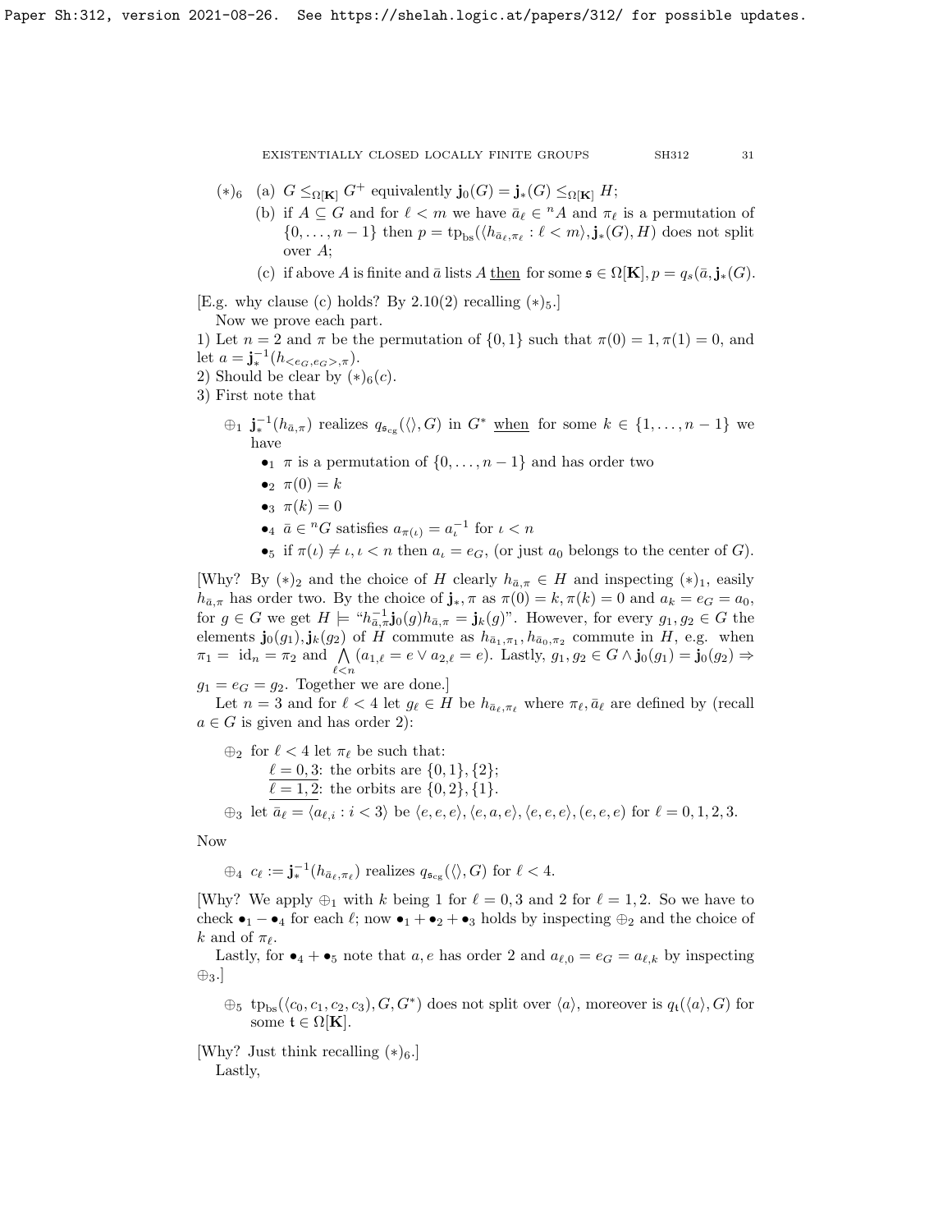$(*)_6$ (a) $G \leq_{\Omega[\mathbf{K}]} G^+$ equivalently $\mathbf{j}_0(G) = \mathbf{j}_*(G) \leq_{\Omega[\mathbf{K}]} H$;

(b) if $A \subseteq G$ and for $\ell < m$ we have $\bar{a}_\ell \in {}^n A$ and $\pi_\ell$ is a permutation of $\{0, \ldots, n-1\}$ then $p = \mathrm{tp}_{\mathrm{bs}}(\langle h_{\bar{a}_\ell, \pi_\ell} : \ell < m \rangle, \mathbf{j}_*(G), H)$ does not split over $A$;

(c) if above $A$ is finite and $\bar{a}$ lists $A$ <u>then</u> for some $\mathfrak{s} \in \Omega[\mathbf{K}], p = q_s(\bar{a}, \mathbf{j}_*(G)$.

[E.g. why clause (c) holds? By 2.10(2) recalling $(*)_5$.]

Now we prove each part.

1) Let $n = 2$ and $\pi$ be the permutation of $\{0, 1\}$ such that $\pi(0) = 1, \pi(1) = 0$, and let $a = \mathbf{j}_*^{-1}(h_{<e_G, e_G>, \pi})$.

2) Should be clear by $(*)_6(c)$.

3) First note that

$\oplus_1$ $\mathbf{j}_*^{-1}(h_{\bar{a}, \pi})$ realizes $q_{\mathfrak{s}_{\mathrm{cg}}}(\langle\rangle, G)$ in $G^*$ <u>when</u> for some $k \in \{1, \ldots, n-1\}$ we have

- $\bullet_1$ $\pi$ is a permutation of $\{0, \ldots, n-1\}$ and has order two
- $\bullet_2$ $\pi(0) = k$
- $\bullet_3$ $\pi(k) = 0$
- $\bullet_4$ $\bar{a} \in {}^n G$ satisfies $a_{\pi(\iota)} = a_\iota^{-1}$ for $\iota < n$
- $\bullet_5$ if $\pi(\iota) \neq \iota, \iota < n$ then $a_\iota = e_G$, (or just $a_0$ belongs to the center of $G$).

[Why? By $(*)_2$ and the choice of $H$ clearly $h_{\bar{a}, \pi} \in H$ and inspecting $(*)_1$, easily $h_{\bar{a}, \pi}$ has order two. By the choice of $\mathbf{j}_*, \pi$ as $\pi(0) = k, \pi(k) = 0$ and $a_k = e_G = a_0$, for $g \in G$ we get $H \models$ "$h_{\bar{a}, \pi}^{-1} \mathbf{j}_0(g) h_{\bar{a}, \pi} = \mathbf{j}_k(g)$". However, for every $g_1, g_2 \in G$ the elements $\mathbf{j}_0(g_1), \mathbf{j}_k(g_2)$ of $H$ commute as $h_{\bar{a}_1, \pi_1}, h_{\bar{a}_0, \pi_2}$ commute in $H$, e.g. when $\pi_1 = \mathrm{id}_n = \pi_2$ and $\bigwedge_{\ell < n} (a_{1,\ell} = e \vee a_{2,\ell} = e)$. Lastly, $g_1, g_2 \in G \wedge \mathbf{j}_0(g_1) = \mathbf{j}_0(g_2) \Rightarrow g_1 = e_G = g_2$. Together we are done.]

Let $n = 3$ and for $\ell < 4$ let $g_\ell \in H$ be $h_{\bar{a}_\ell, \pi_\ell}$ where $\pi_\ell, \bar{a}_\ell$ are defined by (recall $a \in G$ is given and has order 2):

$\oplus_2$ for $\ell < 4$ let $\pi_\ell$ be such that:
<u>$\ell = 0, 3$</u>: the orbits are $\{0, 1\}, \{2\}$;
<u>$\ell = 1, 2$</u>: the orbits are $\{0, 2\}, \{1\}$.

$\oplus_3$ let $\bar{a}_\ell = \langle a_{\ell, i} : i < 3 \rangle$ be $\langle e, e, e \rangle, \langle e, a, e \rangle, \langle e, e, e \rangle, (e, e, e)$ for $\ell = 0, 1, 2, 3$.

Now

$\oplus_4$ $c_\ell := \mathbf{j}_*^{-1}(h_{\bar{a}_\ell, \pi_\ell})$ realizes $q_{\mathfrak{s}_{\mathrm{cg}}}(\langle\rangle, G)$ for $\ell < 4$.

[Why? We apply $\oplus_1$ with $k$ being 1 for $\ell = 0, 3$ and 2 for $\ell = 1, 2$. So we have to check $\bullet_1 - \bullet_4$ for each $\ell$; now $\bullet_1 + \bullet_2 + \bullet_3$ holds by inspecting $\oplus_2$ and the choice of $k$ and of $\pi_\ell$.

Lastly, for $\bullet_4 + \bullet_5$ note that $a, e$ has order 2 and $a_{\ell,0} = e_G = a_{\ell,k}$ by inspecting $\oplus_3$.]

$\oplus_5$ $\mathrm{tp}_{\mathrm{bs}}(\langle c_0, c_1, c_2, c_3 \rangle, G, G^*)$ does not split over $\langle a \rangle$, moreover is $q_{\mathfrak{t}}(\langle a \rangle, G)$ for some $\mathfrak{t} \in \Omega[\mathbf{K}]$.

[Why? Just think recalling $(*)_6$.]

Lastly,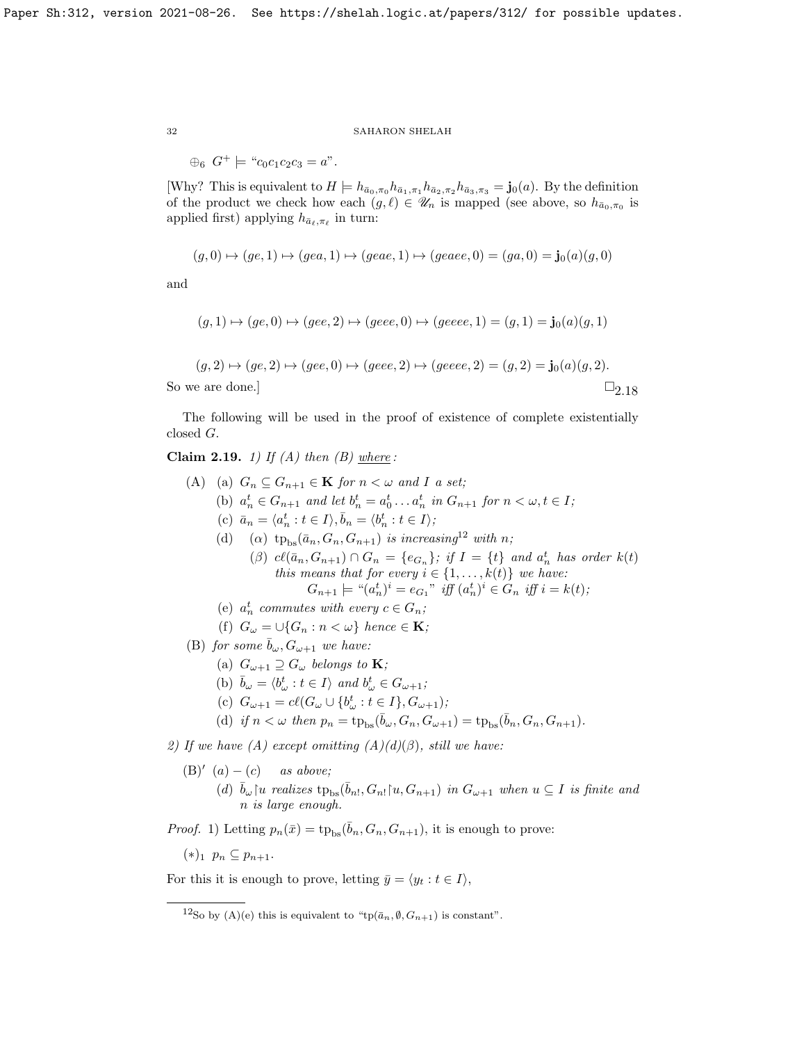$\oplus_6$ $G^+ \models$ "$c_0c_1c_2c_3 = a$".

[Why? This is equivalent to $H \models h_{\bar{a}_0,\pi_0} h_{\bar{a}_1,\pi_1} h_{\bar{a}_2,\pi_2} h_{\bar{a}_3,\pi_3} = \mathbf{j}_0(a)$. By the definition of the product we check how each $(g,\ell) \in \mathscr{U}_n$ is mapped (see above, so $h_{\bar{a}_0,\pi_0}$ is applied first) applying $h_{\bar{a}_\ell,\pi_\ell}$ in turn:

$$(g,0) \mapsto (ge,1) \mapsto (gea,1) \mapsto (geae,1) \mapsto (geaee,0) = (ga,0) = \mathbf{j}_0(a)(g,0)$$

and

$$(g,1) \mapsto (ge,0) \mapsto (gee,2) \mapsto (geee,0) \mapsto (geeee,1) = (g,1) = \mathbf{j}_0(a)(g,1)$$

$$(g,2) \mapsto (ge,2) \mapsto (gee,0) \mapsto (geee,2) \mapsto (geeee,2) = (g,2) = \mathbf{j}_0(a)(g,2).$$

So we are done.] $\square_{2.18}$

The following will be used in the proof of existence of complete existentially closed $G$.

**Claim 2.19.** *1) If (A) then (B) where:*

(A) (a) $G_n \subseteq G_{n+1} \in \mathbf{K}$ *for* $n < \omega$ *and* $I$ *a set;*

(b) $a^t_n \in G_{n+1}$ *and let* $b^t_n = a^t_0 \ldots a^t_n$ *in* $G_{n+1}$ *for* $n < \omega, t \in I$*;*

(c) $\bar{a}_n = \langle a^t_n : t \in I\rangle, \bar{b}_n = \langle b^t_n : t \in I\rangle$*;*

(d) ($\alpha$) $\mathrm{tp}_{\mathrm{bs}}(\bar{a}_n, G_n, G_{n+1})$ *is increasing*[12] *with* $n$*;*

($\beta$) $c\ell(\bar{a}_n, G_{n+1}) \cap G_n = \{e_{G_n}\}$*; if* $I = \{t\}$ *and* $a^t_n$ *has order* $k(t)$ *this means that for every* $i \in \{1,\ldots,k(t)\}$ *we have:*
$G_{n+1} \models$ "$(a^t_n)^i = e_{G_1}$" *iff* $(a^t_n)^i \in G_n$ *iff* $i = k(t)$*;*

(e) $a^t_n$ *commutes with every* $c \in G_n$*;*

(f) $G_\omega = \cup\{G_n : n < \omega\}$ *hence* $\in \mathbf{K}$*;*

(B) *for some* $\bar{b}_\omega, G_{\omega+1}$ *we have:*

(a) $G_{\omega+1} \supseteq G_\omega$ *belongs to* $\mathbf{K}$*;*

(b) $\bar{b}_\omega = \langle b^t_\omega : t \in I\rangle$ *and* $b^t_\omega \in G_{\omega+1}$*;*

(c) $G_{\omega+1} = c\ell(G_\omega \cup \{b^t_\omega : t \in I\}, G_{\omega+1})$*;*

(d) *if* $n < \omega$ *then* $p_n = \mathrm{tp}_{\mathrm{bs}}(\bar{b}_\omega, G_n, G_{\omega+1}) = \mathrm{tp}_{\mathrm{bs}}(\bar{b}_n, G_n, G_{n+1})$.

*2) If we have (A) except omitting (A)(d)($\beta$), still we have:*

(B)$'$ (a) $-$ (c) *as above;*

(d) $\bar{b}_\omega \restriction u$ *realizes* $\mathrm{tp}_{\mathrm{bs}}(\bar{b}_{n!}, G_{n!}\restriction u, G_{n+1})$ *in* $G_{\omega+1}$ *when* $u \subseteq I$ *is finite and* $n$ *is large enough.*

*Proof.* 1) Letting $p_n(\bar{x}) = \mathrm{tp}_{\mathrm{bs}}(\bar{b}_n, G_n, G_{n+1})$, it is enough to prove:

$(*)_1$ $p_n \subseteq p_{n+1}$.

For this it is enough to prove, letting $\bar{y} = \langle y_t : t \in I\rangle$,

---

[12] So by (A)(e) this is equivalent to "$\mathrm{tp}(\bar{a}_n, \emptyset, G_{n+1})$ is constant".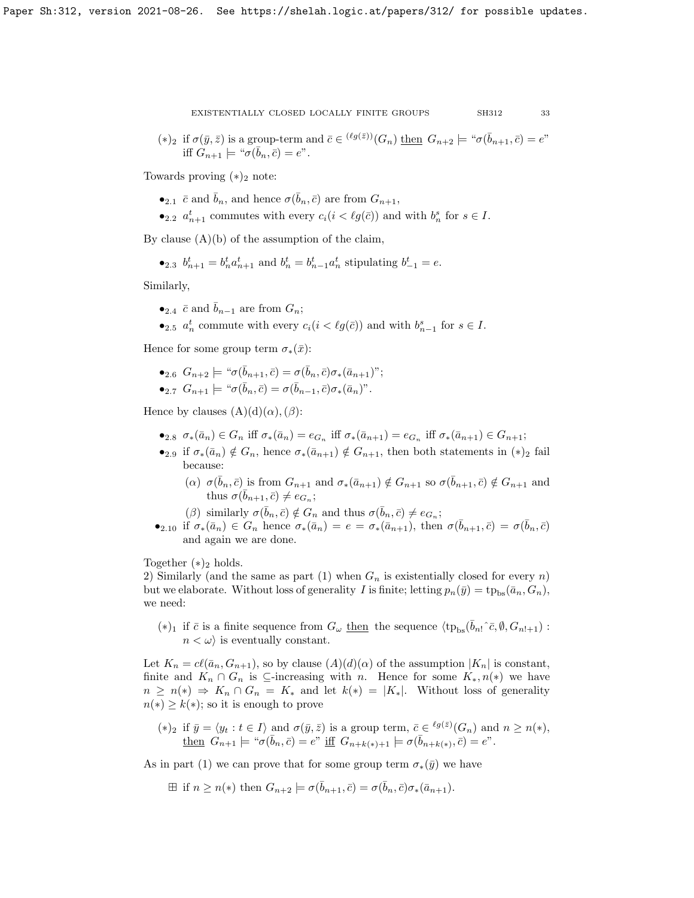$(*)_2$ if $\sigma(\bar{y}, \bar{z})$ is a group-term and $\bar{c} \in {}^{(\ell g(\bar{z}))}(G_n)$ then $G_{n+2} \models$ "$\sigma(\bar{b}_{n+1}, \bar{c}) = e$" iff $G_{n+1} \models$ "$\sigma(\bar{b}_n, \bar{c}) = e$".

Towards proving $(*)_2$ note:

- $\bullet_{2.1}$ $\bar{c}$ and $\bar{b}_n$, and hence $\sigma(\bar{b}_n, \bar{c})$ are from $G_{n+1}$,
- $\bullet_{2.2}$ $a^t_{n+1}$ commutes with every $c_i (i < \ell g(\bar{c}))$ and with $b^s_n$ for $s \in I$.

By clause (A)(b) of the assumption of the claim,

- $\bullet_{2.3}$ $b^t_{n+1} = b^t_n a^t_{n+1}$ and $b^t_n = b^t_{n-1} a^t_n$ stipulating $b^t_{-1} = e$.

Similarly,

- $\bullet_{2.4}$ $\bar{c}$ and $\bar{b}_{n-1}$ are from $G_n$;
- $\bullet_{2.5}$ $a^t_n$ commute with every $c_i (i < \ell g(\bar{c}))$ and with $b^s_{n-1}$ for $s \in I$.

Hence for some group term $\sigma_*(\bar{x})$:

- $\bullet_{2.6}$ $G_{n+2} \models$ "$\sigma(\bar{b}_{n+1}, \bar{c}) = \sigma(\bar{b}_n, \bar{c}) \sigma_*(\bar{a}_{n+1})$";
- $\bullet_{2.7}$ $G_{n+1} \models$ "$\sigma(\bar{b}_n, \bar{c}) = \sigma(\bar{b}_{n-1}, \bar{c}) \sigma_*(\bar{a}_n)$".

Hence by clauses (A)(d)($\alpha$), ($\beta$):

- $\bullet_{2.8}$ $\sigma_*(\bar{a}_n) \in G_n$ iff $\sigma_*(\bar{a}_n) = e_{G_n}$ iff $\sigma_*(\bar{a}_{n+1}) = e_{G_n}$ iff $\sigma_*(\bar{a}_{n+1}) \in G_{n+1}$;
- $\bullet_{2.9}$ if $\sigma_*(\bar{a}_n) \notin G_n$, hence $\sigma_*(\bar{a}_{n+1}) \notin G_{n+1}$, then both statements in $(*)_2$ fail because:
  - ($\alpha$) $\sigma(\bar{b}_n, \bar{c})$ is from $G_{n+1}$ and $\sigma_*(\bar{a}_{n+1}) \notin G_{n+1}$ so $\sigma(\bar{b}_{n+1}, \bar{c}) \notin G_{n+1}$ and thus $\sigma(\bar{b}_{n+1}, \bar{c}) \neq e_{G_n}$;
  - ($\beta$) similarly $\sigma(\bar{b}_n, \bar{c}) \notin G_n$ and thus $\sigma(\bar{b}_n, \bar{c}) \neq e_{G_n}$;
- $\bullet_{2.10}$ if $\sigma_*(\bar{a}_n) \in G_n$ hence $\sigma_*(\bar{a}_n) = e = \sigma_*(\bar{a}_{n+1})$, then $\sigma(\bar{b}_{n+1}, \bar{c}) = \sigma(\bar{b}_n, \bar{c})$ and again we are done.

Together $(*)_2$ holds.

2) Similarly (and the same as part (1) when $G_n$ is existentially closed for every $n$) but we elaborate. Without loss of generality $I$ is finite; letting $p_n(\bar{y}) = \mathrm{tp}_{\mathrm{bs}}(\bar{a}_n, G_n)$, we need:

$(*)_1$ if $\bar{c}$ is a finite sequence from $G_\omega$ then the sequence $\langle \mathrm{tp}_{\mathrm{bs}}(\bar{b}_{n!} \hat{}\, \bar{c}, \emptyset, G_{n!+1}) : n < \omega \rangle$ is eventually constant.

Let $K_n = c\ell(\bar{a}_n, G_{n+1})$, so by clause (A)(d)($\alpha$) of the assumption $|K_n|$ is constant, finite and $K_n \cap G_n$ is $\subseteq$-increasing with $n$. Hence for some $K_*, n(*)$ we have $n \geq n(*) \Rightarrow K_n \cap G_n = K_*$ and let $k(*) = |K_*|$. Without loss of generality $n(*) \geq k(*)$; so it is enough to prove

$(*)_2$ if $\bar{y} = \langle y_t : t \in I \rangle$ and $\sigma(\bar{y}, \bar{z})$ is a group term, $\bar{c} \in {}^{\ell g(\bar{z})}(G_n)$ and $n \geq n(*)$, then $G_{n+1} \models$ "$\sigma(\bar{b}_n, \bar{c}) = e$" iff $G_{n+k(*)+1} \models \sigma(\bar{b}_{n+k(*)}, \bar{c}) = e$".

As in part (1) we can prove that for some group term $\sigma_*(\bar{y})$ we have

$\boxplus$ if $n \geq n(*)$ then $G_{n+2} \models \sigma(\bar{b}_{n+1}, \bar{c}) = \sigma(\bar{b}_n, \bar{c}) \sigma_*(\bar{a}_{n+1})$.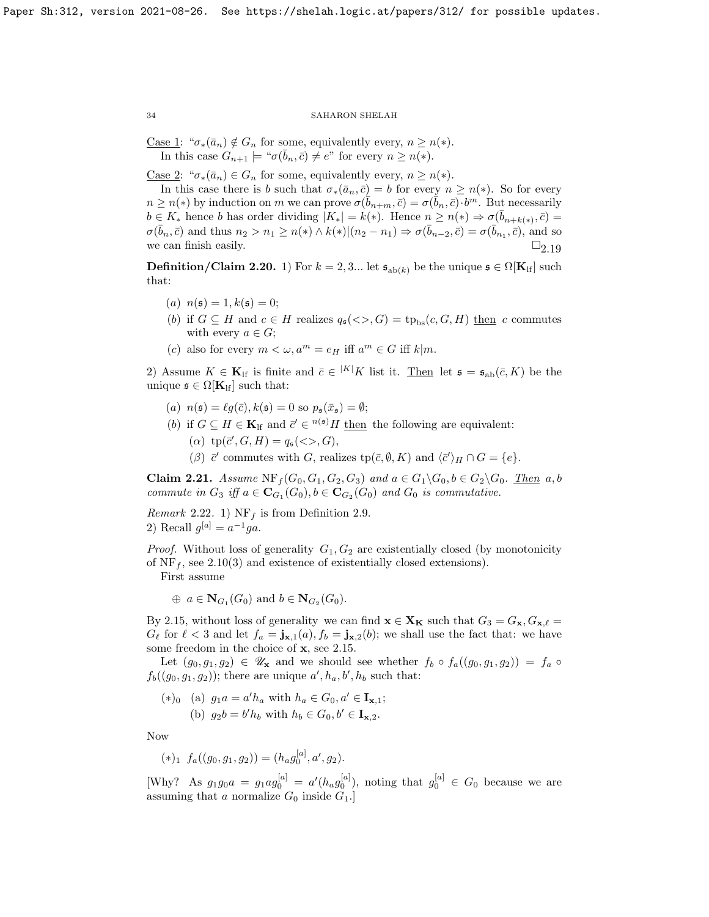Case 1: "$\sigma_*(\bar{a}_n) \notin G_n$ for some, equivalently every, $n \geq n(*)$.

In this case $G_{n+1} \models$ "$\sigma(\bar{b}_n, \bar{c}) \neq e$" for every $n \geq n(*)$.

Case 2: "$\sigma_*(\bar{a}_n) \in G_n$ for some, equivalently every, $n \geq n(*)$.

In this case there is $b$ such that $\sigma_*(\bar{a}_n, \bar{c}) = b$ for every $n \geq n(*)$. So for every $n \geq n(*)$ by induction on $m$ we can prove $\sigma(\bar{b}_{n+m}, \bar{c}) = \sigma(\bar{b}_n, \bar{c}) \cdot b^m$. But necessarily $b \in K_*$ hence $b$ has order dividing $|K_*| = k(*)$. Hence $n \geq n(*) \Rightarrow \sigma(\bar{b}_{n+k(*)}, \bar{c}) = \sigma(\bar{b}_n, \bar{c})$ and thus $n_2 > n_1 \geq n(*) \wedge k(*)|(n_2 - n_1) \Rightarrow \sigma(\bar{b}_{n-2}, \bar{c}) = \sigma(\bar{b}_{n_1}, \bar{c})$, and so we can finish easily. $\square_{2.19}$

**Definition/Claim 2.20.** 1) For $k = 2, 3...$ let $\mathfrak{s}_{\mathrm{ab}(k)}$ be the unique $\mathfrak{s} \in \Omega[\mathbf{K}_{\mathrm{lf}}]$ such that:

- (a) $n(\mathfrak{s}) = 1, k(\mathfrak{s}) = 0$;
- (b) if $G \subseteq H$ and $c \in H$ realizes $q_{\mathfrak{s}}(<>, G) = \mathrm{tp}_{\mathrm{bs}}(c, G, H)$ then $c$ commutes with every $a \in G$;
- (c) also for every $m < \omega, a^m = e_H$ iff $a^m \in G$ iff $k|m$.

2) Assume $K \in \mathbf{K}_{\mathrm{lf}}$ is finite and $\bar{c} \in {}^{|K|}K$ list it. Then let $\mathfrak{s} = \mathfrak{s}_{\mathrm{ab}}(\bar{c}, K)$ be the unique $\mathfrak{s} \in \Omega[\mathbf{K}_{\mathrm{lf}}]$ such that:

- (a) $n(\mathfrak{s}) = \ell g(\bar{c}), k(\mathfrak{s}) = 0$ so $p_{\mathfrak{s}}(\bar{x}_{\mathfrak{s}}) = \emptyset$;
- (b) if $G \subseteq H \in \mathbf{K}_{\mathrm{lf}}$ and $\bar{c}' \in {}^{n(\mathfrak{s})}H$ then the following are equivalent:
  - ($\alpha$) $\mathrm{tp}(\bar{c}', G, H) = q_{\mathfrak{s}}(<>, G)$,
  - ($\beta$) $\bar{c}'$ commutes with $G$, realizes $\mathrm{tp}(\bar{c}, \emptyset, K)$ and $\langle \bar{c}' \rangle_H \cap G = \{e\}$.

**Claim 2.21.** *Assume* $\mathrm{NF}_f(G_0, G_1, G_2, G_3)$ *and* $a \in G_1 \backslash G_0, b \in G_2 \backslash G_0$. Then $a, b$ *commute in* $G_3$ *iff* $a \in \mathbf{C}_{G_1}(G_0), b \in \mathbf{C}_{G_2}(G_0)$ *and* $G_0$ *is commutative.*

*Remark* 2.22. 1) $\mathrm{NF}_f$ is from Definition 2.9.
2) Recall $g^{[a]} = a^{-1}ga$.

*Proof.* Without loss of generality $G_1, G_2$ are existentially closed (by monotonicity of $\mathrm{NF}_f$, see 2.10(3) and existence of existentially closed extensions).

First assume

$\oplus$ $a \in \mathbf{N}_{G_1}(G_0)$ and $b \in \mathbf{N}_{G_2}(G_0)$.

By 2.15, without loss of generality we can find $\mathbf{x} \in \mathbf{X}_{\mathbf{K}}$ such that $G_3 = G_{\mathbf{x}}, G_{\mathbf{x},\ell} = G_\ell$ for $\ell < 3$ and let $f_a = \mathbf{j}_{\mathbf{x},1}(a), f_b = \mathbf{j}_{\mathbf{x},2}(b)$; we shall use the fact that: we have some freedom in the choice of $\mathbf{x}$, see 2.15.

Let $(g_0, g_1, g_2) \in \mathscr{U}_{\mathbf{x}}$ and we should see whether $f_b \circ f_a((g_0, g_1, g_2)) = f_a \circ f_b((g_0, g_1, g_2))$; there are unique $a', h_a, b', h_b$ such that:

$(*)_0$ (a) $g_1 a = a' h_a$ with $h_a \in G_0, a' \in \mathbf{I}_{\mathbf{x},1}$;
(b) $g_2 b = b' h_b$ with $h_b \in G_0, b' \in \mathbf{I}_{\mathbf{x},2}$.

Now

$(*)_1$ $f_a((g_0, g_1, g_2)) = (h_a g_0^{[a]}, a', g_2)$.

[Why? As $g_1 g_0 a = g_1 a g_0^{[a]} = a'(h_a g_0^{[a]})$, noting that $g_0^{[a]} \in G_0$ because we are assuming that $a$ normalize $G_0$ inside $G_1$.]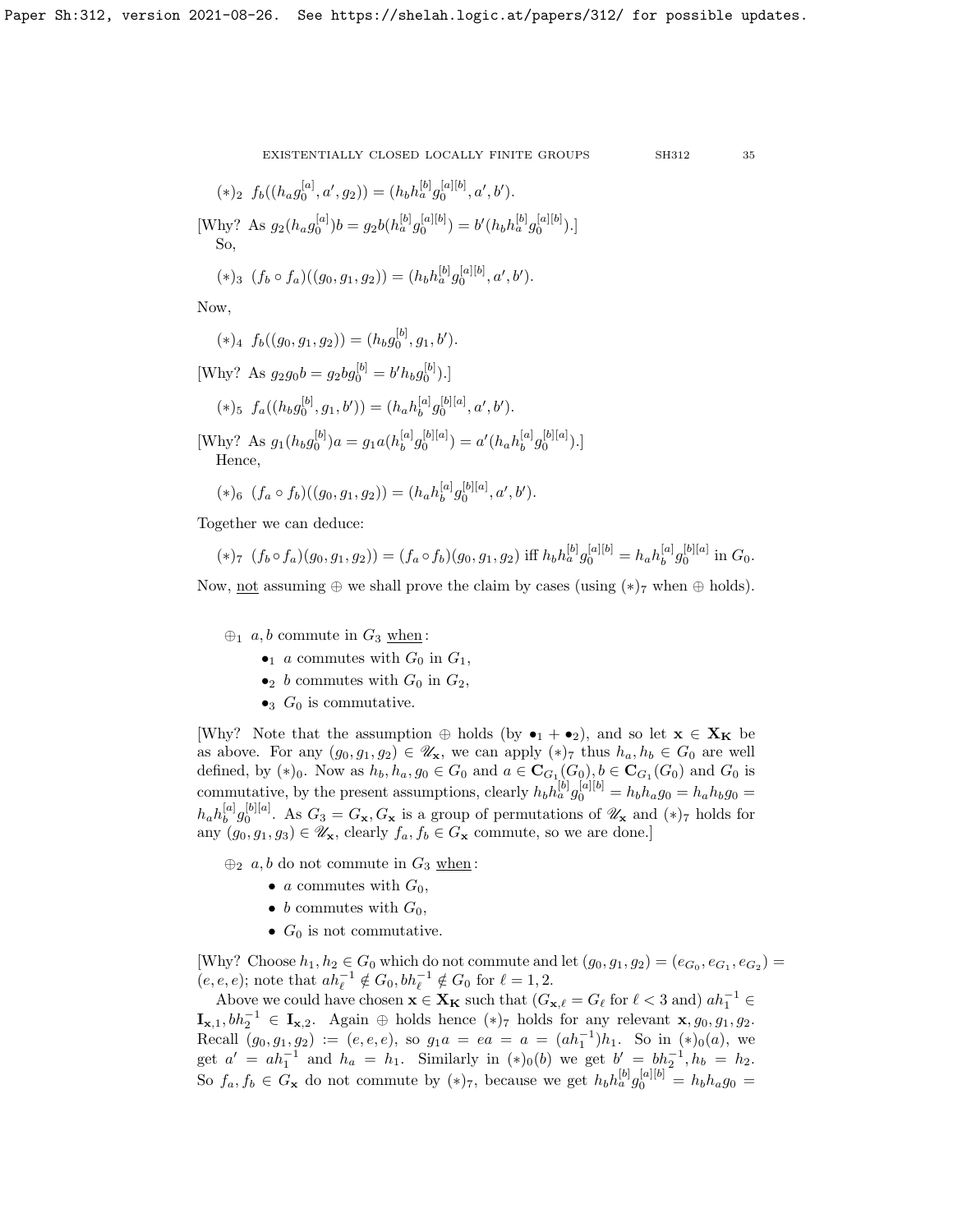$(*)_2$ $f_b((h_a g_0^{[a]}, a', g_2)) = (h_b h_a^{[b]} g_0^{[a][b]}, a', b')$.

[Why? As $g_2(h_a g_0^{[a]})b = g_2 b(h_a^{[b]} g_0^{[a][b]}) = b'(h_b h_a^{[b]} g_0^{[a][b]})$.]

So,

$(*)_3$ $(f_b \circ f_a)((g_0, g_1, g_2)) = (h_b h_a^{[b]} g_0^{[a][b]}, a', b')$.

Now,

$(*)_4$ $f_b((g_0, g_1, g_2)) = (h_b g_0^{[b]}, g_1, b')$.

[Why? As $g_2 g_0 b = g_2 b g_0^{[b]} = b' h_b g_0^{[b]})$.]

$(*)_5$ $f_a((h_b g_0^{[b]}, g_1, b')) = (h_a h_b^{[a]} g_0^{[b][a]}, a', b')$.

[Why? As $g_1(h_b g_0^{[b]})a = g_1 a(h_b^{[a]} g_0^{[b][a]}) = a'(h_a h_b^{[a]} g_0^{[b][a]})$.]

Hence,

$(*)_6$ $(f_a \circ f_b)((g_0, g_1, g_2)) = (h_a h_b^{[a]} g_0^{[b][a]}, a', b')$.

Together we can deduce:

$(*)_7$ $(f_b \circ f_a)(g_0, g_1, g_2)) = (f_a \circ f_b)(g_0, g_1, g_2)$ iff $h_b h_a^{[b]} g_0^{[a][b]} = h_a h_b^{[a]} g_0^{[b][a]}$ in $G_0$.

Now, not assuming $\oplus$ we shall prove the claim by cases (using $(*)_7$ when $\oplus$ holds).

$\oplus_1$ $a, b$ commute in $G_3$ when:

- $\bullet_1$ $a$ commutes with $G_0$ in $G_1$,
- $\bullet_2$ $b$ commutes with $G_0$ in $G_2$,
- $\bullet_3$ $G_0$ is commutative.

[Why? Note that the assumption $\oplus$ holds (by $\bullet_1 + \bullet_2$), and so let $\mathbf{x} \in \mathbf{X}_{\mathbf{K}}$ be as above. For any $(g_0, g_1, g_2) \in \mathscr{U}_{\mathbf{x}}$, we can apply $(*)_7$ thus $h_a, h_b \in G_0$ are well defined, by $(*)_0$. Now as $h_b, h_a, g_0 \in G_0$ and $a \in \mathbf{C}_{G_1}(G_0), b \in \mathbf{C}_{G_1}(G_0)$ and $G_0$ is commutative, by the present assumptions, clearly $h_b h_a^{[b]} g_0^{[a][b]} = h_b h_a g_0 = h_a h_b g_0 = h_a h_b^{[a]} g_0^{[b][a]}$. As $G_3 = G_{\mathbf{x}}, G_{\mathbf{x}}$ is a group of permutations of $\mathscr{U}_{\mathbf{x}}$ and $(*)_7$ holds for any $(g_0, g_1, g_3) \in \mathscr{U}_{\mathbf{x}}$, clearly $f_a, f_b \in G_{\mathbf{x}}$ commute, so we are done.]

$\oplus_2$ $a, b$ do not commute in $G_3$ when:

- $a$ commutes with $G_0$,
- $b$ commutes with $G_0$,
- $G_0$ is not commutative.

[Why? Choose $h_1, h_2 \in G_0$ which do not commute and let $(g_0, g_1, g_2) = (e_{G_0}, e_{G_1}, e_{G_2}) = (e, e, e)$; note that $ah_\ell^{-1} \notin G_0, bh_\ell^{-1} \notin G_0$ for $\ell = 1, 2$.

Above we could have chosen $\mathbf{x} \in \mathbf{X}_{\mathbf{K}}$ such that ($G_{\mathbf{x},\ell} = G_\ell$ for $\ell < 3$ and) $ah_1^{-1} \in \mathbf{I}_{\mathbf{x},1}, bh_2^{-1} \in \mathbf{I}_{\mathbf{x},2}$. Again $\oplus$ holds hence $(*)_7$ holds for any relevant $\mathbf{x}, g_0, g_1, g_2$. Recall $(g_0, g_1, g_2) := (e, e, e)$, so $g_1 a = ea = a = (ah_1^{-1})h_1$. So in $(*)_0(a)$, we get $a' = ah_1^{-1}$ and $h_a = h_1$. Similarly in $(*)_0(b)$ we get $b' = bh_2^{-1}, h_b = h_2$. So $f_a, f_b \in G_{\mathbf{x}}$ do not commute by $(*)_7$, because we get $h_b h_a^{[b]} g_0^{[a][b]} = h_b h_a g_0 =$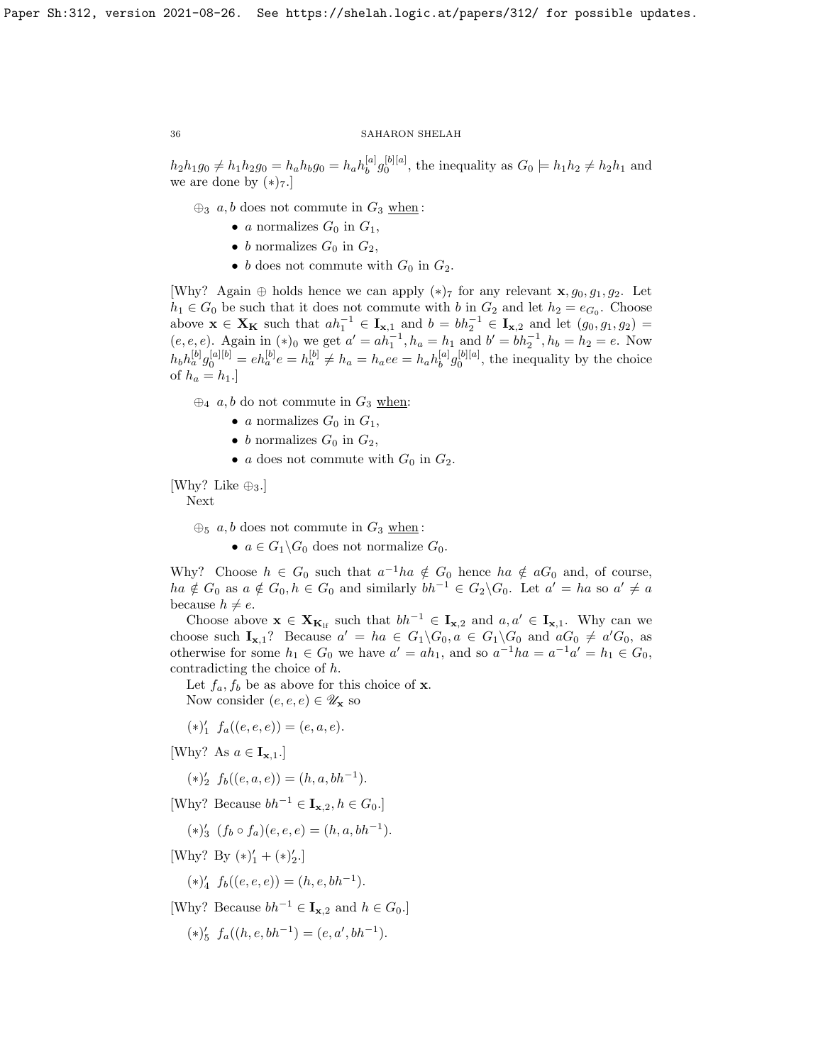$h_2h_1g_0 \neq h_1h_2g_0 = h_ah_bg_0 = h_ah_b^{[a]}g_0^{[b][a]}$, the inequality as $G_0 \models h_1h_2 \neq h_2h_1$ and we are done by $(*)_7$.]

$\oplus_3$ $a, b$ does not commute in $G_3$ <u>when</u>:

- $a$ normalizes $G_0$ in $G_1$,
- $b$ normalizes $G_0$ in $G_2$,
- $b$ does not commute with $G_0$ in $G_2$.

[Why? Again $\oplus$ holds hence we can apply $(*)_7$ for any relevant $\mathbf{x}, g_0, g_1, g_2$. Let $h_1 \in G_0$ be such that it does not commute with $b$ in $G_2$ and let $h_2 = e_{G_0}$. Choose above $\mathbf{x} \in \mathbf{X}_{\mathbf{K}}$ such that $ah_1^{-1} \in \mathbf{I}_{\mathbf{x},1}$ and $b = bh_2^{-1} \in \mathbf{I}_{\mathbf{x},2}$ and let $(g_0, g_1, g_2) = (e, e, e)$. Again in $(*)_0$ we get $a' = ah_1^{-1}, h_a = h_1$ and $b' = bh_2^{-1}, h_b = h_2 = e$. Now $h_bh_a^{[b]}g_0^{[a][b]} = eh_a^{[b]}e = h_a^{[b]} \neq h_a = h_aee = h_ah_b^{[a]}g_0^{[b][a]}$, the inequality by the choice of $h_a = h_1$.]

$\oplus_4$ $a, b$ do not commute in $G_3$ <u>when</u>:

- $a$ normalizes $G_0$ in $G_1$,
- $b$ normalizes $G_0$ in $G_2$,
- $a$ does not commute with $G_0$ in $G_2$.

[Why? Like $\oplus_3$.]

Next

$\oplus_5$ $a, b$ does not commute in $G_3$ <u>when</u>:

- $a \in G_1 \backslash G_0$ does not normalize $G_0$.

Why? Choose $h \in G_0$ such that $a^{-1}ha \notin G_0$ hence $ha \notin aG_0$ and, of course, $ha \notin G_0$ as $a \notin G_0, h \in G_0$ and similarly $bh^{-1} \in G_2 \backslash G_0$. Let $a' = ha$ so $a' \neq a$ because $h \neq e$.

Choose above $\mathbf{x} \in \mathbf{X}_{\mathbf{K}_{\text{lf}}}$ such that $bh^{-1} \in \mathbf{I}_{\mathbf{x},2}$ and $a, a' \in \mathbf{I}_{\mathbf{x},1}$. Why can we choose such $\mathbf{I}_{\mathbf{x},1}$? Because $a' = ha \in G_1 \backslash G_0, a \in G_1 \backslash G_0$ and $aG_0 \neq a'G_0$, as otherwise for some $h_1 \in G_0$ we have $a' = ah_1$, and so $a^{-1}ha = a^{-1}a' = h_1 \in G_0$, contradicting the choice of $h$.

Let $f_a, f_b$ be as above for this choice of $\mathbf{x}$.

Now consider $(e, e, e) \in \mathscr{U}_{\mathbf{x}}$ so

$(*)'_1$ $f_a((e, e, e)) = (e, a, e)$.

[Why? As $a \in \mathbf{I}_{\mathbf{x},1}$.]

$(*)'_2$ $f_b((e, a, e)) = (h, a, bh^{-1})$.

[Why? Because $bh^{-1} \in \mathbf{I}_{\mathbf{x},2}, h \in G_0$.]

$(*)'_3$ $(f_b \circ f_a)(e, e, e) = (h, a, bh^{-1})$.

[Why? By $(*)'_1 + (*)'_2$.]

$(*)'_4$ $f_b((e, e, e)) = (h, e, bh^{-1})$.

[Why? Because $bh^{-1} \in \mathbf{I}_{\mathbf{x},2}$ and $h \in G_0$.]

$(*)'_5$ $f_a((h, e, bh^{-1}) = (e, a', bh^{-1})$.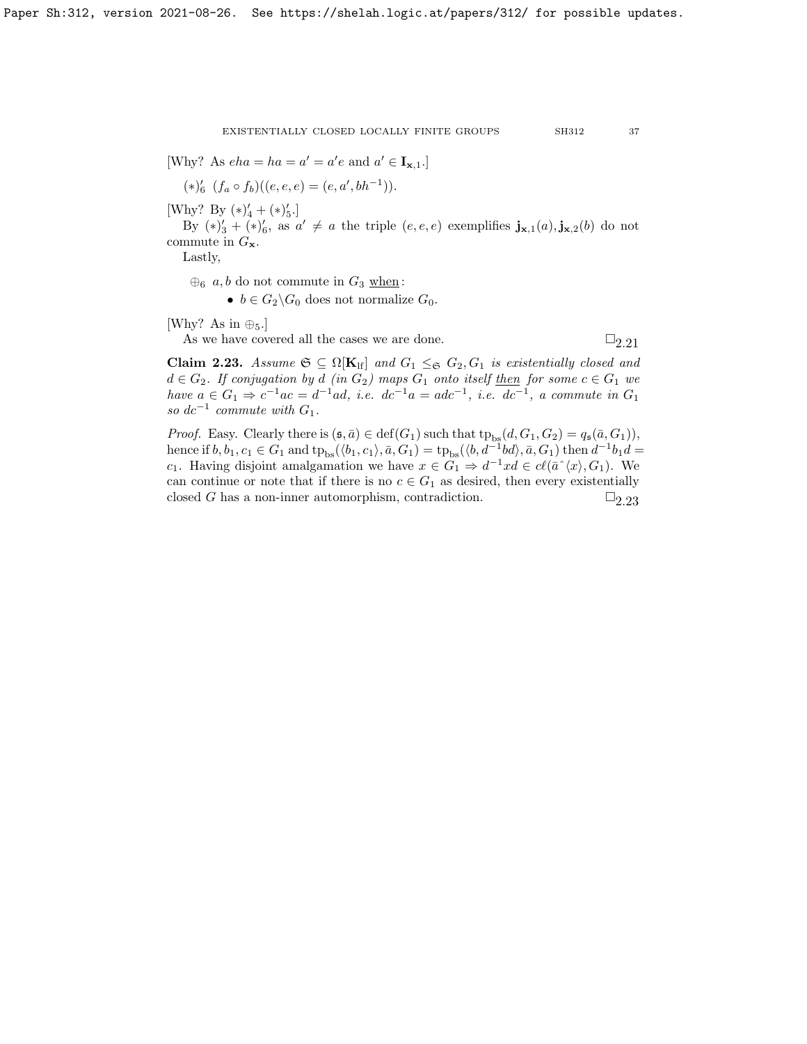[Why? As $eha = ha = a' = a'e$ and $a' \in \mathbf{I}_{\mathbf{x},1}$.]

$(*)'_6$ $(f_a \circ f_b)((e,e,e) = (e, a', bh^{-1}))$.

[Why? By $(*)'_4 + (*)'_5$.]

By $(*)'_3 + (*)'_6$, as $a' \neq a$ the triple $(e,e,e)$ exemplifies $\mathbf{j}_{\mathbf{x},1}(a), \mathbf{j}_{\mathbf{x},2}(b)$ do not commute in $G_{\mathbf{x}}$.

Lastly,

$\oplus_6$ $a, b$ do not commute in $G_3$ <u>when</u>:

- $b \in G_2 \backslash G_0$ does not normalize $G_0$.

[Why? As in $\oplus_5$.]

As we have covered all the cases we are done. $\square_{2.21}$

**Claim 2.23.** *Assume $\mathfrak{S} \subseteq \Omega[\mathbf{K}_{\rm lf}]$ and $G_1 \leq_{\mathfrak{S}} G_2, G_1$ is existentially closed and $d \in G_2$. If conjugation by $d$ (in $G_2$) maps $G_1$ onto itself <u>then</u> for some $c \in G_1$ we have $a \in G_1 \Rightarrow c^{-1}ac = d^{-1}ad$, i.e. $dc^{-1}a = adc^{-1}$, i.e. $dc^{-1}$, $a$ commute in $G_1$ so $dc^{-1}$ commute with $G_1$.*

*Proof.* Easy. Clearly there is $(\mathfrak{s}, \bar{a}) \in \mathrm{def}(G_1)$ such that $\mathrm{tp}_{\mathrm{bs}}(d, G_1, G_2) = q_{\mathfrak{s}}(\bar{a}, G_1))$, hence if $b, b_1, c_1 \in G_1$ and $\mathrm{tp}_{\mathrm{bs}}(\langle b_1, c_1 \rangle, \bar{a}, G_1) = \mathrm{tp}_{\mathrm{bs}}(\langle b, d^{-1}bd \rangle, \bar{a}, G_1)$ then $d^{-1}b_1d = c_1$. Having disjoint amalgamation we have $x \in G_1 \Rightarrow d^{-1}xd \in c\ell(\bar{a}\char`\^\langle x \rangle, G_1)$. We can continue or note that if there is no $c \in G_1$ as desired, then every existentially closed $G$ has a non-inner automorphism, contradiction. $\square_{2.23}$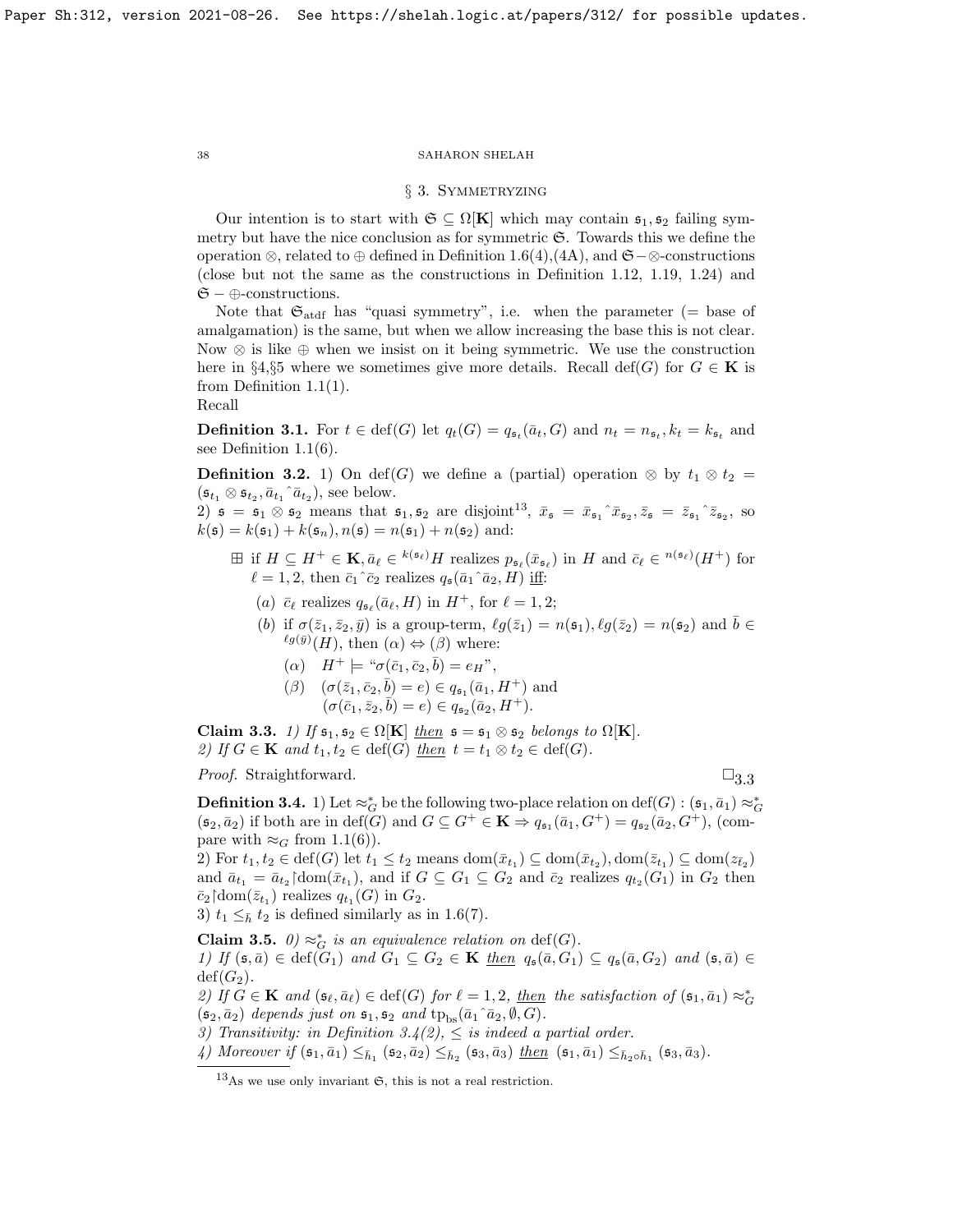## § 3. Symmetryzing

Our intention is to start with $\mathfrak{S} \subseteq \Omega[\mathbf{K}]$ which may contain $\mathfrak{s}_1, \mathfrak{s}_2$ failing symmetry but have the nice conclusion as for symmetric $\mathfrak{S}$. Towards this we define the operation $\otimes$, related to $\oplus$ defined in Definition 1.6(4),(4A), and $\mathfrak{S}-\otimes$-constructions (close but not the same as the constructions in Definition 1.12, 1.19, 1.24) and $\mathfrak{S}-\oplus$-constructions.

Note that $\mathfrak{S}_{\rm atdf}$ has "quasi symmetry", i.e. when the parameter (= base of amalgamation) is the same, but when we allow increasing the base this is not clear. Now $\otimes$ is like $\oplus$ when we insist on it being symmetric. We use the construction here in §4,§5 where we sometimes give more details. Recall def$(G)$ for $G \in \mathbf{K}$ is from Definition 1.1(1).

Recall

**Definition 3.1.** For $t \in \mathrm{def}(G)$ let $q_t(G) = q_{\mathfrak{s}_t}(\bar{a}_t, G)$ and $n_t = n_{\mathfrak{s}_t}, k_t = k_{\mathfrak{s}_t}$ and see Definition 1.1(6).

**Definition 3.2.** 1) On def$(G)$ we define a (partial) operation $\otimes$ by $t_1 \otimes t_2 = (\mathfrak{s}_{t_1} \otimes \mathfrak{s}_{t_2}, \bar{a}_{t_1}{}^\frown \bar{a}_{t_2})$, see below.

2) $\mathfrak{s} = \mathfrak{s}_1 \otimes \mathfrak{s}_2$ means that $\mathfrak{s}_1, \mathfrak{s}_2$ are disjoint[13], $\bar{x}_{\mathfrak{s}} = \bar{x}_{\mathfrak{s}_1}{}^\frown \bar{x}_{\mathfrak{s}_2}, \bar{z}_{\mathfrak{s}} = \bar{z}_{\mathfrak{s}_1}{}^\frown \bar{z}_{\mathfrak{s}_2}$, so $k(\mathfrak{s}) = k(\mathfrak{s}_1) + k(\mathfrak{s}_n), n(\mathfrak{s}) = n(\mathfrak{s}_1) + n(\mathfrak{s}_2)$ and:

$\boxplus$ if $H \subseteq H^+ \in \mathbf{K}, \bar{a}_\ell \in {}^{k(\mathfrak{s}_\ell)}H$ realizes $p_{\mathfrak{s}_\ell}(\bar{x}_{\mathfrak{s}_\ell})$ in $H$ and $\bar{c}_\ell \in {}^{n(\mathfrak{s}_\ell)}(H^+)$ for $\ell = 1,2$, then $\bar{c}_1{}^\frown \bar{c}_2$ realizes $q_{\mathfrak{s}}(\bar{a}_1{}^\frown \bar{a}_2, H)$ iff:

- (a) $\bar{c}_\ell$ realizes $q_{\mathfrak{s}_\ell}(\bar{a}_\ell, H)$ in $H^+$, for $\ell = 1,2$;
- (b) if $\sigma(\bar{z}_1, \bar{z}_2, \bar{y})$ is a group-term, $\ell g(\bar{z}_1) = n(\mathfrak{s}_1), \ell g(\bar{z}_2) = n(\mathfrak{s}_2)$ and $\bar{b} \in {}^{\ell g(\bar{y})}(H)$, then $(\alpha) \Leftrightarrow (\beta)$ where:
  - $(\alpha)$ $H^+ \models$ "$\sigma(\bar{c}_1, \bar{c}_2, \bar{b}) = e_H$",
  - $(\beta)$ $(\sigma(\bar{z}_1, \bar{c}_2, \bar{b}) = e) \in q_{\mathfrak{s}_1}(\bar{a}_1, H^+)$ and $(\sigma(\bar{c}_1, \bar{z}_2, \bar{b}) = e) \in q_{\mathfrak{s}_2}(\bar{a}_2, H^+)$.

**Claim 3.3.** *1) If $\mathfrak{s}_1, \mathfrak{s}_2 \in \Omega[\mathbf{K}]$ then $\mathfrak{s} = \mathfrak{s}_1 \otimes \mathfrak{s}_2$ belongs to $\Omega[\mathbf{K}]$.*
*2) If $G \in \mathbf{K}$ and $t_1, t_2 \in \mathrm{def}(G)$ then $t = t_1 \otimes t_2 \in \mathrm{def}(G)$.*

*Proof.* Straightforward. $\square_{3.3}$

**Definition 3.4.** 1) Let $\approx^*_G$ be the following two-place relation on def$(G)$ : $(\mathfrak{s}_1, \bar{a}_1) \approx^*_G (\mathfrak{s}_2, \bar{a}_2)$ if both are in def$(G)$ and $G \subseteq G^+ \in \mathbf{K} \Rightarrow q_{\mathfrak{s}_1}(\bar{a}_1, G^+) = q_{\mathfrak{s}_2}(\bar{a}_2, G^+)$, (compare with $\approx_G$ from 1.1(6)).

2) For $t_1, t_2 \in \mathrm{def}(G)$ let $t_1 \le t_2$ means $\mathrm{dom}(\bar{x}_{t_1}) \subseteq \mathrm{dom}(\bar{x}_{t_2}), \mathrm{dom}(\bar{z}_{t_1}) \subseteq \mathrm{dom}(z_{\bar{t}_2})$ and $\bar{a}_{t_1} = \bar{a}_{t_2} \restriction \mathrm{dom}(\bar{x}_{t_1})$, and if $G \subseteq G_1 \subseteq G_2$ and $\bar{c}_2$ realizes $q_{t_2}(G_1)$ in $G_2$ then $\bar{c}_2 \restriction \mathrm{dom}(\bar{z}_{t_1})$ realizes $q_{t_1}(G)$ in $G_2$.

3) $t_1 \le_{\bar{h}} t_2$ is defined similarly as in 1.6(7).

**Claim 3.5.** *0) $\approx^*_G$ is an equivalence relation on def$(G)$.*
*1) If $(\mathfrak{s}, \bar{a}) \in \mathrm{def}(G_1)$ and $G_1 \subseteq G_2 \in \mathbf{K}$ then $q_{\mathfrak{s}}(\bar{a}, G_1) \subseteq q_{\mathfrak{s}}(\bar{a}, G_2)$ and $(\mathfrak{s}, \bar{a}) \in \mathrm{def}(G_2)$.*
*2) If $G \in \mathbf{K}$ and $(\mathfrak{s}_\ell, \bar{a}_\ell) \in \mathrm{def}(G)$ for $\ell = 1,2$, then the satisfaction of $(\mathfrak{s}_1, \bar{a}_1) \approx^*_G (\mathfrak{s}_2, \bar{a}_2)$ depends just on $\mathfrak{s}_1, \mathfrak{s}_2$ and $\mathrm{tp}_{\rm bs}(\bar{a}_1{}^\frown \bar{a}_2, \emptyset, G)$.*
*3) Transitivity: in Definition 3.4(2), $\le$ is indeed a partial order.*
*4) Moreover if $(\mathfrak{s}_1, \bar{a}_1) \le_{\bar{h}_1} (\mathfrak{s}_2, \bar{a}_2) \le_{\bar{h}_2} (\mathfrak{s}_3, \bar{a}_3)$ then $(\mathfrak{s}_1, \bar{a}_1) \le_{\bar{h}_2 \circ \bar{h}_1} (\mathfrak{s}_3, \bar{a}_3)$.*

[13] As we use only invariant $\mathfrak{S}$, this is not a real restriction.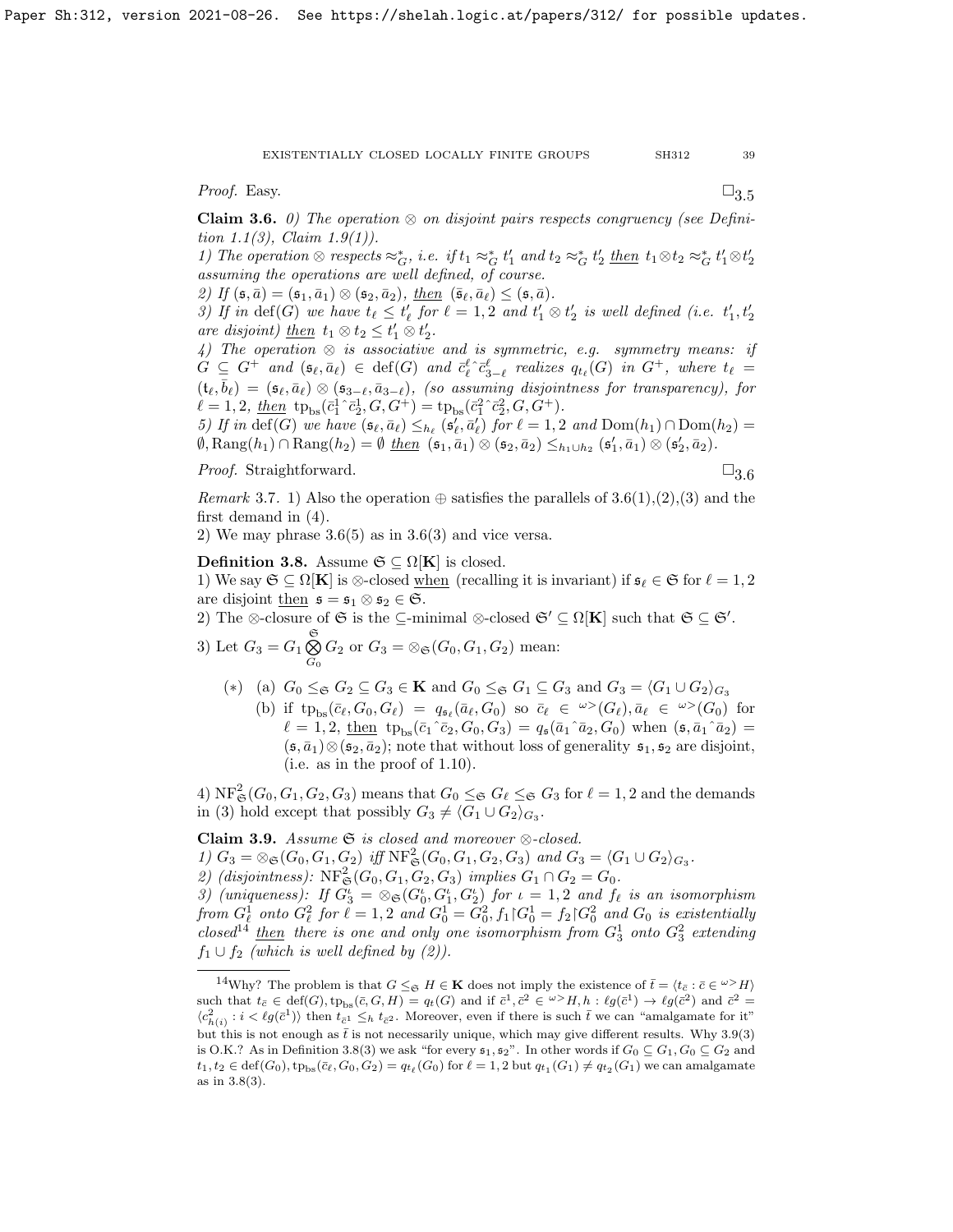*Proof.* Easy. $\square_{3.5}$

**Claim 3.6.** *0) The operation $\otimes$ on disjoint pairs respects congruency (see Definition 1.1(3), Claim 1.9(1)).*

*1) The operation $\otimes$ respects $\approx^*_G$, i.e. if $t_1 \approx^*_G t'_1$ and $t_2 \approx^*_G t'_2$ then $t_1 \otimes t_2 \approx^*_G t'_1 \otimes t'_2$ assuming the operations are well defined, of course.*

*2) If $(\mathfrak{s}, \bar{a}) = (\mathfrak{s}_1, \bar{a}_1) \otimes (\mathfrak{s}_2, \bar{a}_2)$, then $(\mathfrak{s}_\ell, \bar{a}_\ell) \le (\mathfrak{s}, \bar{a})$.*

*3) If in $\mathrm{def}(G)$ we have $t_\ell \le t'_\ell$ for $\ell = 1, 2$ and $t'_1 \otimes t'_2$ is well defined (i.e. $t'_1, t'_2$ are disjoint) then $t_1 \otimes t_2 \le t'_1 \otimes t'_2$.*

*4) The operation $\otimes$ is associative and is symmetric, e.g. symmetry means: if $G \subseteq G^+$ and $(\mathfrak{s}_\ell, \bar{a}_\ell) \in \mathrm{def}(G)$ and $\bar{c}^\ell_\ell {}^\frown \bar{c}^\ell_{3-\ell}$ realizes $q_{t_\ell}(G)$ in $G^+$, where $t_\ell = (\mathfrak{t}_\ell, \bar{b}_\ell) = (\mathfrak{s}_\ell, \bar{a}_\ell) \otimes (\mathfrak{s}_{3-\ell}, \bar{a}_{3-\ell})$, (so assuming disjointness for transparency), for $\ell = 1, 2$, then $\mathrm{tp_{bs}}(\bar{c}^1_1 {}^\frown \bar{c}^1_2, G, G^+) = \mathrm{tp_{bs}}(\bar{c}^2_1 {}^\frown \bar{c}^2_2, G, G^+)$.*

*5) If in $\mathrm{def}(G)$ we have $(\mathfrak{s}_\ell, \bar{a}_\ell) \le_{h_\ell} (\mathfrak{s}'_\ell, \bar{a}'_\ell)$ for $\ell = 1, 2$ and $\mathrm{Dom}(h_1) \cap \mathrm{Dom}(h_2) = \emptyset, \mathrm{Rang}(h_1) \cap \mathrm{Rang}(h_2) = \emptyset$ then $(\mathfrak{s}_1, \bar{a}_1) \otimes (\mathfrak{s}_2, \bar{a}_2) \le_{h_1 \cup h_2} (\mathfrak{s}'_1, \bar{a}_1) \otimes (\mathfrak{s}'_2, \bar{a}_2)$.*

*Proof.* Straightforward. $\square_{3.6}$

*Remark* 3.7. 1) Also the operation $\oplus$ satisfies the parallels of 3.6(1),(2),(3) and the first demand in (4).

2) We may phrase 3.6(5) as in 3.6(3) and vice versa.

**Definition 3.8.** Assume $\mathfrak{S} \subseteq \Omega[\mathbf{K}]$ is closed.

1) We say $\mathfrak{S} \subseteq \Omega[\mathbf{K}]$ is $\otimes$-closed when (recalling it is invariant) if $\mathfrak{s}_\ell \in \mathfrak{S}$ for $\ell = 1, 2$ are disjoint then $\mathfrak{s} = \mathfrak{s}_1 \otimes \mathfrak{s}_2 \in \mathfrak{S}$.

2) The $\otimes$-closure of $\mathfrak{S}$ is the $\subseteq$-minimal $\otimes$-closed $\mathfrak{S}' \subseteq \Omega[\mathbf{K}]$ such that $\mathfrak{S} \subseteq \mathfrak{S}'$.

3) Let $G_3 = G_1 \underset{G_0}{\overset{\mathfrak{S}}{\bigotimes}} G_2$ or $G_3 = \otimes_{\mathfrak{S}}(G_0, G_1, G_2)$ mean:

- $(*)$ (a) $G_0 \le_{\mathfrak{S}} G_2 \subseteq G_3 \in \mathbf{K}$ and $G_0 \le_{\mathfrak{S}} G_1 \subseteq G_3$ and $G_3 = \langle G_1 \cup G_2 \rangle_{G_3}$
  - (b) if $\mathrm{tp_{bs}}(\bar{c}_\ell, G_0, G_\ell) = q_{\mathfrak{s}_\ell}(\bar{a}_\ell, G_0)$ so $\bar{c}_\ell \in {}^{\omega>}(G_\ell), \bar{a}_\ell \in {}^{\omega>}(G_0)$ for $\ell = 1, 2$, then $\mathrm{tp_{bs}}(\bar{c}_1 {}^\frown \bar{c}_2, G_0, G_3) = q_{\mathfrak{s}}(\bar{a}_1 {}^\frown \bar{a}_2, G_0)$ when $(\mathfrak{s}, \bar{a}_1 {}^\frown \bar{a}_2) = (\mathfrak{s}, \bar{a}_1) \otimes (\mathfrak{s}_2, \bar{a}_2)$; note that without loss of generality $\mathfrak{s}_1, \mathfrak{s}_2$ are disjoint, (i.e. as in the proof of 1.10).

4) $\mathrm{NF}^2_{\mathfrak{S}}(G_0, G_1, G_2, G_3)$ means that $G_0 \le_{\mathfrak{S}} G_\ell \le_{\mathfrak{S}} G_3$ for $\ell = 1, 2$ and the demands in (3) hold except that possibly $G_3 \neq \langle G_1 \cup G_2 \rangle_{G_3}$.

**Claim 3.9.** *Assume $\mathfrak{S}$ is closed and moreover $\otimes$-closed.*

*1) $G_3 = \otimes_{\mathfrak{S}}(G_0, G_1, G_2)$ iff $\mathrm{NF}^2_{\mathfrak{S}}(G_0, G_1, G_2, G_3)$ and $G_3 = \langle G_1 \cup G_2 \rangle_{G_3}$.*

*2) (disjointness): $\mathrm{NF}^2_{\mathfrak{S}}(G_0, G_1, G_2, G_3)$ implies $G_1 \cap G_2 = G_0$.*

*3) (uniqueness): If $G^\iota_3 = \otimes_{\mathfrak{S}}(G^\iota_0, G^\iota_1, G^\iota_2)$ for $\iota = 1, 2$ and $f_\ell$ is an isomorphism from $G^1_\ell$ onto $G^2_\ell$ for $\ell = 1, 2$ and $G^1_0 = G^2_0, f_1 \restriction G^1_0 = f_2 \restriction G^2_0$ and $G_0$ is existentially closed*[14] *then there is one and only one isomorphism from $G^1_3$ onto $G^2_3$ extending $f_1 \cup f_2$ (which is well defined by (2)).*

[14] Why? The problem is that $G \le_{\mathfrak{S}} H \in \mathbf{K}$ does not imply the existence of $\bar{t} = \langle t_{\bar{c}} : \bar{c} \in {}^{\omega>}H \rangle$ such that $t_{\bar{c}} \in \mathrm{def}(G), \mathrm{tp_{bs}}(\bar{c}, G, H) = q_t(G)$ and if $\bar{c}^1, \bar{c}^2 \in {}^{\omega>}H, h : \ell g(\bar{c}^1) \to \ell g(\bar{c}^2)$ and $\bar{c}^2 = \langle c^2_{h(i)} : i < \ell g(\bar{c}^1) \rangle$ then $t_{\bar{c}^1} \le_h t_{\bar{c}^2}$. Moreover, even if there is such $\bar{t}$ we can "amalgamate for it" but this is not enough as $\bar{t}$ is not necessarily unique, which may give different results. Why 3.9(3) is O.K.? As in Definition 3.8(3) we ask "for every $\mathfrak{s}_1, \mathfrak{s}_2$". In other words if $G_0 \subseteq G_1, G_0 \subseteq G_2$ and $t_1, t_2 \in \mathrm{def}(G_0), \mathrm{tp_{bs}}(\bar{c}_\ell, G_0, G_2) = q_{t_\ell}(G_0)$ for $\ell = 1, 2$ but $q_{t_1}(G_1) \neq q_{t_2}(G_1)$ we can amalgamate as in 3.8(3).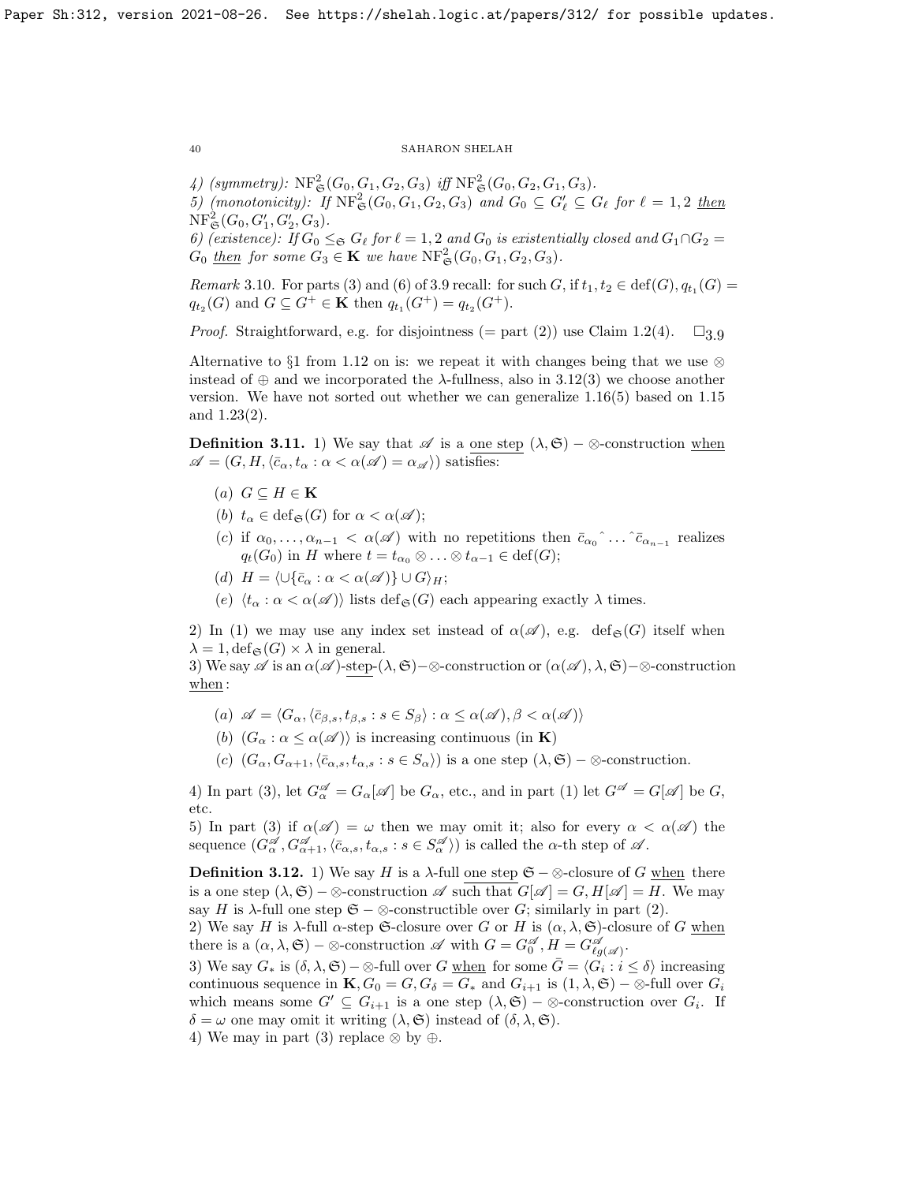4) (symmetry): $\mathrm{NF}^2_{\mathfrak{S}}(G_0, G_1, G_2, G_3)$ *iff* $\mathrm{NF}^2_{\mathfrak{S}}(G_0, G_2, G_1, G_3)$.
5) (monotonicity): *If* $\mathrm{NF}^2_{\mathfrak{S}}(G_0, G_1, G_2, G_3)$ *and* $G_0 \subseteq G'_\ell \subseteq G_\ell$ *for* $\ell = 1, 2$ *then* $\mathrm{NF}^2_{\mathfrak{S}}(G_0, G'_1, G'_2, G_3)$.
6) (existence): *If* $G_0 \leq_{\mathfrak{S}} G_\ell$ *for* $\ell = 1, 2$ *and* $G_0$ *is existentially closed and* $G_1 \cap G_2 = G_0$ *then for some* $G_3 \in \mathbf{K}$ *we have* $\mathrm{NF}^2_{\mathfrak{S}}(G_0, G_1, G_2, G_3)$.

*Remark* 3.10. For parts (3) and (6) of 3.9 recall: for such $G$, if $t_1, t_2 \in \mathrm{def}(G)$, $q_{t_1}(G) = q_{t_2}(G)$ and $G \subseteq G^+ \in \mathbf{K}$ then $q_{t_1}(G^+) = q_{t_2}(G^+)$.

*Proof.* Straightforward, e.g. for disjointness (= part (2)) use Claim 1.2(4). $\square_{3.9}$

Alternative to §1 from 1.12 on is: we repeat it with changes being that we use $\otimes$ instead of $\oplus$ and we incorporated the $\lambda$-fullness, also in 3.12(3) we choose another version. We have not sorted out whether we can generalize 1.16(5) based on 1.15 and 1.23(2).

**Definition 3.11.** 1) We say that $\mathscr{A}$ is a <u>one step</u> $(\lambda, \mathfrak{S}) - \otimes$-construction <u>when</u> $\mathscr{A} = (G, H, \langle \bar{c}_\alpha, t_\alpha : \alpha < \alpha(\mathscr{A}) = \alpha_{\mathscr{A}} \rangle)$ satisfies:

- (a) $G \subseteq H \in \mathbf{K}$
- (b) $t_\alpha \in \mathrm{def}_{\mathfrak{S}}(G)$ for $\alpha < \alpha(\mathscr{A})$;
- (c) if $\alpha_0, \ldots, \alpha_{n-1} < \alpha(\mathscr{A})$ with no repetitions then $\bar{c}_{\alpha_0} \hat{} \ldots \hat{} \bar{c}_{\alpha_{n-1}}$ realizes $q_t(G_0)$ in $H$ where $t = t_{\alpha_0} \otimes \ldots \otimes t_{\alpha-1} \in \mathrm{def}(G)$;
- (d) $H = \langle \cup \{\bar{c}_\alpha : \alpha < \alpha(\mathscr{A})\} \cup G \rangle_H$;
- (e) $\langle t_\alpha : \alpha < \alpha(\mathscr{A}) \rangle$ lists $\mathrm{def}_{\mathfrak{S}}(G)$ each appearing exactly $\lambda$ times.

2) In (1) we may use any index set instead of $\alpha(\mathscr{A})$, e.g. $\mathrm{def}_{\mathfrak{S}}(G)$ itself when $\lambda = 1, \mathrm{def}_{\mathfrak{S}}(G) \times \lambda$ in general.
3) We say $\mathscr{A}$ is an $\alpha(\mathscr{A})$-<u>step</u>-$(\lambda, \mathfrak{S}) - \otimes$-construction or $(\alpha(\mathscr{A}), \lambda, \mathfrak{S}) - \otimes$-construction <u>when</u>:

- (a) $\mathscr{A} = \langle G_\alpha, \langle \bar{c}_{\beta,s}, t_{\beta,s} : s \in S_\beta \rangle : \alpha \leq \alpha(\mathscr{A}), \beta < \alpha(\mathscr{A}) \rangle$
- (b) $(G_\alpha : \alpha \leq \alpha(\mathscr{A}))$ is increasing continuous (in $\mathbf{K}$)
- (c) $(G_\alpha, G_{\alpha+1}, \langle \bar{c}_{\alpha,s}, t_{\alpha,s} : s \in S_\alpha \rangle)$ is a one step $(\lambda, \mathfrak{S}) - \otimes$-construction.

4) In part (3), let $G^{\mathscr{A}}_\alpha = G_\alpha[\mathscr{A}]$ be $G_\alpha$, etc., and in part (1) let $G^{\mathscr{A}} = G[\mathscr{A}]$ be $G$, etc.
5) In part (3) if $\alpha(\mathscr{A}) = \omega$ then we may omit it; also for every $\alpha < \alpha(\mathscr{A})$ the sequence $(G^{\mathscr{A}}_\alpha, G^{\mathscr{A}}_{\alpha+1}, \langle \bar{c}_{\alpha,s}, t_{\alpha,s} : s \in S^{\mathscr{A}}_\alpha \rangle)$ is called the $\alpha$-th step of $\mathscr{A}$.

**Definition 3.12.** 1) We say $H$ is a $\lambda$-full <u>one step</u> $\mathfrak{S} - \otimes$-closure of $G$ <u>when</u> there is a one step $(\lambda, \mathfrak{S}) - \otimes$-construction $\mathscr{A}$ such that $G[\mathscr{A}] = G, H[\mathscr{A}] = H$. We may say $H$ is $\lambda$-full one step $\mathfrak{S} - \otimes$-constructible over $G$; similarly in part (2).
2) We say $H$ is $\lambda$-full $\alpha$-step $\mathfrak{S}$-closure over $G$ or $H$ is $(\alpha, \lambda, \mathfrak{S})$-closure of $G$ <u>when</u> there is a $(\alpha, \lambda, \mathfrak{S}) - \otimes$-construction $\mathscr{A}$ with $G = G^{\mathscr{A}}_0, H = G^{\mathscr{A}}_{\ell g(\mathscr{A})}$.
3) We say $G_*$ is $(\delta, \lambda, \mathfrak{S}) - \otimes$-full over $G$ <u>when</u> for some $\bar{G} = \langle G_i : i \leq \delta \rangle$ increasing continuous sequence in $\mathbf{K}, G_0 = G, G_\delta = G_*$ and $G_{i+1}$ is $(1, \lambda, \mathfrak{S}) - \otimes$-full over $G_i$ which means some $G' \subseteq G_{i+1}$ is a one step $(\lambda, \mathfrak{S}) - \otimes$-construction over $G_i$. If $\delta = \omega$ one may omit it writing $(\lambda, \mathfrak{S})$ instead of $(\delta, \lambda, \mathfrak{S})$.
4) We may in part (3) replace $\otimes$ by $\oplus$.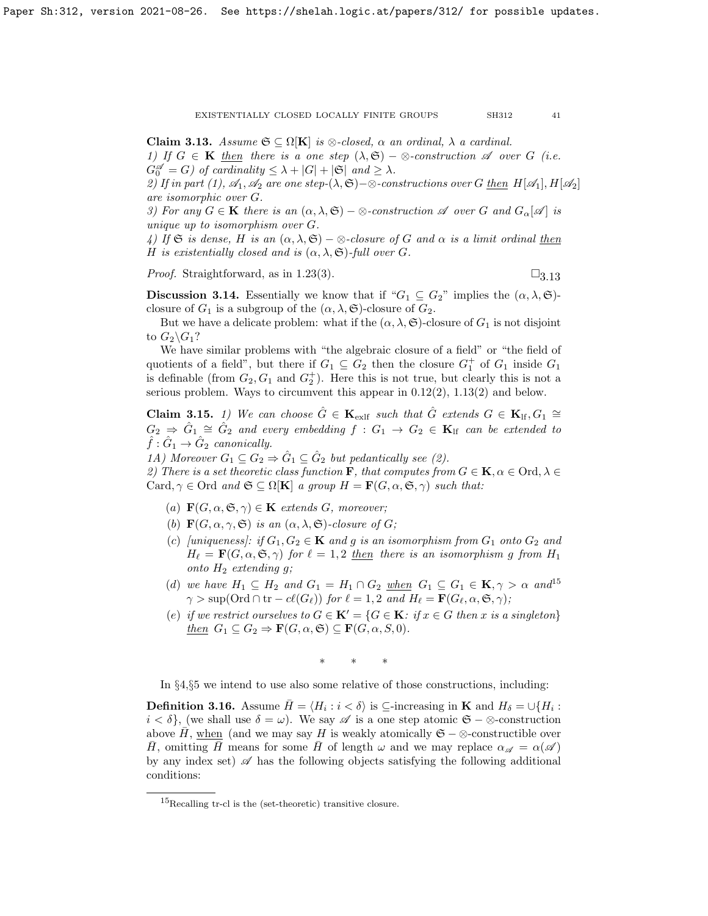**Claim 3.13.** *Assume $\mathfrak{S} \subseteq \Omega[\mathbf{K}]$ is $\otimes$-closed, $\alpha$ an ordinal, $\lambda$ a cardinal.*
*1) If $G \in \mathbf{K}$ then there is a one step $(\lambda, \mathfrak{S}) - \otimes$-construction $\mathscr{A}$ over $G$ (i.e. $G_0^{\mathscr{A}} = G$) of cardinality $\leq \lambda + |G| + |\mathfrak{S}|$ and $\geq \lambda$.*
*2) If in part (1), $\mathscr{A}_1, \mathscr{A}_2$ are one step-$(\lambda, \mathfrak{S})-\otimes$-constructions over $G$ then $H[\mathscr{A}_1], H[\mathscr{A}_2]$ are isomorphic over $G$.*
*3) For any $G \in \mathbf{K}$ there is an $(\alpha, \lambda, \mathfrak{S}) - \otimes$-construction $\mathscr{A}$ over $G$ and $G_\alpha[\mathscr{A}]$ is unique up to isomorphism over $G$.*
*4) If $\mathfrak{S}$ is dense, $H$ is an $(\alpha, \lambda, \mathfrak{S}) - \otimes$-closure of $G$ and $\alpha$ is a limit ordinal then $H$ is existentially closed and is $(\alpha, \lambda, \mathfrak{S})$-full over $G$.*

*Proof.* Straightforward, as in 1.23(3). $\square_{3.13}$

**Discussion 3.14.** Essentially we know that if "$G_1 \subseteq G_2$" implies the $(\alpha, \lambda, \mathfrak{S})$-closure of $G_1$ is a subgroup of the $(\alpha, \lambda, \mathfrak{S})$-closure of $G_2$.

But we have a delicate problem: what if the $(\alpha, \lambda, \mathfrak{S})$-closure of $G_1$ is not disjoint to $G_2 \backslash G_1$?

We have similar problems with "the algebraic closure of a field" or "the field of quotients of a field", but there if $G_1 \subseteq G_2$ then the closure $G_1^+$ of $G_1$ inside $G_1$ is definable (from $G_2, G_1$ and $G_2^+$). Here this is not true, but clearly this is not a serious problem. Ways to circumvent this appear in 0.12(2), 1.13(2) and below.

**Claim 3.15.** *1) We can choose $\hat{G} \in \mathbf{K}_{\rm exlf}$ such that $\hat{G}$ extends $G \in \mathbf{K}_{\rm lf}, G_1 \cong G_2 \Rightarrow \hat{G}_1 \cong \hat{G}_2$ and every embedding $f : G_1 \to G_2 \in \mathbf{K}_{\rm lf}$ can be extended to $\hat{f} : \hat{G}_1 \to \hat{G}_2$ canonically.*
*1A) Moreover $G_1 \subseteq G_2 \Rightarrow \hat{G}_1 \subseteq \hat{G}_2$ but pedantically see (2).*
*2) There is a set theoretic class function $\mathbf{F}$, that computes from $G \in \mathbf{K}, \alpha \in \text{Ord}, \lambda \in \text{Card}, \gamma \in \text{Ord}$ and $\mathfrak{S} \subseteq \Omega[\mathbf{K}]$ a group $H = \mathbf{F}(G, \alpha, \mathfrak{S}, \gamma)$ such that:*

- (a) *$\mathbf{F}(G, \alpha, \mathfrak{S}, \gamma) \in \mathbf{K}$ extends $G$, moreover;*
- (b) *$\mathbf{F}(G, \alpha, \gamma, \mathfrak{S})$ is an $(\alpha, \lambda, \mathfrak{S})$-closure of $G$;*
- (c) *[uniqueness]: if $G_1, G_2 \in \mathbf{K}$ and $g$ is an isomorphism from $G_1$ onto $G_2$ and $H_\ell = \mathbf{F}(G, \alpha, \mathfrak{S}, \gamma)$ for $\ell = 1, 2$ then there is an isomorphism $g$ from $H_1$ onto $H_2$ extending $g$;*
- (d) *we have $H_1 \subseteq H_2$ and $G_1 = H_1 \cap G_2$ when $G_1 \subseteq G_1 \in \mathbf{K}, \gamma > \alpha$ and*[15] *$\gamma > \sup(\text{Ord} \cap \text{tr} - c\ell(G_\ell))$ for $\ell = 1, 2$ and $H_\ell = \mathbf{F}(G_\ell, \alpha, \mathfrak{S}, \gamma)$;*
- (e) *if we restrict ourselves to $G \in \mathbf{K}' = \{G \in \mathbf{K}$: if $x \in G$ then $x$ is a singleton$\}$ then $G_1 \subseteq G_2 \Rightarrow \mathbf{F}(G, \alpha, \mathfrak{S}) \subseteq \mathbf{F}(G, \alpha, S, 0)$.*

\* \* \*

In §4,§5 we intend to use also some relative of those constructions, including:

**Definition 3.16.** Assume $\bar{H} = \langle H_i : i < \delta \rangle$ is $\subseteq$-increasing in $\mathbf{K}$ and $H_\delta = \cup\{H_i : i < \delta\}$, (we shall use $\delta = \omega$). We say $\mathscr{A}$ is a one step atomic $\mathfrak{S} - \otimes$-construction above $\bar{H}$, when (and we may say $H$ is weakly atomically $\mathfrak{S} - \otimes$-constructible over $\bar{H}$, omitting $\bar{H}$ means for some $\bar{H}$ of length $\omega$ and we may replace $\alpha_{\mathscr{A}} = \alpha(\mathscr{A})$ by any index set) $\mathscr{A}$ has the following objects satisfying the following additional conditions:

[15] Recalling tr-cl is the (set-theoretic) transitive closure.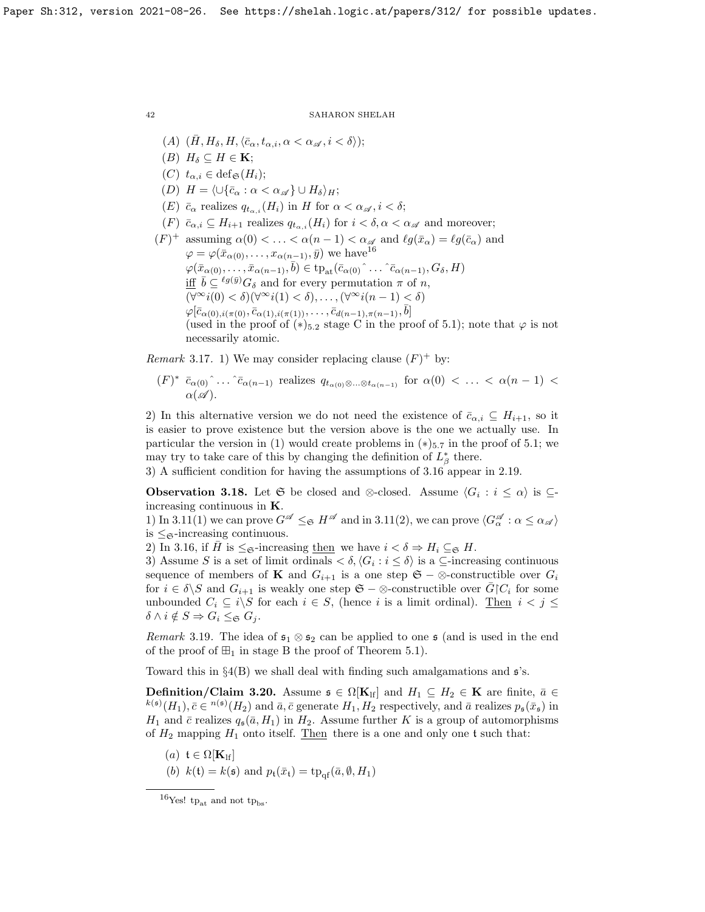(A) $(\bar{H}, H_\delta, H, \langle \bar{c}_\alpha, t_{\alpha,i}, \alpha < \alpha_{\mathscr{A}}, i < \delta\rangle)$;

(B) $H_\delta \subseteq H \in \mathbf{K}$;

(C) $t_{\alpha,i} \in \mathrm{def}_{\mathfrak{S}}(H_i)$;

(D) $H = \langle \cup\{\bar{c}_\alpha : \alpha < \alpha_{\mathscr{A}}\} \cup H_\delta\rangle_H$;

(E) $\bar{c}_\alpha$ realizes $q_{t_{\alpha,i}}(H_i)$ in $H$ for $\alpha < \alpha_{\mathscr{A}}, i < \delta$;

(F) $\bar{c}_{\alpha,i} \subseteq H_{i+1}$ realizes $q_{t_{\alpha,i}}(H_i)$ for $i < \delta, \alpha < \alpha_{\mathscr{A}}$ and moreover;

$(F)^+$ assuming $\alpha(0) < \ldots < \alpha(n-1) < \alpha_{\mathscr{A}}$ and $\ell g(\bar{x}_\alpha) = \ell g(\bar{c}_\alpha)$ and $\varphi = \varphi(\bar{x}_{\alpha(0)}, \ldots, x_{\alpha(n-1)}, \bar{y})$ we have[16]
$\varphi(\bar{x}_{\alpha(0)}, \ldots, \bar{x}_{\alpha(n-1)}, \bar{b}) \in \mathrm{tp}_{\mathrm{at}}(\bar{c}_{\alpha(0)} {}^\frown \ldots {}^\frown \bar{c}_{\alpha(n-1)}, G_\delta, H)$
iff $\bar{b} \subseteq {}^{\ell g(\bar{y})}G_\delta$ and for every permutation $\pi$ of $n$,
$(\forall^\infty i(0) < \delta)(\forall^\infty i(1) < \delta), \ldots, (\forall^\infty i(n-1) < \delta)$
$\varphi[\bar{c}_{\alpha(0), i(\pi(0))}, \bar{c}_{\alpha(1), i(\pi(1))}, \ldots, \bar{c}_{d(n-1), \pi(n-1)}, \bar{b}]$
(used in the proof of $(*)_{5.2}$ stage C in the proof of 5.1); note that $\varphi$ is not necessarily atomic.

*Remark* 3.17. 1) We may consider replacing clause $(F)^+$ by:

$(F)^*$ $\bar{c}_{\alpha(0)} {}^\frown \ldots {}^\frown \bar{c}_{\alpha(n-1)}$ realizes $q_{t_{\alpha(0)} \otimes \ldots \otimes t_{\alpha(n-1)}}$ for $\alpha(0) < \ldots < \alpha(n-1) < \alpha(\mathscr{A})$.

2) In this alternative version we do not need the existence of $\bar{c}_{\alpha,i} \subseteq H_{i+1}$, so it is easier to prove existence but the version above is the one we actually use. In particular the version in (1) would create problems in $(*)_{5.7}$ in the proof of 5.1; we may try to take care of this by changing the definition of $L^*_\beta$ there.
3) A sufficient condition for having the assumptions of 3.16 appear in 2.19.

**Observation 3.18.** Let $\mathfrak{S}$ be closed and $\otimes$-closed. Assume $\langle G_i : i \leq \alpha\rangle$ is $\subseteq$-increasing continuous in $\mathbf{K}$.
1) In 3.11(1) we can prove $G^{\mathscr{A}} \leq_{\mathfrak{S}} H^{\mathscr{A}}$ and in 3.11(2), we can prove $\langle G^{\mathscr{A}}_\alpha : \alpha \leq \alpha_{\mathscr{A}}\rangle$ is $\leq_{\mathfrak{S}}$-increasing continuous.
2) In 3.16, if $\bar{H}$ is $\leq_{\mathfrak{S}}$-increasing then we have $i < \delta \Rightarrow H_i \subseteq_{\mathfrak{S}} H$.
3) Assume $S$ is a set of limit ordinals $< \delta$, $\langle G_i : i \leq \delta\rangle$ is a $\subseteq$-increasing continuous sequence of members of $\mathbf{K}$ and $G_{i+1}$ is a one step $\mathfrak{S} - \otimes$-constructible over $G_i$ for $i \in \delta \backslash S$ and $G_{i+1}$ is weakly one step $\mathfrak{S} - \otimes$-constructible over $\bar{G} \restriction C_i$ for some unbounded $C_i \subseteq i \backslash S$ for each $i \in S$, (hence $i$ is a limit ordinal). Then $i < j \leq \delta \wedge i \notin S \Rightarrow G_i \leq_{\mathfrak{S}} G_j$.

*Remark* 3.19. The idea of $\mathfrak{s}_1 \otimes \mathfrak{s}_2$ can be applied to one $\mathfrak{s}$ (and is used in the end of the proof of $\boxplus_1$ in stage B the proof of Theorem 5.1).

Toward this in §4(B) we shall deal with finding such amalgamations and $\mathfrak{s}$'s.

**Definition/Claim 3.20.** Assume $\mathfrak{s} \in \Omega[\mathbf{K}_{\mathrm{lf}}]$ and $H_1 \subseteq H_2 \in \mathbf{K}$ are finite, $\bar{a} \in {}^{k(\mathfrak{s})}(H_1)$, $\bar{c} \in {}^{n(\mathfrak{s})}(H_2)$ and $\bar{a}, \bar{c}$ generate $H_1, H_2$ respectively, and $\bar{a}$ realizes $p_{\mathfrak{s}}(\bar{x}_{\mathfrak{s}})$ in $H_1$ and $\bar{c}$ realizes $q_{\mathfrak{s}}(\bar{a}, H_1)$ in $H_2$. Assume further $K$ is a group of automorphisms of $H_2$ mapping $H_1$ onto itself. Then there is a one and only one $\mathfrak{t}$ such that:

(a) $\mathfrak{t} \in \Omega[\mathbf{K}_{\mathrm{lf}}]$

(b) $k(\mathfrak{t}) = k(\mathfrak{s})$ and $p_{\mathfrak{t}}(\bar{x}_{\mathfrak{t}}) = \mathrm{tp}_{\mathrm{qf}}(\bar{a}, \emptyset, H_1)$

[16] Yes! $\mathrm{tp}_{\mathrm{at}}$ and not $\mathrm{tp}_{\mathrm{bs}}$.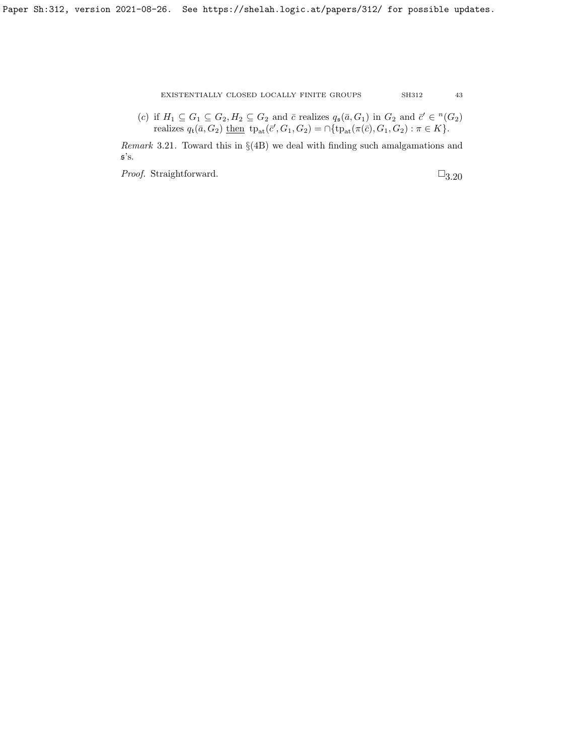(c) if $H_1 \subseteq G_1 \subseteq G_2, H_2 \subseteq G_2$ and $\bar{c}$ realizes $q_{\mathfrak{s}}(\bar{a}, G_1)$ in $G_2$ and $\bar{c}' \in {}^n(G_2)$ realizes $q_{\mathfrak{t}}(\bar{a}, G_2)$ <u>then</u> $\mathrm{tp}_{\mathrm{at}}(\bar{c}', G_1, G_2) = \cap\{\mathrm{tp}_{\mathrm{at}}(\pi(\bar{c}), G_1, G_2) : \pi \in K\}$.

*Remark* 3.21. Toward this in §(4B) we deal with finding such amalgamations and $\mathfrak{s}$'s.

*Proof.* Straightforward. $\square_{3.20}$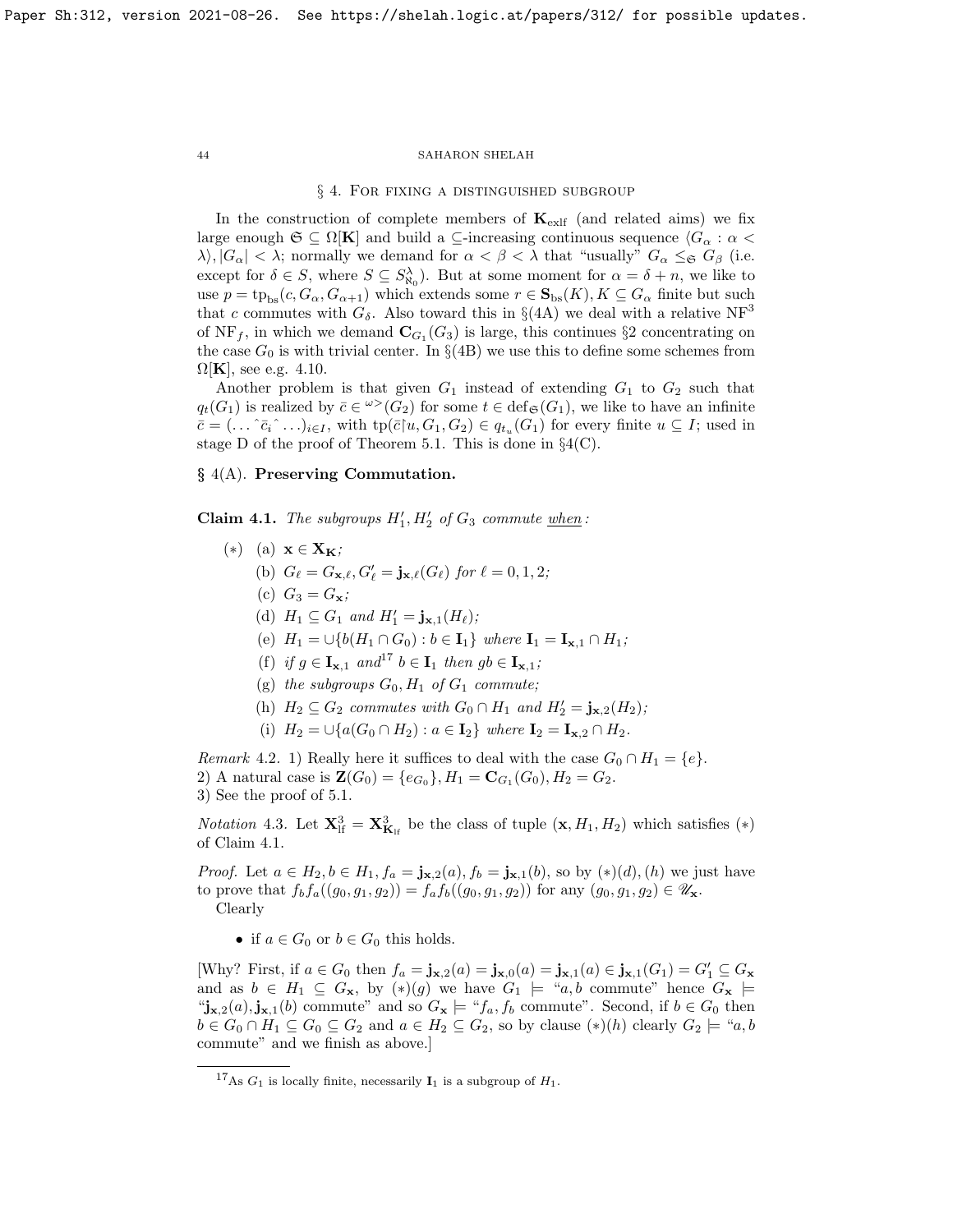## § 4. For fixing a distinguished subgroup

In the construction of complete members of $\mathbf{K}_{\rm exlf}$ (and related aims) we fix large enough $\mathfrak{S} \subseteq \Omega[\mathbf{K}]$ and build a $\subseteq$-increasing continuous sequence $\langle G_\alpha : \alpha < \lambda\rangle, |G_\alpha| < \lambda$; normally we demand for $\alpha < \beta < \lambda$ that "usually" $G_\alpha \leq_{\mathfrak{S}} G_\beta$ (i.e. except for $\delta \in S$, where $S \subseteq S^\lambda_{\aleph_0}$). But at some moment for $\alpha = \delta + n$, we like to use $p = {\rm tp}_{\rm bs}(c, G_\alpha, G_{\alpha+1})$ which extends some $r \in \mathbf{S}_{\rm bs}(K), K \subseteq G_\alpha$ finite but such that $c$ commutes with $G_\delta$. Also toward this in §(4A) we deal with a relative ${\rm NF}^3$ of ${\rm NF}_f$, in which we demand $\mathbf{C}_{G_1}(G_3)$ is large, this continues §2 concentrating on the case $G_0$ is with trivial center. In §(4B) we use this to define some schemes from $\Omega[\mathbf{K}]$, see e.g. 4.10.

Another problem is that given $G_1$ instead of extending $G_1$ to $G_2$ such that $q_t(G_1)$ is realized by $\bar{c} \in {}^{\omega >}(G_2)$ for some $t \in {\rm def}_{\mathfrak{S}}(G_1)$, we like to have an infinite $\bar{c} = (\ldots {}^\frown \bar{c}_i {}^\frown \ldots)_{i \in I}$, with ${\rm tp}(\bar{c}{\restriction}u, G_1, G_2) \in q_{t_u}(G_1)$ for every finite $u \subseteq I$; used in stage D of the proof of Theorem 5.1. This is done in §4(C).

### § 4(A). Preserving Commutation.

**Claim 4.1.** *The subgroups $H'_1, H'_2$ of $G_3$ commute* when:

- $(*)$ (a) $\mathbf{x} \in \mathbf{X}_{\mathbf{K}}$;
  - (b) $G_\ell = G_{\mathbf{x},\ell}, G'_\ell = \mathbf{j}_{\mathbf{x},\ell}(G_\ell)$ *for* $\ell = 0, 1, 2$;
  - (c) $G_3 = G_{\mathbf{x}}$;
  - (d) $H_1 \subseteq G_1$ *and* $H'_1 = \mathbf{j}_{\mathbf{x},1}(H_\ell)$;
  - (e) $H_1 = \cup\{b(H_1 \cap G_0) : b \in \mathbf{I}_1\}$ *where* $\mathbf{I}_1 = \mathbf{I}_{\mathbf{x},1} \cap H_1$;
  - (f) *if* $g \in \mathbf{I}_{\mathbf{x},1}$ *and*[17] $b \in \mathbf{I}_1$ *then* $gb \in \mathbf{I}_{\mathbf{x},1}$;
  - (g) *the subgroups* $G_0, H_1$ *of* $G_1$ *commute;*
  - (h) $H_2 \subseteq G_2$ *commutes with* $G_0 \cap H_1$ *and* $H'_2 = \mathbf{j}_{\mathbf{x},2}(H_2)$;
  - (i) $H_2 = \cup\{a(G_0 \cap H_2) : a \in \mathbf{I}_2\}$ *where* $\mathbf{I}_2 = \mathbf{I}_{\mathbf{x},2} \cap H_2$.

*Remark* 4.2. 1) Really here it suffices to deal with the case $G_0 \cap H_1 = \{e\}$.
2) A natural case is $\mathbf{Z}(G_0) = \{e_{G_0}\}, H_1 = \mathbf{C}_{G_1}(G_0), H_2 = G_2$.
3) See the proof of 5.1.

*Notation* 4.3. Let $\mathbf{X}^3_{\rm lf} = \mathbf{X}^3_{\mathbf{K}_{\rm lf}}$ be the class of tuple $(\mathbf{x}, H_1, H_2)$ which satisfies $(*)$ of Claim 4.1.

*Proof.* Let $a \in H_2, b \in H_1, f_a = \mathbf{j}_{\mathbf{x},2}(a), f_b = \mathbf{j}_{\mathbf{x},1}(b)$, so by $(*)(d),(h)$ we just have to prove that $f_b f_a((g_0, g_1, g_2)) = f_a f_b((g_0, g_1, g_2))$ for any $(g_0, g_1, g_2) \in \mathscr{U}_{\mathbf{x}}$.
Clearly

- if $a \in G_0$ or $b \in G_0$ this holds.

[Why? First, if $a \in G_0$ then $f_a = \mathbf{j}_{\mathbf{x},2}(a) = \mathbf{j}_{\mathbf{x},0}(a) = \mathbf{j}_{\mathbf{x},1}(a) \in \mathbf{j}_{\mathbf{x},1}(G_1) = G'_1 \subseteq G_{\mathbf{x}}$ and as $b \in H_1 \subseteq G_{\mathbf{x}}$, by $(*)(g)$ we have $G_1 \models$ "$a, b$ commute" hence $G_{\mathbf{x}} \models$ "$\mathbf{j}_{\mathbf{x},2}(a), \mathbf{j}_{\mathbf{x},1}(b)$ commute" and so $G_{\mathbf{x}} \models$ "$f_a, f_b$ commute". Second, if $b \in G_0$ then $b \in G_0 \cap H_1 \subseteq G_0 \subseteq G_2$ and $a \in H_2 \subseteq G_2$, so by clause $(*)(h)$ clearly $G_2 \models$ "$a, b$ commute" and we finish as above.]

---

[17] As $G_1$ is locally finite, necessarily $\mathbf{I}_1$ is a subgroup of $H_1$.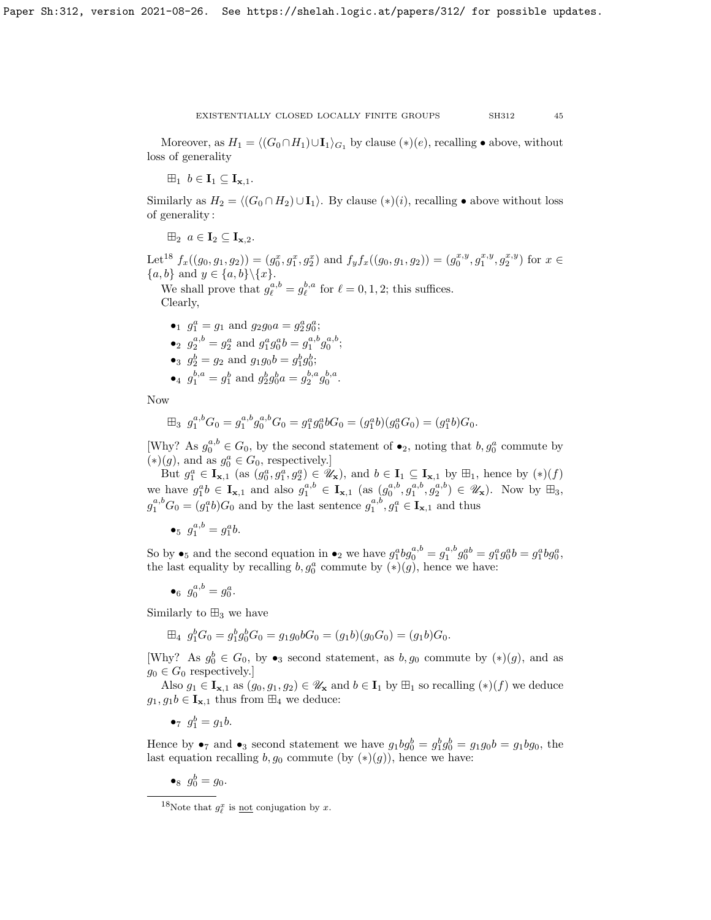Moreover, as $H_1 = \langle (G_0 \cap H_1) \cup \mathbf{I}_1 \rangle_{G_1}$ by clause $(*)(e)$, recalling $\bullet$ above, without loss of generality

$\boxplus_1$ $b \in \mathbf{I}_1 \subseteq \mathbf{I}_{\mathbf{x},1}$.

Similarly as $H_2 = \langle (G_0 \cap H_2) \cup \mathbf{I}_1 \rangle$. By clause $(*)(i)$, recalling $\bullet$ above without loss of generality :

$\boxplus_2$ $a \in \mathbf{I}_2 \subseteq \mathbf{I}_{\mathbf{x},2}$.

Let[18] $f_x((g_0, g_1, g_2)) = (g_0^x, g_1^x, g_2^x)$ and $f_y f_x((g_0, g_1, g_2)) = (g_0^{x,y}, g_1^{x,y}, g_2^{x,y})$ for $x \in \{a, b\}$ and $y \in \{a, b\} \backslash \{x\}$.

We shall prove that $g_\ell^{a,b} = g_\ell^{b,a}$ for $\ell = 0, 1, 2$; this suffices.

Clearly,

- $\bullet_1$ $g_1^a = g_1$ and $g_2 g_0 a = g_2^a g_0^a$;
- $\bullet_2$ $g_2^{a,b} = g_2^a$ and $g_1^a g_0^a b = g_1^{a,b} g_0^{a,b}$;
- $\bullet_3$ $g_2^b = g_2$ and $g_1 g_0 b = g_1^b g_0^b$;
- $\bullet_4$ $g_1^{b,a} = g_1^b$ and $g_2^b g_0^b a = g_2^{b,a} g_0^{b,a}$.

Now

$\boxplus_3$ $g_1^{a,b} G_0 = g_1^{a,b} g_0^{a,b} G_0 = g_1^a g_0^a b G_0 = (g_1^a b)(g_0^a G_0) = (g_1^a b) G_0$.

[Why? As $g_0^{a,b} \in G_0$, by the second statement of $\bullet_2$, noting that $b, g_0^a$ commute by $(*)(g)$, and as $g_0^a \in G_0$, respectively.]

But $g_1^a \in \mathbf{I}_{\mathbf{x},1}$ (as $(g_0^a, g_1^a, g_2^a) \in \mathscr{U}_{\mathbf{x}}$), and $b \in \mathbf{I}_1 \subseteq \mathbf{I}_{\mathbf{x},1}$ by $\boxplus_1$, hence by $(*)(f)$ we have $g_1^a b \in \mathbf{I}_{\mathbf{x},1}$ and also $g_1^{a,b} \in \mathbf{I}_{\mathbf{x},1}$ (as $(g_0^{a,b}, g_1^{a,b}, g_2^{a,b}) \in \mathscr{U}_{\mathbf{x}}$). Now by $\boxplus_3$, $g_1^{a,b} G_0 = (g_1^a b) G_0$ and by the last sentence $g_1^{a,b}, g_1^a \in \mathbf{I}_{\mathbf{x},1}$ and thus

$\bullet_5$ $g_1^{a,b} = g_1^a b$.

So by $\bullet_5$ and the second equation in $\bullet_2$ we have $g_1^a b g_0^{a,b} = g_1^{a,b} g_0^{ab} = g_1^a g_0^a b = g_1^a b g_0^a$, the last equality by recalling $b, g_0^a$ commute by $(*)(g)$, hence we have:

$\bullet_6$ $g_0^{a,b} = g_0^a$.

Similarly to $\boxplus_3$ we have

$\boxplus_4$ $g_1^b G_0 = g_1^b g_0^b G_0 = g_1 g_0 b G_0 = (g_1 b)(g_0 G_0) = (g_1 b) G_0$.

[Why? As $g_0^b \in G_0$, by $\bullet_3$ second statement, as $b, g_0$ commute by $(*)(g)$, and as $g_0 \in G_0$ respectively.]

Also $g_1 \in \mathbf{I}_{\mathbf{x},1}$ as $(g_0, g_1, g_2) \in \mathscr{U}_{\mathbf{x}}$ and $b \in \mathbf{I}_1$ by $\boxplus_1$ so recalling $(*)(f)$ we deduce $g_1, g_1 b \in \mathbf{I}_{\mathbf{x},1}$ thus from $\boxplus_4$ we deduce:

$\bullet_7$ $g_1^b = g_1 b$.

Hence by $\bullet_7$ and $\bullet_3$ second statement we have $g_1 b g_0^b = g_1^b g_0^b = g_1 g_0 b = g_1 b g_0$, the last equation recalling $b, g_0$ commute (by $(*)(g)$), hence we have:

$\bullet_8$ $g_0^b = g_0$.

---

[18] Note that $g_\ell^x$ is <u>not</u> conjugation by $x$.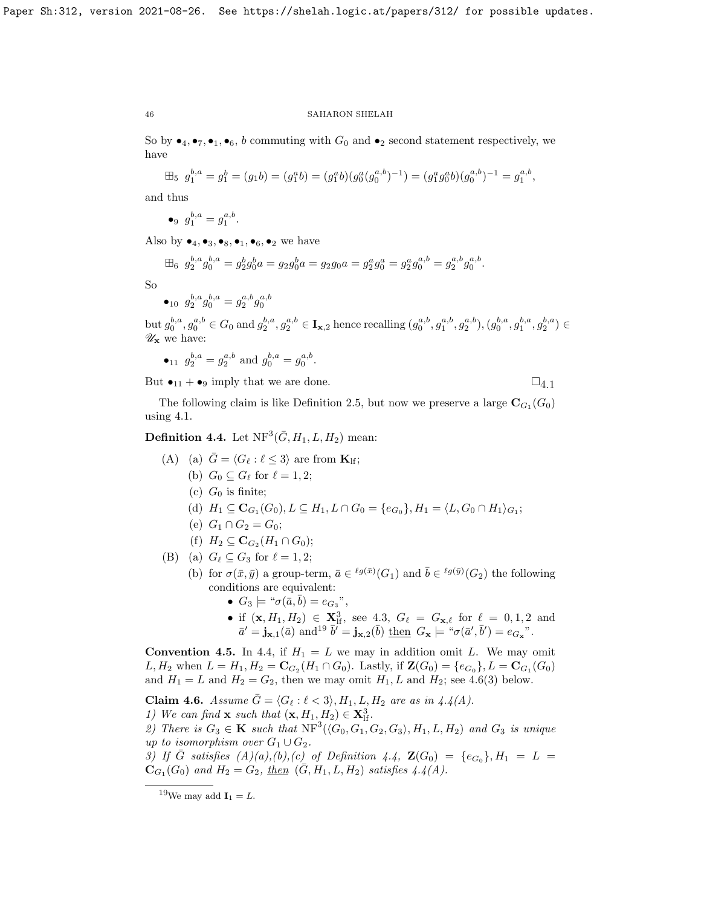So by $\bullet_4, \bullet_7, \bullet_1, \bullet_6$, $b$ commuting with $G_0$ and $\bullet_2$ second statement respectively, we have

$\boxplus_5$ $g_1^{b,a} = g_1^b = (g_1 b) = (g_1^a b) = (g_1^a b)(g_0^a (g_0^{a,b})^{-1}) = (g_1^a g_0^a b)(g_0^{a,b})^{-1} = g_1^{a,b}$,

and thus

- $\bullet_9$ $g_1^{b,a} = g_1^{a,b}$.

Also by $\bullet_4, \bullet_3, \bullet_8, \bullet_1, \bullet_6, \bullet_2$ we have

$\boxplus_6$ $g_2^{b,a} g_0^{b,a} = g_2^b g_0^b a = g_2 g_0^b a = g_2 g_0 a = g_2^a g_0^a = g_2^a g_0^{a,b} = g_2^{a,b} g_0^{a,b}$.

So

- $\bullet_{10}$ $g_2^{b,a} g_0^{b,a} = g_2^{a,b} g_0^{a,b}$

but $g_0^{b,a}, g_0^{a,b} \in G_0$ and $g_2^{b,a}, g_2^{a,b} \in \mathbf{I}_{\mathbf{x},2}$ hence recalling $(g_0^{a,b}, g_1^{a,b}, g_2^{a,b}), (g_0^{b,a}, g_1^{b,a}, g_2^{b,a}) \in \mathscr{U}_{\mathbf{x}}$ we have:

- $\bullet_{11}$ $g_2^{b,a} = g_2^{a,b}$ and $g_0^{b,a} = g_0^{a,b}$.

But $\bullet_{11} + \bullet_9$ imply that we are done. $\square_{4.1}$

The following claim is like Definition 2.5, but now we preserve a large $\mathbf{C}_{G_1}(G_0)$ using 4.1.

**Definition 4.4.** Let $\mathrm{NF}^3(\bar{G}, H_1, L, H_2)$ mean:

- (A) (a) $\bar{G} = \langle G_\ell : \ell \leq 3 \rangle$ are from $\mathbf{K}_{\mathrm{lf}}$;
  - (b) $G_0 \subseteq G_\ell$ for $\ell = 1, 2$;
  - (c) $G_0$ is finite;
  - (d) $H_1 \subseteq \mathbf{C}_{G_1}(G_0), L \subseteq H_1, L \cap G_0 = \{e_{G_0}\}, H_1 = \langle L, G_0 \cap H_1 \rangle_{G_1}$;
  - (e) $G_1 \cap G_2 = G_0$;
  - (f) $H_2 \subseteq \mathbf{C}_{G_2}(H_1 \cap G_0)$;
- (B) (a) $G_\ell \subseteq G_3$ for $\ell = 1, 2$;
  - (b) for $\sigma(\bar{x}, \bar{y})$ a group-term, $\bar{a} \in {}^{\ell g(\bar{x})}(G_1)$ and $\bar{b} \in {}^{\ell g(\bar{y})}(G_2)$ the following conditions are equivalent:
    - $G_3 \models$ "$\sigma(\bar{a}, \bar{b}) = e_{G_3}$",
    - if $(\mathbf{x}, H_1, H_2) \in \mathbf{X}^3_{\mathrm{lf}}$, see 4.3, $G_\ell = G_{\mathbf{x},\ell}$ for $\ell = 0, 1, 2$ and $\bar{a}' = \mathbf{j}_{\mathbf{x},1}(\bar{a})$ and[19] $\bar{b}' = \mathbf{j}_{\mathbf{x},2}(\bar{b})$ then $G_{\mathbf{x}} \models$ "$\sigma(\bar{a}', \bar{b}') = e_{G_{\mathbf{x}}}$".

**Convention 4.5.** In 4.4, if $H_1 = L$ we may in addition omit $L$. We may omit $L, H_2$ when $L = H_1, H_2 = \mathbf{C}_{G_2}(H_1 \cap G_0)$. Lastly, if $\mathbf{Z}(G_0) = \{e_{G_0}\}, L = \mathbf{C}_{G_1}(G_0)$ and $H_1 = L$ and $H_2 = G_2$, then we may omit $H_1, L$ and $H_2$; see 4.6(3) below.

**Claim 4.6.** *Assume $\bar{G} = \langle G_\ell : \ell < 3 \rangle, H_1, L, H_2$ are as in 4.4(A).*

*1) We can find $\mathbf{x}$ such that $(\mathbf{x}, H_1, H_2) \in \mathbf{X}^3_{\mathrm{lf}}$.*

*2) There is $G_3 \in \mathbf{K}$ such that $\mathrm{NF}^3(\langle G_0, G_1, G_2, G_3 \rangle, H_1, L, H_2)$ and $G_3$ is unique up to isomorphism over $G_1 \cup G_2$.*

*3) If $\bar{G}$ satisfies (A)(a),(b),(c) of Definition 4.4, $\mathbf{Z}(G_0) = \{e_{G_0}\}, H_1 = L = \mathbf{C}_{G_1}(G_0)$ and $H_2 = G_2$, then $(\bar{G}, H_1, L, H_2)$ satisfies 4.4(A).*

---

[19] We may add $\mathbf{I}_1 = L$.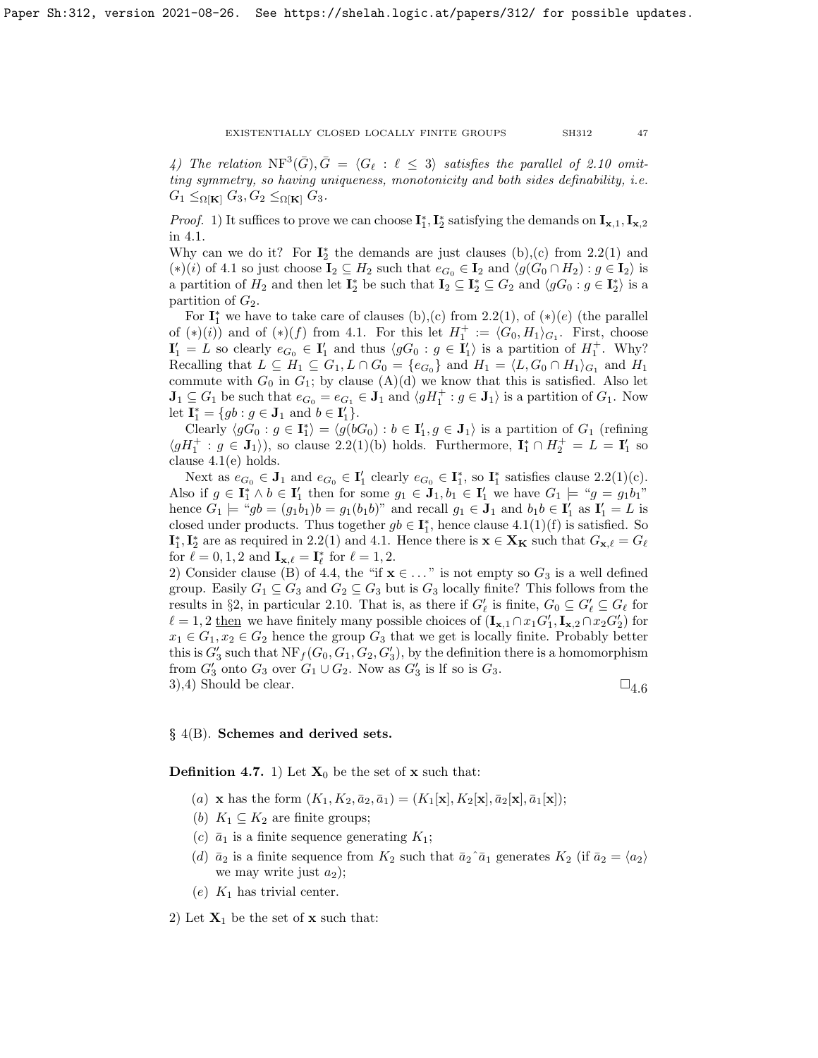*4) The relation* $\mathrm{NF}^3(\bar{G}), \bar{G} = \langle G_\ell : \ell \leq 3\rangle$ *satisfies the parallel of 2.10 omitting symmetry, so having uniqueness, monotonicity and both sides definability, i.e.* $G_1 \leq_{\Omega[\mathbf{K}]} G_3, G_2 \leq_{\Omega[\mathbf{K}]} G_3$.

*Proof.* 1) It suffices to prove we can choose $\mathbf{I}^*_1, \mathbf{I}^*_2$ satisfying the demands on $\mathbf{I}_{\mathbf{x},1}, \mathbf{I}_{\mathbf{x},2}$ in 4.1.

Why can we do it? For $\mathbf{I}^*_2$ the demands are just clauses (b),(c) from 2.2(1) and $(*)(i)$ of 4.1 so just choose $\mathbf{I}_2 \subseteq H_2$ such that $e_{G_0} \in \mathbf{I}_2$ and $\langle g(G_0 \cap H_2) : g \in \mathbf{I}_2\rangle$ is a partition of $H_2$ and then let $\mathbf{I}^*_2$ be such that $\mathbf{I}_2 \subseteq \mathbf{I}^*_2 \subseteq G_2$ and $\langle gG_0 : g \in \mathbf{I}^*_2\rangle$ is a partition of $G_2$.

For $\mathbf{I}^*_1$ we have to take care of clauses (b),(c) from 2.2(1), of $(*)(e)$ (the parallel of $(*)(i)$) and of $(*)(f)$ from 4.1. For this let $H^+_1 := \langle G_0, H_1\rangle_{G_1}$. First, choose $\mathbf{I}'_1 = L$ so clearly $e_{G_0} \in \mathbf{I}'_1$ and thus $\langle gG_0 : g \in \mathbf{I}'_1\rangle$ is a partition of $H^+_1$. Why? Recalling that $L \subseteq H_1 \subseteq G_1, L \cap G_0 = \{e_{G_0}\}$ and $H_1 = \langle L, G_0 \cap H_1\rangle_{G_1}$ and $H_1$ commute with $G_0$ in $G_1$; by clause (A)(d) we know that this is satisfied. Also let $\mathbf{J}_1 \subseteq G_1$ be such that $e_{G_0} = e_{G_1} \in \mathbf{J}_1$ and $\langle gH^+_1 : g \in \mathbf{J}_1\rangle$ is a partition of $G_1$. Now let $\mathbf{I}^*_1 = \{gb : g \in \mathbf{J}_1 \text{ and } b \in \mathbf{I}'_1\}$.

Clearly $\langle gG_0 : g \in \mathbf{I}^*_1\rangle = \langle g(bG_0) : b \in \mathbf{I}'_1, g \in \mathbf{J}_1\rangle$ is a partition of $G_1$ (refining $\langle gH^+_1 : g \in \mathbf{J}_1\rangle$), so clause 2.2(1)(b) holds. Furthermore, $\mathbf{I}^*_1 \cap H^+_2 = L = \mathbf{I}'_1$ so clause 4.1(e) holds.

Next as $e_{G_0} \in \mathbf{J}_1$ and $e_{G_0} \in \mathbf{I}'_1$ clearly $e_{G_0} \in \mathbf{I}^*_1$, so $\mathbf{I}^*_1$ satisfies clause 2.2(1)(c). Also if $g \in \mathbf{I}^*_1 \wedge b \in \mathbf{I}'_1$ then for some $g_1 \in \mathbf{J}_1, b_1 \in \mathbf{I}'_1$ we have $G_1 \models$ "$g = g_1 b_1$" hence $G_1 \models$ "$gb = (g_1 b_1)b = g_1(b_1 b)$" and recall $g_1 \in \mathbf{J}_1$ and $b_1 b \in \mathbf{I}'_1$ as $\mathbf{I}'_1 = L$ is closed under products. Thus together $gb \in \mathbf{I}^*_1$, hence clause 4.1(1)(f) is satisfied. So $\mathbf{I}^*_1, \mathbf{I}^*_2$ are as required in 2.2(1) and 4.1. Hence there is $\mathbf{x} \in \mathbf{X}_{\mathbf{K}}$ such that $G_{\mathbf{x},\ell} = G_\ell$ for $\ell = 0, 1, 2$ and $\mathbf{I}_{\mathbf{x},\ell} = \mathbf{I}^*_\ell$ for $\ell = 1, 2$.

2) Consider clause (B) of 4.4, the "if $\mathbf{x} \in \ldots$" is not empty so $G_3$ is a well defined group. Easily $G_1 \subseteq G_3$ and $G_2 \subseteq G_3$ but is $G_3$ locally finite? This follows from the results in §2, in particular 2.10. That is, as there if $G'_\ell$ is finite, $G_0 \subseteq G'_\ell \subseteq G_\ell$ for $\ell = 1, 2$ then we have finitely many possible choices of $(\mathbf{I}_{\mathbf{x},1} \cap x_1 G'_1, \mathbf{I}_{\mathbf{x},2} \cap x_2 G'_2)$ for $x_1 \in G_1, x_2 \in G_2$ hence the group $G_3$ that we get is locally finite. Probably better this is $G'_3$ such that $\mathrm{NF}_f(G_0, G_1, G_2, G'_3)$, by the definition there is a homomorphism from $G'_3$ onto $G_3$ over $G_1 \cup G_2$. Now as $G'_3$ is lf so is $G_3$.

3),4) Should be clear. $\square_{4.6}$

## § 4(B). **Schemes and derived sets.**

**Definition 4.7.** 1) Let $\mathbf{X}_0$ be the set of $\mathbf{x}$ such that:

- (a) $\mathbf{x}$ has the form $(K_1, K_2, \bar{a}_2, \bar{a}_1) = (K_1[\mathbf{x}], K_2[\mathbf{x}], \bar{a}_2[\mathbf{x}], \bar{a}_1[\mathbf{x}])$;
- (b) $K_1 \subseteq K_2$ are finite groups;
- (c) $\bar{a}_1$ is a finite sequence generating $K_1$;
- (d) $\bar{a}_2$ is a finite sequence from $K_2$ such that $\bar{a}_2{}^\frown\bar{a}_1$ generates $K_2$ (if $\bar{a}_2 = \langle a_2\rangle$ we may write just $a_2$);
- (e) $K_1$ has trivial center.

2) Let $\mathbf{X}_1$ be the set of $\mathbf{x}$ such that: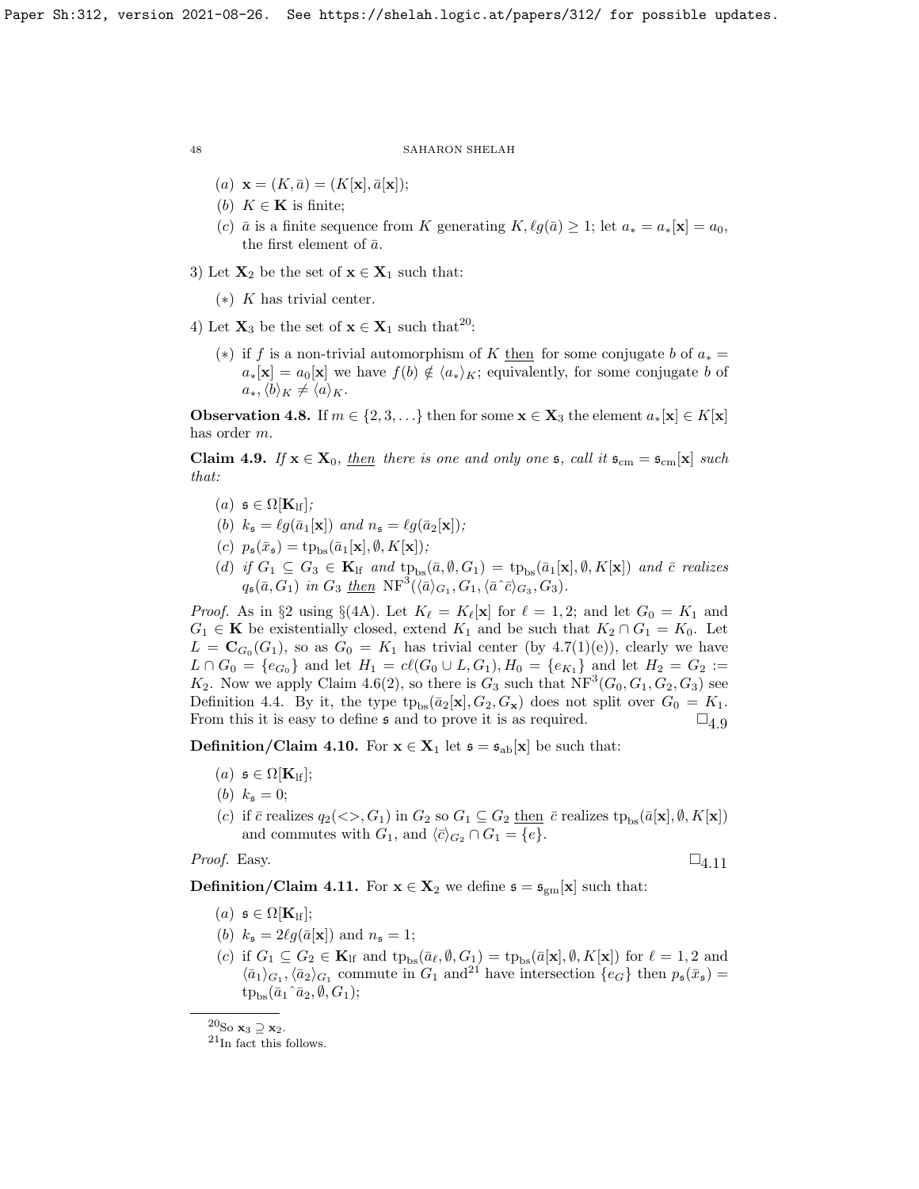(a) $\mathbf{x} = (K, \bar{a}) = (K[\mathbf{x}], \bar{a}[\mathbf{x}])$;

(b) $K \in \mathbf{K}$ is finite;

(c) $\bar{a}$ is a finite sequence from $K$ generating $K, \ell g(\bar{a}) \geq 1$; let $a_* = a_*[\mathbf{x}] = a_0$, the first element of $\bar{a}$.

3) Let $\mathbf{X}_2$ be the set of $\mathbf{x} \in \mathbf{X}_1$ such that:

(∗) $K$ has trivial center.

4) Let $\mathbf{X}_3$ be the set of $\mathbf{x} \in \mathbf{X}_1$ such that[20]:

(∗) if $f$ is a non-trivial automorphism of $K$ <u>then</u> for some conjugate $b$ of $a_* = a_*[\mathbf{x}] = a_0[\mathbf{x}]$ we have $f(b) \notin \langle a_* \rangle_K$; equivalently, for some conjugate $b$ of $a_*, \langle b \rangle_K \neq \langle a \rangle_K$.

**Observation 4.8.** If $m \in \{2, 3, \ldots\}$ then for some $\mathbf{x} \in \mathbf{X}_3$ the element $a_*[\mathbf{x}] \in K[\mathbf{x}]$ has order $m$.

**Claim 4.9.** *If $\mathbf{x} \in \mathbf{X}_0$, <u>then</u> there is one and only one $\mathfrak{s}$, call it $\mathfrak{s}_{\rm cm} = \mathfrak{s}_{\rm cm}[\mathbf{x}]$ such that:*

(a) $\mathfrak{s} \in \Omega[\mathbf{K}_{\rm lf}]$;

(b) $k_{\mathfrak{s}} = \ell g(\bar{a}_1[\mathbf{x}])$ *and* $n_{\mathfrak{s}} = \ell g(\bar{a}_2[\mathbf{x}])$;

(c) $p_{\mathfrak{s}}(\bar{x}_{\mathfrak{s}}) = {\rm tp}_{\rm bs}(\bar{a}_1[\mathbf{x}], \emptyset, K[\mathbf{x}])$;

(d) *if* $G_1 \subseteq G_3 \in \mathbf{K}_{\rm lf}$ *and* ${\rm tp}_{\rm bs}(\bar{a}, \emptyset, G_1) = {\rm tp}_{\rm bs}(\bar{a}_1[\mathbf{x}], \emptyset, K[\mathbf{x}])$ *and* $\bar{c}$ *realizes* $q_{\mathfrak{s}}(\bar{a}, G_1)$ *in* $G_3$ <u>*then*</u> ${\rm NF}^3(\langle \bar{a} \rangle_{G_1}, G_1, \langle \bar{a}\hat{\ }\bar{c} \rangle_{G_3}, G_3)$.

*Proof.* As in §2 using §(4A). Let $K_\ell = K_\ell[\mathbf{x}]$ for $\ell = 1, 2$; and let $G_0 = K_1$ and $G_1 \in \mathbf{K}$ be existentially closed, extend $K_1$ and be such that $K_2 \cap G_1 = K_0$. Let $L = \mathbf{C}_{G_0}(G_1)$, so as $G_0 = K_1$ has trivial center (by 4.7(1)(e)), clearly we have $L \cap G_0 = \{e_{G_0}\}$ and let $H_1 = c\ell(G_0 \cup L, G_1), H_0 = \{e_{K_1}\}$ and let $H_2 = G_2 := K_2$. Now we apply Claim 4.6(2), so there is $G_3$ such that ${\rm NF}^3(G_0, G_1, G_2, G_3)$ see Definition 4.4. By it, the type ${\rm tp}_{\rm bs}(\bar{a}_2[\mathbf{x}], G_2, G_{\mathbf{x}})$ does not split over $G_0 = K_1$. From this it is easy to define $\mathfrak{s}$ and to prove it is as required. $\square_{4.9}$

**Definition/Claim 4.10.** For $\mathbf{x} \in \mathbf{X}_1$ let $\mathfrak{s} = \mathfrak{s}_{\rm ab}[\mathbf{x}]$ be such that:

(a) $\mathfrak{s} \in \Omega[\mathbf{K}_{\rm lf}]$;

(b) $k_{\mathfrak{s}} = 0$;

(c) if $\bar{c}$ realizes $q_2(<>, G_1)$ in $G_2$ so $G_1 \subseteq G_2$ <u>then</u> $\bar{c}$ realizes ${\rm tp}_{\rm bs}(\bar{a}[\mathbf{x}], \emptyset, K[\mathbf{x}])$ and commutes with $G_1$, and $\langle \bar{c} \rangle_{G_2} \cap G_1 = \{e\}$.

*Proof.* Easy. $\square_{4.11}$

**Definition/Claim 4.11.** For $\mathbf{x} \in \mathbf{X}_2$ we define $\mathfrak{s} = \mathfrak{s}_{\rm gm}[\mathbf{x}]$ such that:

(a) $\mathfrak{s} \in \Omega[\mathbf{K}_{\rm lf}]$;

(b) $k_{\mathfrak{s}} = 2\ell g(\bar{a}[\mathbf{x}])$ and $n_{\mathfrak{s}} = 1$;

(c) if $G_1 \subseteq G_2 \in \mathbf{K}_{\rm lf}$ and ${\rm tp}_{\rm bs}(\bar{a}_\ell, \emptyset, G_1) = {\rm tp}_{\rm bs}(\bar{a}[\mathbf{x}], \emptyset, K[\mathbf{x}])$ for $\ell = 1, 2$ and $\langle \bar{a}_1 \rangle_{G_1}, \langle \bar{a}_2 \rangle_{G_1}$ commute in $G_1$ and[21] have intersection $\{e_G\}$ then $p_{\mathfrak{s}}(\bar{x}_{\mathfrak{s}}) = {\rm tp}_{\rm bs}(\bar{a}_1\hat{\ }\bar{a}_2, \emptyset, G_1)$;

---

[20] So $\mathbf{x}_3 \supseteq \mathbf{x}_2$.

[21] In fact this follows.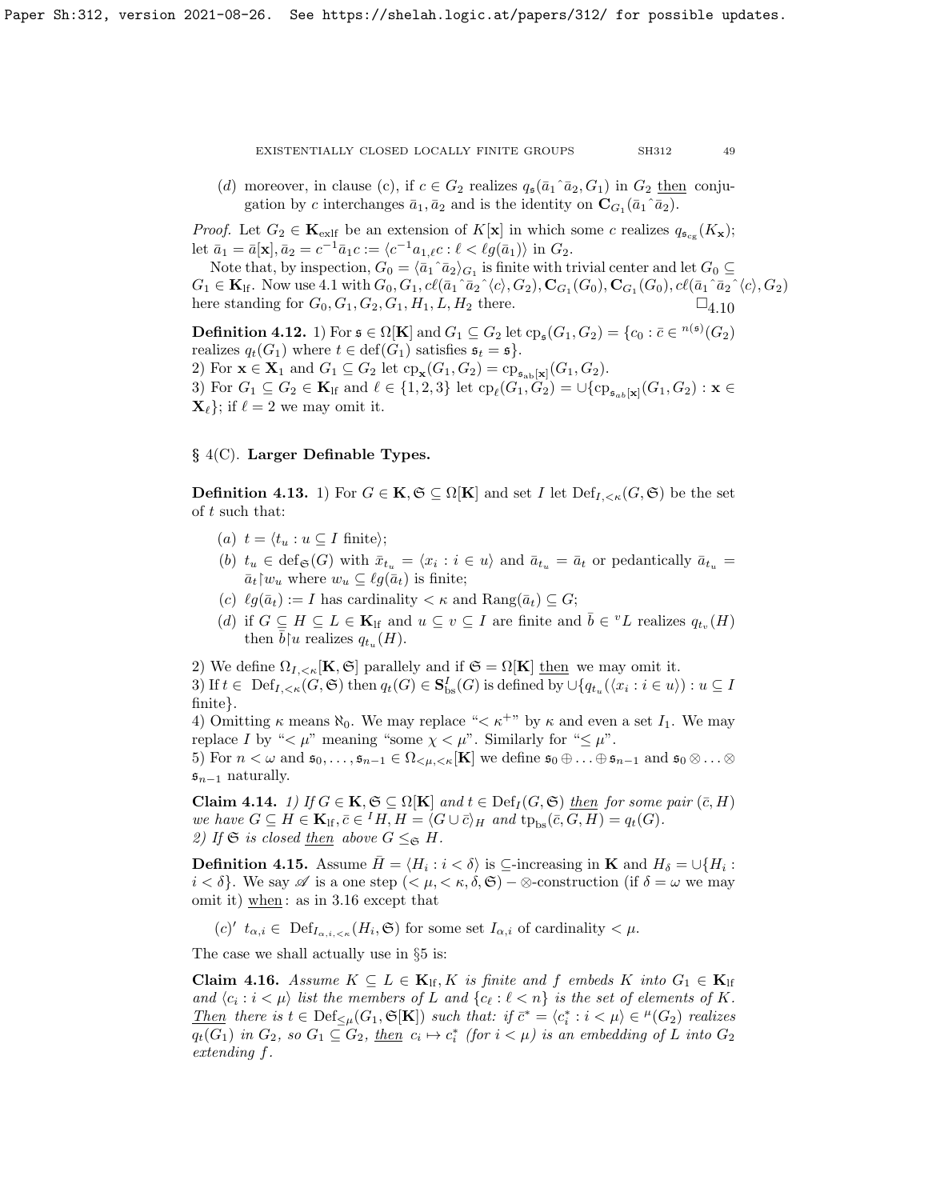(d) moreover, in clause (c), if $c \in G_2$ realizes $q_{\mathfrak{s}}(\bar{a}_1 \hat{\ } \bar{a}_2, G_1)$ in $G_2$ then conjugation by $c$ interchanges $\bar{a}_1, \bar{a}_2$ and is the identity on $\mathbf{C}_{G_1}(\bar{a}_1 \hat{\ } \bar{a}_2)$.

*Proof.* Let $G_2 \in \mathbf{K}_{\text{exlf}}$ be an extension of $K[\mathbf{x}]$ in which some $c$ realizes $q_{\mathfrak{s}_{\text{cg}}}(K_{\mathbf{x}})$; let $\bar{a}_1 = \bar{a}[\mathbf{x}], \bar{a}_2 = c^{-1}\bar{a}_1 c := \langle c^{-1}a_{1,\ell}c : \ell < \ell g(\bar{a}_1)\rangle$ in $G_2$.

Note that, by inspection, $G_0 = \langle \bar{a}_1 \hat{\ } \bar{a}_2 \rangle_{G_1}$ is finite with trivial center and let $G_0 \subseteq G_1 \in \mathbf{K}_{\text{lf}}$. Now use 4.1 with $G_0, G_1, c\ell(\bar{a}_1 \hat{\ } \bar{a}_2 \hat{\ } \langle c \rangle, G_2), \mathbf{C}_{G_1}(G_0), \mathbf{C}_{G_1}(G_0), c\ell(\bar{a}_1 \hat{\ } \bar{a}_2 \hat{\ } \langle c \rangle, G_2)$ here standing for $G_0, G_1, G_2, G_1, H_1, L, H_2$ there. $\square_{4.10}$

**Definition 4.12.** 1) For $\mathfrak{s} \in \Omega[\mathbf{K}]$ and $G_1 \subseteq G_2$ let $\text{cp}_{\mathfrak{s}}(G_1, G_2) = \{c_0 : \bar{c} \in {}^{n(\mathfrak{s})}(G_2)$ realizes $q_t(G_1)$ where $t \in \text{def}(G_1)$ satisfies $\mathfrak{s}_t = \mathfrak{s}\}$.
2) For $\mathbf{x} \in \mathbf{X}_1$ and $G_1 \subseteq G_2$ let $\text{cp}_{\mathbf{x}}(G_1, G_2) = \text{cp}_{\mathfrak{s}_{\text{ab}}[\mathbf{x}]}(G_1, G_2)$.
3) For $G_1 \subseteq G_2 \in \mathbf{K}_{\text{lf}}$ and $\ell \in \{1, 2, 3\}$ let $\text{cp}_\ell(G_1, G_2) = \cup\{\text{cp}_{\mathfrak{s}_{ab}[\mathbf{x}]}(G_1, G_2) : \mathbf{x} \in \mathbf{X}_\ell\}$; if $\ell = 2$ we may omit it.

## § 4(C). Larger Definable Types.

**Definition 4.13.** 1) For $G \in \mathbf{K}, \mathfrak{S} \subseteq \Omega[\mathbf{K}]$ and set $I$ let $\text{Def}_{I,<\kappa}(G, \mathfrak{S})$ be the set of $t$ such that:

- (a) $t = \langle t_u : u \subseteq I \text{ finite}\rangle$;
- (b) $t_u \in \text{def}_{\mathfrak{S}}(G)$ with $\bar{x}_{t_u} = \langle x_i : i \in u\rangle$ and $\bar{a}_{t_u} = \bar{a}_t$ or pedantically $\bar{a}_{t_u} = \bar{a}_t \restriction w_u$ where $w_u \subseteq \ell g(\bar{a}_t)$ is finite;
- (c) $\ell g(\bar{a}_t) := I$ has cardinality $< \kappa$ and $\text{Rang}(\bar{a}_t) \subseteq G$;
- (d) if $G \subseteq H \subseteq L \in \mathbf{K}_{\text{lf}}$ and $u \subseteq v \subseteq I$ are finite and $\bar{b} \in {}^v L$ realizes $q_{t_v}(H)$ then $\bar{b} \restriction u$ realizes $q_{t_u}(H)$.

2) We define $\Omega_{I,<\kappa}[\mathbf{K}, \mathfrak{S}]$ parallelly and if $\mathfrak{S} = \Omega[\mathbf{K}]$ then we may omit it.
3) If $t \in \text{Def}_{I,<\kappa}(G, \mathfrak{S})$ then $q_t(G) \in \mathbf{S}^I_{\text{bs}}(G)$ is defined by $\cup\{q_{t_u}(\langle x_i : i \in u\rangle) : u \subseteq I$ finite$\}$.
4) Omitting $\kappa$ means $\aleph_0$. We may replace "$< \kappa^+$" by $\kappa$ and even a set $I_1$. We may replace $I$ by "$< \mu$" meaning "some $\chi < \mu$". Similarly for "$\leq \mu$".
5) For $n < \omega$ and $\mathfrak{s}_0, \ldots, \mathfrak{s}_{n-1} \in \Omega_{<\mu,<\kappa}[\mathbf{K}]$ we define $\mathfrak{s}_0 \oplus \ldots \oplus \mathfrak{s}_{n-1}$ and $\mathfrak{s}_0 \otimes \ldots \otimes \mathfrak{s}_{n-1}$ naturally.

**Claim 4.14.** *1) If $G \in \mathbf{K}, \mathfrak{S} \subseteq \Omega[\mathbf{K}]$ and $t \in \text{Def}_I(G, \mathfrak{S})$ then for some pair $(\bar{c}, H)$ we have $G \subseteq H \in \mathbf{K}_{\text{lf}}, \bar{c} \in {}^I H, H = \langle G \cup \bar{c}\rangle_H$ and $\text{tp}_{\text{bs}}(\bar{c}, G, H) = q_t(G)$.*
*2) If $\mathfrak{S}$ is closed then above $G \leq_{\mathfrak{S}} H$.*

**Definition 4.15.** Assume $\bar{H} = \langle H_i : i < \delta\rangle$ is $\subseteq$-increasing in $\mathbf{K}$ and $H_\delta = \cup\{H_i : i < \delta\}$. We say $\mathscr{A}$ is a one step $(< \mu, < \kappa, \delta, \mathfrak{S}) - \otimes$-construction (if $\delta = \omega$ we may omit it) when: as in 3.16 except that

- $(c)'$ $t_{\alpha,i} \in \text{Def}_{I_{\alpha,i},<\kappa}(H_i, \mathfrak{S})$ for some set $I_{\alpha,i}$ of cardinality $< \mu$.

The case we shall actually use in §5 is:

**Claim 4.16.** *Assume $K \subseteq L \in \mathbf{K}_{\text{lf}}, K$ is finite and $f$ embeds $K$ into $G_1 \in \mathbf{K}_{\text{lf}}$ and $\langle c_i : i < \mu\rangle$ list the members of $L$ and $\{c_\ell : \ell < n\}$ is the set of elements of $K$. Then there is $t \in \text{Def}_{\leq \mu}(G_1, \mathfrak{S}[\mathbf{K}])$ such that: if $\bar{c}^* = \langle c^*_i : i < \mu\rangle \in {}^\mu(G_2)$ realizes $q_t(G_1)$ in $G_2$, so $G_1 \subseteq G_2$, then $c_i \mapsto c^*_i$ (for $i < \mu$) is an embedding of $L$ into $G_2$ extending $f$.*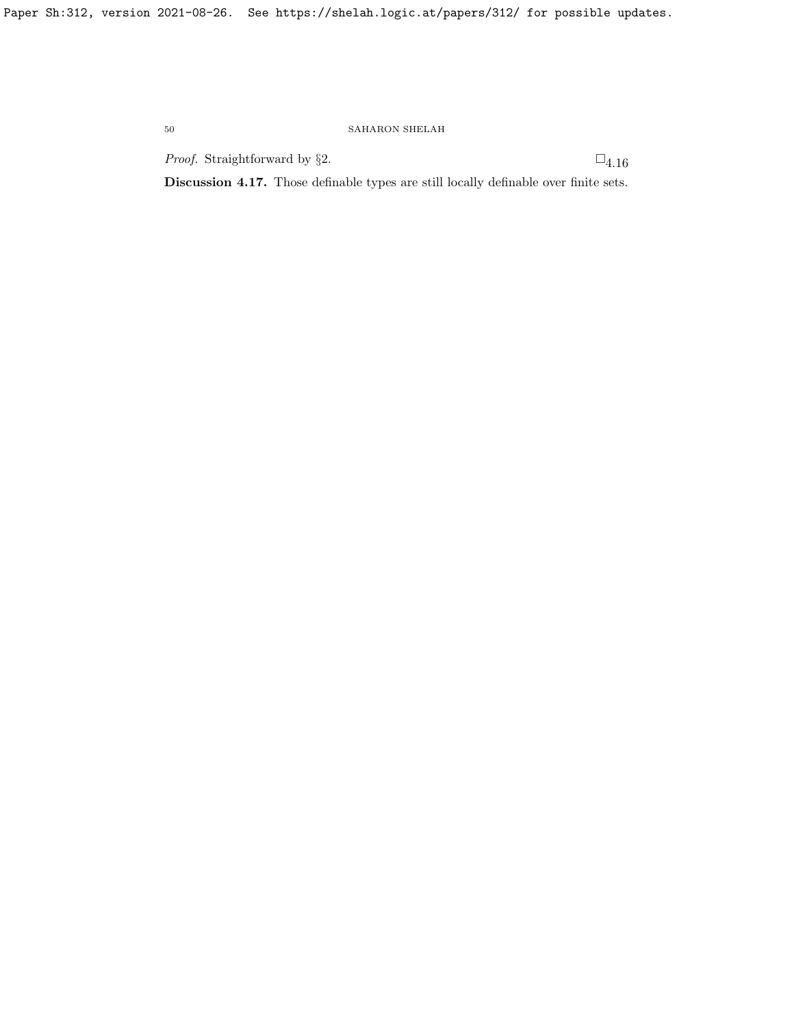*Proof.* Straightforward by §2. $\square_{4.16}$

**Discussion 4.17.** Those definable types are still locally definable over finite sets.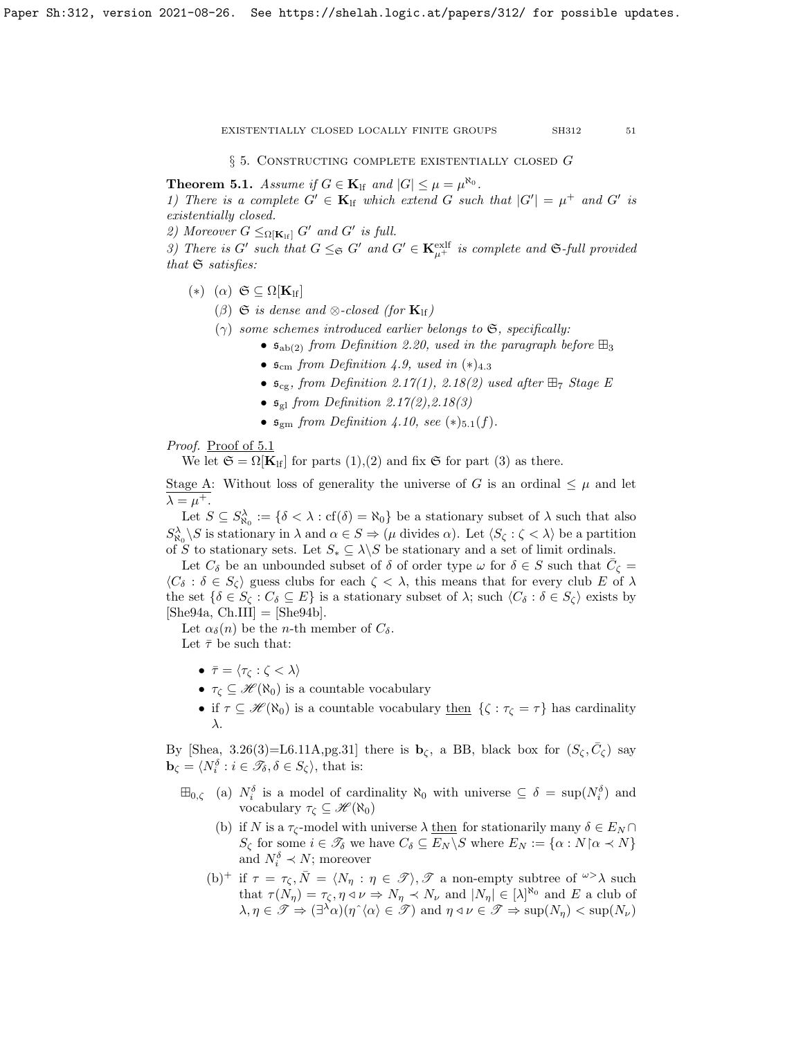## § 5. Constructing complete existentially closed $G$

**Theorem 5.1.** *Assume if $G \in \mathbf{K}_{\rm lf}$ and $|G| \le \mu = \mu^{\aleph_0}$.*

*1) There is a complete $G' \in \mathbf{K}_{\rm lf}$ which extend $G$ such that $|G'| = \mu^+$ and $G'$ is existentially closed.*

*2) Moreover $G \le_{\Omega[\mathbf{K}_{\rm lf}]} G'$ and $G'$ is full.*

*3) There is $G'$ such that $G \le_{\mathfrak{S}} G'$ and $G' \in \mathbf{K}^{\rm exlf}_{\mu^+}$ is complete and $\mathfrak{S}$-full provided that $\mathfrak{S}$ satisfies:*

- $(*)$ $(\alpha)$ $\mathfrak{S} \subseteq \Omega[\mathbf{K}_{\rm lf}]$
  - $(\beta)$ *$\mathfrak{S}$ is dense and $\otimes$-closed (for $\mathbf{K}_{\rm lf}$)*
  - $(\gamma)$ *some schemes introduced earlier belongs to $\mathfrak{S}$, specifically:*
    - *$\mathfrak{s}_{\rm ab(2)}$ from Definition 2.20, used in the paragraph before $\boxplus_3$*
    - *$\mathfrak{s}_{\rm cm}$ from Definition 4.9, used in $(*)_{4.3}$*
    - *$\mathfrak{s}_{\rm cg}$, from Definition 2.17(1), 2.18(2) used after $\boxplus_7$ Stage E*
    - *$\mathfrak{s}_{\rm gl}$ from Definition 2.17(2),2.18(3)*
    - *$\mathfrak{s}_{\rm gm}$ from Definition 4.10, see $(*)_{5.1}(f)$.*

*Proof.* Proof of 5.1

We let $\mathfrak{S} = \Omega[\mathbf{K}_{\rm lf}]$ for parts (1),(2) and fix $\mathfrak{S}$ for part (3) as there.

Stage A: Without loss of generality the universe of $G$ is an ordinal $\le \mu$ and let $\lambda = \mu^+$.

Let $S \subseteq S^\lambda_{\aleph_0} := \{\delta < \lambda : {\rm cf}(\delta) = \aleph_0\}$ be a stationary subset of $\lambda$ such that also $S^\lambda_{\aleph_0} \backslash S$ is stationary in $\lambda$ and $\alpha \in S \Rightarrow (\mu \text{ divides } \alpha)$. Let $\langle S_\zeta : \zeta < \lambda\rangle$ be a partition of $S$ to stationary sets. Let $S_* \subseteq \lambda \backslash S$ be stationary and a set of limit ordinals.

Let $C_\delta$ be an unbounded subset of $\delta$ of order type $\omega$ for $\delta \in S$ such that $\bar{C}_\zeta = \langle C_\delta : \delta \in S_\zeta\rangle$ guess clubs for each $\zeta < \lambda$, this means that for every club $E$ of $\lambda$ the set $\{\delta \in S_\zeta : C_\delta \subseteq E\}$ is a stationary subset of $\lambda$; such $\langle C_\delta : \delta \in S_\zeta\rangle$ exists by [She94a, Ch.III] = [She94b].

Let $\alpha_\delta(n)$ be the $n$-th member of $C_\delta$.

Let $\bar{\tau}$ be such that:

- $\bar{\tau} = \langle \tau_\zeta : \zeta < \lambda\rangle$
- $\tau_\zeta \subseteq \mathscr{H}(\aleph_0)$ is a countable vocabulary
- if $\tau \subseteq \mathscr{H}(\aleph_0)$ is a countable vocabulary then $\{\zeta : \tau_\zeta = \tau\}$ has cardinality $\lambda$.

By [Shea, 3.26(3)=L6.11A,pg.31] there is $\mathbf{b}_\zeta$, a BB, black box for $(S_\zeta, \bar{C}_\zeta)$ say $\mathbf{b}_\zeta = \langle N^\delta_i : i \in \mathscr{T}_\delta, \delta \in S_\zeta\rangle$, that is:

$\boxplus_{0,\zeta}$ (a) $N^\delta_i$ is a model of cardinality $\aleph_0$ with universe $\subseteq \delta = \sup(N^\delta_i)$ and vocabulary $\tau_\zeta \subseteq \mathscr{H}(\aleph_0)$

(b) if $N$ is a $\tau_\zeta$-model with universe $\lambda$ then for stationarily many $\delta \in E_N \cap S_\zeta$ for some $i \in \mathscr{T}_\delta$ we have $C_\delta \subseteq E_N \backslash S$ where $E_N := \{\alpha : N{\restriction}\alpha \prec N\}$ and $N^\delta_i \prec N$; moreover

(b)$^+$ if $\tau = \tau_\zeta, \bar{N} = \langle N_\eta : \eta \in \mathscr{T}\rangle$, $\mathscr{T}$ a non-empty subtree of ${}^{\omega>}\lambda$ such that $\tau(N_\eta) = \tau_\zeta, \eta \triangleleft \nu \Rightarrow N_\eta \prec N_\nu$ and $|N_\eta| \in [\lambda]^{\aleph_0}$ and $E$ a club of $\lambda, \eta \in \mathscr{T} \Rightarrow (\exists^\lambda \alpha)(\eta\char`^\langle\alpha\rangle \in \mathscr{T})$ and $\eta \triangleleft \nu \in \mathscr{T} \Rightarrow \sup(N_\eta) < \sup(N_\nu)$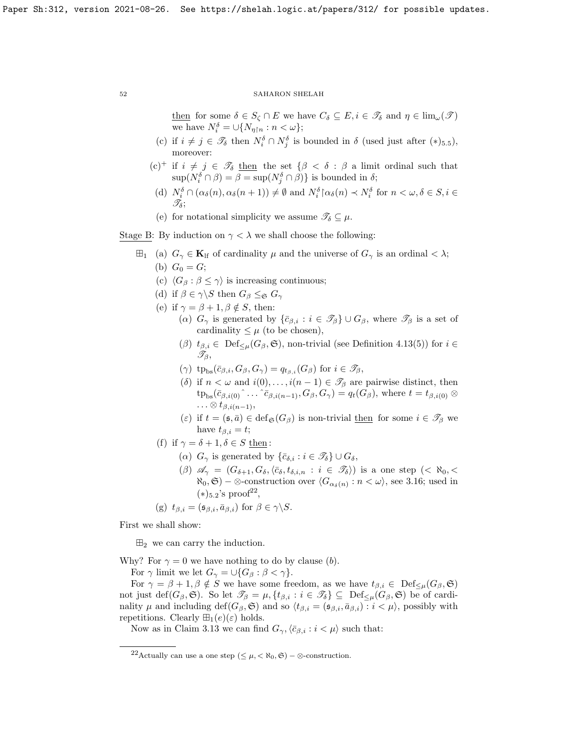<u>then</u> for some $\delta \in S_\zeta \cap E$ we have $C_\delta \subseteq E, i \in \mathscr{T}_\delta$ and $\eta \in \lim_\omega(\mathscr{T})$ we have $N^\delta_i = \cup\{N_{\eta \restriction n} : n < \omega\}$;

(c) if $i \neq j \in \mathscr{T}_\delta$ then $N^\delta_i \cap N^\delta_j$ is bounded in $\delta$ (used just after $(*)_{5.5}$), moreover:

(c)$^+$ if $i \neq j \in \mathscr{T}_\delta$ <u>then</u> the set $\{\beta < \delta : \beta$ a limit ordinal such that $\sup(N^\delta_i \cap \beta) = \beta = \sup(N^\delta_j \cap \beta)\}$ is bounded in $\delta$;

(d) $N^\delta_i \cap (\alpha_\delta(n), \alpha_\delta(n+1)) \neq \emptyset$ and $N^\delta_i \restriction \alpha_\delta(n) \prec N^\delta_i$ for $n < \omega, \delta \in S, i \in \mathscr{T}_\delta$;

(e) for notational simplicity we assume $\mathscr{T}_\delta \subseteq \mu$.

<u>Stage B</u>: By induction on $\gamma < \lambda$ we shall choose the following:

$\boxplus_1$ (a) $G_\gamma \in \mathbf{K}_{\mathrm{lf}}$ of cardinality $\mu$ and the universe of $G_\gamma$ is an ordinal $< \lambda$;

(b) $G_0 = G$;

(c) $\langle G_\beta : \beta \leq \gamma\rangle$ is increasing continuous;

(d) if $\beta \in \gamma \backslash S$ then $G_\beta \leq_{\mathfrak{S}} G_\gamma$

(e) if $\gamma = \beta + 1, \beta \notin S$, then:

($\alpha$) $G_\gamma$ is generated by $\{\bar{c}_{\beta,i} : i \in \mathscr{T}_\beta\} \cup G_\beta$, where $\mathscr{T}_\beta$ is a set of cardinality $\leq \mu$ (to be chosen),

($\beta$) $t_{\beta,i} \in \mathrm{Def}_{\leq\mu}(G_\beta, \mathfrak{S})$, non-trivial (see Definition 4.13(5)) for $i \in \mathscr{T}_\beta$,

($\gamma$) $\mathrm{tp}_{\mathrm{bs}}(\bar{c}_{\beta,i}, G_\beta, G_\gamma) = q_{t_{\beta,i}}(G_\beta)$ for $i \in \mathscr{T}_\beta$,

($\delta$) if $n < \omega$ and $i(0), \dots, i(n-1) \in \mathscr{T}_\beta$ are pairwise distinct, then $\mathrm{tp}_{\mathrm{bs}}(\bar{c}_{\beta,i(0)}{}^\frown \dots {}^\frown \bar{c}_{\beta,i(n-1)}, G_\beta, G_\gamma) = q_t(G_\beta)$, where $t = t_{\beta,i(0)} \otimes \dots \otimes t_{\beta,i(n-1)}$,

($\varepsilon$) if $t = (\mathfrak{s}, \bar{a}) \in \mathrm{def}_{\mathfrak{S}}(G_\beta)$ is non-trivial <u>then</u> for some $i \in \mathscr{T}_\beta$ we have $t_{\beta,i} = t$;

(f) if $\gamma = \delta + 1, \delta \in S$ <u>then</u>:

($\alpha$) $G_\gamma$ is generated by $\{\bar{c}_{\delta,i} : i \in \mathscr{T}_\delta\} \cup G_\delta$,

($\beta$) $\mathscr{A}_\gamma = (G_{\delta+1}, G_\delta, \langle \bar{c}_\delta, t_{\delta,i,n} : i \in \mathscr{T}_\delta\rangle)$ is a one step $(< \aleph_0, < \aleph_0, \mathfrak{S}) - \otimes$-construction over $\langle G_{\alpha_\delta(n)} : n < \omega\rangle$, see 3.16; used in $(*)_{5.2}$'s proof[22],

(g) $t_{\beta,i} = (\mathfrak{s}_{\beta,i}, \bar{a}_{\beta,i})$ for $\beta \in \gamma \backslash S$.

First we shall show:

$\boxplus_2$ we can carry the induction.

Why? For $\gamma = 0$ we have nothing to do by clause $(b)$.

For $\gamma$ limit we let $G_\gamma = \cup\{G_\beta : \beta < \gamma\}$.

For $\gamma = \beta + 1, \beta \notin S$ we have some freedom, as we have $t_{\beta,i} \in \mathrm{Def}_{\leq\mu}(G_\beta, \mathfrak{S})$ not just $\mathrm{def}(G_\beta, \mathfrak{S})$. So let $\mathscr{T}_\beta = \mu, \{t_{\beta,i} : i \in \mathscr{T}_\delta\} \subseteq \mathrm{Def}_{\leq\mu}(G_\beta, \mathfrak{S})$ be of cardinality $\mu$ and including $\mathrm{def}(G_\beta, \mathfrak{S})$ and so $\langle t_{\beta,i} = (\mathfrak{s}_{\beta,i}, \bar{a}_{\beta,i}) : i < \mu\rangle$, possibly with repetitions. Clearly $\boxplus_1(e)(\varepsilon)$ holds.

Now as in Claim 3.13 we can find $G_\gamma, \langle \bar{c}_{\beta,i} : i < \mu\rangle$ such that:

[22] Actually can use a one step $(\leq \mu, < \aleph_0, \mathfrak{S}) - \otimes$-construction.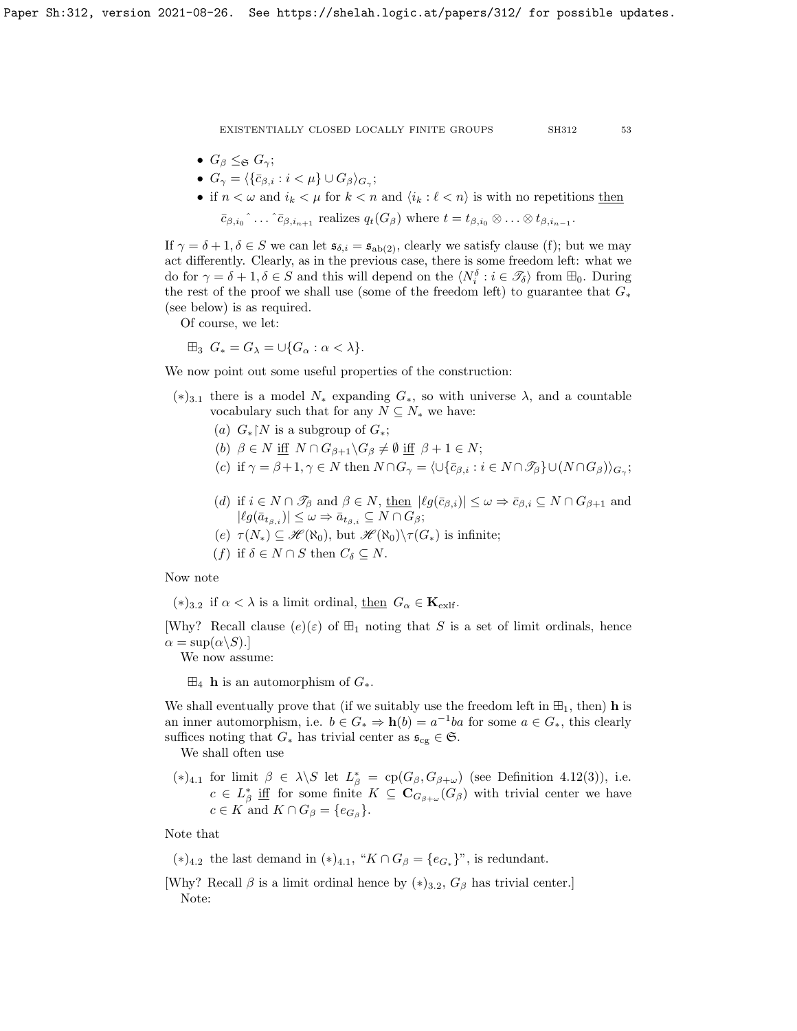- $G_\beta \le_{\mathfrak{S}} G_\gamma$;
- $G_\gamma = \langle \{\bar c_{\beta,i} : i < \mu\} \cup G_\beta \rangle_{G_\gamma}$;
- if $n < \omega$ and $i_k < \mu$ for $k < n$ and $\langle i_k : \ell < n\rangle$ is with no repetitions then $\bar c_{\beta,i_0} {}^\frown \ldots {}^\frown \bar c_{\beta,i_{n+1}}$ realizes $q_t(G_\beta)$ where $t = t_{\beta,i_0} \otimes \ldots \otimes t_{\beta,i_{n-1}}$.

If $\gamma = \delta+1, \delta \in S$ we can let $\mathfrak{s}_{\delta,i} = \mathfrak{s}_{\mathrm{ab}(2)}$, clearly we satisfy clause (f); but we may act differently. Clearly, as in the previous case, there is some freedom left: what we do for $\gamma = \delta + 1, \delta \in S$ and this will depend on the $\langle N^\delta_i : i \in \mathscr{T}_\delta\rangle$ from $\boxplus_0$. During the rest of the proof we shall use (some of the freedom left) to guarantee that $G_*$ (see below) is as required.

Of course, we let:

$\boxplus_3$ $G_* = G_\lambda = \cup\{G_\alpha : \alpha < \lambda\}$.

We now point out some useful properties of the construction:

$(*)_{3.1}$ there is a model $N_*$ expanding $G_*$, so with universe $\lambda$, and a countable vocabulary such that for any $N \subseteq N_*$ we have:

   (a) $G_* {\restriction} N$ is a subgroup of $G_*$;

   (b) $\beta \in N$ iff $N \cap G_{\beta+1} \backslash G_\beta \neq \emptyset$ iff $\beta + 1 \in N$;

   (c) if $\gamma = \beta+1, \gamma \in N$ then $N \cap G_\gamma = \langle \cup\{\bar c_{\beta,i} : i \in N \cap \mathscr{T}_\beta\} \cup (N \cap G_\beta)\rangle_{G_\gamma}$;

   (d) if $i \in N \cap \mathscr{T}_\beta$ and $\beta \in N$, then $|\ell g(\bar c_{\beta,i})| \le \omega \Rightarrow \bar c_{\beta,i} \subseteq N \cap G_{\beta+1}$ and $|\ell g(\bar a_{t_{\beta,i}})| \le \omega \Rightarrow \bar a_{t_{\beta,i}} \subseteq N \cap G_\beta$;

   (e) $\tau(N_*) \subseteq \mathscr{H}(\aleph_0)$, but $\mathscr{H}(\aleph_0) \backslash \tau(G_*)$ is infinite;

   (f) if $\delta \in N \cap S$ then $C_\delta \subseteq N$.

Now note

$(*)_{3.2}$ if $\alpha < \lambda$ is a limit ordinal, then $G_\alpha \in \mathbf{K}_{\mathrm{exlf}}$.

[Why? Recall clause $(e)(\varepsilon)$ of $\boxplus_1$ noting that $S$ is a set of limit ordinals, hence $\alpha = \sup(\alpha \backslash S)$.]

We now assume:

$\boxplus_4$ $\mathbf{h}$ is an automorphism of $G_*$.

We shall eventually prove that (if we suitably use the freedom left in $\boxplus_1$, then) $\mathbf{h}$ is an inner automorphism, i.e. $b \in G_* \Rightarrow \mathbf{h}(b) = a^{-1}ba$ for some $a \in G_*$, this clearly suffices noting that $G_*$ has trivial center as $\mathfrak{s}_{\mathrm{cg}} \in \mathfrak{S}$.

We shall often use

$(*)_{4.1}$ for limit $\beta \in \lambda \backslash S$ let $L^*_\beta = \mathrm{cp}(G_\beta, G_{\beta+\omega})$ (see Definition 4.12(3)), i.e. $c \in L^*_\beta$ iff for some finite $K \subseteq \mathbf{C}_{G_{\beta+\omega}}(G_\beta)$ with trivial center we have $c \in K$ and $K \cap G_\beta = \{e_{G_\beta}\}$.

Note that

$(*)_{4.2}$ the last demand in $(*)_{4.1}$, "$K \cap G_\beta = \{e_{G_*}\}$", is redundant.

[Why? Recall $\beta$ is a limit ordinal hence by $(*)_{3.2}$, $G_\beta$ has trivial center.]

Note: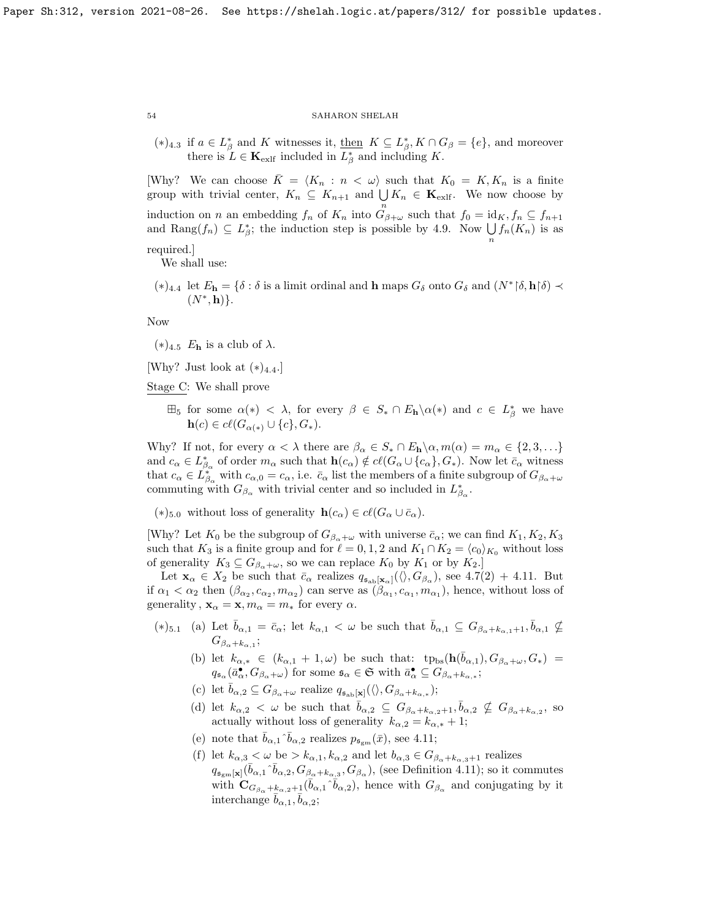$(*)_{4.3}$ if $a \in L^*_\beta$ and $K$ witnesses it, then $K \subseteq L^*_\beta, K \cap G_\beta = \{e\}$, and moreover there is $L \in \mathbf{K}_{\rm exlf}$ included in $L^*_\beta$ and including $K$.

[Why? We can choose $\bar{K} = \langle K_n : n < \omega\rangle$ such that $K_0 = K, K_n$ is a finite group with trivial center, $K_n \subseteq K_{n+1}$ and $\bigcup_n K_n \in \mathbf{K}_{\rm exlf}$. We now choose by induction on $n$ an embedding $f_n$ of $K_n$ into $G_{\beta+\omega}$ such that $f_0 = \mathrm{id}_K, f_n \subseteq f_{n+1}$ and $\mathrm{Rang}(f_n) \subseteq L^*_\beta$; the induction step is possible by 4.9. Now $\bigcup_n f_n(K_n)$ is as required.]

We shall use:

$(*)_{4.4}$ let $E_{\mathbf{h}} = \{\delta : \delta$ is a limit ordinal and $\mathbf{h}$ maps $G_\delta$ onto $G_\delta$ and $(N^* \restriction \delta, \mathbf{h} \restriction \delta) \prec (N^*, \mathbf{h})\}$.

Now

$(*)_{4.5}$ $E_{\mathbf{h}}$ is a club of $\lambda$.

[Why? Just look at $(*)_{4.4}$.]

Stage C: We shall prove

$\boxplus_5$ for some $\alpha(*) < \lambda$, for every $\beta \in S_* \cap E_{\mathbf{h}} \backslash \alpha(*)$ and $c \in L^*_\beta$ we have $\mathbf{h}(c) \in c\ell(G_{\alpha(*)} \cup \{c\}, G_*)$.

Why? If not, for every $\alpha < \lambda$ there are $\beta_\alpha \in S_* \cap E_{\mathbf{h}} \backslash \alpha, m(\alpha) = m_\alpha \in \{2, 3, \ldots\}$ and $c_\alpha \in L^*_{\beta_\alpha}$ of order $m_\alpha$ such that $\mathbf{h}(c_\alpha) \notin c\ell(G_\alpha \cup \{c_\alpha\}, G_*)$. Now let $\bar{c}_\alpha$ witness that $c_\alpha \in L^*_{\beta_\alpha}$ with $c_{\alpha,0} = c_\alpha$, i.e. $\bar{c}_\alpha$ list the members of a finite subgroup of $G_{\beta_\alpha+\omega}$ commuting with $G_{\beta_\alpha}$ with trivial center and so included in $L^*_{\beta_\alpha}$.

$(*)_{5.0}$ without loss of generality $\mathbf{h}(c_\alpha) \in c\ell(G_\alpha \cup \bar{c}_\alpha)$.

[Why? Let $K_0$ be the subgroup of $G_{\beta_\alpha+\omega}$ with universe $\bar{c}_\alpha$; we can find $K_1, K_2, K_3$ such that $K_3$ is a finite group and for $\ell = 0, 1, 2$ and $K_1 \cap K_2 = \langle c_0\rangle_{K_0}$ without loss of generality $K_3 \subseteq G_{\beta_\alpha+\omega}$, so we can replace $K_0$ by $K_1$ or by $K_2$.]

Let $\mathbf{x}_\alpha \in X_2$ be such that $\bar{c}_\alpha$ realizes $q_{\mathfrak{s}_{\rm ab}[\mathbf{x}_\alpha]}(\langle\rangle, G_{\beta_\alpha})$, see 4.7(2) + 4.11. But if $\alpha_1 < \alpha_2$ then $(\beta_{\alpha_2}, c_{\alpha_2}, m_{\alpha_2})$ can serve as $(\beta_{\alpha_1}, c_{\alpha_1}, m_{\alpha_1})$, hence, without loss of generality, $\mathbf{x}_\alpha = \mathbf{x}, m_\alpha = m_*$ for every $\alpha$.

$(*)_{5.1}$ (a) Let $\bar{b}_{\alpha,1} = \bar{c}_\alpha$; let $k_{\alpha,1} < \omega$ be such that $\bar{b}_{\alpha,1} \subseteq G_{\beta_\alpha+k_{\alpha,1}+1}, \bar{b}_{\alpha,1} \nsubseteq G_{\beta_\alpha+k_{\alpha,1}}$;

(b) let $k_{\alpha,*} \in (k_{\alpha,1}+1, \omega)$ be such that: $\mathrm{tp}_{\rm bs}(\mathbf{h}(\bar{b}_{\alpha,1}), G_{\beta_\alpha+\omega}, G_*) = q_{\mathfrak{s}_\alpha}(\bar{a}^\bullet_\alpha, G_{\beta_\alpha+\omega})$ for some $\mathfrak{s}_\alpha \in \mathfrak{S}$ with $\bar{a}^\bullet_\alpha \subseteq G_{\beta_\alpha+k_{\alpha,*}}$;

(c) let $\bar{b}_{\alpha,2} \subseteq G_{\beta_\alpha+\omega}$ realize $q_{\mathfrak{s}_{\rm ab}[\mathbf{x}]}(\langle\rangle, G_{\beta_\alpha+k_{\alpha,*}})$;

(d) let $k_{\alpha,2} < \omega$ be such that $\bar{b}_{\alpha,2} \subseteq G_{\beta_\alpha+k_{\alpha,2}+1}, \bar{b}_{\alpha,2} \nsubseteq G_{\beta_\alpha+k_{\alpha,2}}$, so actually without loss of generality $k_{\alpha,2} = k_{\alpha,*}+1$;

(e) note that $\bar{b}_{\alpha,1}{}^\frown\bar{b}_{\alpha,2}$ realizes $p_{\mathfrak{s}_{\rm gm}}(\bar{x})$, see 4.11;

(f) let $k_{\alpha,3} < \omega$ be $> k_{\alpha,1}, k_{\alpha,2}$ and let $b_{\alpha,3} \in G_{\beta_\alpha+k_{\alpha,3}+1}$ realizes $q_{\mathfrak{s}_{\rm gm}[\mathbf{x}]}(\bar{b}_{\alpha,1}{}^\frown\bar{b}_{\alpha,2}, G_{\beta_\alpha+k_{\alpha,3}}, G_{\beta_\alpha})$, (see Definition 4.11); so it commutes with $\mathbf{C}_{G_{\beta_\alpha+k_{\alpha,2}+1}}(\bar{b}_{\alpha,1}{}^\frown\bar{b}_{\alpha,2})$, hence with $G_{\beta_\alpha}$ and conjugating by it interchange $\bar{b}_{\alpha,1}, \bar{b}_{\alpha,2}$;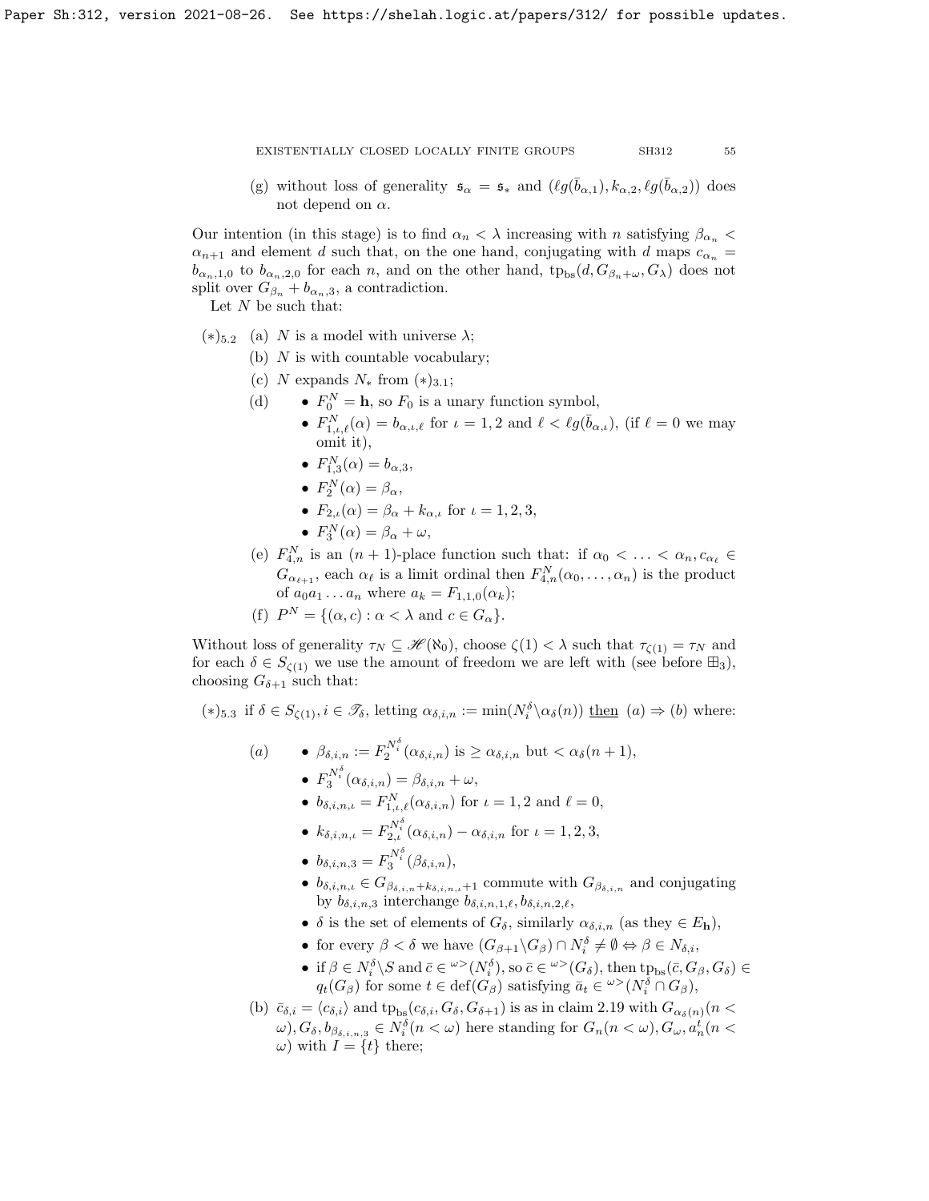(g) without loss of generality $\mathfrak{s}_\alpha = \mathfrak{s}_*$ and $(\ell g(\bar{b}_{\alpha,1}), k_{\alpha,2}, \ell g(\bar{b}_{\alpha,2}))$ does not depend on $\alpha$.

Our intention (in this stage) is to find $\alpha_n < \lambda$ increasing with $n$ satisfying $\beta_{\alpha_n} < \alpha_{n+1}$ and element $d$ such that, on the one hand, conjugating with $d$ maps $c_{\alpha_n} = b_{\alpha_n,1,0}$ to $b_{\alpha_n,2,0}$ for each $n$, and on the other hand, $\mathrm{tp}_{\mathrm{bs}}(d, G_{\beta_n+\omega}, G_\lambda)$ does not split over $G_{\beta_n} + b_{\alpha_n,3}$, a contradiction.

Let $N$ be such that:

$(*)_{5.2}$ (a) $N$ is a model with universe $\lambda$;

(b) $N$ is with countable vocabulary;

(c) $N$ expands $N_*$ from $(*)_{3.1}$;

(d)
- $F_0^N = \mathbf{h}$, so $F_0$ is a unary function symbol,
- $F_{1,\iota,\ell}^N(\alpha) = b_{\alpha,\iota,\ell}$ for $\iota = 1,2$ and $\ell < \ell g(\bar{b}_{\alpha,\iota})$, (if $\ell = 0$ we may omit it),
- $F_{1,3}^N(\alpha) = b_{\alpha,3}$,
- $F_2^N(\alpha) = \beta_\alpha$,
- $F_{2,\iota}(\alpha) = \beta_\alpha + k_{\alpha,\iota}$ for $\iota = 1,2,3$,
- $F_3^N(\alpha) = \beta_\alpha + \omega$,

(e) $F_{4,n}^N$ is an $(n+1)$-place function such that: if $\alpha_0 < \ldots < \alpha_n, c_{\alpha_\ell} \in G_{\alpha_{\ell+1}}$, each $\alpha_\ell$ is a limit ordinal then $F_{4,n}^N(\alpha_0,\ldots,\alpha_n)$ is the product of $a_0 a_1 \ldots a_n$ where $a_k = F_{1,1,0}(\alpha_k)$;

(f) $P^N = \{(\alpha, c) : \alpha < \lambda \text{ and } c \in G_\alpha\}$.

Without loss of generality $\tau_N \subseteq \mathscr{H}(\aleph_0)$, choose $\zeta(1) < \lambda$ such that $\tau_{\zeta(1)} = \tau_N$ and for each $\delta \in S_{\zeta(1)}$ we use the amount of freedom we are left with (see before $\boxplus_3$), choosing $G_{\delta+1}$ such that:

$(*)_{5.3}$ if $\delta \in S_{\zeta(1)}, i \in \mathscr{T}_\delta$, letting $\alpha_{\delta,i,n} := \min(N_i^\delta \backslash \alpha_\delta(n))$ then $(a) \Rightarrow (b)$ where:

$(a)$
- $\beta_{\delta,i,n} := F_2^{N_i^\delta}(\alpha_{\delta,i,n})$ is $\geq \alpha_{\delta,i,n}$ but $< \alpha_\delta(n+1)$,
- $F_3^{N_i^\delta}(\alpha_{\delta,i,n}) = \beta_{\delta,i,n} + \omega$,
- $b_{\delta,i,n,\iota} = F_{1,\iota,\ell}^N(\alpha_{\delta,i,n})$ for $\iota = 1,2$ and $\ell = 0$,
- $k_{\delta,i,n,\iota} = F_{2,\iota}^{N_i^\delta}(\alpha_{\delta,i,n}) - \alpha_{\delta,i,n}$ for $\iota = 1,2,3$,
- $b_{\delta,i,n,3} = F_3^{N_i^\delta}(\beta_{\delta,i,n})$,
- $b_{\delta,i,n,\iota} \in G_{\beta_{\delta,i,n}+k_{\delta,i,n,\iota}+1}$ commute with $G_{\beta_{\delta,i,n}}$ and conjugating by $b_{\delta,i,n,3}$ interchange $b_{\delta,i,n,1,\ell}, b_{\delta,i,n,2,\ell}$,
- $\delta$ is the set of elements of $G_\delta$, similarly $\alpha_{\delta,i,n}$ (as they $\in E_{\mathbf{h}}$),
- for every $\beta < \delta$ we have $(G_{\beta+1} \backslash G_\beta) \cap N_i^\delta \neq \emptyset \Leftrightarrow \beta \in N_{\delta,i}$,
- if $\beta \in N_i^\delta \backslash S$ and $\bar{c} \in {}^{\omega>}(N_i^\delta)$, so $\bar{c} \in {}^{\omega>}(G_\delta)$, then $\mathrm{tp}_{\mathrm{bs}}(\bar{c}, G_\beta, G_\delta) \in q_t(G_\beta)$ for some $t \in \mathrm{def}(G_\beta)$ satisfying $\bar{a}_t \in {}^{\omega>}(N_i^\delta \cap G_\beta)$,

$(b)$ $\bar{c}_{\delta,i} = \langle c_{\delta,i} \rangle$ and $\mathrm{tp}_{\mathrm{bs}}(c_{\delta,i}, G_\delta, G_{\delta+1})$ is as in claim 2.19 with $G_{\alpha_\delta(n)}(n < \omega), G_\delta, b_{\beta_{\delta,i,n,3}} \in N_i^\delta (n < \omega)$ here standing for $G_n(n < \omega), G_\omega, a_n^t(n < \omega)$ with $I = \{t\}$ there;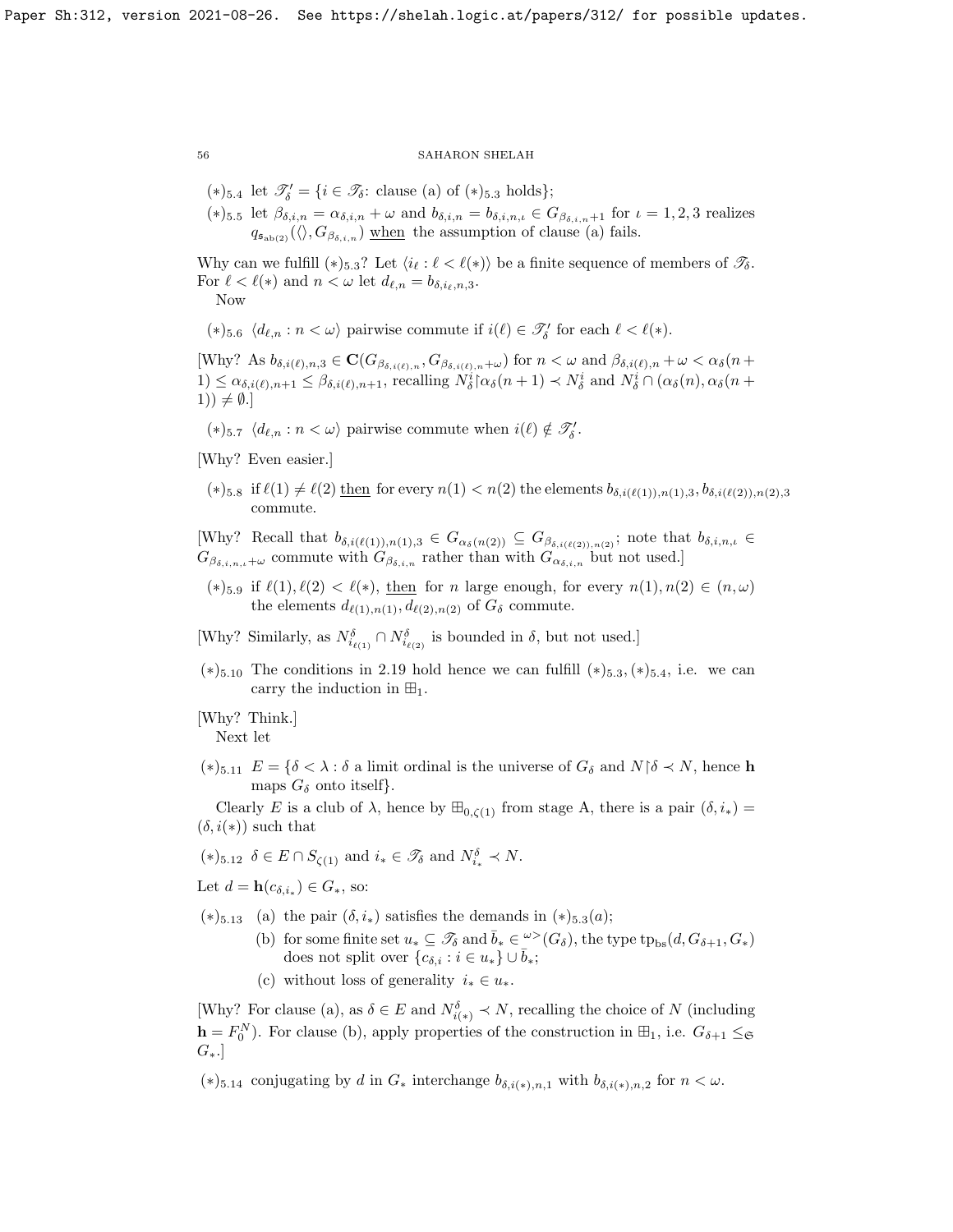$(*)_{5.4}$ let $\mathscr{T}'_\delta = \{i \in \mathscr{T}_\delta$: clause (a) of $(*)_{5.3}$ holds$\}$;

$(*)_{5.5}$ let $\beta_{\delta,i,n} = \alpha_{\delta,i,n} + \omega$ and $b_{\delta,i,n} = b_{\delta,i,n,\iota} \in G_{\beta_{\delta,i,n}+1}$ for $\iota = 1,2,3$ realizes $q_{\mathfrak{s}_{\mathrm{ab}(2)}}(\langle\rangle, G_{\beta_{\delta,i,n}})$ <u>when</u> the assumption of clause (a) fails.

Why can we fulfill $(*)_{5.3}$? Let $\langle i_\ell : \ell < \ell(*)\rangle$ be a finite sequence of members of $\mathscr{T}_\delta$. For $\ell < \ell(*)$ and $n < \omega$ let $d_{\ell,n} = b_{\delta,i_\ell,n,3}$.

Now

$(*)_{5.6}$ $\langle d_{\ell,n} : n < \omega\rangle$ pairwise commute if $i(\ell) \in \mathscr{T}'_\delta$ for each $\ell < \ell(*)$.

[Why? As $b_{\delta,i(\ell),n,3} \in \mathbf{C}(G_{\beta_{\delta,i(\ell),n}}, G_{\beta_{\delta,i(\ell),n}+\omega})$ for $n < \omega$ and $\beta_{\delta,i(\ell),n} + \omega < \alpha_\delta(n+1) \le \alpha_{\delta,i(\ell),n+1} \le \beta_{\delta,i(\ell),n+1}$, recalling $N^i_\delta{\restriction}\alpha_\delta(n+1) \prec N^i_\delta$ and $N^i_\delta \cap (\alpha_\delta(n), \alpha_\delta(n+1)) \ne \emptyset$.]

$(*)_{5.7}$ $\langle d_{\ell,n} : n < \omega\rangle$ pairwise commute when $i(\ell) \notin \mathscr{T}'_\delta$.

[Why? Even easier.]

$(*)_{5.8}$ if $\ell(1) \ne \ell(2)$ <u>then</u> for every $n(1) < n(2)$ the elements $b_{\delta,i(\ell(1)),n(1),3}, b_{\delta,i(\ell(2)),n(2),3}$ commute.

[Why? Recall that $b_{\delta,i(\ell(1)),n(1),3} \in G_{\alpha_\delta(n(2))} \subseteq G_{\beta_{\delta,i(\ell(2)),n(2)}}$; note that $b_{\delta,i,n,\iota} \in G_{\beta_{\delta,i,n,\iota}+\omega}$ commute with $G_{\beta_{\delta,i,n}}$ rather than with $G_{\alpha_{\delta,i,n}}$ but not used.]

$(*)_{5.9}$ if $\ell(1), \ell(2) < \ell(*)$, <u>then</u> for $n$ large enough, for every $n(1), n(2) \in (n,\omega)$ the elements $d_{\ell(1),n(1)}, d_{\ell(2),n(2)}$ of $G_\delta$ commute.

[Why? Similarly, as $N^\delta_{i_{\ell(1)}} \cap N^\delta_{i_{\ell(2)}}$ is bounded in $\delta$, but not used.]

$(*)_{5.10}$ The conditions in 2.19 hold hence we can fulfill $(*)_{5.3}, (*)_{5.4}$, i.e. we can carry the induction in $\boxplus_1$.

[Why? Think.]

Next let

$(*)_{5.11}$ $E = \{\delta < \lambda : \delta$ a limit ordinal is the universe of $G_\delta$ and $N{\restriction}\delta \prec N$, hence $\mathbf{h}$ maps $G_\delta$ onto itself$\}$.

Clearly $E$ is a club of $\lambda$, hence by $\boxplus_{0,\zeta(1)}$ from stage A, there is a pair $(\delta, i_*) = (\delta, i(*))$ such that

$(*)_{5.12}$ $\delta \in E \cap S_{\zeta(1)}$ and $i_* \in \mathscr{T}_\delta$ and $N^\delta_{i_*} \prec N$.

Let $d = \mathbf{h}(c_{\delta,i_*}) \in G_*$, so:

$(*)_{5.13}$ (a) the pair $(\delta, i_*)$ satisfies the demands in $(*)_{5.3}(a)$;

(b) for some finite set $u_* \subseteq \mathscr{T}_\delta$ and $\bar{b}_* \in {}^{\omega>}(G_\delta)$, the type $\mathrm{tp}_{\mathrm{bs}}(d, G_{\delta+1}, G_*)$ does not split over $\{c_{\delta,i} : i \in u_*\} \cup \bar{b}_*$;

(c) without loss of generality $i_* \in u_*$.

[Why? For clause (a), as $\delta \in E$ and $N^\delta_{i(*)} \prec N$, recalling the choice of $N$ (including $\mathbf{h} = F^N_0$). For clause (b), apply properties of the construction in $\boxplus_1$, i.e. $G_{\delta+1} \le_{\mathfrak{S}} G_*$.]

$(*)_{5.14}$ conjugating by $d$ in $G_*$ interchange $b_{\delta,i(*),n,1}$ with $b_{\delta,i(*),n,2}$ for $n < \omega$.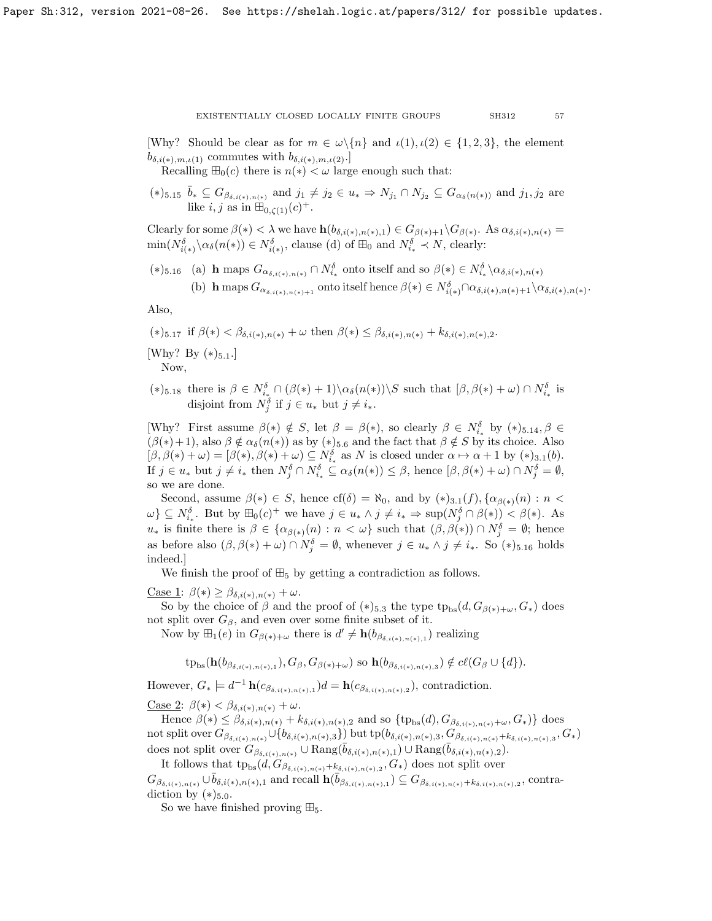[Why? Should be clear as for $m \in \omega \backslash \{n\}$ and $\iota(1), \iota(2) \in \{1,2,3\}$, the element $b_{\delta,i(*),m,\iota(1)}$ commutes with $b_{\delta,i(*),m,\iota(2)}$.]

Recalling $\boxplus_0(c)$ there is $n(*) < \omega$ large enough such that:

$(*)_{5.15}$ $\bar{b}_* \subseteq G_{\beta_{\delta,i(*),n(*)}}$ and $j_1 \neq j_2 \in u_* \Rightarrow N_{j_1} \cap N_{j_2} \subseteq G_{\alpha_\delta(n(*))}$ and $j_1, j_2$ are like $i, j$ as in $\boxplus_{0,\zeta(1)}(c)^+$.

Clearly for some $\beta(*) < \lambda$ we have $\mathbf{h}(b_{\delta,i(*),n(*),1}) \in G_{\beta(*)+1} \backslash G_{\beta(*)}$. As $\alpha_{\delta,i(*),n(*)} = \min(N^\delta_{i(*)} \backslash \alpha_\delta(n(*)) \in N^\delta_{i(*)}$, clause (d) of $\boxplus_0$ and $N^\delta_{i_*} \prec N$, clearly:

$(*)_{5.16}$ (a) $\mathbf{h}$ maps $G_{\alpha_{\delta,i(*),n(*)}} \cap N^\delta_{i_*}$ onto itself and so $\beta(*) \in N^\delta_{i_*} \backslash \alpha_{\delta,i(*),n(*)}$

(b) $\mathbf{h}$ maps $G_{\alpha_{\delta,i(*),n(*)+1}}$ onto itself hence $\beta(*) \in N^\delta_{i(*)} \cap \alpha_{\delta,i(*),n(*)+1} \backslash \alpha_{\delta,i(*),n(*)}$.

Also,

$(*)_{5.17}$ if $\beta(*) < \beta_{\delta,i(*),n(*)} + \omega$ then $\beta(*) \leq \beta_{\delta,i(*),n(*)} + k_{\delta,i(*),n(*),2}$.

[Why? By $(*)_{5.1}$.]

Now,

$(*)_{5.18}$ there is $\beta \in N^\delta_{i_*} \cap (\beta(*)+1) \backslash \alpha_\delta(n(*)) \backslash S$ such that $[\beta, \beta(*)+\omega) \cap N^\delta_{i_*}$ is disjoint from $N^\delta_j$ if $j \in u_*$ but $j \neq i_*$.

[Why? First assume $\beta(*) \notin S$, let $\beta = \beta(*)$, so clearly $\beta \in N^\delta_{i_*}$ by $(*)_{5.14}, \beta \in (\beta(*)+1)$, also $\beta \notin \alpha_\delta(n(*))$ as by $(*)_{5.6}$ and the fact that $\beta \notin S$ by its choice. Also $[\beta, \beta(*)+\omega) = [\beta(*), \beta(*)+\omega) \subseteq N^\delta_{i_*}$ as $N$ is closed under $\alpha \mapsto \alpha+1$ by $(*)_{3.1}(b)$. If $j \in u_*$ but $j \neq i_*$ then $N^\delta_j \cap N^\delta_{i_*} \subseteq \alpha_\delta(n(*)) \leq \beta$, hence $[\beta, \beta(*)+\omega) \cap N^\delta_j = \emptyset$, so we are done.

Second, assume $\beta(*) \in S$, hence $\mathrm{cf}(\delta) = \aleph_0$, and by $(*)_{3.1}(f)$, $\{\alpha_{\beta(*)}(n) : n < \omega\} \subseteq N^\delta_{i_*}$. But by $\boxplus_0(c)^+$ we have $j \in u_* \wedge j \neq i_* \Rightarrow \sup(N^\delta_j \cap \beta(*)) < \beta(*)$. As $u_*$ is finite there is $\beta \in \{\alpha_{\beta(*)}(n) : n < \omega\}$ such that $(\beta, \beta(*)) \cap N^\delta_j = \emptyset$; hence as before also $(\beta, \beta(*)+\omega) \cap N^\delta_j = \emptyset$, whenever $j \in u_* \wedge j \neq i_*$. So $(*)_{5.16}$ holds indeed.]

We finish the proof of $\boxplus_5$ by getting a contradiction as follows.

<u>Case 1</u>: $\beta(*) \geq \beta_{\delta,i(*),n(*)} + \omega$.

So by the choice of $\beta$ and the proof of $(*)_{5.3}$ the type $\mathrm{tp}_{\mathrm{bs}}(d, G_{\beta(*)+\omega}, G_*)$ does not split over $G_\beta$, and even over some finite subset of it.

Now by $\boxplus_1(e)$ in $G_{\beta(*)+\omega}$ there is $d' \neq \mathbf{h}(b_{\beta_{\delta,i(*),n(*),1}})$ realizing

$$\mathrm{tp}_{\mathrm{bs}}(\mathbf{h}(b_{\beta_{\delta,i(*),n(*),1}}), G_\beta, G_{\beta(*)+\omega}) \text{ so } \mathbf{h}(b_{\beta_{\delta,i(*),n(*),3}}) \notin c\ell(G_\beta \cup \{d\}).$$

However, $G_* \models d^{-1}\mathbf{h}(c_{\beta_{\delta,i(*),n(*),1}})d = \mathbf{h}(c_{\beta_{\delta,i(*),n(*),2}})$, contradiction.

<u>Case 2</u>: $\beta(*) < \beta_{\delta,i(*),n(*)} + \omega$.

Hence $\beta(*) \leq \beta_{\delta,i(*),n(*)} + k_{\delta,i(*),n(*),2}$ and so $\{\mathrm{tp}_{\mathrm{bs}}(d), G_{\beta_{\delta,i(*),n(*)}+\omega}, G_*)\}$ does not split over $G_{\beta_{\delta,i(*),n(*)}} \cup \{b_{\delta,i(*),n(*),3}\})$ but $\mathrm{tp}(b_{\delta,i(*),n(*),3}, G_{\beta_{\delta,i(*),n(*)}+k_{\delta,i(*),n(*),3}}, G_*)$ does not split over $G_{\beta_{\delta,i(*),n(*)}} \cup \mathrm{Rang}(\bar{b}_{\delta,i(*),n(*),1}) \cup \mathrm{Rang}(\bar{b}_{\delta,i(*),n(*),2})$.

It follows that $\mathrm{tp}_{\mathrm{bs}}(d, G_{\beta_{\delta,i(*),n(*)}+k_{\delta,i(*),n(*),2}}, G_*)$ does not split over $G_{\beta_{\delta,i(*),n(*)}} \cup \bar{b}_{\delta,i(*),n(*),1}$ and recall $\mathbf{h}(\bar{b}_{\beta_{\delta,i(*),n(*),1}}) \subseteq G_{\beta_{\delta,i(*),n(*)}+k_{\delta,i(*),n(*),2}}$, contradiction by $(*)_{5.0}$.

So we have finished proving $\boxplus_5$.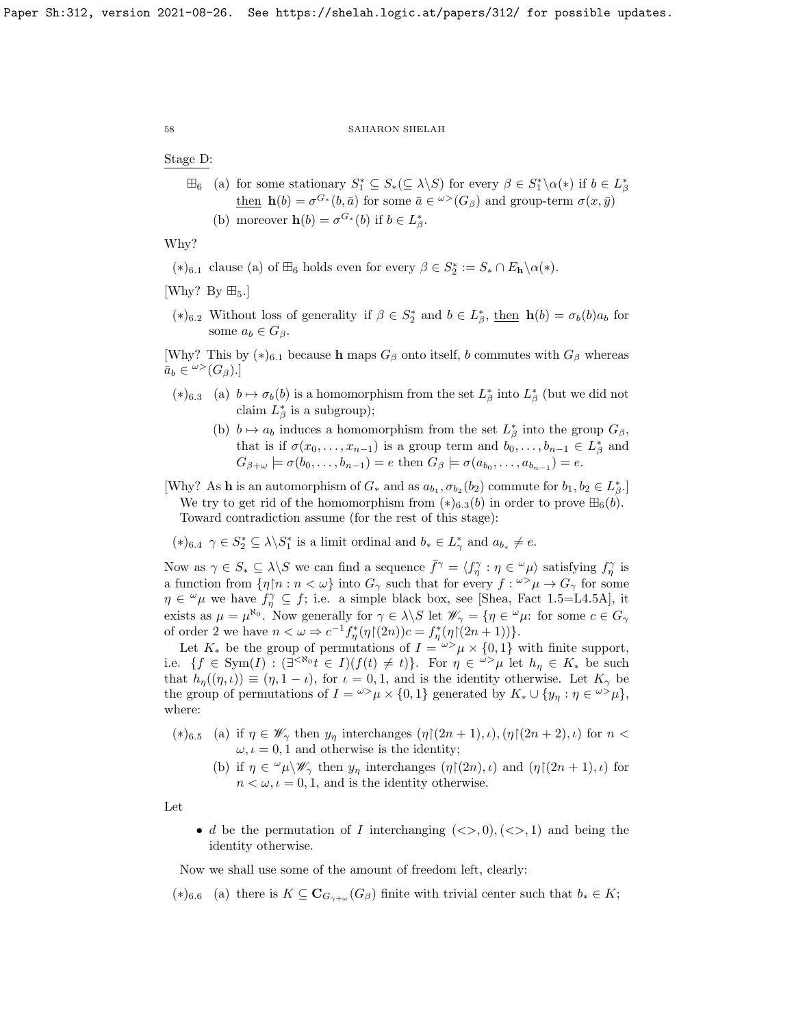Stage D:

$\boxplus_6$ (a) for some stationary $S^*_1 \subseteq S_*(\subseteq \lambda\backslash S)$ for every $\beta \in S^*_1\backslash\alpha(*)$ if $b \in L^*_\beta$ then $\mathbf{h}(b) = \sigma^{G_*}(b,\bar a)$ for some $\bar a \in {}^{\omega>}(G_\beta)$ and group-term $\sigma(x,\bar y)$

(b) moreover $\mathbf{h}(b) = \sigma^{G_*}(b)$ if $b \in L^*_\beta$.

Why?

$(*)_{6.1}$ clause (a) of $\boxplus_6$ holds even for every $\beta \in S^*_2 := S_* \cap E_{\mathbf{h}}\backslash\alpha(*)$.

[Why? By $\boxplus_5$.]

$(*)_{6.2}$ Without loss of generality if $\beta \in S^*_2$ and $b \in L^*_\beta$, then $\mathbf{h}(b) = \sigma_b(b)a_b$ for some $a_b \in G_\beta$.

[Why? This by $(*)_{6.1}$ because $\mathbf{h}$ maps $G_\beta$ onto itself, $b$ commutes with $G_\beta$ whereas $\bar a_b \in {}^{\omega>}(G_\beta)$.]

$(*)_{6.3}$ (a) $b \mapsto \sigma_b(b)$ is a homomorphism from the set $L^*_\beta$ into $L^*_\beta$ (but we did not claim $L^*_\beta$ is a subgroup);

(b) $b \mapsto a_b$ induces a homomorphism from the set $L^*_\beta$ into the group $G_\beta$, that is if $\sigma(x_0,\dots,x_{n-1})$ is a group term and $b_0,\dots,b_{n-1} \in L^*_\beta$ and $G_{\beta+\omega} \models \sigma(b_0,\dots,b_{n-1}) = e$ then $G_\beta \models \sigma(a_{b_0},\dots,a_{b_{n-1}}) = e$.

[Why? As $\mathbf{h}$ is an automorphism of $G_*$ and as $a_{b_1}, \sigma_{b_2}(b_2)$ commute for $b_1,b_2 \in L^*_\beta$.]

We try to get rid of the homomorphism from $(*)_{6.3}(b)$ in order to prove $\boxplus_6(b)$. Toward contradiction assume (for the rest of this stage):

$(*)_{6.4}$ $\gamma \in S^*_2 \subseteq \lambda\backslash S^*_1$ is a limit ordinal and $b_* \in L^*_\gamma$ and $a_{b_*} \neq e$.

Now as $\gamma \in S_* \subseteq \lambda\backslash S$ we can find a sequence $\bar f^\gamma = \langle f^\gamma_\eta : \eta \in {}^\omega\mu\rangle$ satisfying $f^\gamma_\eta$ is a function from $\{\eta{\restriction}n : n < \omega\}$ into $G_\gamma$ such that for every $f : {}^{\omega>}\mu \to G_\gamma$ for some $\eta \in {}^\omega\mu$ we have $f^\gamma_\eta \subseteq f$; i.e. a simple black box, see [Shea, Fact 1.5=L4.5A], it exists as $\mu = \mu^{\aleph_0}$. Now generally for $\gamma \in \lambda\backslash S$ let $\mathscr{W}_\gamma = \{\eta \in {}^\omega\mu$: for some $c \in G_\gamma$ of order 2 we have $n < \omega \Rightarrow c^{-1}f^*_\eta(\eta{\restriction}(2n))c = f^*_\eta(\eta{\restriction}(2n+1))\}$.

Let $K_*$ be the group of permutations of $I = {}^{\omega>}\mu \times \{0,1\}$ with finite support, i.e. $\{f \in \mathrm{Sym}(I) : (\exists^{<\aleph_0} t \in I)(f(t) \neq t)\}$. For $\eta \in {}^{\omega>}\mu$ let $h_\eta \in K_*$ be such that $h_\eta((\eta,\iota)) \equiv (\eta, 1-\iota)$, for $\iota = 0,1$, and is the identity otherwise. Let $K_\gamma$ be the group of permutations of $I = {}^{\omega>}\mu \times \{0,1\}$ generated by $K_* \cup \{y_\eta : \eta \in {}^{\omega>}\mu\}$, where:

$(*)_{6.5}$ (a) if $\eta \in \mathscr{W}_\gamma$ then $y_\eta$ interchanges $(\eta{\restriction}(2n+1),\iota), (\eta{\restriction}(2n+2),\iota)$ for $n < \omega, \iota = 0,1$ and otherwise is the identity;

(b) if $\eta \in {}^\omega\mu\backslash\mathscr{W}_\gamma$ then $y_\eta$ interchanges $(\eta{\restriction}(2n),\iota)$ and $(\eta{\restriction}(2n+1),\iota)$ for $n < \omega, \iota = 0,1$, and is the identity otherwise.

Let

- $d$ be the permutation of $I$ interchanging $(<>,0),(<>,1)$ and being the identity otherwise.

Now we shall use some of the amount of freedom left, clearly:

$(*)_{6.6}$ (a) there is $K \subseteq \mathbf{C}_{G_{\gamma+\omega}}(G_\beta)$ finite with trivial center such that $b_* \in K$;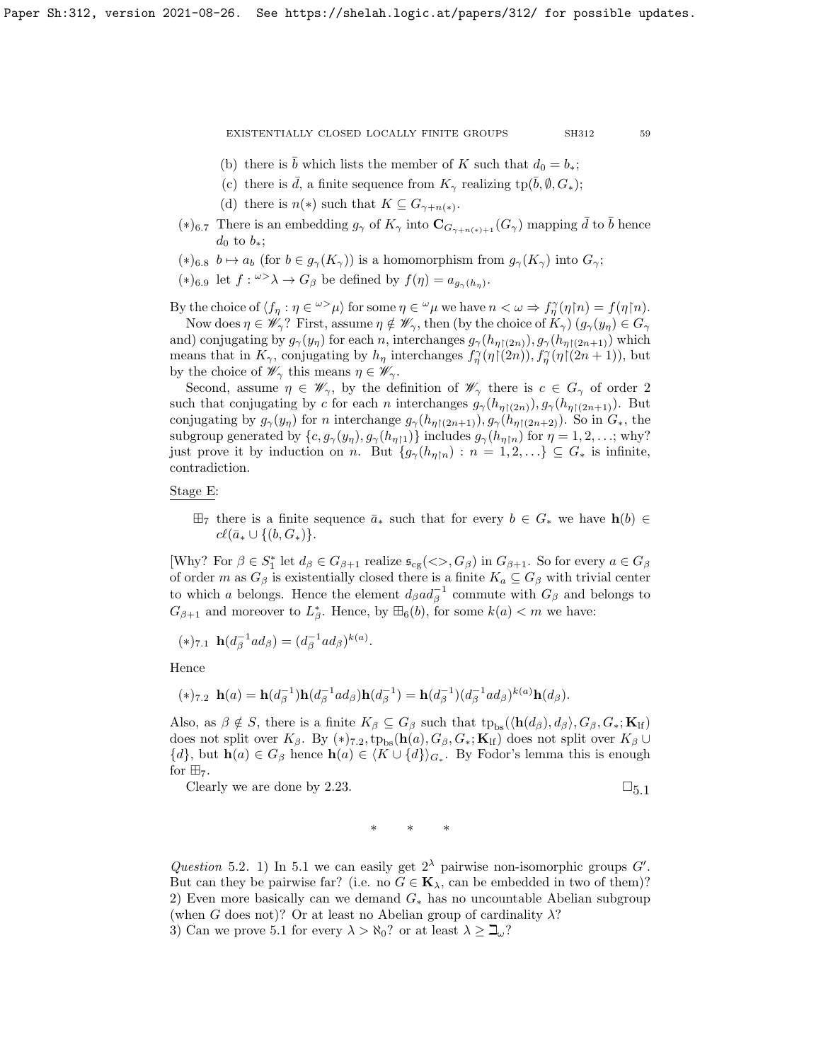(b) there is $\bar{b}$ which lists the member of $K$ such that $d_0 = b_*$;

(c) there is $\bar{d}$, a finite sequence from $K_\gamma$ realizing $\text{tp}(\bar{b}, \emptyset, G_*)$;

(d) there is $n(*)$ such that $K \subseteq G_{\gamma+n(*)}$.

$(*)_{6.7}$ There is an embedding $g_\gamma$ of $K_\gamma$ into $\mathbf{C}_{G_{\gamma+n(*)+1}}(G_\gamma)$ mapping $\bar{d}$ to $\bar{b}$ hence $d_0$ to $b_*$;

$(*)_{6.8}$ $b \mapsto a_b$ (for $b \in g_\gamma(K_\gamma)$) is a homomorphism from $g_\gamma(K_\gamma)$ into $G_\gamma$;

$(*)_{6.9}$ let $f : {}^{\omega>}\lambda \to G_\beta$ be defined by $f(\eta) = a_{g_\gamma(h_\eta)}$.

By the choice of $\langle f_\eta : \eta \in {}^{\omega>}\mu \rangle$ for some $\eta \in {}^\omega\mu$ we have $n < \omega \Rightarrow f^\gamma_\eta(\eta \restriction n) = f(\eta \restriction n)$.

Now does $\eta \in \mathscr{W}_\gamma$? First, assume $\eta \notin \mathscr{W}_\gamma$, then (by the choice of $K_\gamma$) ($g_\gamma(y_\eta) \in G_\gamma$ and) conjugating by $g_\gamma(y_\eta)$ for each $n$, interchanges $g_\gamma(h_{\eta\restriction(2n)}), g_\gamma(h_{\eta\restriction(2n+1)})$ which means that in $K_\gamma$, conjugating by $h_\eta$ interchanges $f^\gamma_\eta(\eta\restriction(2n)), f^\gamma_\eta(\eta\restriction(2n+1))$, but by the choice of $\mathscr{W}_\gamma$ this means $\eta \in \mathscr{W}_\gamma$.

Second, assume $\eta \in \mathscr{W}_\gamma$, by the definition of $\mathscr{W}_\gamma$ there is $c \in G_\gamma$ of order 2 such that conjugating by $c$ for each $n$ interchanges $g_\gamma(h_{\eta\restriction(2n)}), g_\gamma(h_{\eta\restriction(2n+1)})$. But conjugating by $g_\gamma(y_\eta)$ for $n$ interchange $g_\gamma(h_{\eta\restriction(2n+1)}), g_\gamma(h_{\eta\restriction(2n+2)})$. So in $G_*$, the subgroup generated by $\{c, g_\gamma(y_\eta), g_\gamma(h_{\eta\restriction 1})\}$ includes $g_\gamma(h_{\eta\restriction n})$ for $\eta = 1, 2, \ldots$; why? just prove it by induction on $n$. But $\{g_\gamma(h_{\eta\restriction n}) : n = 1, 2, \ldots\} \subseteq G_*$ is infinite, contradiction.

<u>Stage E</u>:

$\boxplus_7$ there is a finite sequence $\bar{a}_*$ such that for every $b \in G_*$ we have $\mathbf{h}(b) \in c\ell(\bar{a}_* \cup \{(b, G_*)\}$.

[Why? For $\beta \in S^*_1$ let $d_\beta \in G_{\beta+1}$ realize $\mathfrak{s}_{\text{cg}}(<>, G_\beta)$ in $G_{\beta+1}$. So for every $a \in G_\beta$ of order $m$ as $G_\beta$ is existentially closed there is a finite $K_a \subseteq G_\beta$ with trivial center to which $a$ belongs. Hence the element $d_\beta a d_\beta^{-1}$ commute with $G_\beta$ and belongs to $G_{\beta+1}$ and moreover to $L^*_\beta$. Hence, by $\boxplus_6(b)$, for some $k(a) < m$ we have:

$(*)_{7.1}$ $\mathbf{h}(d_\beta^{-1} a d_\beta) = (d_\beta^{-1} a d_\beta)^{k(a)}$.

Hence

$(*)_{7.2}$ $\mathbf{h}(a) = \mathbf{h}(d_\beta^{-1})\mathbf{h}(d_\beta^{-1} a d_\beta)\mathbf{h}(d_\beta^{-1}) = \mathbf{h}(d_\beta^{-1})(d_\beta^{-1} a d_\beta)^{k(a)}\mathbf{h}(d_\beta)$.

Also, as $\beta \notin S$, there is a finite $K_\beta \subseteq G_\beta$ such that $\text{tp}_{\text{bs}}(\langle \mathbf{h}(d_\beta), d_\beta \rangle, G_\beta, G_*; \mathbf{K}_{\text{lf}})$ does not split over $K_\beta$. By $(*)_{7.2}$, $\text{tp}_{\text{bs}}(\mathbf{h}(a), G_\beta, G_*; \mathbf{K}_{\text{lf}})$ does not split over $K_\beta \cup \{d\}$, but $\mathbf{h}(a) \in G_\beta$ hence $\mathbf{h}(a) \in \langle K \cup \{d\} \rangle_{G_*}$. By Fodor's lemma this is enough for $\boxplus_7$.

Clearly we are done by 2.23. $\square_{5.1}$

\* \* \*

*Question* 5.2. 1) In 5.1 we can easily get $2^\lambda$ pairwise non-isomorphic groups $G'$. But can they be pairwise far? (i.e. no $G \in \mathbf{K}_\lambda$, can be embedded in two of them)?
2) Even more basically can we demand $G_*$ has no uncountable Abelian subgroup (when $G$ does not)? Or at least no Abelian group of cardinality $\lambda$?
3) Can we prove 5.1 for every $\lambda > \aleph_0$? or at least $\lambda \geq \beth_\omega$?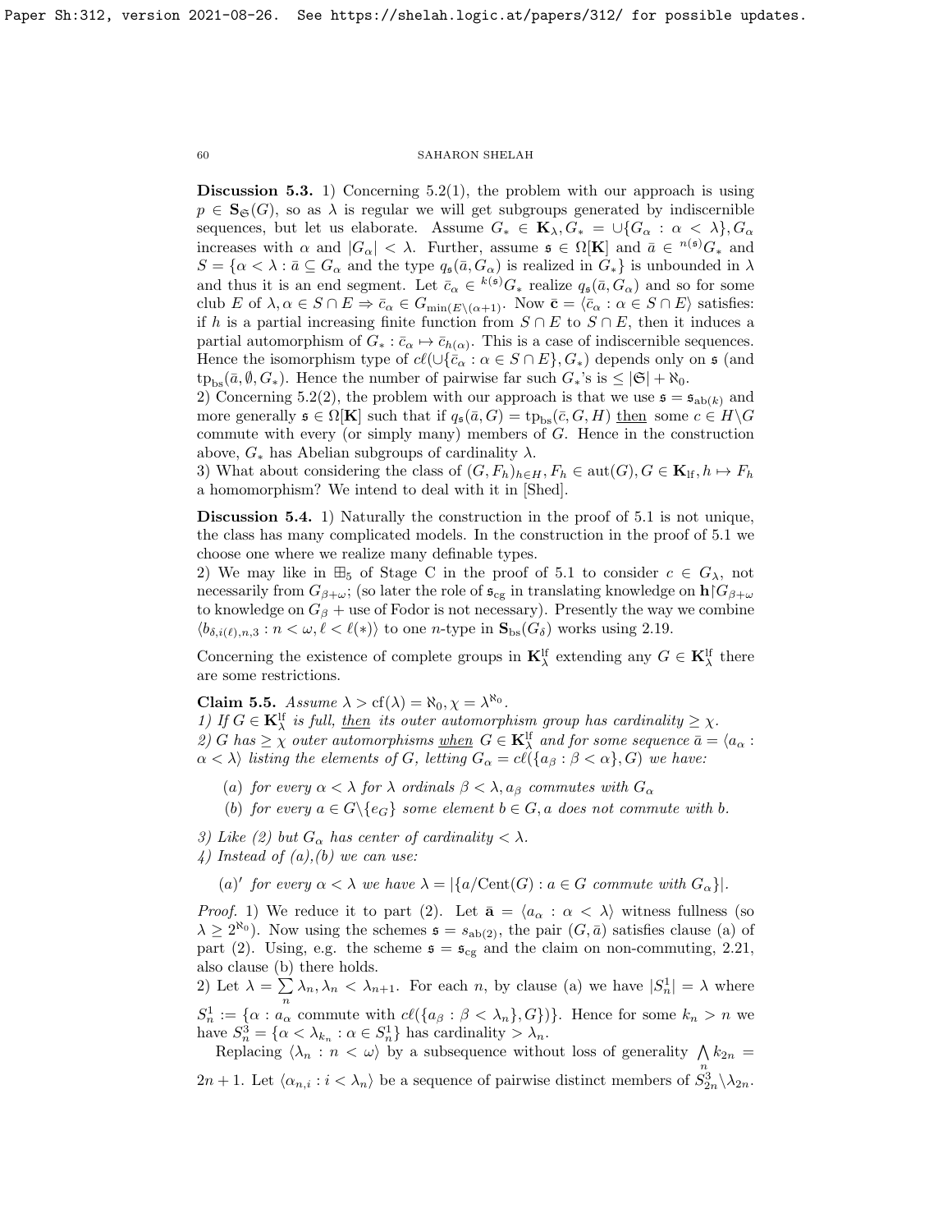**Discussion 5.3.** 1) Concerning 5.2(1), the problem with our approach is using $p \in \mathbf{S}_{\mathfrak{S}}(G)$, so as $\lambda$ is regular we will get subgroups generated by indiscernible sequences, but let us elaborate. Assume $G_* \in \mathbf{K}_\lambda, G_* = \cup\{G_\alpha : \alpha < \lambda\}, G_\alpha$ increases with $\alpha$ and $|G_\alpha| < \lambda$. Further, assume $\mathfrak{s} \in \Omega[\mathbf{K}]$ and $\bar{a} \in {}^{n(\mathfrak{s})}G_*$ and $S = \{\alpha < \lambda : \bar{a} \subseteq G_\alpha$ and the type $q_{\mathfrak{s}}(\bar{a}, G_\alpha)$ is realized in $G_*\}$ is unbounded in $\lambda$ and thus it is an end segment. Let $\bar{c}_\alpha \in {}^{k(\mathfrak{s})}G_*$ realize $q_{\mathfrak{s}}(\bar{a}, G_\alpha)$ and so for some club $E$ of $\lambda, \alpha \in S \cap E \Rightarrow \bar{c}_\alpha \in G_{\min(E \setminus (\alpha+1))}$. Now $\bar{\mathbf{c}} = \langle \bar{c}_\alpha : \alpha \in S \cap E\rangle$ satisfies: if $h$ is a partial increasing finite function from $S \cap E$ to $S \cap E$, then it induces a partial automorphism of $G_* : \bar{c}_\alpha \mapsto \bar{c}_{h(\alpha)}$. This is a case of indiscernible sequences. Hence the isomorphism type of $c\ell(\cup\{\bar{c}_\alpha : \alpha \in S \cap E\}, G_*)$ depends only on $\mathfrak{s}$ (and $\mathrm{tp}_{\mathrm{bs}}(\bar{a}, \emptyset, G_*)$. Hence the number of pairwise far such $G_*$'s is $\leq |\mathfrak{S}| + \aleph_0$.
2) Concerning 5.2(2), the problem with our approach is that we use $\mathfrak{s} = \mathfrak{s}_{\mathrm{ab}(k)}$ and more generally $\mathfrak{s} \in \Omega[\mathbf{K}]$ such that if $q_{\mathfrak{s}}(\bar{a}, G) = \mathrm{tp}_{\mathrm{bs}}(\bar{c}, G, H)$ then some $c \in H \setminus G$ commute with every (or simply many) members of $G$. Hence in the construction above, $G_*$ has Abelian subgroups of cardinality $\lambda$.
3) What about considering the class of $(G, F_h)_{h \in H}, F_h \in \mathrm{aut}(G), G \in \mathbf{K}_{\mathrm{lf}}, h \mapsto F_h$ a homomorphism? We intend to deal with it in [Shed].

**Discussion 5.4.** 1) Naturally the construction in the proof of 5.1 is not unique, the class has many complicated models. In the construction in the proof of 5.1 we choose one where we realize many definable types.
2) We may like in $\boxplus_5$ of Stage C in the proof of 5.1 to consider $c \in G_\lambda$, not necessarily from $G_{\beta+\omega}$; (so later the role of $\mathfrak{s}_{\mathrm{cg}}$ in translating knowledge on $\mathbf{h}{\restriction}G_{\beta+\omega}$ to knowledge on $G_\beta$ + use of Fodor is not necessary). Presently the way we combine $\langle b_{\delta,i(\ell),n,3} : n < \omega, \ell < \ell(*)\rangle$ to one $n$-type in $\mathbf{S}_{\mathrm{bs}}(G_\delta)$ works using 2.19.

Concerning the existence of complete groups in $\mathbf{K}^{\mathrm{lf}}_\lambda$ extending any $G \in \mathbf{K}^{\mathrm{lf}}_\lambda$ there are some restrictions.

**Claim 5.5.** *Assume $\lambda > \mathrm{cf}(\lambda) = \aleph_0, \chi = \lambda^{\aleph_0}$.*
*1) If $G \in \mathbf{K}^{\mathrm{lf}}_\lambda$ is full, then its outer automorphism group has cardinality $\geq \chi$.*
*2) $G$ has $\geq \chi$ outer automorphisms when $G \in \mathbf{K}^{\mathrm{lf}}_\lambda$ and for some sequence $\bar{a} = \langle a_\alpha : \alpha < \lambda\rangle$ listing the elements of $G$, letting $G_\alpha = c\ell(\{a_\beta : \beta < \alpha\}, G)$ we have:*

- (a) *for every $\alpha < \lambda$ for $\lambda$ ordinals $\beta < \lambda, a_\beta$ commutes with $G_\alpha$*
- (b) *for every $a \in G \setminus \{e_G\}$ some element $b \in G, a$ does not commute with $b$.*

*3) Like (2) but $G_\alpha$ has center of cardinality $< \lambda$.*
*4) Instead of (a),(b) we can use:*

- (a)$'$ *for every $\alpha < \lambda$ we have $\lambda = |\{a/\mathrm{Cent}(G) : a \in G$ commute with $G_\alpha\}|$.*

*Proof.* 1) We reduce it to part (2). Let $\bar{\mathbf{a}} = \langle a_\alpha : \alpha < \lambda\rangle$ witness fullness (so $\lambda \geq 2^{\aleph_0}$). Now using the schemes $\mathfrak{s} = s_{\mathrm{ab}(2)}$, the pair $(G, \bar{a})$ satisfies clause (a) of part (2). Using, e.g. the scheme $\mathfrak{s} = \mathfrak{s}_{\mathrm{cg}}$ and the claim on non-commuting, 2.21, also clause (b) there holds.
2) Let $\lambda = \sum\limits_n \lambda_n, \lambda_n < \lambda_{n+1}$. For each $n$, by clause (a) we have $|S^1_n| = \lambda$ where $S^1_n := \{\alpha : a_\alpha$ commute with $c\ell(\{a_\beta : \beta < \lambda_n\}, G\})\}$. Hence for some $k_n > n$ we have $S^3_n = \{\alpha < \lambda_{k_n} : \alpha \in S^1_n\}$ has cardinality $> \lambda_n$.

Replacing $\langle \lambda_n : n < \omega\rangle$ by a subsequence without loss of generality $\bigwedge\limits_n k_{2n} = 2n+1$. Let $\langle \alpha_{n,i} : i < \lambda_n\rangle$ be a sequence of pairwise distinct members of $S^3_{2n} \setminus \lambda_{2n}$.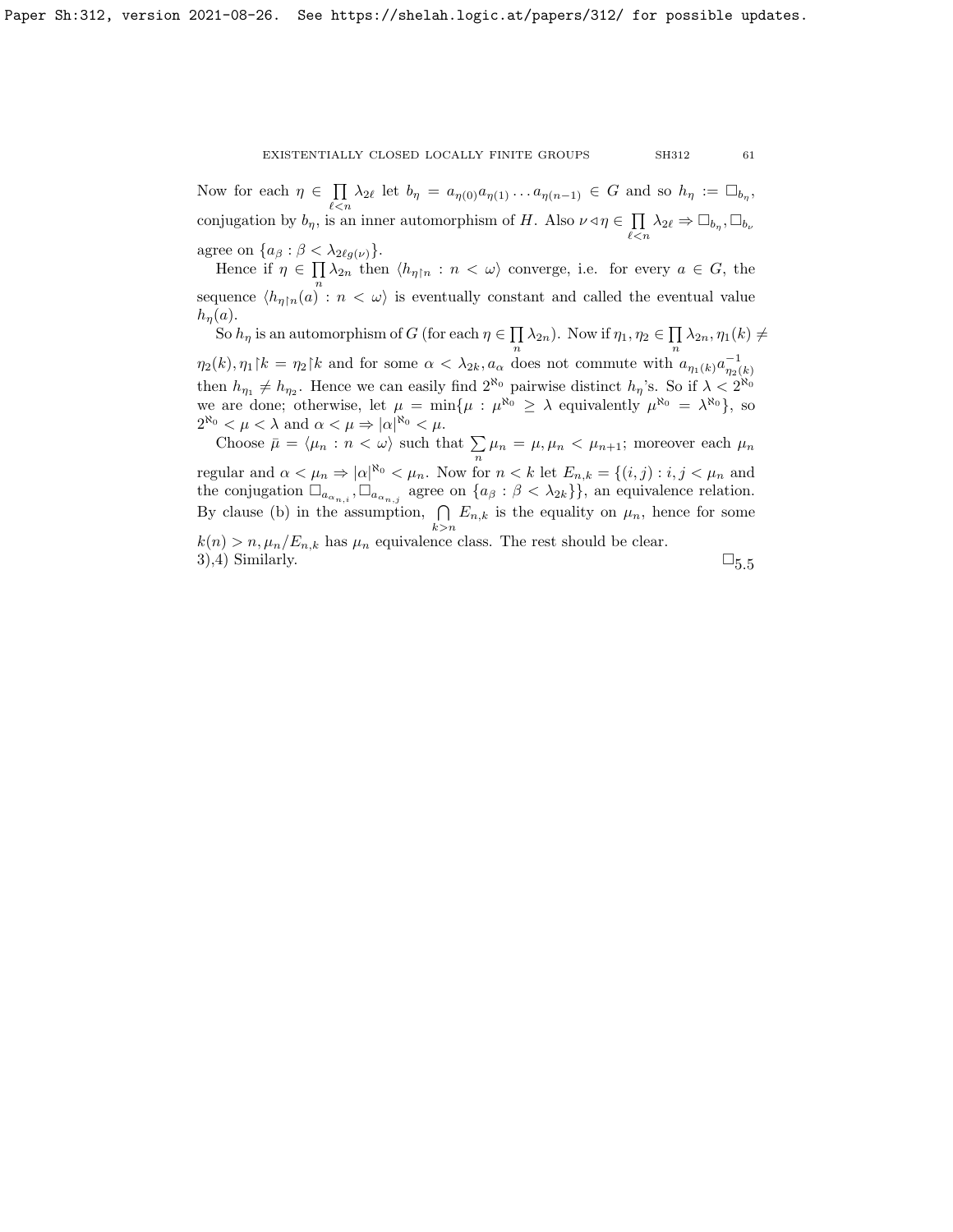Now for each $\eta \in \prod\limits_{\ell<n} \lambda_{2\ell}$ let $b_\eta = a_{\eta(0)} a_{\eta(1)} \ldots a_{\eta(n-1)} \in G$ and so $h_\eta := \Box_{b_\eta}$, conjugation by $b_\eta$, is an inner automorphism of $H$. Also $\nu \triangleleft \eta \in \prod\limits_{\ell<n} \lambda_{2\ell} \Rightarrow \Box_{b_\eta}, \Box_{b_\nu}$ agree on $\{a_\beta : \beta < \lambda_{2\ell g(\nu)}\}$.

Hence if $\eta \in \prod\limits_n \lambda_{2n}$ then $\langle h_{\eta \restriction n} : n < \omega \rangle$ converge, i.e. for every $a \in G$, the sequence $\langle h_{\eta \restriction n}(a) : n < \omega \rangle$ is eventually constant and called the eventual value $h_\eta(a)$.

So $h_\eta$ is an automorphism of $G$ (for each $\eta \in \prod\limits_n \lambda_{2n}$). Now if $\eta_1, \eta_2 \in \prod\limits_n \lambda_{2n}, \eta_1(k) \neq \eta_2(k), \eta_1 \restriction k = \eta_2 \restriction k$ and for some $\alpha < \lambda_{2k}, a_\alpha$ does not commute with $a_{\eta_1(k)} a^{-1}_{\eta_2(k)}$ then $h_{\eta_1} \neq h_{\eta_2}$. Hence we can easily find $2^{\aleph_0}$ pairwise distinct $h_\eta$'s. So if $\lambda < 2^{\aleph_0}$ we are done; otherwise, let $\mu = \min\{\mu : \mu^{\aleph_0} \geq \lambda$ equivalently $\mu^{\aleph_0} = \lambda^{\aleph_0}\}$, so $2^{\aleph_0} < \mu < \lambda$ and $\alpha < \mu \Rightarrow |\alpha|^{\aleph_0} < \mu$.

Choose $\bar{\mu} = \langle \mu_n : n < \omega \rangle$ such that $\sum\limits_n \mu_n = \mu, \mu_n < \mu_{n+1}$; moreover each $\mu_n$ regular and $\alpha < \mu_n \Rightarrow |\alpha|^{\aleph_0} < \mu_n$. Now for $n < k$ let $E_{n,k} = \{(i,j) : i,j < \mu_n$ and the conjugation $\Box_{a_{\alpha_{n,i}}}, \Box_{a_{\alpha_{n,j}}}$ agree on $\{a_\beta : \beta < \lambda_{2k}\}\}$, an equivalence relation. By clause (b) in the assumption, $\bigcap\limits_{k>n} E_{n,k}$ is the equality on $\mu_n$, hence for some $k(n) > n, \mu_n/E_{n,k}$ has $\mu_n$ equivalence class. The rest should be clear.

3),4) Similarly. $\Box_{5.5}$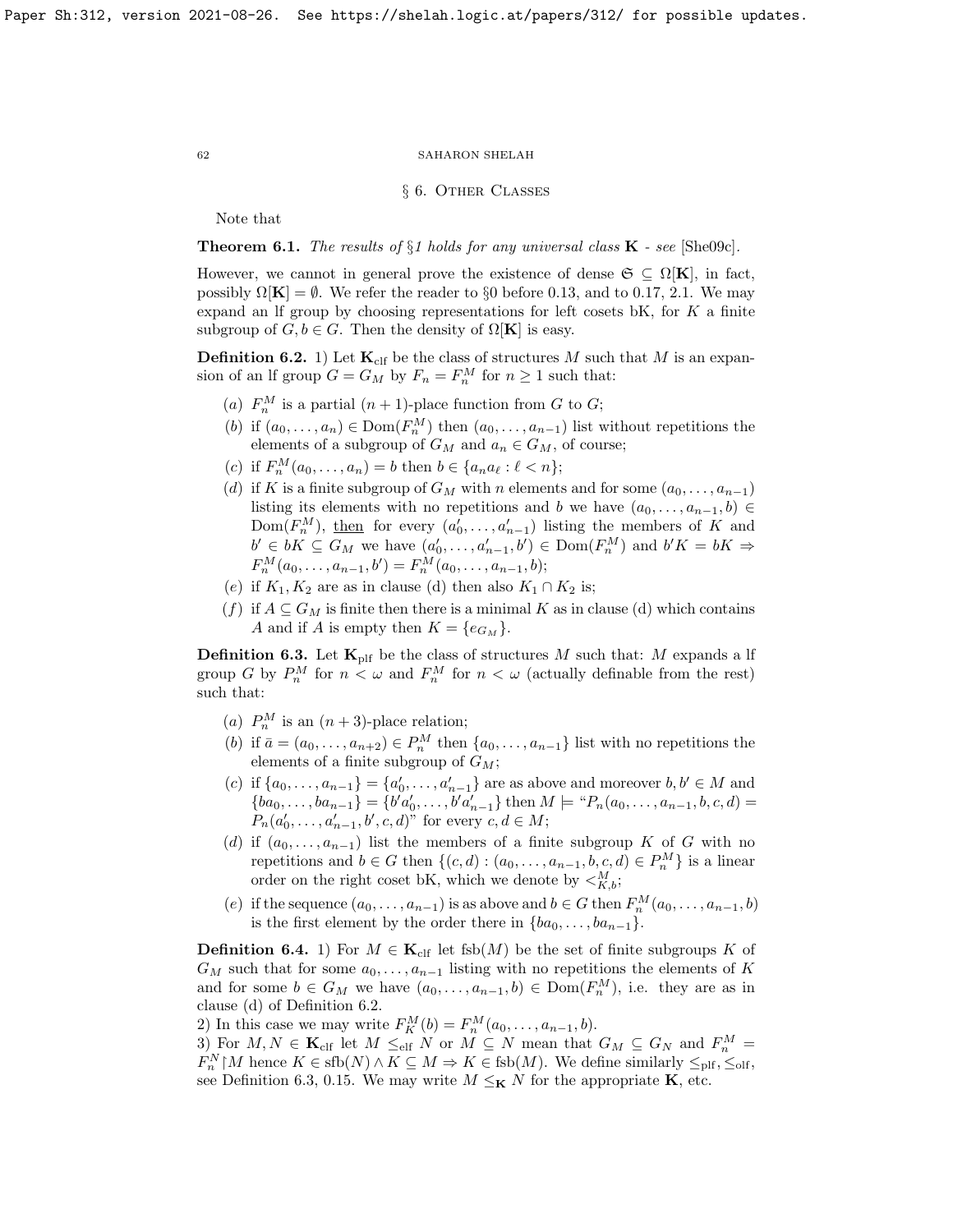## § 6. Other Classes

Note that

**Theorem 6.1.** *The results of §1 holds for any universal class* $\mathbf{K}$ *- see* [She09c].

However, we cannot in general prove the existence of dense $\mathfrak{S} \subseteq \Omega[\mathbf{K}]$, in fact, possibly $\Omega[\mathbf{K}] = \emptyset$. We refer the reader to §0 before 0.13, and to 0.17, 2.1. We may expand an lf group by choosing representations for left cosets bK, for $K$ a finite subgroup of $G, b \in G$. Then the density of $\Omega[\mathbf{K}]$ is easy.

**Definition 6.2.** 1) Let $\mathbf{K}_{\rm clf}$ be the class of structures $M$ such that $M$ is an expansion of an lf group $G = G_M$ by $F_n = F_n^M$ for $n \geq 1$ such that:

- $(a)$ $F_n^M$ is a partial $(n+1)$-place function from $G$ to $G$;
- $(b)$ if $(a_0, \ldots, a_n) \in \mathrm{Dom}(F_n^M)$ then $(a_0, \ldots, a_{n-1})$ list without repetitions the elements of a subgroup of $G_M$ and $a_n \in G_M$, of course;
- $(c)$ if $F_n^M(a_0, \ldots, a_n) = b$ then $b \in \{a_n a_\ell : \ell < n\}$;
- $(d)$ if $K$ is a finite subgroup of $G_M$ with $n$ elements and for some $(a_0, \ldots, a_{n-1})$ listing its elements with no repetitions and $b$ we have $(a_0, \ldots, a_{n-1}, b) \in \mathrm{Dom}(F_n^M)$, then for every $(a'_0, \ldots, a'_{n-1})$ listing the members of $K$ and $b' \in bK \subseteq G_M$ we have $(a'_0, \ldots, a'_{n-1}, b') \in \mathrm{Dom}(F_n^M)$ and $b'K = bK \Rightarrow F_n^M(a_0, \ldots, a_{n-1}, b') = F_n^M(a_0, \ldots, a_{n-1}, b)$;
- $(e)$ if $K_1, K_2$ are as in clause (d) then also $K_1 \cap K_2$ is;
- $(f)$ if $A \subseteq G_M$ is finite then there is a minimal $K$ as in clause (d) which contains $A$ and if $A$ is empty then $K = \{e_{G_M}\}$.

**Definition 6.3.** Let $\mathbf{K}_{\rm plf}$ be the class of structures $M$ such that: $M$ expands a lf group $G$ by $P_n^M$ for $n < \omega$ and $F_n^M$ for $n < \omega$ (actually definable from the rest) such that:

- $(a)$ $P_n^M$ is an $(n+3)$-place relation;
- $(b)$ if $\bar{a} = (a_0, \ldots, a_{n+2}) \in P_n^M$ then $\{a_0, \ldots, a_{n-1}\}$ list with no repetitions the elements of a finite subgroup of $G_M$;
- $(c)$ if $\{a_0, \ldots, a_{n-1}\} = \{a'_0, \ldots, a'_{n-1}\}$ are as above and moreover $b, b' \in M$ and $\{ba_0, \ldots, ba_{n-1}\} = \{b'a'_0, \ldots, b'a'_{n-1}\}$ then $M \models$ "$P_n(a_0, \ldots, a_{n-1}, b, c, d) = P_n(a'_0, \ldots, a'_{n-1}, b', c, d)$" for every $c, d \in M$;
- $(d)$ if $(a_0, \ldots, a_{n-1})$ list the members of a finite subgroup $K$ of $G$ with no repetitions and $b \in G$ then $\{(c,d) : (a_0, \ldots, a_{n-1}, b, c, d) \in P_n^M\}$ is a linear order on the right coset bK, which we denote by $<_{K,b}^M$;
- $(e)$ if the sequence $(a_0, \ldots, a_{n-1})$ is as above and $b \in G$ then $F_n^M(a_0, \ldots, a_{n-1}, b)$ is the first element by the order there in $\{ba_0, \ldots, ba_{n-1}\}$.

**Definition 6.4.** 1) For $M \in \mathbf{K}_{\rm clf}$ let $\mathrm{fsb}(M)$ be the set of finite subgroups $K$ of $G_M$ such that for some $a_0, \ldots, a_{n-1}$ listing with no repetitions the elements of $K$ and for some $b \in G_M$ we have $(a_0, \ldots, a_{n-1}, b) \in \mathrm{Dom}(F_n^M)$, i.e. they are as in clause (d) of Definition 6.2.

2) In this case we may write $F_K^M(b) = F_n^M(a_0, \ldots, a_{n-1}, b)$.

3) For $M, N \in \mathbf{K}_{\rm clf}$ let $M \leq_{\rm clf} N$ or $M \subseteq N$ mean that $G_M \subseteq G_N$ and $F_n^M = F_n^N {\restriction} M$ hence $K \in \mathrm{sfb}(N) \wedge K \subseteq M \Rightarrow K \in \mathrm{fsb}(M)$. We define similarly $\leq_{\rm plf}, \leq_{\rm olf}$, see Definition 6.3, 0.15. We may write $M \leq_{\mathbf{K}} N$ for the appropriate $\mathbf{K}$, etc.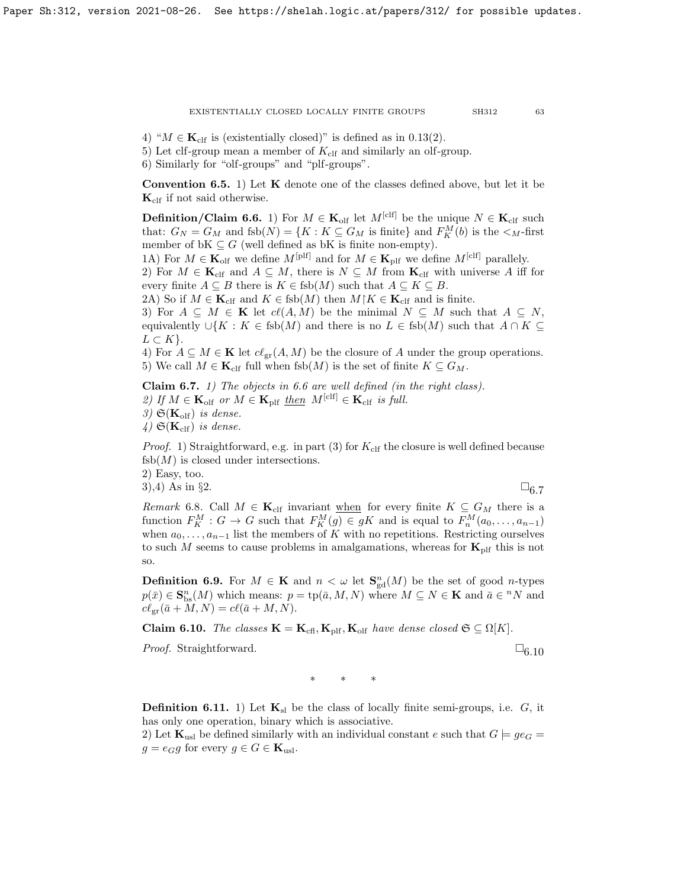4) "$M \in \mathbf{K}_{\rm clf}$ is (existentially closed)" is defined as in 0.13(2).

5) Let clf-group mean a member of $K_{\rm clf}$ and similarly an olf-group.

6) Similarly for "olf-groups" and "plf-groups".

**Convention 6.5.** 1) Let $\mathbf{K}$ denote one of the classes defined above, but let it be $\mathbf{K}_{\rm clf}$ if not said otherwise.

**Definition/Claim 6.6.** 1) For $M \in \mathbf{K}_{\rm olf}$ let $M^{[{\rm clf}]}$ be the unique $N \in \mathbf{K}_{\rm clf}$ such that: $G_N = G_M$ and $\mathrm{fsb}(N) = \{K : K \subseteq G_M \text{ is finite}\}$ and $F^M_K(b)$ is the $<_M$-first member of $\mathrm{bK} \subseteq G$ (well defined as bK is finite non-empty).

1A) For $M \in \mathbf{K}_{\rm olf}$ we define $M^{[{\rm plf}]}$ and for $M \in \mathbf{K}_{\rm plf}$ we define $M^{[{\rm clf}]}$ parallely.

2) For $M \in \mathbf{K}_{\rm clf}$ and $A \subseteq M$, there is $N \subseteq M$ from $\mathbf{K}_{\rm clf}$ with universe $A$ iff for every finite $A \subseteq B$ there is $K \in \mathrm{fsb}(M)$ such that $A \subseteq K \subseteq B$.

2A) So if $M \in \mathbf{K}_{\rm clf}$ and $K \in \mathrm{fsb}(M)$ then $M{\restriction}K \in \mathbf{K}_{\rm clf}$ and is finite.

3) For $A \subseteq M \in \mathbf{K}$ let $c\ell(A,M)$ be the minimal $N \subseteq M$ such that $A \subseteq N$, equivalently $\cup\{K : K \in \mathrm{fsb}(M)$ and there is no $L \in \mathrm{fsb}(M)$ such that $A \cap K \subseteq L \subset K\}$.

4) For $A \subseteq M \in \mathbf{K}$ let $c\ell_{\rm gr}(A,M)$ be the closure of $A$ under the group operations.

5) We call $M \in \mathbf{K}_{\rm clf}$ full when $\mathrm{fsb}(M)$ is the set of finite $K \subseteq G_M$.

**Claim 6.7.** *1) The objects in 6.6 are well defined (in the right class).*
*2) If $M \in \mathbf{K}_{\rm olf}$ or $M \in \mathbf{K}_{\rm plf}$ then $M^{[{\rm clf}]} \in \mathbf{K}_{\rm clf}$ is full.*
*3) $\mathfrak{S}(\mathbf{K}_{\rm olf})$ is dense.*
*4) $\mathfrak{S}(\mathbf{K}_{\rm clf})$ is dense.*

*Proof.* 1) Straightforward, e.g. in part (3) for $K_{\rm clf}$ the closure is well defined because $\mathrm{fsb}(M)$ is closed under intersections.

2) Easy, too.

3),4) As in §2. $\square_{6.7}$

*Remark* 6.8. Call $M \in \mathbf{K}_{\rm clf}$ invariant when for every finite $K \subseteq G_M$ there is a function $F^M_K : G \to G$ such that $F^M_K(g) \in gK$ and is equal to $F^M_n(a_0,\dots,a_{n-1})$ when $a_0,\dots,a_{n-1}$ list the members of $K$ with no repetitions. Restricting ourselves to such $M$ seems to cause problems in amalgamations, whereas for $\mathbf{K}_{\rm plf}$ this is not so.

**Definition 6.9.** For $M \in \mathbf{K}$ and $n < \omega$ let $\mathbf{S}^n_{\rm gd}(M)$ be the set of good $n$-types $p(\bar x) \in \mathbf{S}^n_{\rm bs}(M)$ which means: $p = \mathrm{tp}(\bar a, M, N)$ where $M \subseteq N \in \mathbf{K}$ and $\bar a \in {}^n N$ and $c\ell_{\rm gr}(\bar a + M, N) = c\ell(\bar a + M, N)$.

**Claim 6.10.** *The classes $\mathbf{K} = \mathbf{K}_{\rm cfl}, \mathbf{K}_{\rm plf}, \mathbf{K}_{\rm olf}$ have dense closed $\mathfrak{S} \subseteq \Omega[K]$.*

*Proof.* Straightforward. $\square_{6.10}$

\* \* \*

**Definition 6.11.** 1) Let $\mathbf{K}_{\rm sl}$ be the class of locally finite semi-groups, i.e. $G$, it has only one operation, binary which is associative.

2) Let $\mathbf{K}_{\rm usl}$ be defined similarly with an individual constant $e$ such that $G \models ge_G = g = e_G g$ for every $g \in G \in \mathbf{K}_{\rm usl}$.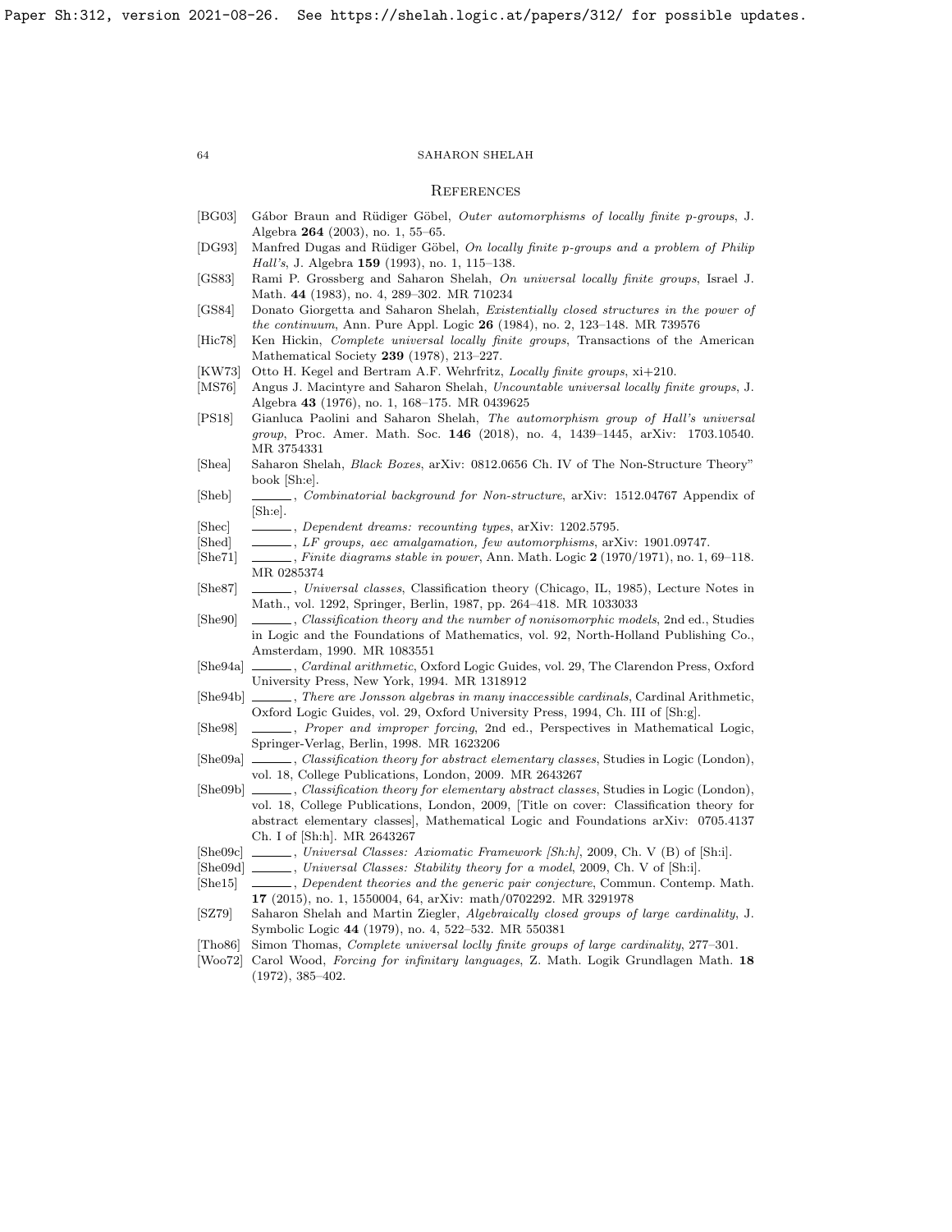## References

[BG03] Gábor Braun and Rüdiger Göbel, *Outer automorphisms of locally finite p-groups*, J. Algebra **264** (2003), no. 1, 55–65.

[DG93] Manfred Dugas and Rüdiger Göbel, *On locally finite p-groups and a problem of Philip Hall's*, J. Algebra **159** (1993), no. 1, 115–138.

[GS83] Rami P. Grossberg and Saharon Shelah, *On universal locally finite groups*, Israel J. Math. **44** (1983), no. 4, 289–302. MR 710234

[GS84] Donato Giorgetta and Saharon Shelah, *Existentially closed structures in the power of the continuum*, Ann. Pure Appl. Logic **26** (1984), no. 2, 123–148. MR 739576

[Hic78] Ken Hickin, *Complete universal locally finite groups*, Transactions of the American Mathematical Society **239** (1978), 213–227.

[KW73] Otto H. Kegel and Bertram A.F. Wehrfritz, *Locally finite groups*, xi+210.

[MS76] Angus J. Macintyre and Saharon Shelah, *Uncountable universal locally finite groups*, J. Algebra **43** (1976), no. 1, 168–175. MR 0439625

[PS18] Gianluca Paolini and Saharon Shelah, *The automorphism group of Hall's universal group*, Proc. Amer. Math. Soc. **146** (2018), no. 4, 1439–1445, arXiv: 1703.10540. MR 3754331

[Shea] Saharon Shelah, *Black Boxes*, arXiv: 0812.0656 Ch. IV of The Non-Structure Theory" book [Sh:e].

[Sheb] ______, *Combinatorial background for Non-structure*, arXiv: 1512.04767 Appendix of [Sh:e].

[Shec] ______, *Dependent dreams: recounting types*, arXiv: 1202.5795.

[Shed] ______, *LF groups, aec amalgamation, few automorphisms*, arXiv: 1901.09747.

[She71] ______, *Finite diagrams stable in power*, Ann. Math. Logic **2** (1970/1971), no. 1, 69–118. MR 0285374

[She87] ______, *Universal classes*, Classification theory (Chicago, IL, 1985), Lecture Notes in Math., vol. 1292, Springer, Berlin, 1987, pp. 264–418. MR 1033033

[She90] ______, *Classification theory and the number of nonisomorphic models*, 2nd ed., Studies in Logic and the Foundations of Mathematics, vol. 92, North-Holland Publishing Co., Amsterdam, 1990. MR 1083551

[She94a] ______, *Cardinal arithmetic*, Oxford Logic Guides, vol. 29, The Clarendon Press, Oxford University Press, New York, 1994. MR 1318912

[She94b] ______, *There are Jonsson algebras in many inaccessible cardinals*, Cardinal Arithmetic, Oxford Logic Guides, vol. 29, Oxford University Press, 1994, Ch. III of [Sh:g].

[She98] ______, *Proper and improper forcing*, 2nd ed., Perspectives in Mathematical Logic, Springer-Verlag, Berlin, 1998. MR 1623206

[She09a] ______, *Classification theory for abstract elementary classes*, Studies in Logic (London), vol. 18, College Publications, London, 2009. MR 2643267

[She09b] ______, *Classification theory for elementary abstract classes*, Studies in Logic (London), vol. 18, College Publications, London, 2009, [Title on cover: Classification theory for abstract elementary classes], Mathematical Logic and Foundations arXiv: 0705.4137 Ch. I of [Sh:h]. MR 2643267

[She09c] ______, *Universal Classes: Axiomatic Framework [Sh:h]*, 2009, Ch. V (B) of [Sh:i].

[She09d] ______, *Universal Classes: Stability theory for a model*, 2009, Ch. V of [Sh:i].

[She15] ______, *Dependent theories and the generic pair conjecture*, Commun. Contemp. Math. **17** (2015), no. 1, 1550004, 64, arXiv: math/0702292. MR 3291978

[SZ79] Saharon Shelah and Martin Ziegler, *Algebraically closed groups of large cardinality*, J. Symbolic Logic **44** (1979), no. 4, 522–532. MR 550381

[Tho86] Simon Thomas, *Complete universal loclly finite groups of large cardinality*, 277–301.

[Woo72] Carol Wood, *Forcing for infinitary languages*, Z. Math. Logik Grundlagen Math. **18** (1972), 385–402.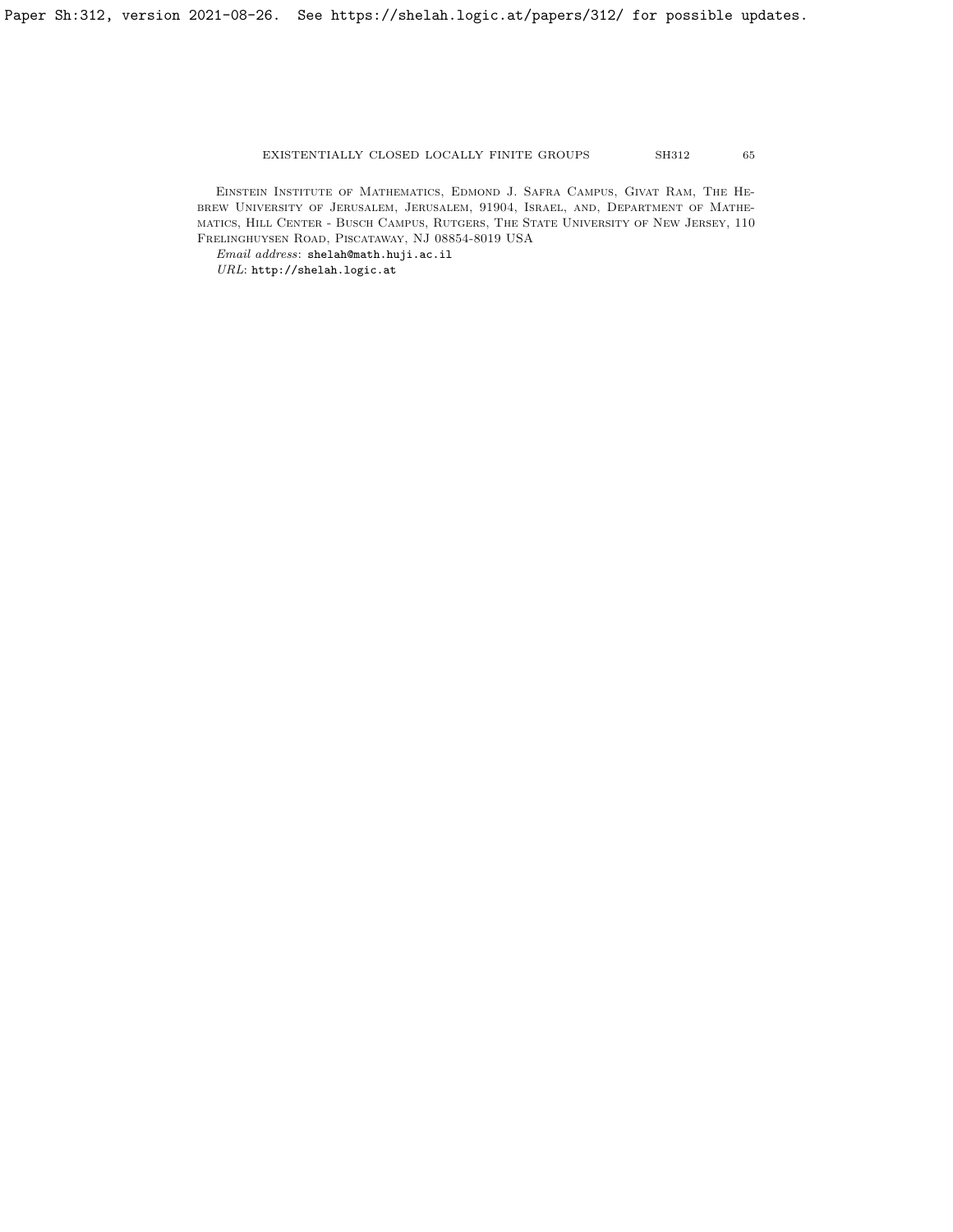Einstein Institute of Mathematics, Edmond J. Safra Campus, Givat Ram, The Hebrew University of Jerusalem, Jerusalem, 91904, Israel, and, Department of Mathematics, Hill Center - Busch Campus, Rutgers, The State University of New Jersey, 110 Frelinghuysen Road, Piscataway, NJ 08854-8019 USA

*Email address*: shelah@math.huji.ac.il

*URL*: http://shelah.logic.at